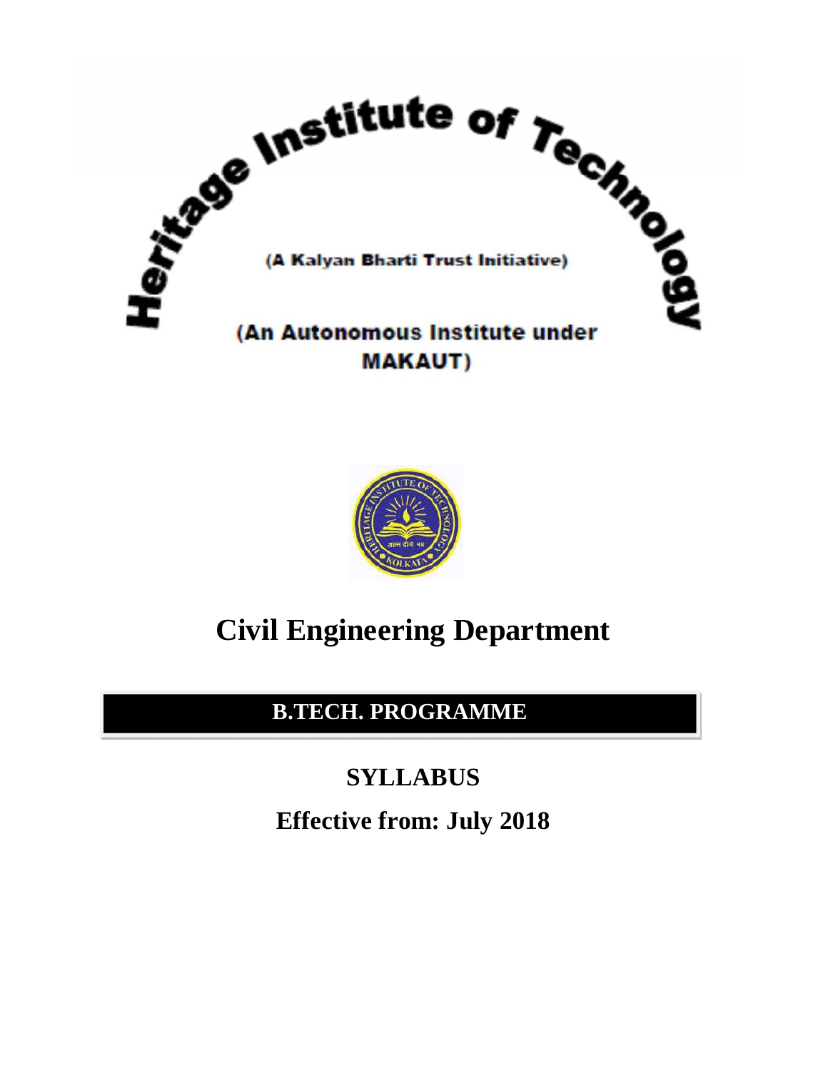# Heritage Institute of Technology

(A Kalyan Bharti Trust Initiative)

(An Autonomous Institute under MAKAUT)

# Civil Engineering Department

## B.TECH. PROGRAMME

## SYLLABUS

## Effective from: July 2018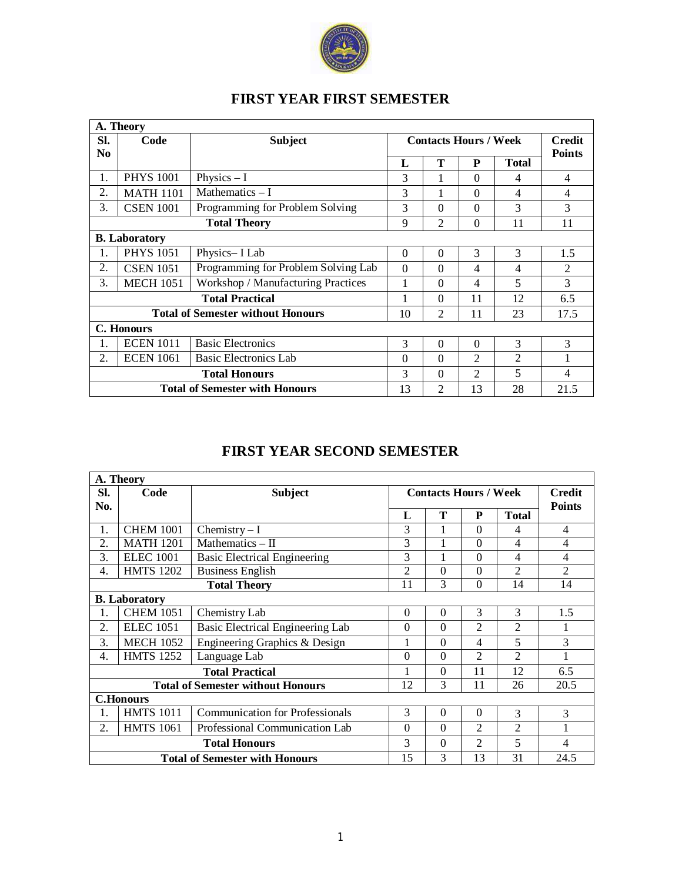# FIRST YEAR FIRST SEMESTER

| **A. Theory** | | | | | | | |
|---|---|---|---|---|---|---|---|
| **Sl. No** | **Code** | **Subject** | **Contacts Hours / Week** | | | | **Credit Points** |
| | | | **L** | **T** | **P** | **Total** | |
| 1. | PHYS 1001 | Physics – I | 3 | 1 | 0 | 4 | 4 |
| 2. | MATH 1101 | Mathematics – I | 3 | 1 | 0 | 4 | 4 |
| 3. | CSEN 1001 | Programming for Problem Solving | 3 | 0 | 0 | 3 | 3 |
| | | **Total Theory** | 9 | 2 | 0 | 11 | 11 |
| **B. Laboratory** | | | | | | | |
| 1. | PHYS 1051 | Physics– I Lab | 0 | 0 | 3 | 3 | 1.5 |
| 2. | CSEN 1051 | Programming for Problem Solving Lab | 0 | 0 | 4 | 4 | 2 |
| 3. | MECH 1051 | Workshop / Manufacturing Practices | 1 | 0 | 4 | 5 | 3 |
| | | **Total Practical** | 1 | 0 | 11 | 12 | 6.5 |
| | | **Total of Semester without Honours** | 10 | 2 | 11 | 23 | 17.5 |
| **C. Honours** | | | | | | | |
| 1. | ECEN 1011 | Basic Electronics | 3 | 0 | 0 | 3 | 3 |
| 2. | ECEN 1061 | Basic Electronics Lab | 0 | 0 | 2 | 2 | 1 |
| | | **Total Honours** | 3 | 0 | 2 | 5 | 4 |
| | | **Total of Semester with Honours** | 13 | 2 | 13 | 28 | 21.5 |

# FIRST YEAR SECOND SEMESTER

| **A. Theory** | | | | | | | |
|---|---|---|---|---|---|---|---|
| **Sl. No.** | **Code** | **Subject** | **Contacts Hours / Week** | | | | **Credit Points** |
| | | | **L** | **T** | **P** | **Total** | |
| 1. | CHEM 1001 | Chemistry – I | 3 | 1 | 0 | 4 | 4 |
| 2. | MATH 1201 | Mathematics – II | 3 | 1 | 0 | 4 | 4 |
| 3. | ELEC 1001 | Basic Electrical Engineering | 3 | 1 | 0 | 4 | 4 |
| 4. | HMTS 1202 | Business English | 2 | 0 | 0 | 2 | 2 |
| | | **Total Theory** | 11 | 3 | 0 | 14 | 14 |
| **B. Laboratory** | | | | | | | |
| 1. | CHEM 1051 | Chemistry Lab | 0 | 0 | 3 | 3 | 1.5 |
| 2. | ELEC 1051 | Basic Electrical Engineering Lab | 0 | 0 | 2 | 2 | 1 |
| 3. | MECH 1052 | Engineering Graphics & Design | 1 | 0 | 4 | 5 | 3 |
| 4. | HMTS 1252 | Language Lab | 0 | 0 | 2 | 2 | 1 |
| | | **Total Practical** | 1 | 0 | 11 | 12 | 6.5 |
| | | **Total of Semester without Honours** | 12 | 3 | 11 | 26 | 20.5 |
| **C.Honours** | | | | | | | |
| 1. | HMTS 1011 | Communication for Professionals | 3 | 0 | 0 | 3 | 3 |
| 2. | HMTS 1061 | Professional Communication Lab | 0 | 0 | 2 | 2 | 1 |
| | | **Total Honours** | 3 | 0 | 2 | 5 | 4 |
| | | **Total of Semester with Honours** | 15 | 3 | 13 | 31 | 24.5 |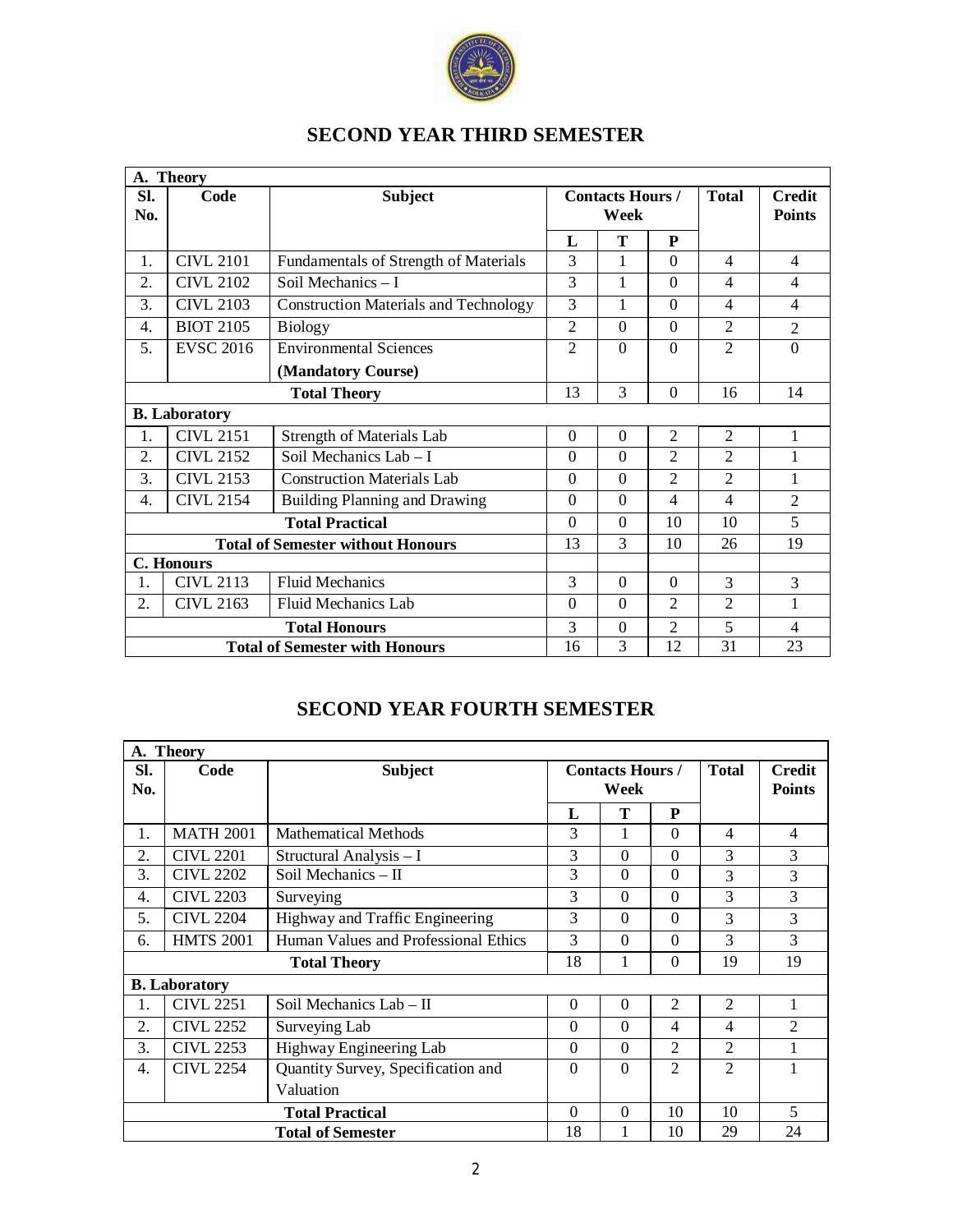## SECOND YEAR THIRD SEMESTER

| Sl. No. | Code | Subject | Contacts Hours / Week | | | Total | Credit Points |
|---|---|---|---|---|---|---|---|
| | | | L | T | P | | |
| **A. Theory** | | | | | | | |
| 1. | CIVL 2101 | Fundamentals of Strength of Materials | 3 | 1 | 0 | 4 | 4 |
| 2. | CIVL 2102 | Soil Mechanics – I | 3 | 1 | 0 | 4 | 4 |
| 3. | CIVL 2103 | Construction Materials and Technology | 3 | 1 | 0 | 4 | 4 |
| 4. | BIOT 2105 | Biology | 2 | 0 | 0 | 2 | 2 |
| 5. | EVSC 2016 | Environmental Sciences **(Mandatory Course)** | 2 | 0 | 0 | 2 | 0 |
| | | **Total Theory** | 13 | 3 | 0 | 16 | 14 |
| **B. Laboratory** | | | | | | | |
| 1. | CIVL 2151 | Strength of Materials Lab | 0 | 0 | 2 | 2 | 1 |
| 2. | CIVL 2152 | Soil Mechanics Lab – I | 0 | 0 | 2 | 2 | 1 |
| 3. | CIVL 2153 | Construction Materials Lab | 0 | 0 | 2 | 2 | 1 |
| 4. | CIVL 2154 | Building Planning and Drawing | 0 | 0 | 4 | 4 | 2 |
| | | **Total Practical** | 0 | 0 | 10 | 10 | 5 |
| | | **Total of Semester without Honours** | 13 | 3 | 10 | 26 | 19 |
| **C. Honours** | | | | | | | |
| 1. | CIVL 2113 | Fluid Mechanics | 3 | 0 | 0 | 3 | 3 |
| 2. | CIVL 2163 | Fluid Mechanics Lab | 0 | 0 | 2 | 2 | 1 |
| | | **Total Honours** | 3 | 0 | 2 | 5 | 4 |
| | | **Total of Semester with Honours** | 16 | 3 | 12 | 31 | 23 |

## SECOND YEAR FOURTH SEMESTER

| Sl. No. | Code | Subject | Contacts Hours / Week | | | Total | Credit Points |
|---|---|---|---|---|---|---|---|
| | | | L | T | P | | |
| **A. Theory** | | | | | | | |
| 1. | MATH 2001 | Mathematical Methods | 3 | 1 | 0 | 4 | 4 |
| 2. | CIVL 2201 | Structural Analysis – I | 3 | 0 | 0 | 3 | 3 |
| 3. | CIVL 2202 | Soil Mechanics – II | 3 | 0 | 0 | 3 | 3 |
| 4. | CIVL 2203 | Surveying | 3 | 0 | 0 | 3 | 3 |
| 5. | CIVL 2204 | Highway and Traffic Engineering | 3 | 0 | 0 | 3 | 3 |
| 6. | HMTS 2001 | Human Values and Professional Ethics | 3 | 0 | 0 | 3 | 3 |
| | | **Total Theory** | 18 | 1 | 0 | 19 | 19 |
| **B. Laboratory** | | | | | | | |
| 1. | CIVL 2251 | Soil Mechanics Lab – II | 0 | 0 | 2 | 2 | 1 |
| 2. | CIVL 2252 | Surveying Lab | 0 | 0 | 4 | 4 | 2 |
| 3. | CIVL 2253 | Highway Engineering Lab | 0 | 0 | 2 | 2 | 1 |
| 4. | CIVL 2254 | Quantity Survey, Specification and Valuation | 0 | 0 | 2 | 2 | 1 |
| | | **Total Practical** | 0 | 0 | 10 | 10 | 5 |
| | | **Total of Semester** | 18 | 1 | 10 | 29 | 24 |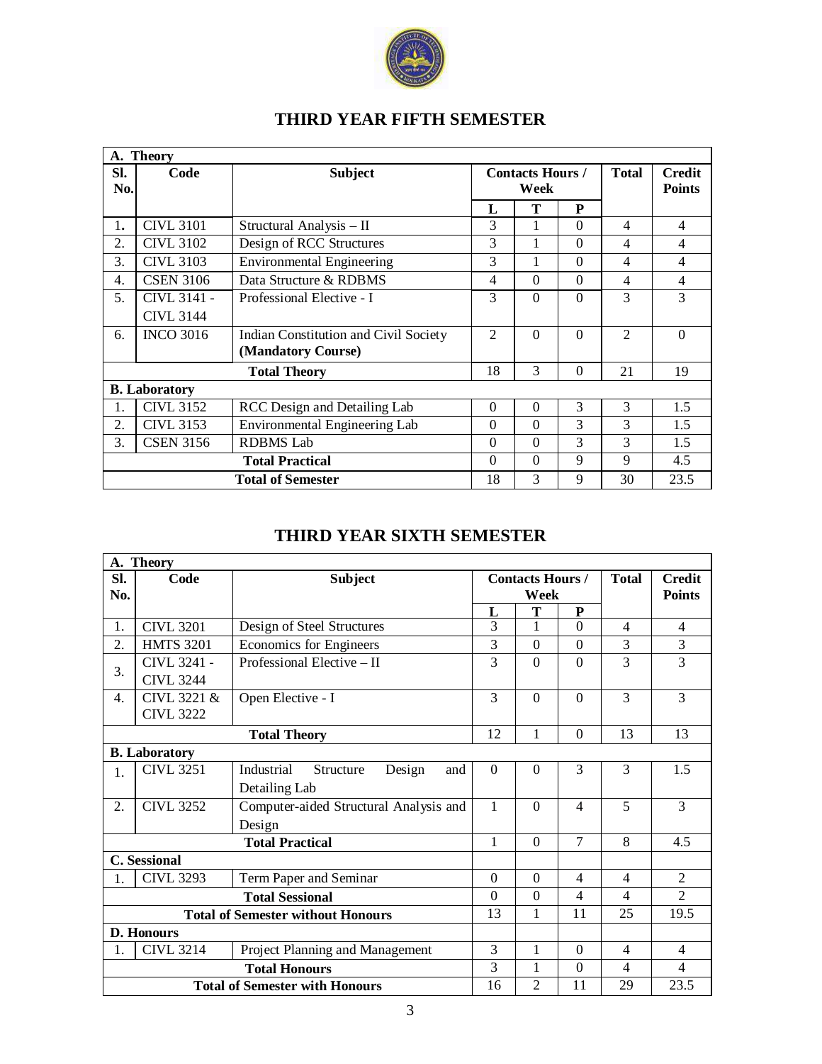## THIRD YEAR FIFTH SEMESTER

| Sl. No. | Code | Subject | Contacts Hours / Week | | | Total | Credit Points |
|---|---|---|---|---|---|---|---|
| | | | L | T | P | | |
| **A. Theory** | | | | | | | |
| 1. | CIVL 3101 | Structural Analysis – II | 3 | 1 | 0 | 4 | 4 |
| 2. | CIVL 3102 | Design of RCC Structures | 3 | 1 | 0 | 4 | 4 |
| 3. | CIVL 3103 | Environmental Engineering | 3 | 1 | 0 | 4 | 4 |
| 4. | CSEN 3106 | Data Structure & RDBMS | 4 | 0 | 0 | 4 | 4 |
| 5. | CIVL 3141 - CIVL 3144 | Professional Elective - I | 3 | 0 | 0 | 3 | 3 |
| 6. | INCO 3016 | Indian Constitution and Civil Society **(Mandatory Course)** | 2 | 0 | 0 | 2 | 0 |
| | | **Total Theory** | 18 | 3 | 0 | 21 | 19 |
| **B. Laboratory** | | | | | | | |
| 1. | CIVL 3152 | RCC Design and Detailing Lab | 0 | 0 | 3 | 3 | 1.5 |
| 2. | CIVL 3153 | Environmental Engineering Lab | 0 | 0 | 3 | 3 | 1.5 |
| 3. | CSEN 3156 | RDBMS Lab | 0 | 0 | 3 | 3 | 1.5 |
| | | **Total Practical** | 0 | 0 | 9 | 9 | 4.5 |
| | | **Total of Semester** | 18 | 3 | 9 | 30 | 23.5 |

## THIRD YEAR SIXTH SEMESTER

| Sl. No. | Code | Subject | Contacts Hours / Week | | | Total | Credit Points |
|---|---|---|---|---|---|---|---|
| | | | L | T | P | | |
| **A. Theory** | | | | | | | |
| 1. | CIVL 3201 | Design of Steel Structures | 3 | 1 | 0 | 4 | 4 |
| 2. | HMTS 3201 | Economics for Engineers | 3 | 0 | 0 | 3 | 3 |
| 3. | CIVL 3241 - CIVL 3244 | Professional Elective – II | 3 | 0 | 0 | 3 | 3 |
| 4. | CIVL 3221 & CIVL 3222 | Open Elective - I | 3 | 0 | 0 | 3 | 3 |
| | | **Total Theory** | 12 | 1 | 0 | 13 | 13 |
| **B. Laboratory** | | | | | | | |
| 1. | CIVL 3251 | Industrial Structure Design and Detailing Lab | 0 | 0 | 3 | 3 | 1.5 |
| 2. | CIVL 3252 | Computer-aided Structural Analysis and Design | 1 | 0 | 4 | 5 | 3 |
| | | **Total Practical** | 1 | 0 | 7 | 8 | 4.5 |
| **C. Sessional** | | | | | | | |
| 1. | CIVL 3293 | Term Paper and Seminar | 0 | 0 | 4 | 4 | 2 |
| | | **Total Sessional** | 0 | 0 | 4 | 4 | 2 |
| | | **Total of Semester without Honours** | 13 | 1 | 11 | 25 | 19.5 |
| **D. Honours** | | | | | | | |
| 1. | CIVL 3214 | Project Planning and Management | 3 | 1 | 0 | 4 | 4 |
| | | **Total Honours** | 3 | 1 | 0 | 4 | 4 |
| | | **Total of Semester with Honours** | 16 | 2 | 11 | 29 | 23.5 |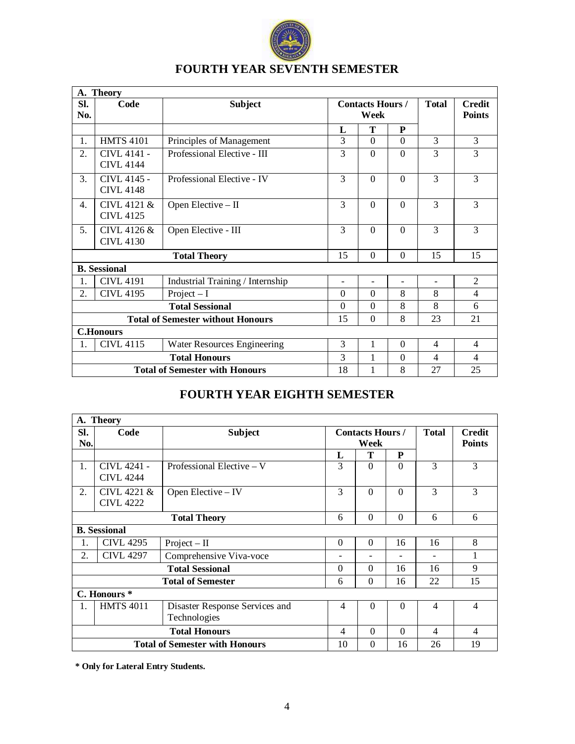# FOURTH YEAR SEVENTH SEMESTER

| Sl. No. | Code | Subject | Contacts Hours / Week | | | Total | Credit Points |
|---|---|---|---|---|---|---|---|
| | | | L | T | P | | |
| **A. Theory** | | | | | | | |
| 1. | HMTS 4101 | Principles of Management | 3 | 0 | 0 | 3 | 3 |
| 2. | CIVL 4141 - CIVL 4144 | Professional Elective - III | 3 | 0 | 0 | 3 | 3 |
| 3. | CIVL 4145 - CIVL 4148 | Professional Elective - IV | 3 | 0 | 0 | 3 | 3 |
| 4. | CIVL 4121 & CIVL 4125 | Open Elective – II | 3 | 0 | 0 | 3 | 3 |
| 5. | CIVL 4126 & CIVL 4130 | Open Elective - III | 3 | 0 | 0 | 3 | 3 |
| | | **Total Theory** | 15 | 0 | 0 | 15 | 15 |
| **B. Sessional** | | | | | | | |
| 1. | CIVL 4191 | Industrial Training / Internship | - | - | - | - | 2 |
| 2. | CIVL 4195 | Project – I | 0 | 0 | 8 | 8 | 4 |
| | | **Total Sessional** | 0 | 0 | 8 | 8 | 6 |
| | | **Total of Semester without Honours** | 15 | 0 | 8 | 23 | 21 |
| **C.Honours** | | | | | | | |
| 1. | CIVL 4115 | Water Resources Engineering | 3 | 1 | 0 | 4 | 4 |
| | | **Total Honours** | 3 | 1 | 0 | 4 | 4 |
| | | **Total of Semester with Honours** | 18 | 1 | 8 | 27 | 25 |

# FOURTH YEAR EIGHTH SEMESTER

| Sl. No. | Code | Subject | Contacts Hours / Week | | | Total | Credit Points |
|---|---|---|---|---|---|---|---|
| | | | L | T | P | | |
| **A. Theory** | | | | | | | |
| 1. | CIVL 4241 - CIVL 4244 | Professional Elective – V | 3 | 0 | 0 | 3 | 3 |
| 2. | CIVL 4221 & CIVL 4222 | Open Elective – IV | 3 | 0 | 0 | 3 | 3 |
| | | **Total Theory** | 6 | 0 | 0 | 6 | 6 |
| **B. Sessional** | | | | | | | |
| 1. | CIVL 4295 | Project – II | 0 | 0 | 16 | 16 | 8 |
| 2. | CIVL 4297 | Comprehensive Viva-voce | - | - | - | - | 1 |
| | | **Total Sessional** | 0 | 0 | 16 | 16 | 9 |
| | | **Total of Semester** | 6 | 0 | 16 | 22 | 15 |
| **C. Honours *** | | | | | | | |
| 1. | HMTS 4011 | Disaster Response Services and Technologies | 4 | 0 | 0 | 4 | 4 |
| | | **Total Honours** | 4 | 0 | 0 | 4 | 4 |
| | | **Total of Semester with Honours** | 10 | 0 | 16 | 26 | 19 |

**\* Only for Lateral Entry Students.**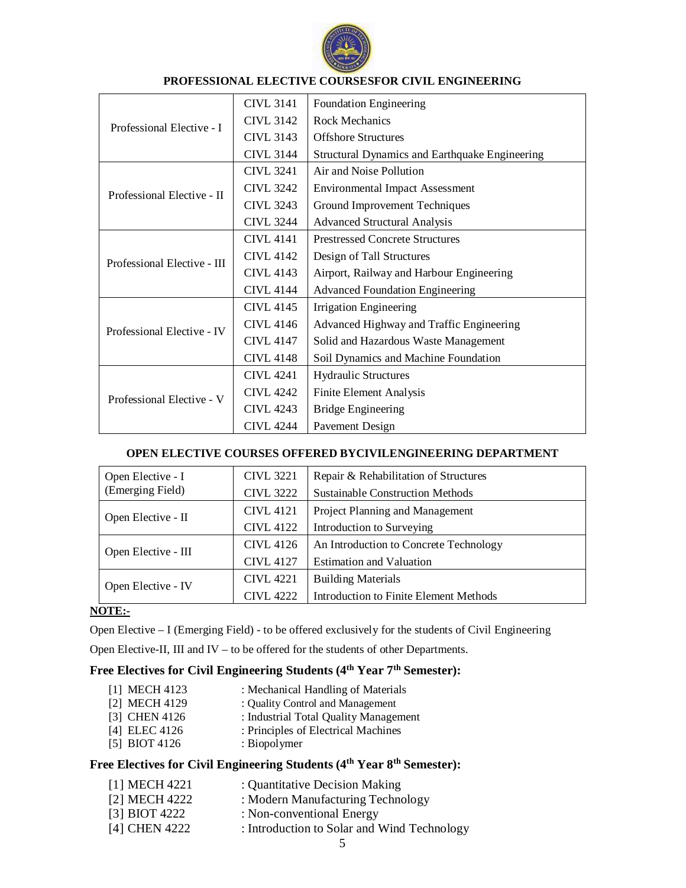### PROFESSIONAL ELECTIVE COURSESFOR CIVIL ENGINEERING

| | | |
|---|---|---|
| Professional Elective - I | CIVL 3141 | Foundation Engineering |
| | CIVL 3142 | Rock Mechanics |
| | CIVL 3143 | Offshore Structures |
| | CIVL 3144 | Structural Dynamics and Earthquake Engineering |
| Professional Elective - II | CIVL 3241 | Air and Noise Pollution |
| | CIVL 3242 | Environmental Impact Assessment |
| | CIVL 3243 | Ground Improvement Techniques |
| | CIVL 3244 | Advanced Structural Analysis |
| Professional Elective - III | CIVL 4141 | Prestressed Concrete Structures |
| | CIVL 4142 | Design of Tall Structures |
| | CIVL 4143 | Airport, Railway and Harbour Engineering |
| | CIVL 4144 | Advanced Foundation Engineering |
| Professional Elective - IV | CIVL 4145 | Irrigation Engineering |
| | CIVL 4146 | Advanced Highway and Traffic Engineering |
| | CIVL 4147 | Solid and Hazardous Waste Management |
| | CIVL 4148 | Soil Dynamics and Machine Foundation |
| Professional Elective - V | CIVL 4241 | Hydraulic Structures |
| | CIVL 4242 | Finite Element Analysis |
| | CIVL 4243 | Bridge Engineering |
| | CIVL 4244 | Pavement Design |

### OPEN ELECTIVE COURSES OFFERED BYCIVILENGINEERING DEPARTMENT

| | | |
|---|---|---|
| Open Elective - I (Emerging Field) | CIVL 3221 | Repair & Rehabilitation of Structures |
| | CIVL 3222 | Sustainable Construction Methods |
| Open Elective - II | CIVL 4121 | Project Planning and Management |
| | CIVL 4122 | Introduction to Surveying |
| Open Elective - III | CIVL 4126 | An Introduction to Concrete Technology |
| | CIVL 4127 | Estimation and Valuation |
| Open Elective - IV | CIVL 4221 | Building Materials |
| | CIVL 4222 | Introduction to Finite Element Methods |

**NOTE:-**

Open Elective – I (Emerging Field) - to be offered exclusively for the students of Civil Engineering

Open Elective-II, III and IV – to be offered for the students of other Departments.

### Free Electives for Civil Engineering Students (4th Year 7th Semester):

[1] MECH 4123 : Mechanical Handling of Materials
[2] MECH 4129 : Quality Control and Management
[3] CHEN 4126 : Industrial Total Quality Management
[4] ELEC 4126 : Principles of Electrical Machines
[5] BIOT 4126 : Biopolymer

### Free Electives for Civil Engineering Students (4th Year 8th Semester):

[1] MECH 4221 : Quantitative Decision Making
[2] MECH 4222 : Modern Manufacturing Technology
[3] BIOT 4222 : Non-conventional Energy
[4] CHEN 4222 : Introduction to Solar and Wind Technology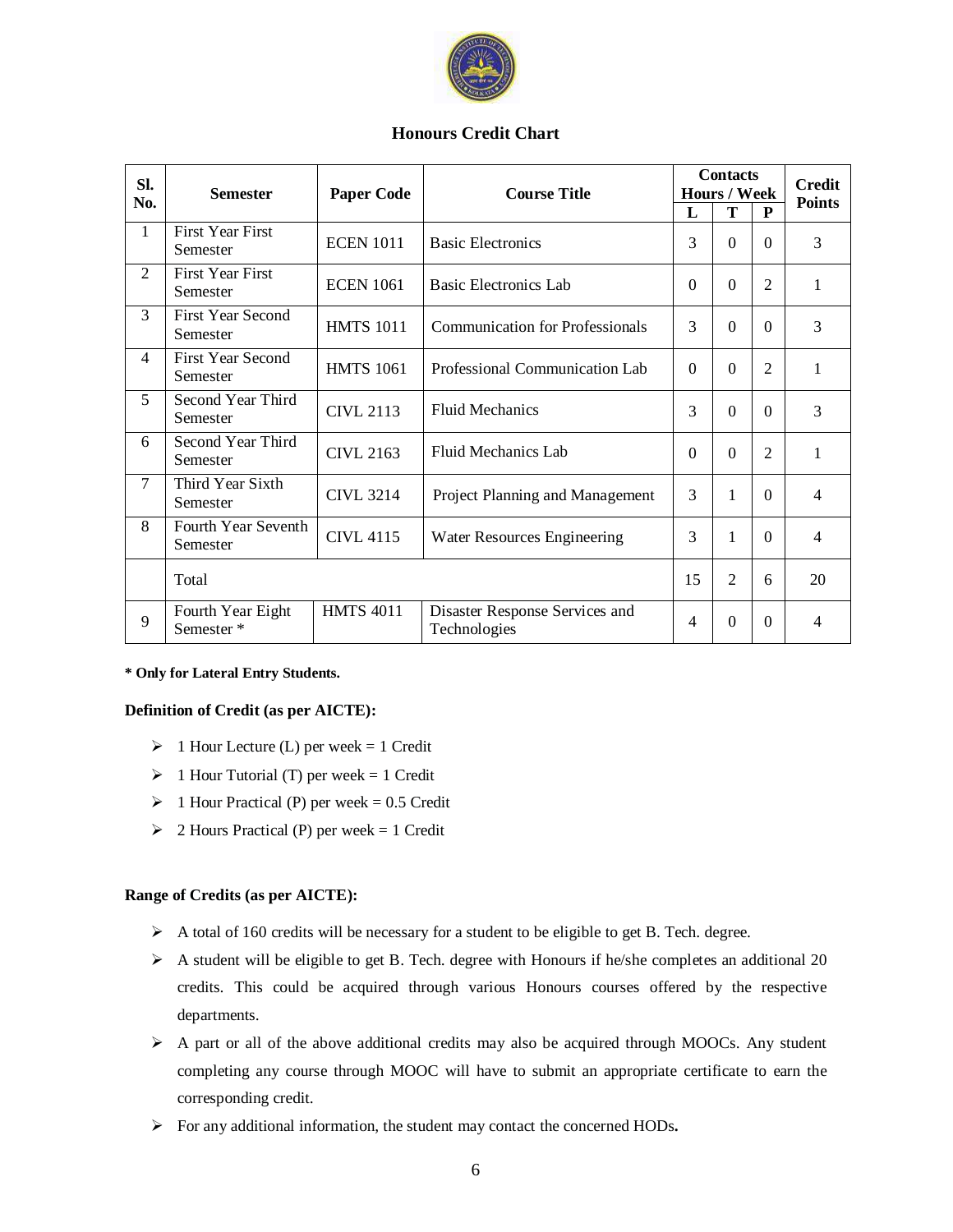## Honours Credit Chart

| Sl. No. | Semester | Paper Code | Course Title | Contacts Hours / Week | | | Credit Points |
|---|---|---|---|---|---|---|---|
| | | | | L | T | P | |
| 1 | First Year First Semester | ECEN 1011 | Basic Electronics | 3 | 0 | 0 | 3 |
| 2 | First Year First Semester | ECEN 1061 | Basic Electronics Lab | 0 | 0 | 2 | 1 |
| 3 | First Year Second Semester | HMTS 1011 | Communication for Professionals | 3 | 0 | 0 | 3 |
| 4 | First Year Second Semester | HMTS 1061 | Professional Communication Lab | 0 | 0 | 2 | 1 |
| 5 | Second Year Third Semester | CIVL 2113 | Fluid Mechanics | 3 | 0 | 0 | 3 |
| 6 | Second Year Third Semester | CIVL 2163 | Fluid Mechanics Lab | 0 | 0 | 2 | 1 |
| 7 | Third Year Sixth Semester | CIVL 3214 | Project Planning and Management | 3 | 1 | 0 | 4 |
| 8 | Fourth Year Seventh Semester | CIVL 4115 | Water Resources Engineering | 3 | 1 | 0 | 4 |
| | Total | | | 15 | 2 | 6 | 20 |
| 9 | Fourth Year Eight Semester * | HMTS 4011 | Disaster Response Services and Technologies | 4 | 0 | 0 | 4 |

**\* Only for Lateral Entry Students.**

**Definition of Credit (as per AICTE):**

- 1 Hour Lecture (L) per week = 1 Credit
- 1 Hour Tutorial (T) per week = 1 Credit
- 1 Hour Practical (P) per week = 0.5 Credit
- 2 Hours Practical (P) per week = 1 Credit

**Range of Credits (as per AICTE):**

- A total of 160 credits will be necessary for a student to be eligible to get B. Tech. degree.
- A student will be eligible to get B. Tech. degree with Honours if he/she completes an additional 20 credits. This could be acquired through various Honours courses offered by the respective departments.
- A part or all of the above additional credits may also be acquired through MOOCs. Any student completing any course through MOOC will have to submit an appropriate certificate to earn the corresponding credit.
- For any additional information, the student may contact the concerned HODs**.**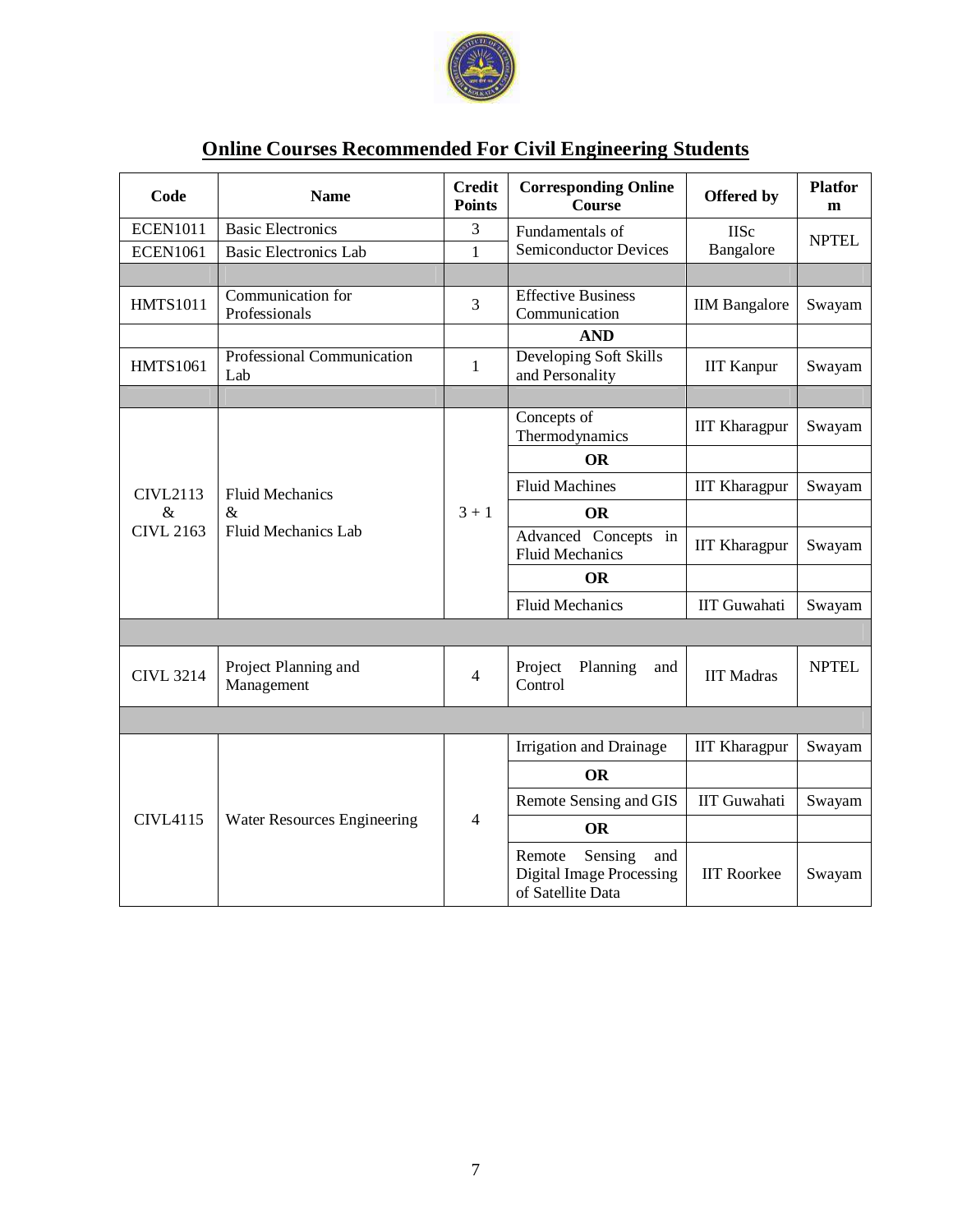## Online Courses Recommended For Civil Engineering Students

| Code | Name | Credit Points | Corresponding Online Course | Offered by | Platform |
|---|---|---|---|---|---|
| ECEN1011 | Basic Electronics | 3 | Fundamentals of Semiconductor Devices | IISc Bangalore | NPTEL |
| ECEN1061 | Basic Electronics Lab | 1 | | | |
| | | | | | |
| HMTS1011 | Communication for Professionals | 3 | Effective Business Communication | IIM Bangalore | Swayam |
| | | | **AND** | | |
| HMTS1061 | Professional Communication Lab | 1 | Developing Soft Skills and Personality | IIT Kanpur | Swayam |
| | | | | | |
| CIVL2113 & CIVL 2163 | Fluid Mechanics & Fluid Mechanics Lab | 3 + 1 | Concepts of Thermodynamics | IIT Kharagpur | Swayam |
| | | | **OR** | | |
| | | | Fluid Machines | IIT Kharagpur | Swayam |
| | | | **OR** | | |
| | | | Advanced Concepts in Fluid Mechanics | IIT Kharagpur | Swayam |
| | | | **OR** | | |
| | | | Fluid Mechanics | IIT Guwahati | Swayam |
| | | | | | |
| CIVL 3214 | Project Planning and Management | 4 | Project Planning and Control | IIT Madras | NPTEL |
| | | | | | |
| CIVL4115 | Water Resources Engineering | 4 | Irrigation and Drainage | IIT Kharagpur | Swayam |
| | | | **OR** | | |
| | | | Remote Sensing and GIS | IIT Guwahati | Swayam |
| | | | **OR** | | |
| | | | Remote Sensing and Digital Image Processing of Satellite Data | IIT Roorkee | Swayam |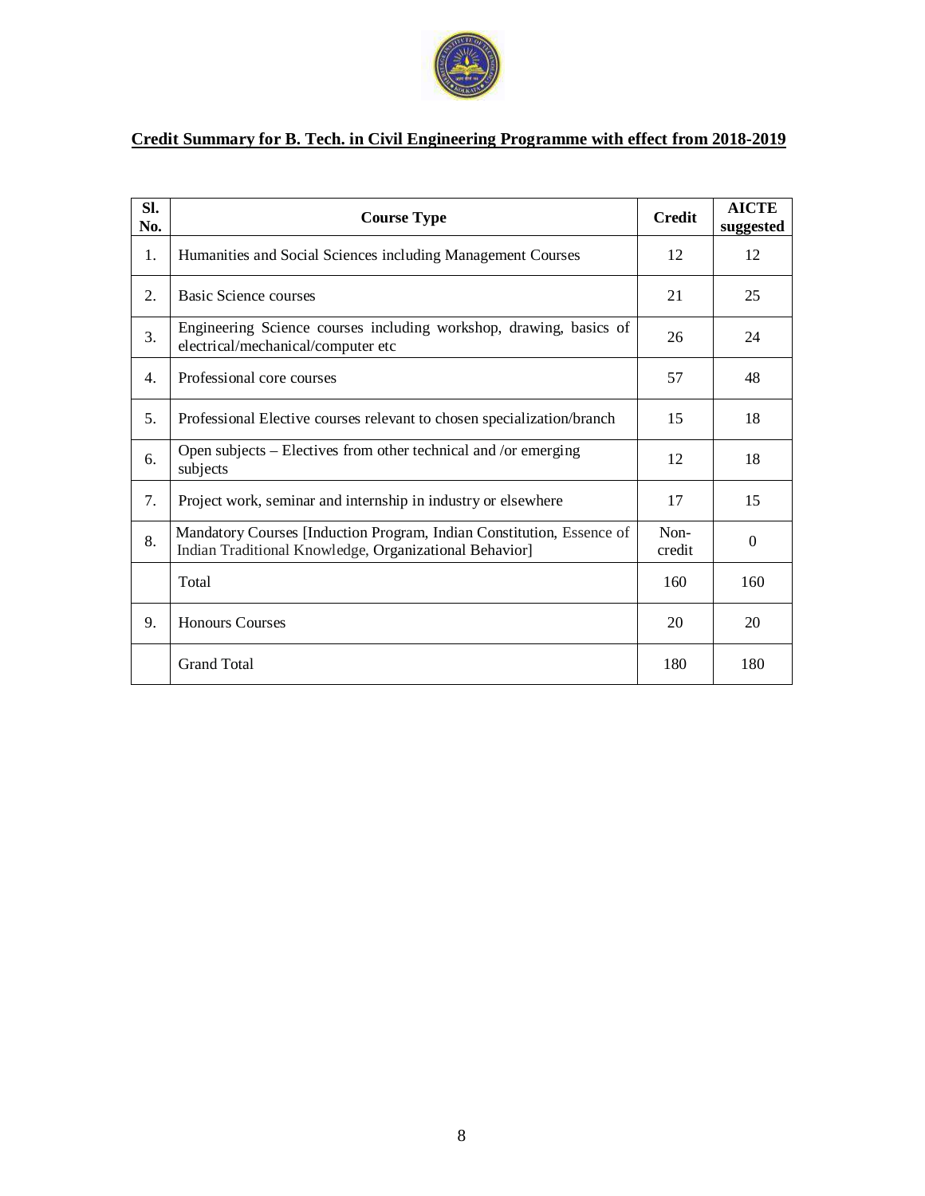## Credit Summary for B. Tech. in Civil Engineering Programme with effect from 2018-2019

| Sl. No. | Course Type | Credit | AICTE suggested |
|---|---|---|---|
| 1. | Humanities and Social Sciences including Management Courses | 12 | 12 |
| 2. | Basic Science courses | 21 | 25 |
| 3. | Engineering Science courses including workshop, drawing, basics of electrical/mechanical/computer etc | 26 | 24 |
| 4. | Professional core courses | 57 | 48 |
| 5. | Professional Elective courses relevant to chosen specialization/branch | 15 | 18 |
| 6. | Open subjects – Electives from other technical and /or emerging subjects | 12 | 18 |
| 7. | Project work, seminar and internship in industry or elsewhere | 17 | 15 |
| 8. | Mandatory Courses [Induction Program, Indian Constitution, Essence of Indian Traditional Knowledge, Organizational Behavior] | Non-credit | 0 |
| | Total | 160 | 160 |
| 9. | Honours Courses | 20 | 20 |
| | Grand Total | 180 | 180 |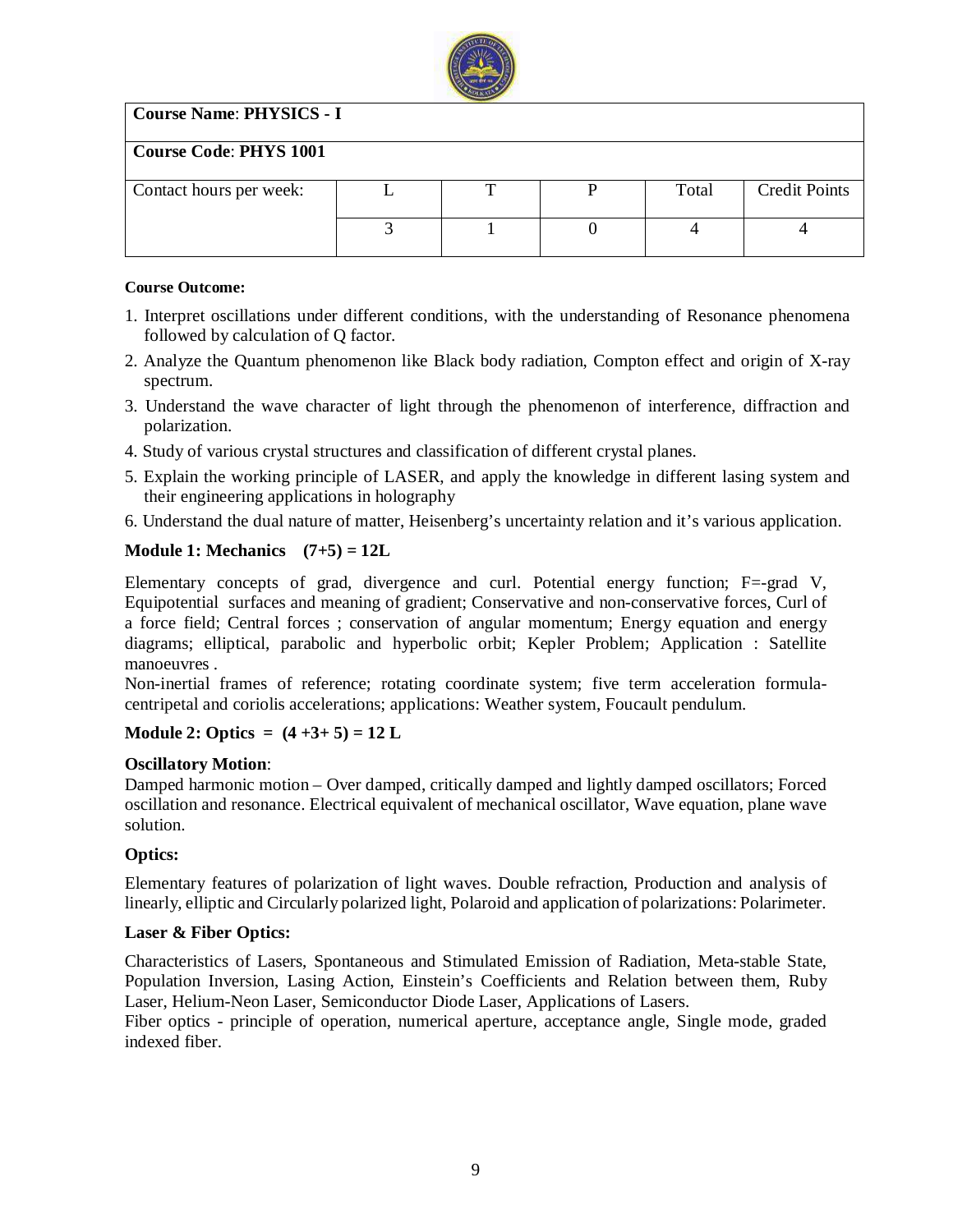| Course Name: PHYSICS - I | | | | | |
|---|---|---|---|---|---|
| Course Code: PHYS 1001 | | | | | |
| Contact hours per week: | L | T | P | Total | Credit Points |
| | 3 | 1 | 0 | 4 | 4 |

**Course Outcome:**

1. Interpret oscillations under different conditions, with the understanding of Resonance phenomena followed by calculation of Q factor.
2. Analyze the Quantum phenomenon like Black body radiation, Compton effect and origin of X-ray spectrum.
3. Understand the wave character of light through the phenomenon of interference, diffraction and polarization.
4. Study of various crystal structures and classification of different crystal planes.
5. Explain the working principle of LASER, and apply the knowledge in different lasing system and their engineering applications in holography
6. Understand the dual nature of matter, Heisenberg's uncertainty relation and it's various application.

**Module 1: Mechanics (7+5) = 12L**

Elementary concepts of grad, divergence and curl. Potential energy function; F=-grad V, Equipotential surfaces and meaning of gradient; Conservative and non-conservative forces, Curl of a force field; Central forces ; conservation of angular momentum; Energy equation and energy diagrams; elliptical, parabolic and hyperbolic orbit; Kepler Problem; Application : Satellite manoeuvres .

Non-inertial frames of reference; rotating coordinate system; five term acceleration formula-centripetal and coriolis accelerations; applications: Weather system, Foucault pendulum.

**Module 2: Optics = (4 +3+ 5) = 12 L**

**Oscillatory Motion**:

Damped harmonic motion – Over damped, critically damped and lightly damped oscillators; Forced oscillation and resonance. Electrical equivalent of mechanical oscillator, Wave equation, plane wave solution.

**Optics:**

Elementary features of polarization of light waves. Double refraction, Production and analysis of linearly, elliptic and Circularly polarized light, Polaroid and application of polarizations: Polarimeter.

**Laser & Fiber Optics:**

Characteristics of Lasers, Spontaneous and Stimulated Emission of Radiation, Meta-stable State, Population Inversion, Lasing Action, Einstein's Coefficients and Relation between them, Ruby Laser, Helium-Neon Laser, Semiconductor Diode Laser, Applications of Lasers.

Fiber optics - principle of operation, numerical aperture, acceptance angle, Single mode, graded indexed fiber.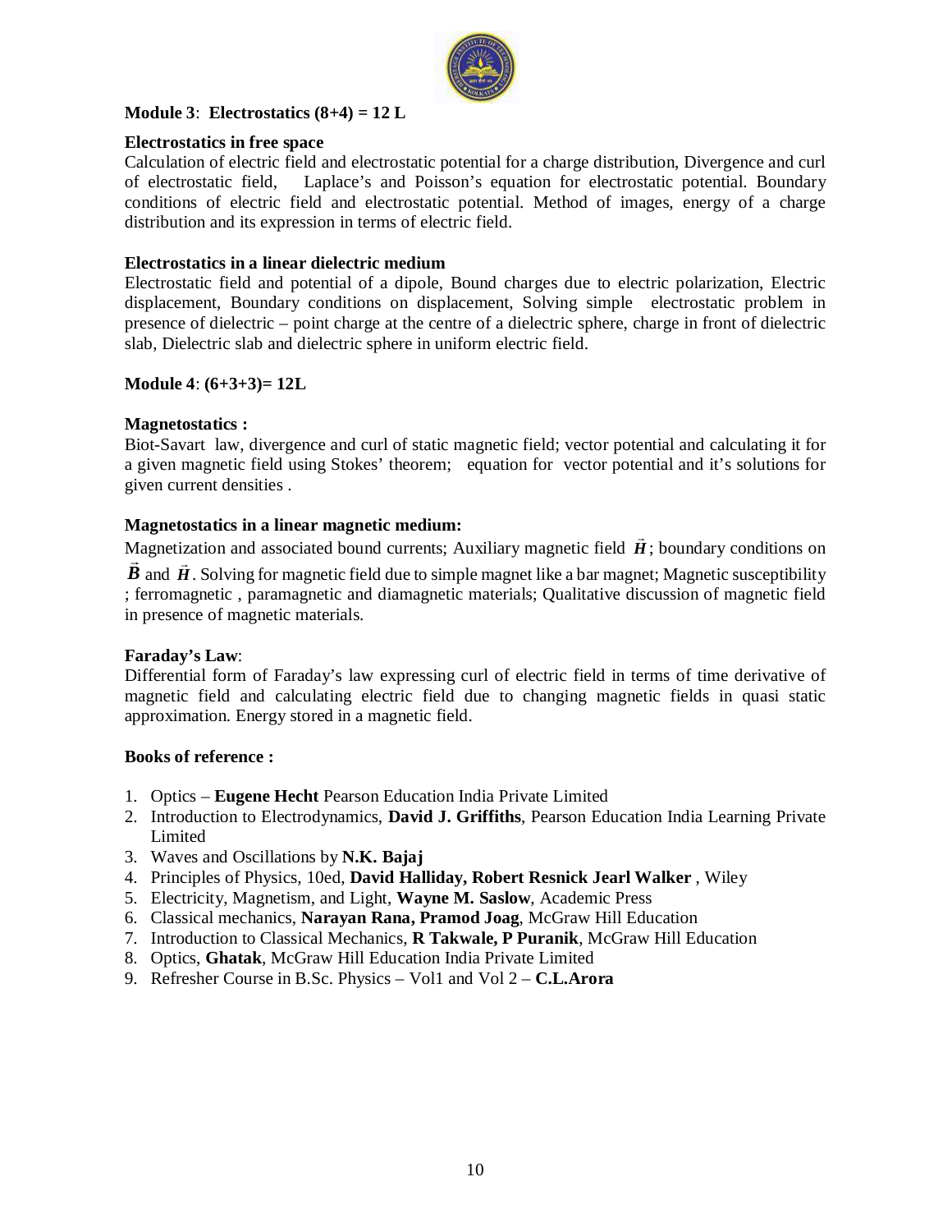**Module 3**: **Electrostatics (8+4) = 12 L**

**Electrostatics in free space**

Calculation of electric field and electrostatic potential for a charge distribution, Divergence and curl of electrostatic field, Laplace's and Poisson's equation for electrostatic potential. Boundary conditions of electric field and electrostatic potential. Method of images, energy of a charge distribution and its expression in terms of electric field.

**Electrostatics in a linear dielectric medium**

Electrostatic field and potential of a dipole, Bound charges due to electric polarization, Electric displacement, Boundary conditions on displacement, Solving simple electrostatic problem in presence of dielectric – point charge at the centre of a dielectric sphere, charge in front of dielectric slab, Dielectric slab and dielectric sphere in uniform electric field.

**Module 4**: **(6+3+3)= 12L**

**Magnetostatics :**

Biot-Savart law, divergence and curl of static magnetic field; vector potential and calculating it for a given magnetic field using Stokes' theorem; equation for vector potential and it's solutions for given current densities .

**Magnetostatics in a linear magnetic medium:**

Magnetization and associated bound currents; Auxiliary magnetic field $\vec{H}$; boundary conditions on $\vec{B}$ and $\vec{H}$. Solving for magnetic field due to simple magnet like a bar magnet; Magnetic susceptibility ; ferromagnetic , paramagnetic and diamagnetic materials; Qualitative discussion of magnetic field in presence of magnetic materials.

**Faraday's Law**:

Differential form of Faraday's law expressing curl of electric field in terms of time derivative of magnetic field and calculating electric field due to changing magnetic fields in quasi static approximation. Energy stored in a magnetic field.

**Books of reference :**

1. Optics – **Eugene Hecht** Pearson Education India Private Limited
2. Introduction to Electrodynamics, **David J. Griffiths**, Pearson Education India Learning Private Limited
3. Waves and Oscillations by **N.K. Bajaj**
4. Principles of Physics, 10ed, **David Halliday, Robert Resnick Jearl Walker** , Wiley
5. Electricity, Magnetism, and Light, **Wayne M. Saslow**, Academic Press
6. Classical mechanics, **Narayan Rana, Pramod Joag**, McGraw Hill Education
7. Introduction to Classical Mechanics, **R Takwale, P Puranik**, McGraw Hill Education
8. Optics, **Ghatak**, McGraw Hill Education India Private Limited
9. Refresher Course in B.Sc. Physics – Vol1 and Vol 2 – **C.L.Arora**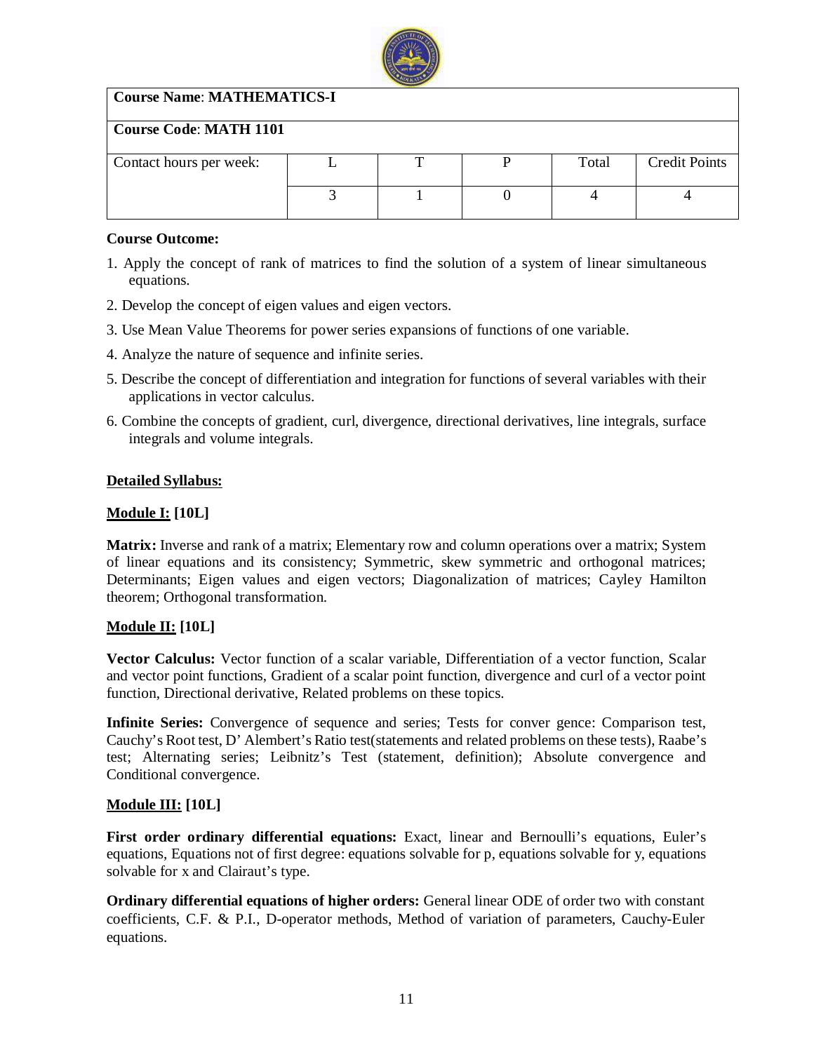| Course Name: **MATHEMATICS-I** | | | | | |
|---|---|---|---|---|---|
| Course Code: **MATH 1101** | | | | | |
| Contact hours per week: | L | T | P | Total | Credit Points |
| | 3 | 1 | 0 | 4 | 4 |

**Course Outcome:**

1. Apply the concept of rank of matrices to find the solution of a system of linear simultaneous equations.
2. Develop the concept of eigen values and eigen vectors.
3. Use Mean Value Theorems for power series expansions of functions of one variable.
4. Analyze the nature of sequence and infinite series.
5. Describe the concept of differentiation and integration for functions of several variables with their applications in vector calculus.
6. Combine the concepts of gradient, curl, divergence, directional derivatives, line integrals, surface integrals and volume integrals.

**Detailed Syllabus:**

**Module I: [10L]**

**Matrix:** Inverse and rank of a matrix; Elementary row and column operations over a matrix; System of linear equations and its consistency; Symmetric, skew symmetric and orthogonal matrices; Determinants; Eigen values and eigen vectors; Diagonalization of matrices; Cayley Hamilton theorem; Orthogonal transformation.

**Module II: [10L]**

**Vector Calculus:** Vector function of a scalar variable, Differentiation of a vector function, Scalar and vector point functions, Gradient of a scalar point function, divergence and curl of a vector point function, Directional derivative, Related problems on these topics.

**Infinite Series:** Convergence of sequence and series; Tests for conver gence: Comparison test, Cauchy's Root test, D' Alembert's Ratio test(statements and related problems on these tests), Raabe's test; Alternating series; Leibnitz's Test (statement, definition); Absolute convergence and Conditional convergence.

**Module III: [10L]**

**First order ordinary differential equations:** Exact, linear and Bernoulli's equations, Euler's equations, Equations not of first degree: equations solvable for p, equations solvable for y, equations solvable for x and Clairaut's type.

**Ordinary differential equations of higher orders:** General linear ODE of order two with constant coefficients, C.F. & P.I., D-operator methods, Method of variation of parameters, Cauchy-Euler equations.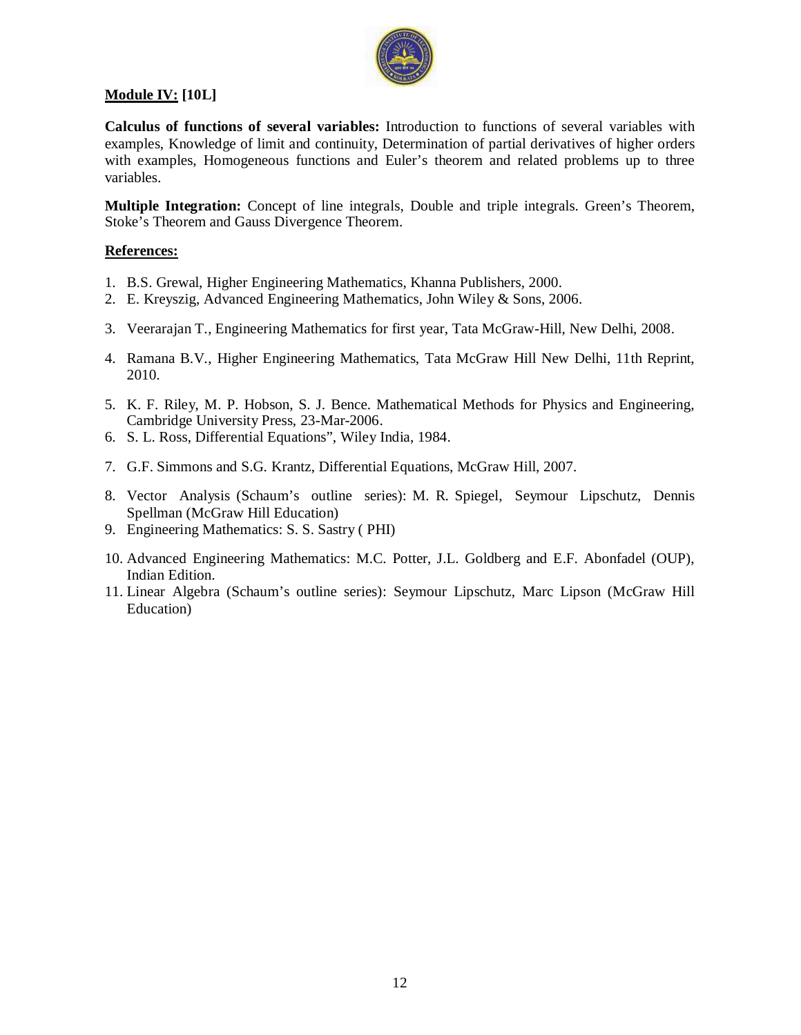**Module IV: [10L]**

**Calculus of functions of several variables:** Introduction to functions of several variables with examples, Knowledge of limit and continuity, Determination of partial derivatives of higher orders with examples, Homogeneous functions and Euler's theorem and related problems up to three variables.

**Multiple Integration:** Concept of line integrals, Double and triple integrals. Green's Theorem, Stoke's Theorem and Gauss Divergence Theorem.

**References:**

1. B.S. Grewal, Higher Engineering Mathematics, Khanna Publishers, 2000.
2. E. Kreyszig, Advanced Engineering Mathematics, John Wiley & Sons, 2006.
3. Veerarajan T., Engineering Mathematics for first year, Tata McGraw-Hill, New Delhi, 2008.
4. Ramana B.V., Higher Engineering Mathematics, Tata McGraw Hill New Delhi, 11th Reprint, 2010.
5. K. F. Riley, M. P. Hobson, S. J. Bence. Mathematical Methods for Physics and Engineering, Cambridge University Press, 23-Mar-2006.
6. S. L. Ross, Differential Equations", Wiley India, 1984.
7. G.F. Simmons and S.G. Krantz, Differential Equations, McGraw Hill, 2007.
8. Vector Analysis (Schaum's outline series): M. R. Spiegel, Seymour Lipschutz, Dennis Spellman (McGraw Hill Education)
9. Engineering Mathematics: S. S. Sastry ( PHI)
10. Advanced Engineering Mathematics: M.C. Potter, J.L. Goldberg and E.F. Abonfadel (OUP), Indian Edition.
11. Linear Algebra (Schaum's outline series): Seymour Lipschutz, Marc Lipson (McGraw Hill Education)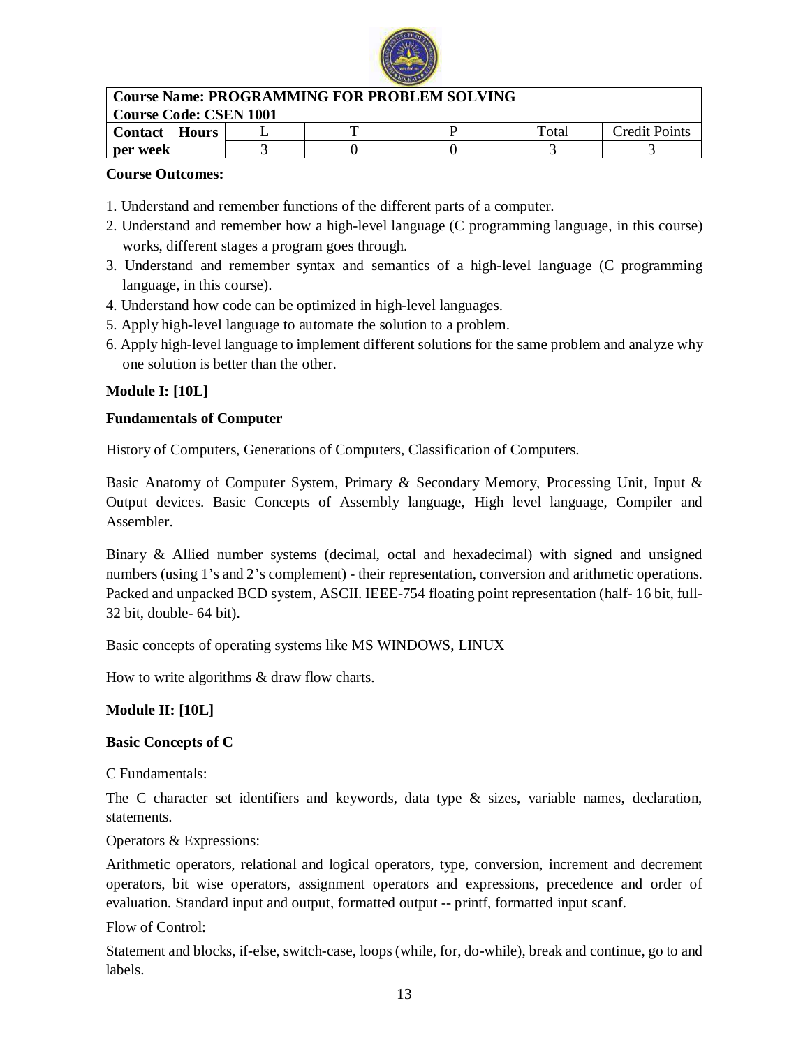| Course Name: PROGRAMMING FOR PROBLEM SOLVING | | | | | |
|---|---|---|---|---|---|
| Course Code: CSEN 1001 | | | | | |
| Contact Hours per week | L | T | P | Total | Credit Points |
| | 3 | 0 | 0 | 3 | 3 |

**Course Outcomes:**

1. Understand and remember functions of the different parts of a computer.
2. Understand and remember how a high-level language (C programming language, in this course) works, different stages a program goes through.
3. Understand and remember syntax and semantics of a high-level language (C programming language, in this course).
4. Understand how code can be optimized in high-level languages.
5. Apply high-level language to automate the solution to a problem.
6. Apply high-level language to implement different solutions for the same problem and analyze why one solution is better than the other.

**Module I: [10L]**

**Fundamentals of Computer**

History of Computers, Generations of Computers, Classification of Computers.

Basic Anatomy of Computer System, Primary & Secondary Memory, Processing Unit, Input & Output devices. Basic Concepts of Assembly language, High level language, Compiler and Assembler.

Binary & Allied number systems (decimal, octal and hexadecimal) with signed and unsigned numbers (using 1's and 2's complement) - their representation, conversion and arithmetic operations. Packed and unpacked BCD system, ASCII. IEEE-754 floating point representation (half- 16 bit, full- 32 bit, double- 64 bit).

Basic concepts of operating systems like MS WINDOWS, LINUX

How to write algorithms & draw flow charts.

**Module II: [10L]**

**Basic Concepts of C**

C Fundamentals:

The C character set identifiers and keywords, data type & sizes, variable names, declaration, statements.

Operators & Expressions:

Arithmetic operators, relational and logical operators, type, conversion, increment and decrement operators, bit wise operators, assignment operators and expressions, precedence and order of evaluation. Standard input and output, formatted output -- printf, formatted input scanf.

Flow of Control:

Statement and blocks, if-else, switch-case, loops (while, for, do-while), break and continue, go to and labels.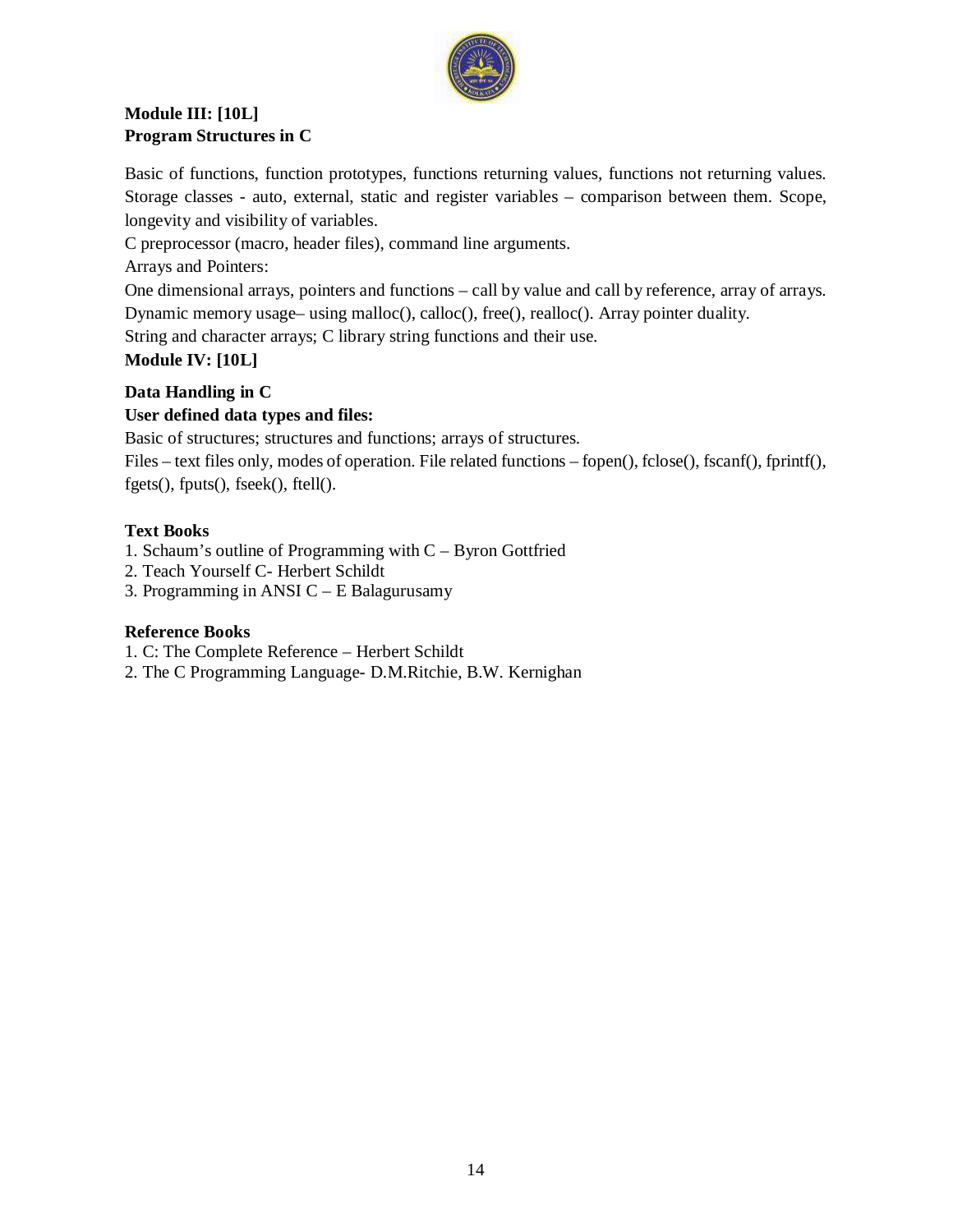**Module III: [10L]**
**Program Structures in C**

Basic of functions, function prototypes, functions returning values, functions not returning values. Storage classes - auto, external, static and register variables – comparison between them. Scope, longevity and visibility of variables.
C preprocessor (macro, header files), command line arguments.
Arrays and Pointers:
One dimensional arrays, pointers and functions – call by value and call by reference, array of arrays.
Dynamic memory usage– using malloc(), calloc(), free(), realloc(). Array pointer duality.
String and character arrays; C library string functions and their use.

**Module IV: [10L]**

**Data Handling in C**
**User defined data types and files:**
Basic of structures; structures and functions; arrays of structures.
Files – text files only, modes of operation. File related functions – fopen(), fclose(), fscanf(), fprintf(), fgets(), fputs(), fseek(), ftell().

**Text Books**
1. Schaum's outline of Programming with C – Byron Gottfried
2. Teach Yourself C- Herbert Schildt
3. Programming in ANSI C – E Balagurusamy

**Reference Books**
1. C: The Complete Reference – Herbert Schildt
2. The C Programming Language- D.M.Ritchie, B.W. Kernighan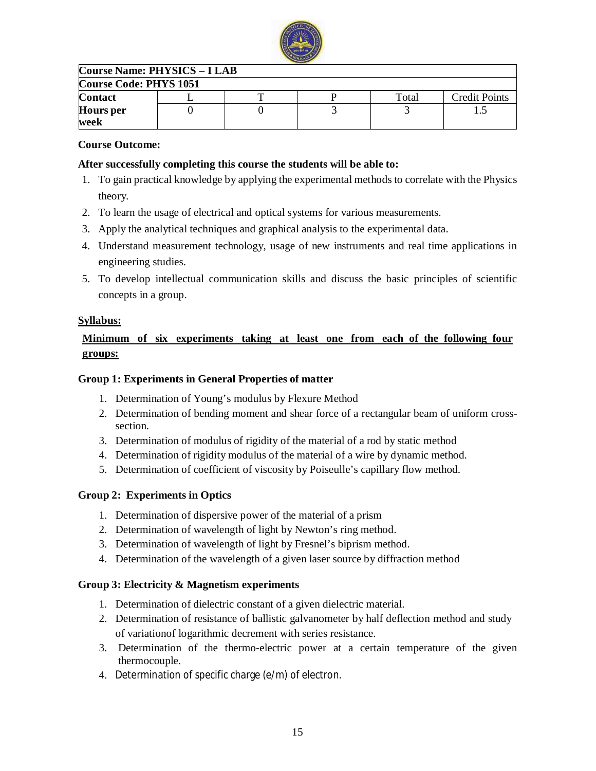| **Course Name: PHYSICS – I LAB** | | | | | |
|---|---|---|---|---|---|
| **Course Code: PHYS 1051** | | | | | |
| **Contact** | L | T | P | Total | Credit Points |
| **Hours per week** | 0 | 0 | 3 | 3 | 1.5 |

**Course Outcome:**

**After successfully completing this course the students will be able to:**

1. To gain practical knowledge by applying the experimental methods to correlate with the Physics theory.
2. To learn the usage of electrical and optical systems for various measurements.
3. Apply the analytical techniques and graphical analysis to the experimental data.
4. Understand measurement technology, usage of new instruments and real time applications in engineering studies.
5. To develop intellectual communication skills and discuss the basic principles of scientific concepts in a group.

**Syllabus:**

**Minimum of six experiments taking at least one from each of the following four groups:**

**Group 1: Experiments in General Properties of matter**

1. Determination of Young's modulus by Flexure Method
2. Determination of bending moment and shear force of a rectangular beam of uniform cross-section.
3. Determination of modulus of rigidity of the material of a rod by static method
4. Determination of rigidity modulus of the material of a wire by dynamic method.
5. Determination of coefficient of viscosity by Poiseulle's capillary flow method.

**Group 2: Experiments in Optics**

1. Determination of dispersive power of the material of a prism
2. Determination of wavelength of light by Newton's ring method.
3. Determination of wavelength of light by Fresnel's biprism method.
4. Determination of the wavelength of a given laser source by diffraction method

**Group 3: Electricity & Magnetism experiments**

1. Determination of dielectric constant of a given dielectric material.
2. Determination of resistance of ballistic galvanometer by half deflection method and study of variationof logarithmic decrement with series resistance.
3. Determination of the thermo-electric power at a certain temperature of the given thermocouple.
4. Determination of specific charge (e/m) of electron.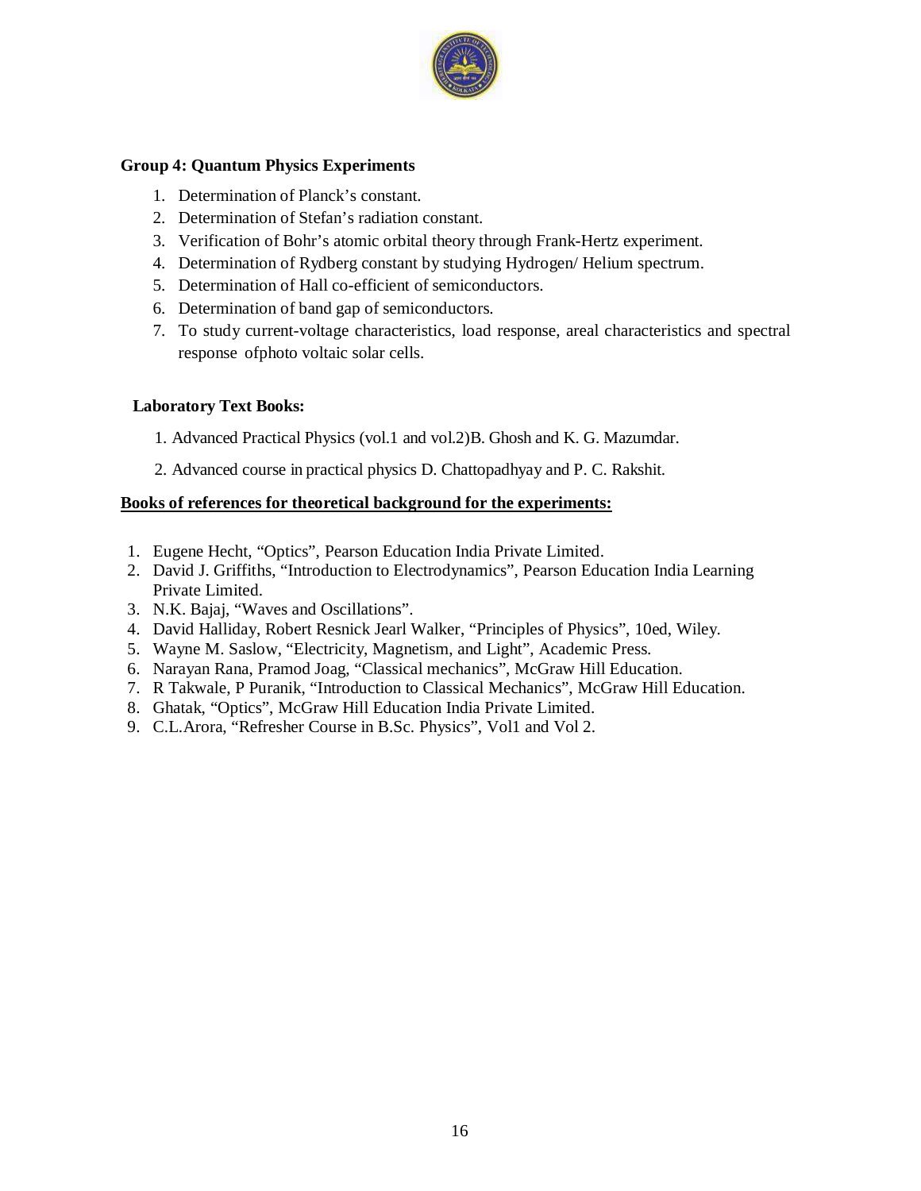**Group 4: Quantum Physics Experiments**

1. Determination of Planck's constant.
2. Determination of Stefan's radiation constant.
3. Verification of Bohr's atomic orbital theory through Frank-Hertz experiment.
4. Determination of Rydberg constant by studying Hydrogen/ Helium spectrum.
5. Determination of Hall co-efficient of semiconductors.
6. Determination of band gap of semiconductors.
7. To study current-voltage characteristics, load response, areal characteristics and spectral response ofphoto voltaic solar cells.

**Laboratory Text Books:**

1. Advanced Practical Physics (vol.1 and vol.2)B. Ghosh and K. G. Mazumdar.
2. Advanced course in practical physics D. Chattopadhyay and P. C. Rakshit.

**Books of references for theoretical background for the experiments:**

1. Eugene Hecht, "Optics", Pearson Education India Private Limited.
2. David J. Griffiths, "Introduction to Electrodynamics", Pearson Education India Learning Private Limited.
3. N.K. Bajaj, "Waves and Oscillations".
4. David Halliday, Robert Resnick Jearl Walker, "Principles of Physics", 10ed, Wiley.
5. Wayne M. Saslow, "Electricity, Magnetism, and Light", Academic Press.
6. Narayan Rana, Pramod Joag, "Classical mechanics", McGraw Hill Education.
7. R Takwale, P Puranik, "Introduction to Classical Mechanics", McGraw Hill Education.
8. Ghatak, "Optics", McGraw Hill Education India Private Limited.
9. C.L.Arora, "Refresher Course in B.Sc. Physics", Vol1 and Vol 2.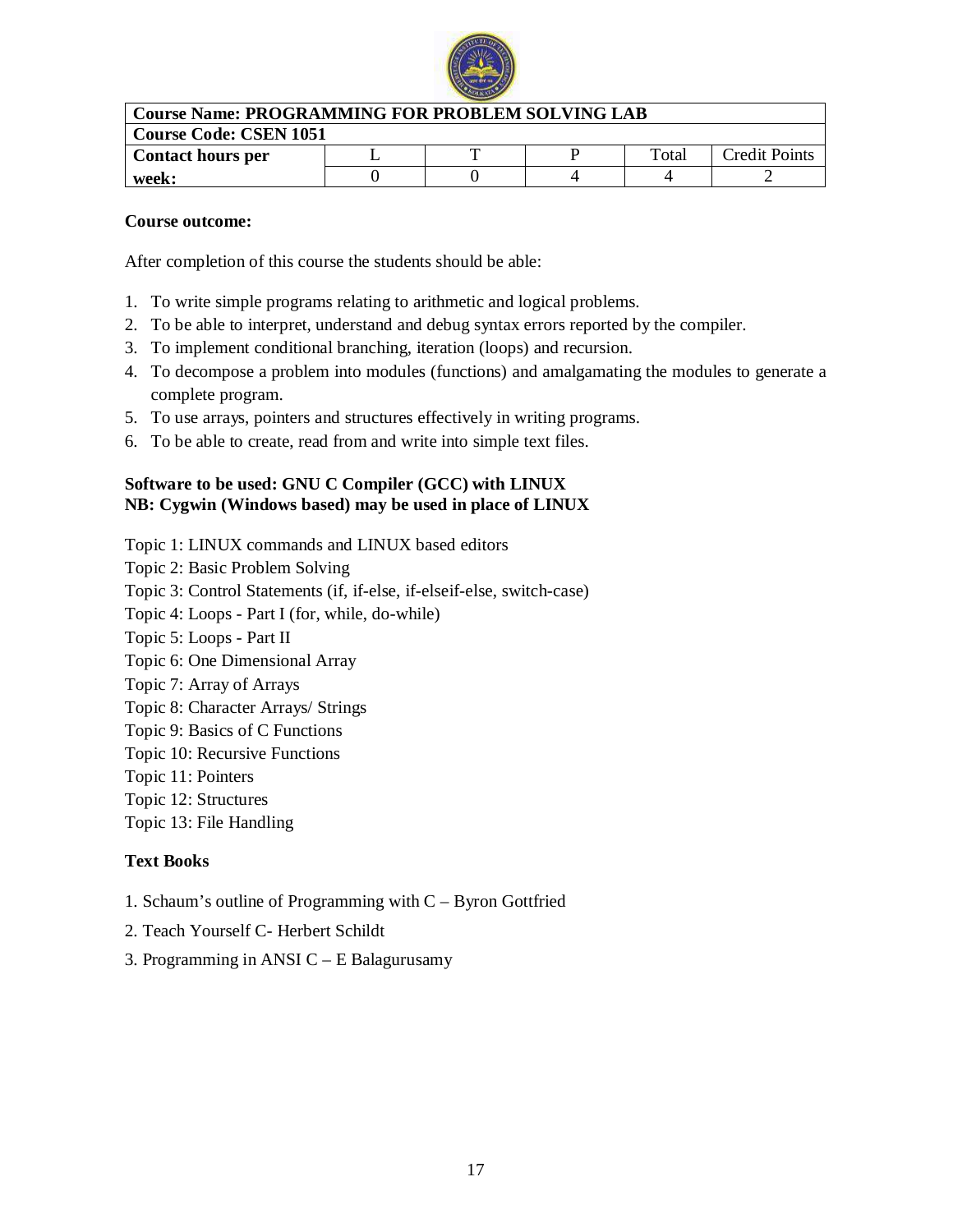| Course Name: PROGRAMMING FOR PROBLEM SOLVING LAB | | | | | |
|---|---|---|---|---|---|
| **Course Code: CSEN 1051** | | | | | |
| **Contact hours per week:** | L | T | P | Total | Credit Points |
| | 0 | 0 | 4 | 4 | 2 |

**Course outcome:**

After completion of this course the students should be able:

1. To write simple programs relating to arithmetic and logical problems.
2. To be able to interpret, understand and debug syntax errors reported by the compiler.
3. To implement conditional branching, iteration (loops) and recursion.
4. To decompose a problem into modules (functions) and amalgamating the modules to generate a complete program.
5. To use arrays, pointers and structures effectively in writing programs.
6. To be able to create, read from and write into simple text files.

**Software to be used: GNU C Compiler (GCC) with LINUX**
**NB: Cygwin (Windows based) may be used in place of LINUX**

Topic 1: LINUX commands and LINUX based editors
Topic 2: Basic Problem Solving
Topic 3: Control Statements (if, if-else, if-elseif-else, switch-case)
Topic 4: Loops - Part I (for, while, do-while)
Topic 5: Loops - Part II
Topic 6: One Dimensional Array
Topic 7: Array of Arrays
Topic 8: Character Arrays/ Strings
Topic 9: Basics of C Functions
Topic 10: Recursive Functions
Topic 11: Pointers
Topic 12: Structures
Topic 13: File Handling

**Text Books**

1. Schaum's outline of Programming with C – Byron Gottfried
2. Teach Yourself C- Herbert Schildt
3. Programming in ANSI C – E Balagurusamy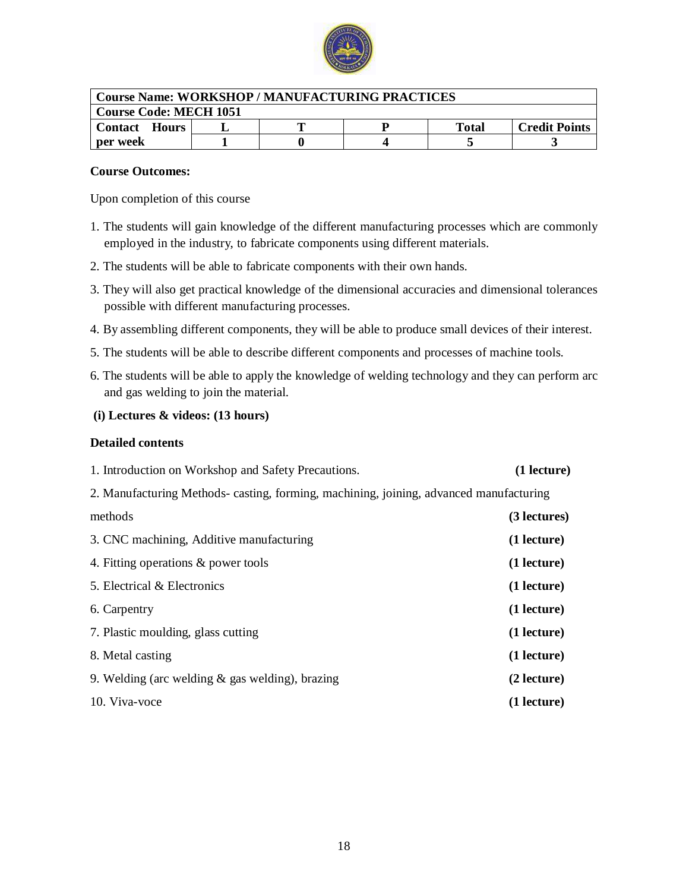| Course Name: WORKSHOP / MANUFACTURING PRACTICES | | | | | |
|---|---|---|---|---|---|
| Course Code: MECH 1051 | | | | | |
| Contact Hours per week | L | T | P | Total | Credit Points |
| | 1 | 0 | 4 | 5 | 3 |

**Course Outcomes:**

Upon completion of this course

1. The students will gain knowledge of the different manufacturing processes which are commonly employed in the industry, to fabricate components using different materials.
2. The students will be able to fabricate components with their own hands.
3. They will also get practical knowledge of the dimensional accuracies and dimensional tolerances possible with different manufacturing processes.
4. By assembling different components, they will be able to produce small devices of their interest.
5. The students will be able to describe different components and processes of machine tools.
6. The students will be able to apply the knowledge of welding technology and they can perform arc and gas welding to join the material.

**(i) Lectures & videos: (13 hours)**

**Detailed contents**

1. Introduction on Workshop and Safety Precautions. **(1 lecture)**
2. Manufacturing Methods- casting, forming, machining, joining, advanced manufacturing methods **(3 lectures)**
3. CNC machining, Additive manufacturing **(1 lecture)**
4. Fitting operations & power tools **(1 lecture)**
5. Electrical & Electronics **(1 lecture)**
6. Carpentry **(1 lecture)**
7. Plastic moulding, glass cutting **(1 lecture)**
8. Metal casting **(1 lecture)**
9. Welding (arc welding & gas welding), brazing **(2 lecture)**
10. Viva-voce **(1 lecture)**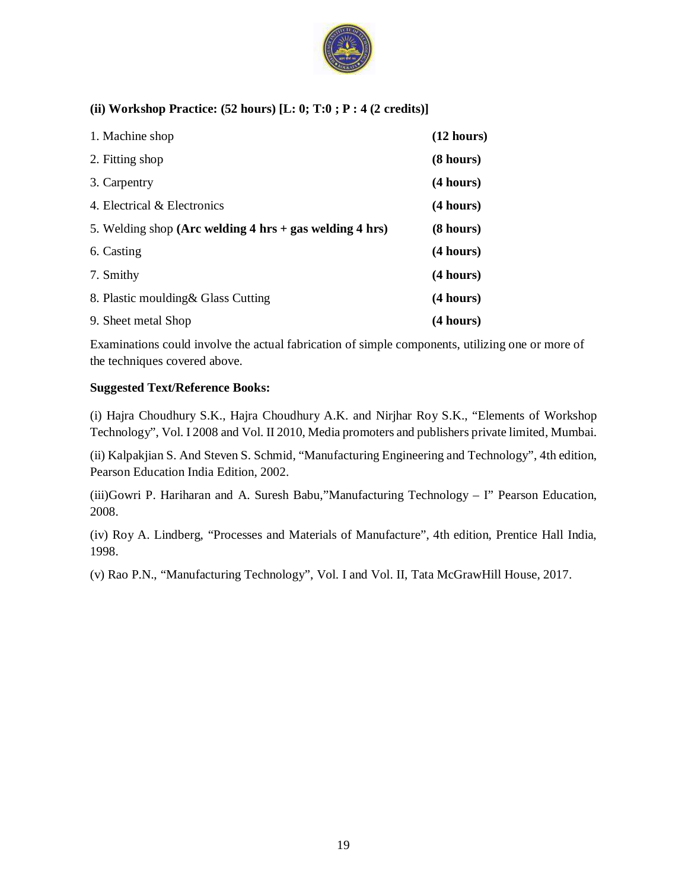**(ii) Workshop Practice: (52 hours) [L: 0; T:0 ; P : 4 (2 credits)]**

| | |
|---|---|
| 1. Machine shop | **(12 hours)** |
| 2. Fitting shop | **(8 hours)** |
| 3. Carpentry | **(4 hours)** |
| 4. Electrical & Electronics | **(4 hours)** |
| 5. Welding shop **(Arc welding 4 hrs + gas welding 4 hrs)** | **(8 hours)** |
| 6. Casting | **(4 hours)** |
| 7. Smithy | **(4 hours)** |
| 8. Plastic moulding& Glass Cutting | **(4 hours)** |
| 9. Sheet metal Shop | **(4 hours)** |

Examinations could involve the actual fabrication of simple components, utilizing one or more of the techniques covered above.

**Suggested Text/Reference Books:**

(i) Hajra Choudhury S.K., Hajra Choudhury A.K. and Nirjhar Roy S.K., "Elements of Workshop Technology", Vol. I 2008 and Vol. II 2010, Media promoters and publishers private limited, Mumbai.

(ii) Kalpakjian S. And Steven S. Schmid, "Manufacturing Engineering and Technology", 4th edition, Pearson Education India Edition, 2002.

(iii)Gowri P. Hariharan and A. Suresh Babu,"Manufacturing Technology – I" Pearson Education, 2008.

(iv) Roy A. Lindberg, "Processes and Materials of Manufacture", 4th edition, Prentice Hall India, 1998.

(v) Rao P.N., "Manufacturing Technology", Vol. I and Vol. II, Tata McGrawHill House, 2017.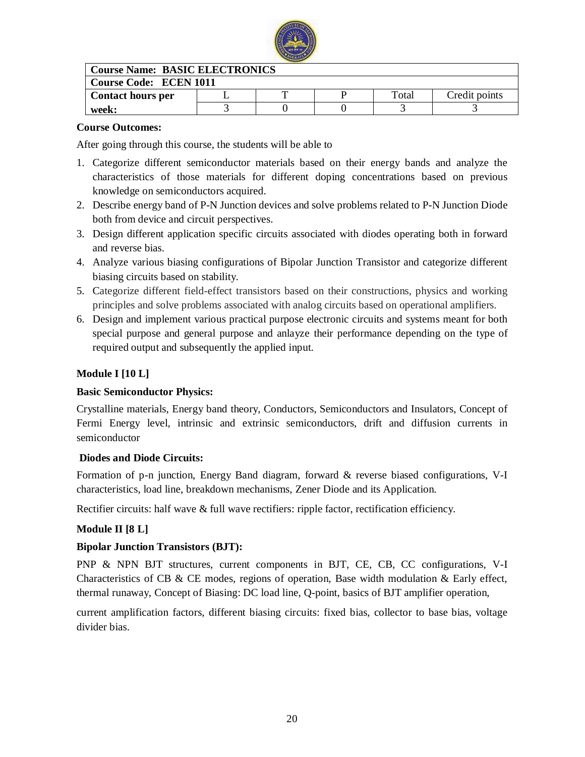| Course Name: BASIC ELECTRONICS | | | | | |
|---|---|---|---|---|---|
| Course Code: ECEN 1011 | | | | | |
| Contact hours per week: | L | T | P | Total | Credit points |
| | 3 | 0 | 0 | 3 | 3 |

**Course Outcomes:**

After going through this course, the students will be able to

1. Categorize different semiconductor materials based on their energy bands and analyze the characteristics of those materials for different doping concentrations based on previous knowledge on semiconductors acquired.
2. Describe energy band of P-N Junction devices and solve problems related to P-N Junction Diode both from device and circuit perspectives.
3. Design different application specific circuits associated with diodes operating both in forward and reverse bias.
4. Analyze various biasing configurations of Bipolar Junction Transistor and categorize different biasing circuits based on stability.
5. Categorize different field-effect transistors based on their constructions, physics and working principles and solve problems associated with analog circuits based on operational amplifiers.
6. Design and implement various practical purpose electronic circuits and systems meant for both special purpose and general purpose and anlayze their performance depending on the type of required output and subsequently the applied input.

**Module I [10 L]**

**Basic Semiconductor Physics:**

Crystalline materials, Energy band theory, Conductors, Semiconductors and Insulators, Concept of Fermi Energy level, intrinsic and extrinsic semiconductors, drift and diffusion currents in semiconductor

**Diodes and Diode Circuits:**

Formation of p-n junction, Energy Band diagram, forward & reverse biased configurations, V-I characteristics, load line, breakdown mechanisms, Zener Diode and its Application.

Rectifier circuits: half wave & full wave rectifiers: ripple factor, rectification efficiency.

**Module II [8 L]**

**Bipolar Junction Transistors (BJT):**

PNP & NPN BJT structures, current components in BJT, CE, CB, CC configurations, V-I Characteristics of CB & CE modes, regions of operation, Base width modulation & Early effect, thermal runaway, Concept of Biasing: DC load line, Q-point, basics of BJT amplifier operation,

current amplification factors, different biasing circuits: fixed bias, collector to base bias, voltage divider bias.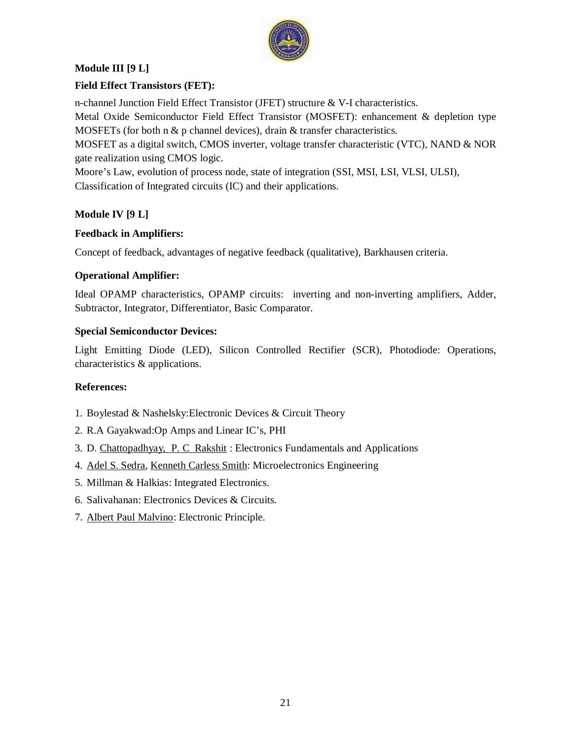**Module III [9 L]**

**Field Effect Transistors (FET):**

n-channel Junction Field Effect Transistor (JFET) structure & V-I characteristics.
Metal Oxide Semiconductor Field Effect Transistor (MOSFET): enhancement & depletion type MOSFETs (for both n & p channel devices), drain & transfer characteristics.
MOSFET as a digital switch, CMOS inverter, voltage transfer characteristic (VTC), NAND & NOR gate realization using CMOS logic.
Moore's Law, evolution of process node, state of integration (SSI, MSI, LSI, VLSI, ULSI), Classification of Integrated circuits (IC) and their applications.

**Module IV [9 L]**

**Feedback in Amplifiers:**

Concept of feedback, advantages of negative feedback (qualitative), Barkhausen criteria.

**Operational Amplifier:**

Ideal OPAMP characteristics, OPAMP circuits: inverting and non-inverting amplifiers, Adder, Subtractor, Integrator, Differentiator, Basic Comparator.

**Special Semiconductor Devices:**

Light Emitting Diode (LED), Silicon Controlled Rectifier (SCR), Photodiode: Operations, characteristics & applications.

**References:**

1. Boylestad & Nashelsky:Electronic Devices & Circuit Theory
2. R.A Gayakwad:Op Amps and Linear IC's, PHI
3. D. Chattopadhyay, P. C Rakshit : Electronics Fundamentals and Applications
4. Adel S. Sedra, Kenneth Carless Smith: Microelectronics Engineering
5. Millman & Halkias: Integrated Electronics.
6. Salivahanan: Electronics Devices & Circuits.
7. Albert Paul Malvino: Electronic Principle.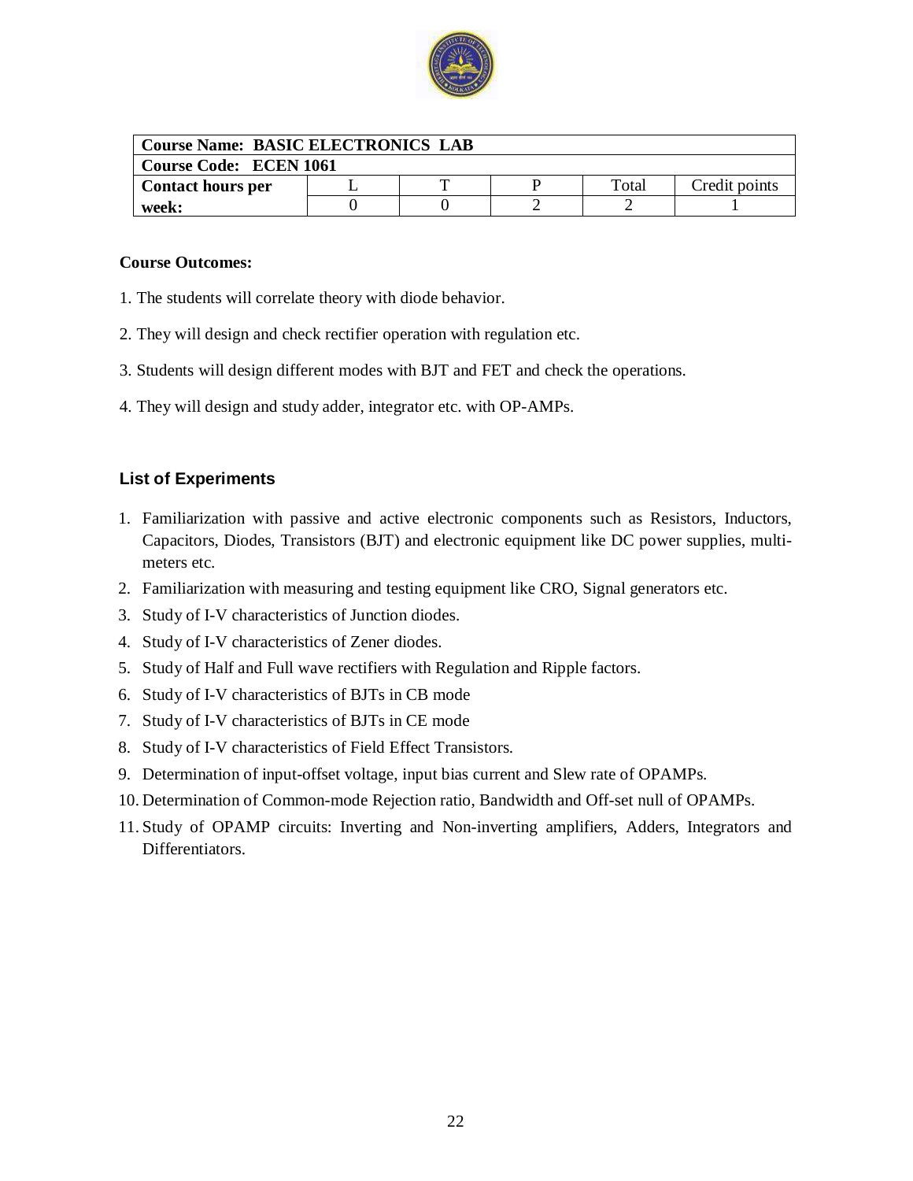| Course Name: BASIC ELECTRONICS LAB | | | | | |
|---|---|---|---|---|---|
| Course Code: ECEN 1061 | | | | | |
| Contact hours per week: | L | T | P | Total | Credit points |
| | 0 | 0 | 2 | 2 | 1 |

**Course Outcomes:**

1. The students will correlate theory with diode behavior.
2. They will design and check rectifier operation with regulation etc.
3. Students will design different modes with BJT and FET and check the operations.
4. They will design and study adder, integrator etc. with OP-AMPs.

**List of Experiments**

1. Familiarization with passive and active electronic components such as Resistors, Inductors, Capacitors, Diodes, Transistors (BJT) and electronic equipment like DC power supplies, multi-meters etc.
2. Familiarization with measuring and testing equipment like CRO, Signal generators etc.
3. Study of I-V characteristics of Junction diodes.
4. Study of I-V characteristics of Zener diodes.
5. Study of Half and Full wave rectifiers with Regulation and Ripple factors.
6. Study of I-V characteristics of BJTs in CB mode
7. Study of I-V characteristics of BJTs in CE mode
8. Study of I-V characteristics of Field Effect Transistors.
9. Determination of input-offset voltage, input bias current and Slew rate of OPAMPs.
10. Determination of Common-mode Rejection ratio, Bandwidth and Off-set null of OPAMPs.
11. Study of OPAMP circuits: Inverting and Non-inverting amplifiers, Adders, Integrators and Differentiators.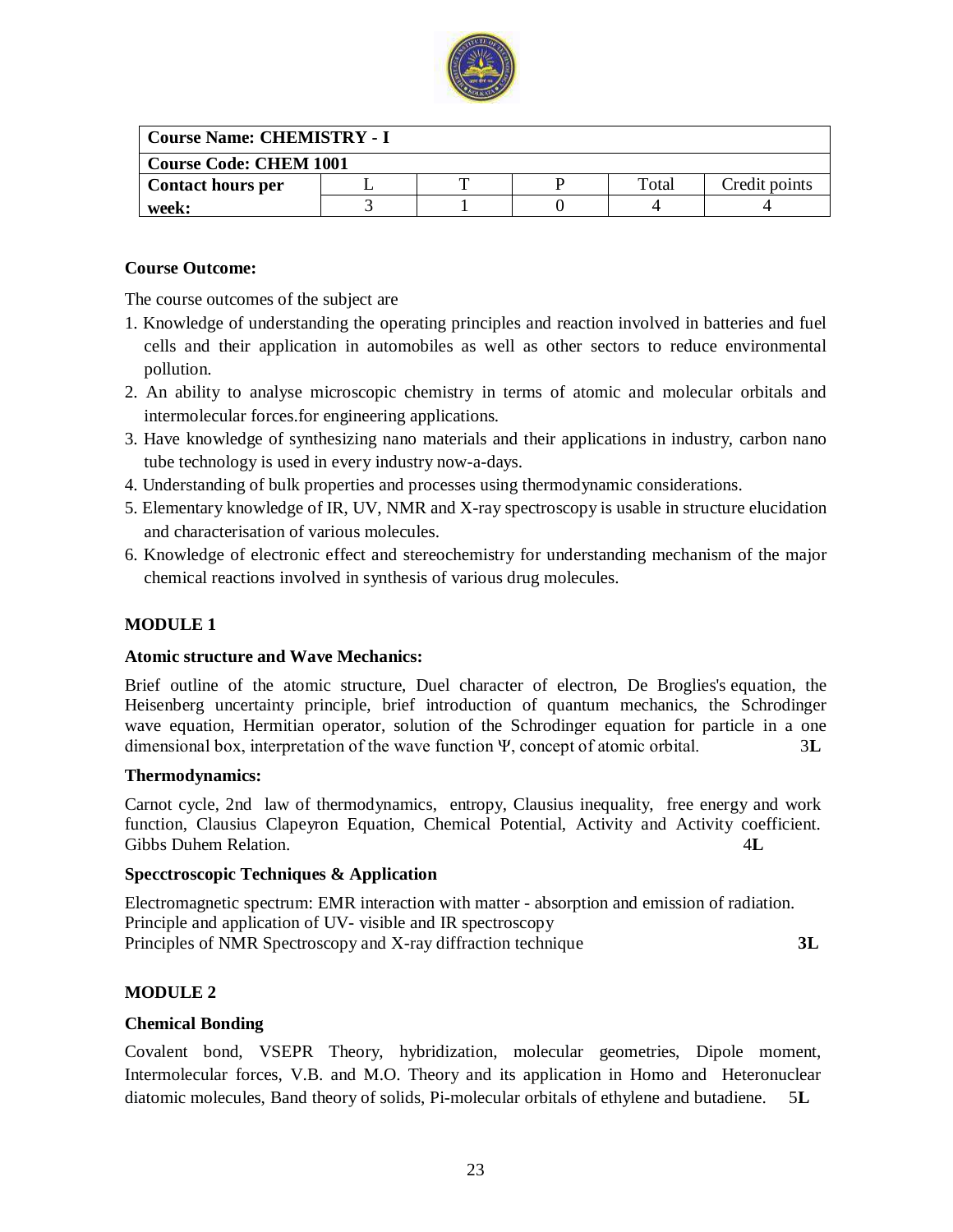| Course Name: CHEMISTRY - I | | | | | |
|---|---|---|---|---|---|
| Course Code: CHEM 1001 | | | | | |
| **Contact hours per week:** | L | T | P | Total | Credit points |
| | 3 | 1 | 0 | 4 | 4 |

**Course Outcome:**

The course outcomes of the subject are

1. Knowledge of understanding the operating principles and reaction involved in batteries and fuel cells and their application in automobiles as well as other sectors to reduce environmental pollution.
2. An ability to analyse microscopic chemistry in terms of atomic and molecular orbitals and intermolecular forces.for engineering applications.
3. Have knowledge of synthesizing nano materials and their applications in industry, carbon nano tube technology is used in every industry now-a-days.
4. Understanding of bulk properties and processes using thermodynamic considerations.
5. Elementary knowledge of IR, UV, NMR and X-ray spectroscopy is usable in structure elucidation and characterisation of various molecules.
6. Knowledge of electronic effect and stereochemistry for understanding mechanism of the major chemical reactions involved in synthesis of various drug molecules.

**MODULE 1**

**Atomic structure and Wave Mechanics:**

Brief outline of the atomic structure, Duel character of electron, De Broglies's equation, the Heisenberg uncertainty principle, brief introduction of quantum mechanics, the Schrodinger wave equation, Hermitian operator, solution of the Schrodinger equation for particle in a one dimensional box, interpretation of the wave function $\Psi$, concept of atomic orbital. 3**L**

**Thermodynamics:**

Carnot cycle, 2nd law of thermodynamics, entropy, Clausius inequality, free energy and work function, Clausius Clapeyron Equation, Chemical Potential, Activity and Activity coefficient. Gibbs Duhem Relation. 4**L**

**Specctroscopic Techniques & Application**

Electromagnetic spectrum: EMR interaction with matter - absorption and emission of radiation.
Principle and application of UV- visible and IR spectroscopy
Principles of NMR Spectroscopy and X-ray diffraction technique **3L**

**MODULE 2**

**Chemical Bonding**

Covalent bond, VSEPR Theory, hybridization, molecular geometries, Dipole moment, Intermolecular forces, V.B. and M.O. Theory and its application in Homo and Heteronuclear diatomic molecules, Band theory of solids, Pi-molecular orbitals of ethylene and butadiene. 5**L**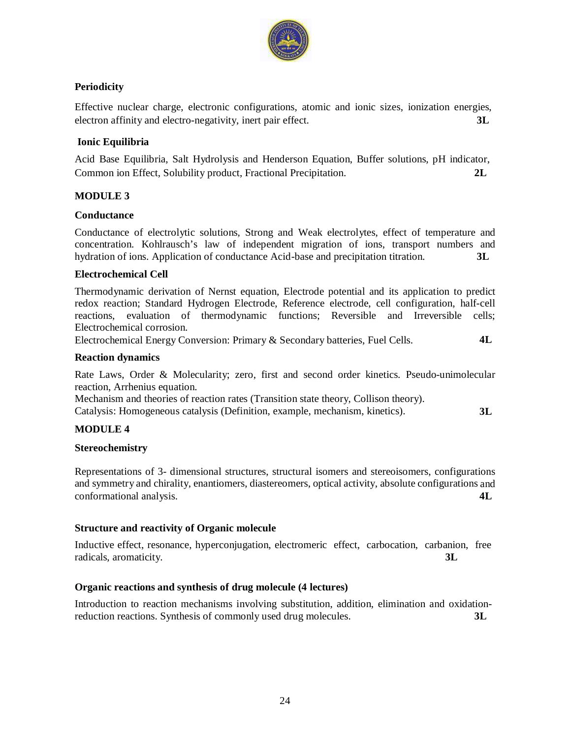**Periodicity**

Effective nuclear charge, electronic configurations, atomic and ionic sizes, ionization energies, electron affinity and electro-negativity, inert pair effect. **3L**

**Ionic Equilibria**

Acid Base Equilibria, Salt Hydrolysis and Henderson Equation, Buffer solutions, pH indicator, Common ion Effect, Solubility product, Fractional Precipitation. **2L**

**MODULE 3**

**Conductance**

Conductance of electrolytic solutions, Strong and Weak electrolytes, effect of temperature and concentration. Kohlrausch's law of independent migration of ions, transport numbers and hydration of ions. Application of conductance Acid-base and precipitation titration. **3L**

**Electrochemical Cell**

Thermodynamic derivation of Nernst equation, Electrode potential and its application to predict redox reaction; Standard Hydrogen Electrode, Reference electrode, cell configuration, half-cell reactions, evaluation of thermodynamic functions; Reversible and Irreversible cells; Electrochemical corrosion.

Electrochemical Energy Conversion: Primary & Secondary batteries, Fuel Cells. **4L**

**Reaction dynamics**

Rate Laws, Order & Molecularity; zero, first and second order kinetics. Pseudo-unimolecular reaction, Arrhenius equation.

Mechanism and theories of reaction rates (Transition state theory, Collison theory).

Catalysis: Homogeneous catalysis (Definition, example, mechanism, kinetics). **3L**

**MODULE 4**

**Stereochemistry**

Representations of 3- dimensional structures, structural isomers and stereoisomers, configurations and symmetry and chirality, enantiomers, diastereomers, optical activity, absolute configurations and conformational analysis. **4L**

**Structure and reactivity of Organic molecule**

Inductive effect, resonance, hyperconjugation, electromeric effect, carbocation, carbanion, free radicals, aromaticity. **3L**

**Organic reactions and synthesis of drug molecule (4 lectures)**

Introduction to reaction mechanisms involving substitution, addition, elimination and oxidation-reduction reactions. Synthesis of commonly used drug molecules. **3L**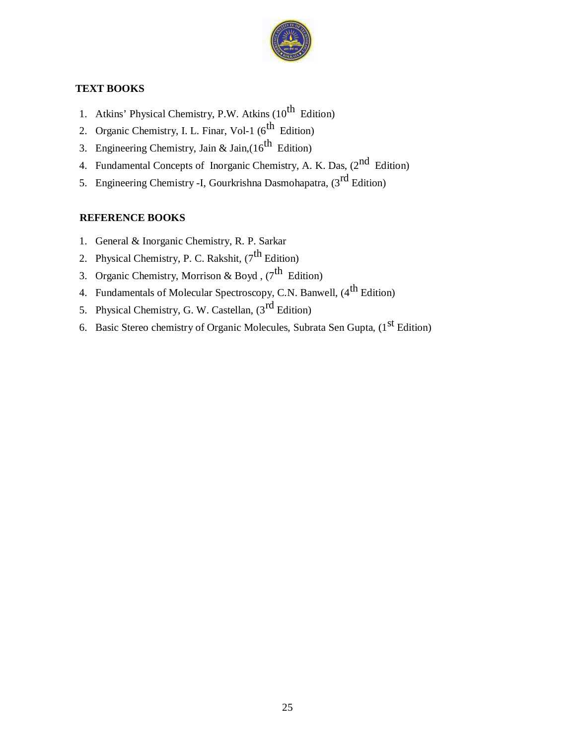**TEXT BOOKS**

1. Atkins' Physical Chemistry, P.W. Atkins (10th Edition)
2. Organic Chemistry, I. L. Finar, Vol-1 (6th Edition)
3. Engineering Chemistry, Jain & Jain,(16th Edition)
4. Fundamental Concepts of Inorganic Chemistry, A. K. Das, (2nd Edition)
5. Engineering Chemistry -I, Gourkrishna Dasmohapatra, (3rd Edition)

**REFERENCE BOOKS**

1. General & Inorganic Chemistry, R. P. Sarkar
2. Physical Chemistry, P. C. Rakshit, (7th Edition)
3. Organic Chemistry, Morrison & Boyd , (7th Edition)
4. Fundamentals of Molecular Spectroscopy, C.N. Banwell, (4th Edition)
5. Physical Chemistry, G. W. Castellan, (3rd Edition)
6. Basic Stereo chemistry of Organic Molecules, Subrata Sen Gupta, (1st Edition)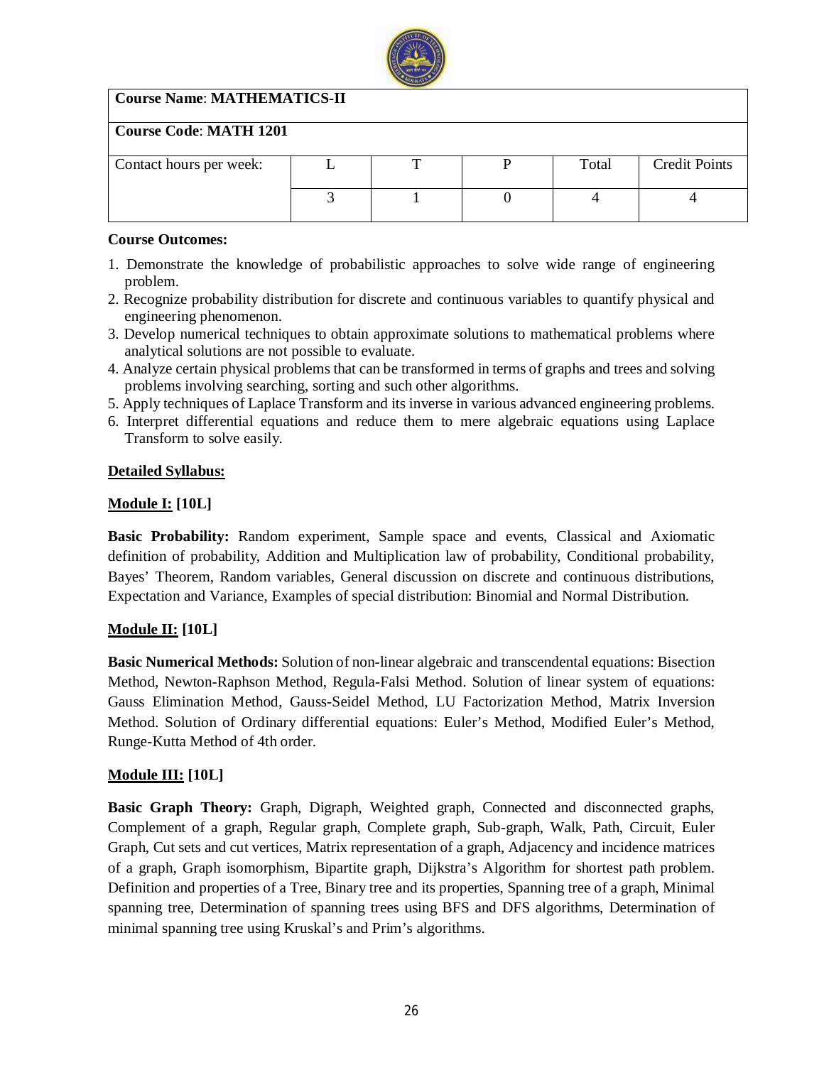| **Course Name**: **MATHEMATICS-II** | | | | | |
|---|---|---|---|---|---|
| **Course Code**: **MATH 1201** | | | | | |
| Contact hours per week: | L | T | P | Total | Credit Points |
| | 3 | 1 | 0 | 4 | 4 |

**Course Outcomes:**

1. Demonstrate the knowledge of probabilistic approaches to solve wide range of engineering problem.
2. Recognize probability distribution for discrete and continuous variables to quantify physical and engineering phenomenon.
3. Develop numerical techniques to obtain approximate solutions to mathematical problems where analytical solutions are not possible to evaluate.
4. Analyze certain physical problems that can be transformed in terms of graphs and trees and solving problems involving searching, sorting and such other algorithms.
5. Apply techniques of Laplace Transform and its inverse in various advanced engineering problems.
6. Interpret differential equations and reduce them to mere algebraic equations using Laplace Transform to solve easily.

**Detailed Syllabus:**

**Module I: [10L]**

**Basic Probability:** Random experiment, Sample space and events, Classical and Axiomatic definition of probability, Addition and Multiplication law of probability, Conditional probability, Bayes' Theorem, Random variables, General discussion on discrete and continuous distributions, Expectation and Variance, Examples of special distribution: Binomial and Normal Distribution.

**Module II: [10L]**

**Basic Numerical Methods:** Solution of non-linear algebraic and transcendental equations: Bisection Method, Newton-Raphson Method, Regula-Falsi Method. Solution of linear system of equations: Gauss Elimination Method, Gauss-Seidel Method, LU Factorization Method, Matrix Inversion Method. Solution of Ordinary differential equations: Euler's Method, Modified Euler's Method, Runge-Kutta Method of 4th order.

**Module III: [10L]**

**Basic Graph Theory:** Graph, Digraph, Weighted graph, Connected and disconnected graphs, Complement of a graph, Regular graph, Complete graph, Sub-graph, Walk, Path, Circuit, Euler Graph, Cut sets and cut vertices, Matrix representation of a graph, Adjacency and incidence matrices of a graph, Graph isomorphism, Bipartite graph, Dijkstra's Algorithm for shortest path problem. Definition and properties of a Tree, Binary tree and its properties, Spanning tree of a graph, Minimal spanning tree, Determination of spanning trees using BFS and DFS algorithms, Determination of minimal spanning tree using Kruskal's and Prim's algorithms.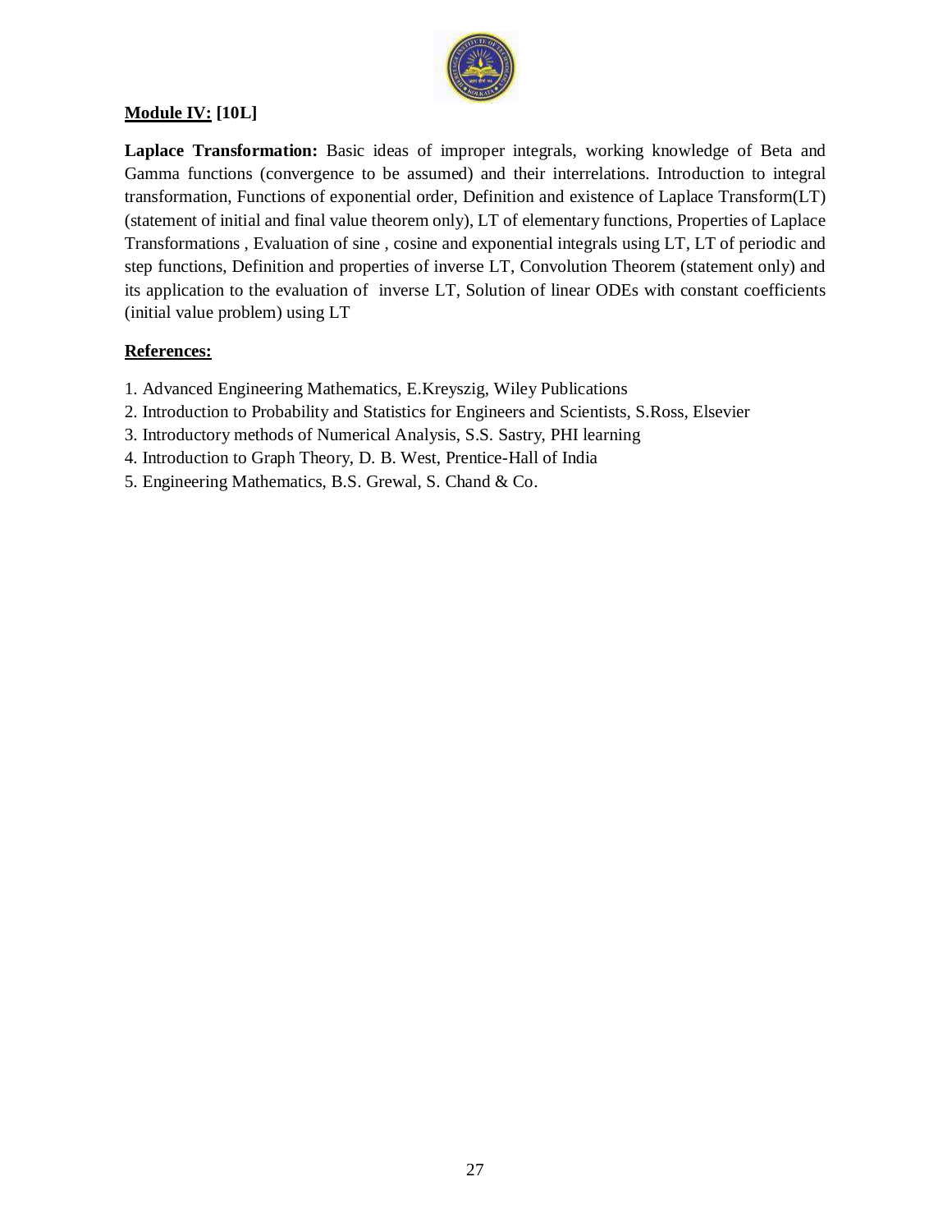**Module IV: [10L]**

**Laplace Transformation:** Basic ideas of improper integrals, working knowledge of Beta and Gamma functions (convergence to be assumed) and their interrelations. Introduction to integral transformation, Functions of exponential order, Definition and existence of Laplace Transform(LT) (statement of initial and final value theorem only), LT of elementary functions, Properties of Laplace Transformations , Evaluation of sine , cosine and exponential integrals using LT, LT of periodic and step functions, Definition and properties of inverse LT, Convolution Theorem (statement only) and its application to the evaluation of inverse LT, Solution of linear ODEs with constant coefficients (initial value problem) using LT

**References:**

1. Advanced Engineering Mathematics, E.Kreyszig, Wiley Publications
2. Introduction to Probability and Statistics for Engineers and Scientists, S.Ross, Elsevier
3. Introductory methods of Numerical Analysis, S.S. Sastry, PHI learning
4. Introduction to Graph Theory, D. B. West, Prentice-Hall of India
5. Engineering Mathematics, B.S. Grewal, S. Chand & Co.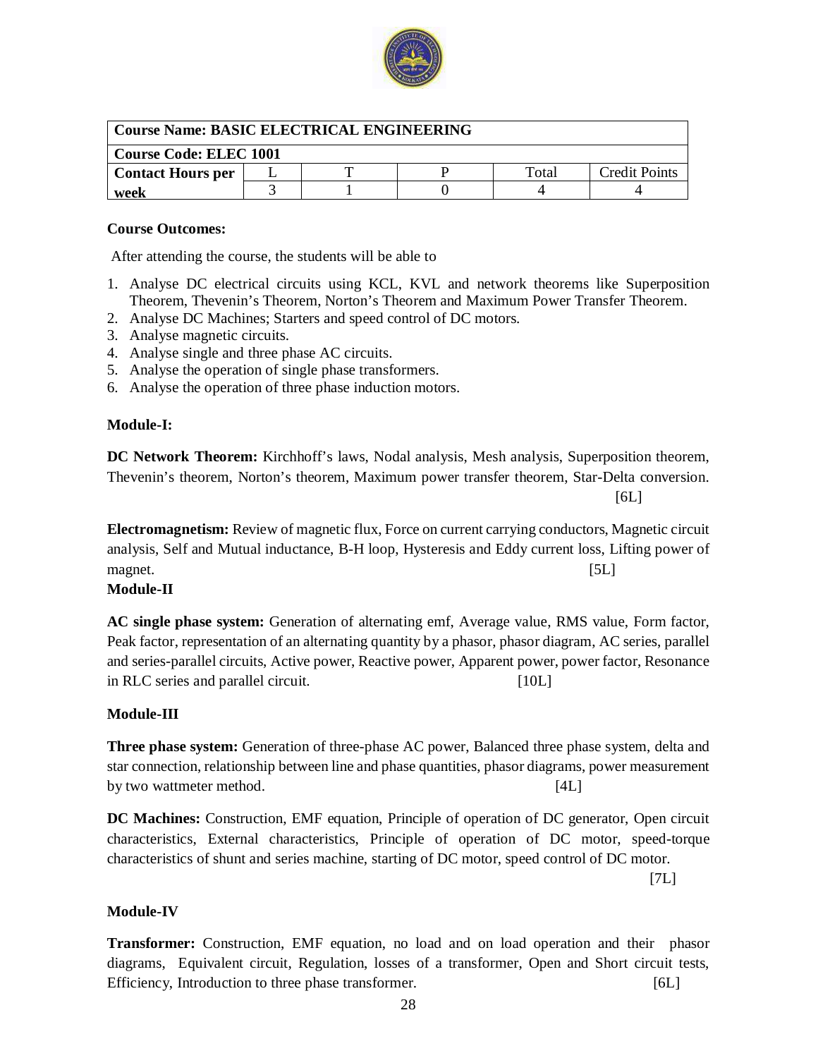| Course Name: BASIC ELECTRICAL ENGINEERING | | | | | |
|---|---|---|---|---|---|
| Course Code: ELEC 1001 | | | | | |
| Contact Hours per week | L | T | P | Total | Credit Points |
| | 3 | 1 | 0 | 4 | 4 |

**Course Outcomes:**

After attending the course, the students will be able to

1. Analyse DC electrical circuits using KCL, KVL and network theorems like Superposition Theorem, Thevenin's Theorem, Norton's Theorem and Maximum Power Transfer Theorem.
2. Analyse DC Machines; Starters and speed control of DC motors.
3. Analyse magnetic circuits.
4. Analyse single and three phase AC circuits.
5. Analyse the operation of single phase transformers.
6. Analyse the operation of three phase induction motors.

**Module-I:**

**DC Network Theorem:** Kirchhoff's laws, Nodal analysis, Mesh analysis, Superposition theorem, Thevenin's theorem, Norton's theorem, Maximum power transfer theorem, Star-Delta conversion. [6L]

**Electromagnetism:** Review of magnetic flux, Force on current carrying conductors, Magnetic circuit analysis, Self and Mutual inductance, B-H loop, Hysteresis and Eddy current loss, Lifting power of magnet. [5L]

**Module-II**

**AC single phase system:** Generation of alternating emf, Average value, RMS value, Form factor, Peak factor, representation of an alternating quantity by a phasor, phasor diagram, AC series, parallel and series-parallel circuits, Active power, Reactive power, Apparent power, power factor, Resonance in RLC series and parallel circuit. [10L]

**Module-III**

**Three phase system:** Generation of three-phase AC power, Balanced three phase system, delta and star connection, relationship between line and phase quantities, phasor diagrams, power measurement by two wattmeter method. [4L]

**DC Machines:** Construction, EMF equation, Principle of operation of DC generator, Open circuit characteristics, External characteristics, Principle of operation of DC motor, speed-torque characteristics of shunt and series machine, starting of DC motor, speed control of DC motor. [7L]

**Module-IV**

**Transformer:** Construction, EMF equation, no load and on load operation and their phasor diagrams, Equivalent circuit, Regulation, losses of a transformer, Open and Short circuit tests, Efficiency, Introduction to three phase transformer. [6L]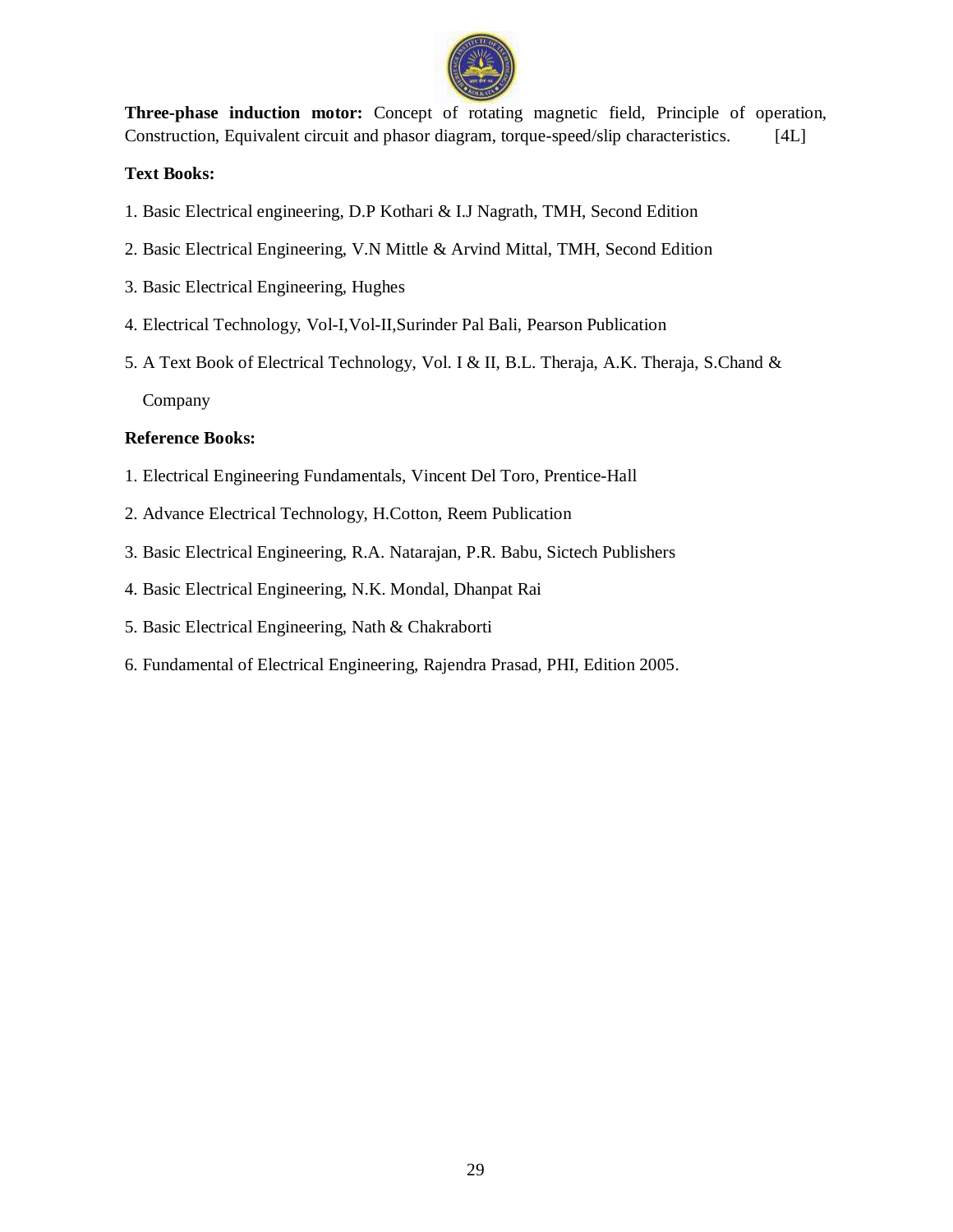**Three-phase induction motor:** Concept of rotating magnetic field, Principle of operation, Construction, Equivalent circuit and phasor diagram, torque-speed/slip characteristics. [4L]

**Text Books:**

1. Basic Electrical engineering, D.P Kothari & I.J Nagrath, TMH, Second Edition
2. Basic Electrical Engineering, V.N Mittle & Arvind Mittal, TMH, Second Edition
3. Basic Electrical Engineering, Hughes
4. Electrical Technology, Vol-I,Vol-II,Surinder Pal Bali, Pearson Publication
5. A Text Book of Electrical Technology, Vol. I & II, B.L. Theraja, A.K. Theraja, S.Chand & Company

**Reference Books:**

1. Electrical Engineering Fundamentals, Vincent Del Toro, Prentice-Hall
2. Advance Electrical Technology, H.Cotton, Reem Publication
3. Basic Electrical Engineering, R.A. Natarajan, P.R. Babu, Sictech Publishers
4. Basic Electrical Engineering, N.K. Mondal, Dhanpat Rai
5. Basic Electrical Engineering, Nath & Chakraborti
6. Fundamental of Electrical Engineering, Rajendra Prasad, PHI, Edition 2005.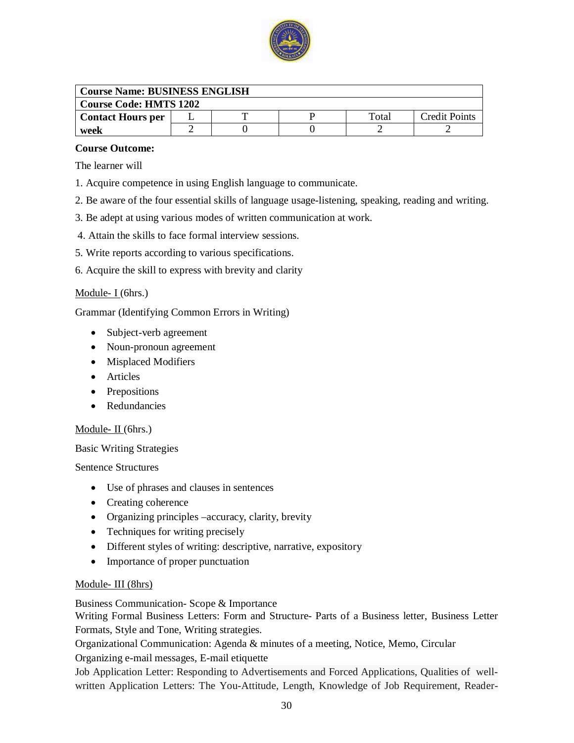| Course Name: BUSINESS ENGLISH | | | | | |
|---|---|---|---|---|---|
| Course Code: HMTS 1202 | | | | | |
| **Contact Hours per week** | L | T | P | Total | Credit Points |
| | 2 | 0 | 0 | 2 | 2 |

**Course Outcome:**

The learner will

1. Acquire competence in using English language to communicate.
2. Be aware of the four essential skills of language usage-listening, speaking, reading and writing.
3. Be adept at using various modes of written communication at work.
4. Attain the skills to face formal interview sessions.
5. Write reports according to various specifications.
6. Acquire the skill to express with brevity and clarity

Module- I (6hrs.)

Grammar (Identifying Common Errors in Writing)

- Subject-verb agreement
- Noun-pronoun agreement
- Misplaced Modifiers
- Articles
- Prepositions
- Redundancies

Module- II (6hrs.)

Basic Writing Strategies

Sentence Structures

- Use of phrases and clauses in sentences
- Creating coherence
- Organizing principles –accuracy, clarity, brevity
- Techniques for writing precisely
- Different styles of writing: descriptive, narrative, expository
- Importance of proper punctuation

Module- III (8hrs)

Business Communication- Scope & Importance

Writing Formal Business Letters: Form and Structure- Parts of a Business letter, Business Letter Formats, Style and Tone, Writing strategies.

Organizational Communication: Agenda & minutes of a meeting, Notice, Memo, Circular

Organizing e-mail messages, E-mail etiquette

Job Application Letter: Responding to Advertisements and Forced Applications, Qualities of well-written Application Letters: The You-Attitude, Length, Knowledge of Job Requirement, Reader-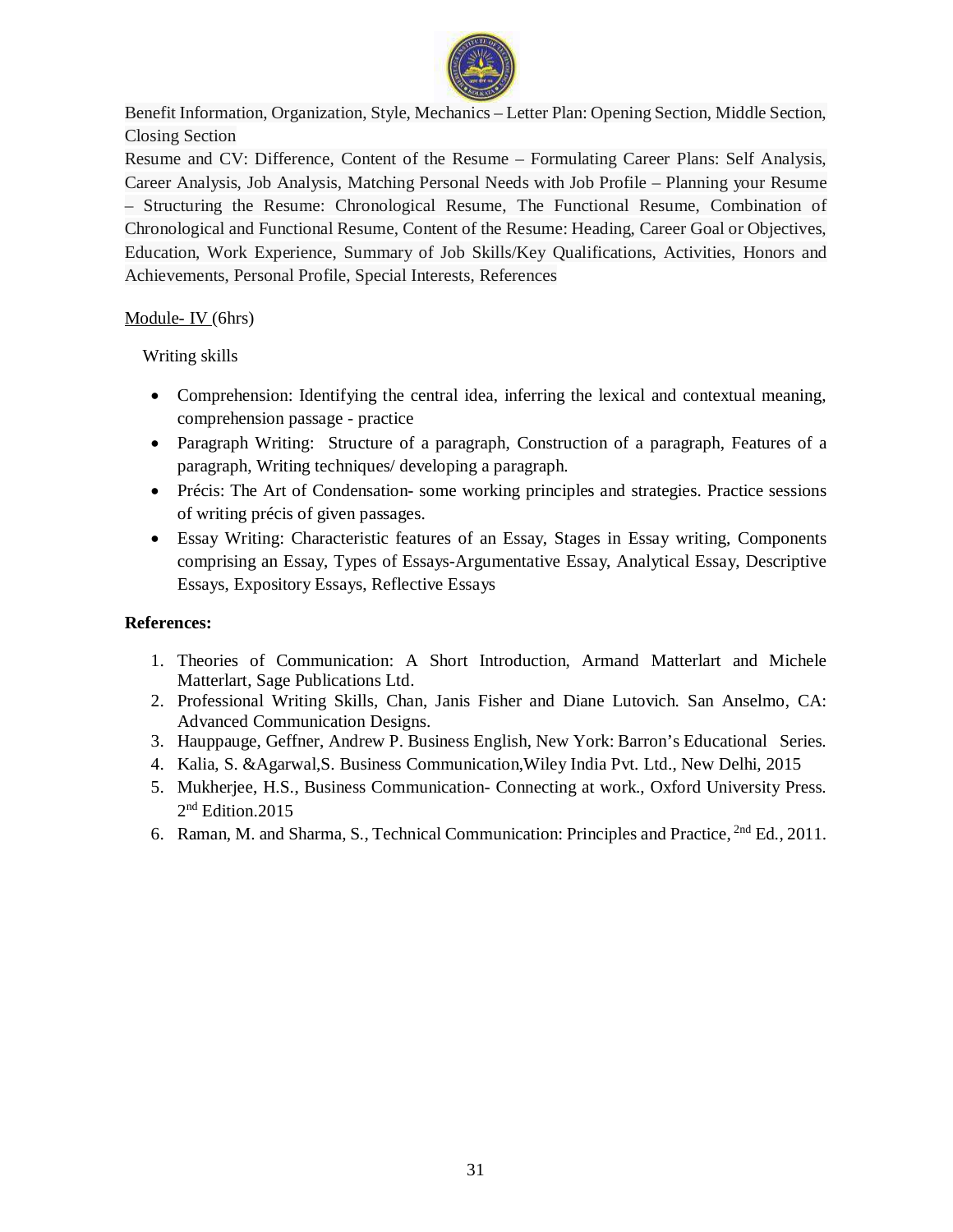Benefit Information, Organization, Style, Mechanics – Letter Plan: Opening Section, Middle Section, Closing Section

Resume and CV: Difference, Content of the Resume – Formulating Career Plans: Self Analysis, Career Analysis, Job Analysis, Matching Personal Needs with Job Profile – Planning your Resume – Structuring the Resume: Chronological Resume, The Functional Resume, Combination of Chronological and Functional Resume, Content of the Resume: Heading, Career Goal or Objectives, Education, Work Experience, Summary of Job Skills/Key Qualifications, Activities, Honors and Achievements, Personal Profile, Special Interests, References

Module- IV (6hrs)

Writing skills

- Comprehension: Identifying the central idea, inferring the lexical and contextual meaning, comprehension passage - practice
- Paragraph Writing: Structure of a paragraph, Construction of a paragraph, Features of a paragraph, Writing techniques/ developing a paragraph.
- Précis: The Art of Condensation- some working principles and strategies. Practice sessions of writing précis of given passages.
- Essay Writing: Characteristic features of an Essay, Stages in Essay writing, Components comprising an Essay, Types of Essays-Argumentative Essay, Analytical Essay, Descriptive Essays, Expository Essays, Reflective Essays

**References:**

1. Theories of Communication: A Short Introduction, Armand Matterlart and Michele Matterlart, Sage Publications Ltd.
2. Professional Writing Skills, Chan, Janis Fisher and Diane Lutovich. San Anselmo, CA: Advanced Communication Designs.
3. Hauppauge, Geffner, Andrew P. Business English, New York: Barron's Educational Series.
4. Kalia, S. &Agarwal,S. Business Communication,Wiley India Pvt. Ltd., New Delhi, 2015
5. Mukherjee, H.S., Business Communication- Connecting at work., Oxford University Press. 2nd Edition.2015
6. Raman, M. and Sharma, S., Technical Communication: Principles and Practice, 2nd Ed., 2011.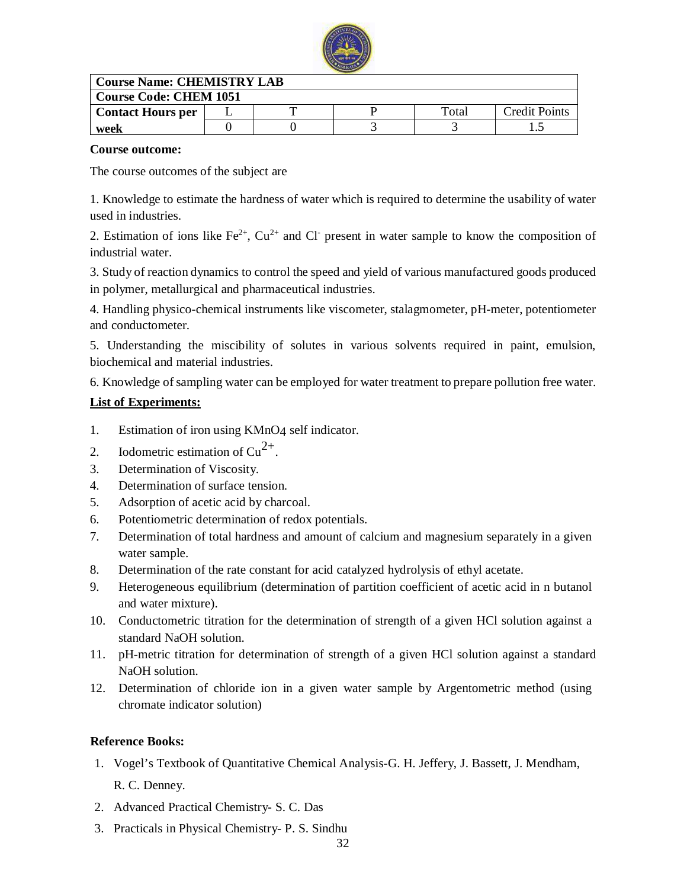| Course Name: CHEMISTRY LAB | | | | | |
|---|---|---|---|---|---|
| Course Code: CHEM 1051 | | | | | |
| Contact Hours per week | L | T | P | Total | Credit Points |
| | 0 | 0 | 3 | 3 | 1.5 |

**Course outcome:**

The course outcomes of the subject are

1. Knowledge to estimate the hardness of water which is required to determine the usability of water used in industries.

2. Estimation of ions like $Fe^{2+}$, $Cu^{2+}$ and $Cl^{-}$ present in water sample to know the composition of industrial water.

3. Study of reaction dynamics to control the speed and yield of various manufactured goods produced in polymer, metallurgical and pharmaceutical industries.

4. Handling physico-chemical instruments like viscometer, stalagmometer, pH-meter, potentiometer and conductometer.

5. Understanding the miscibility of solutes in various solvents required in paint, emulsion, biochemical and material industries.

6. Knowledge of sampling water can be employed for water treatment to prepare pollution free water.

**List of Experiments:**

1. Estimation of iron using $KMnO_4$ self indicator.
2. Iodometric estimation of $Cu^{2+}$.
3. Determination of Viscosity.
4. Determination of surface tension.
5. Adsorption of acetic acid by charcoal.
6. Potentiometric determination of redox potentials.
7. Determination of total hardness and amount of calcium and magnesium separately in a given water sample.
8. Determination of the rate constant for acid catalyzed hydrolysis of ethyl acetate.
9. Heterogeneous equilibrium (determination of partition coefficient of acetic acid in n butanol and water mixture).
10. Conductometric titration for the determination of strength of a given HCl solution against a standard NaOH solution.
11. pH-metric titration for determination of strength of a given HCl solution against a standard NaOH solution.
12. Determination of chloride ion in a given water sample by Argentometric method (using chromate indicator solution)

**Reference Books:**

1. Vogel's Textbook of Quantitative Chemical Analysis-G. H. Jeffery, J. Bassett, J. Mendham, R. C. Denney.
2. Advanced Practical Chemistry- S. C. Das
3. Practicals in Physical Chemistry- P. S. Sindhu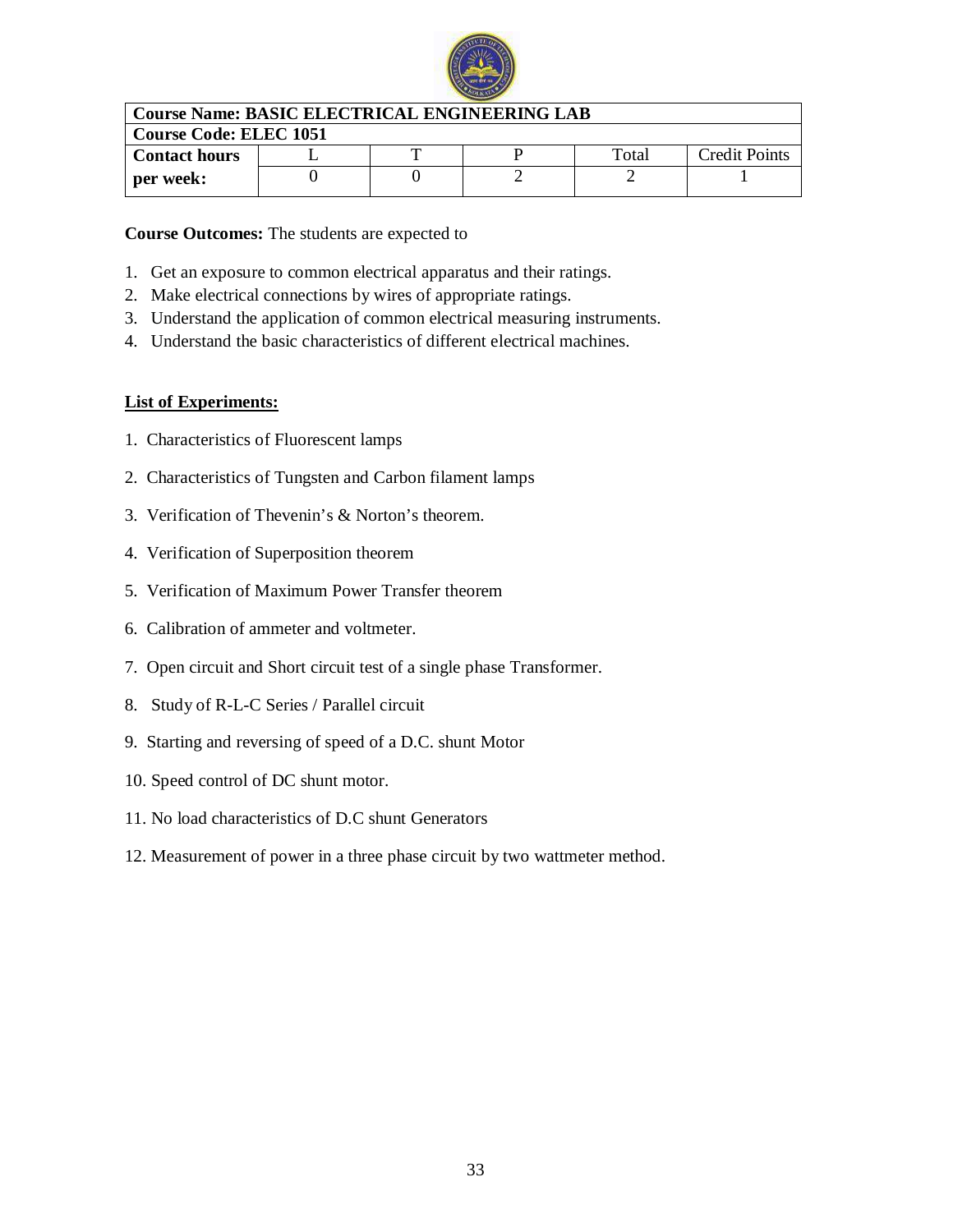| Course Name: BASIC ELECTRICAL ENGINEERING LAB | | | | | |
|---|---|---|---|---|---|
| **Course Code: ELEC 1051** | | | | | |
| **Contact hours per week:** | L | T | P | Total | Credit Points |
| | 0 | 0 | 2 | 2 | 1 |

**Course Outcomes:** The students are expected to

1. Get an exposure to common electrical apparatus and their ratings.
2. Make electrical connections by wires of appropriate ratings.
3. Understand the application of common electrical measuring instruments.
4. Understand the basic characteristics of different electrical machines.

**List of Experiments:**

1. Characteristics of Fluorescent lamps
2. Characteristics of Tungsten and Carbon filament lamps
3. Verification of Thevenin's & Norton's theorem.
4. Verification of Superposition theorem
5. Verification of Maximum Power Transfer theorem
6. Calibration of ammeter and voltmeter.
7. Open circuit and Short circuit test of a single phase Transformer.
8. Study of R-L-C Series / Parallel circuit
9. Starting and reversing of speed of a D.C. shunt Motor
10. Speed control of DC shunt motor.
11. No load characteristics of D.C shunt Generators
12. Measurement of power in a three phase circuit by two wattmeter method.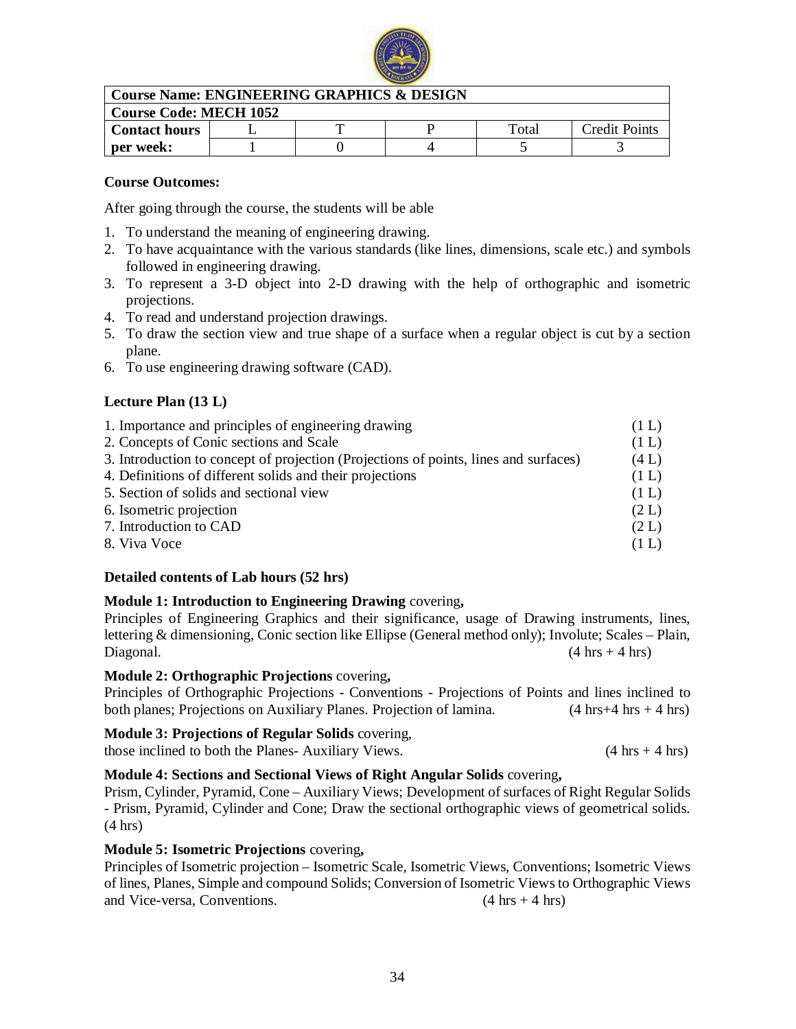| Course Name: ENGINEERING GRAPHICS & DESIGN | | | | | |
|---|---|---|---|---|---|
| **Course Code: MECH 1052** | | | | | |
| **Contact hours per week:** | L | T | P | Total | Credit Points |
| | 1 | 0 | 4 | 5 | 3 |

**Course Outcomes:**

After going through the course, the students will be able

1. To understand the meaning of engineering drawing.
2. To have acquaintance with the various standards (like lines, dimensions, scale etc.) and symbols followed in engineering drawing.
3. To represent a 3-D object into 2-D drawing with the help of orthographic and isometric projections.
4. To read and understand projection drawings.
5. To draw the section view and true shape of a surface when a regular object is cut by a section plane.
6. To use engineering drawing software (CAD).

**Lecture Plan (13 L)**

1. Importance and principles of engineering drawing (1 L)
2. Concepts of Conic sections and Scale (1 L)
3. Introduction to concept of projection (Projections of points, lines and surfaces) (4 L)
4. Definitions of different solids and their projections (1 L)
5. Section of solids and sectional view (1 L)
6. Isometric projection (2 L)
7. Introduction to CAD (2 L)
8. Viva Voce (1 L)

**Detailed contents of Lab hours (52 hrs)**

**Module 1: Introduction to Engineering Drawing** covering**,**
Principles of Engineering Graphics and their significance, usage of Drawing instruments, lines, lettering & dimensioning, Conic section like Ellipse (General method only); Involute; Scales – Plain, Diagonal. (4 hrs + 4 hrs)

**Module 2: Orthographic Projections** covering**,**
Principles of Orthographic Projections - Conventions - Projections of Points and lines inclined to both planes; Projections on Auxiliary Planes. Projection of lamina. (4 hrs+4 hrs + 4 hrs)

**Module 3: Projections of Regular Solids** covering,
those inclined to both the Planes- Auxiliary Views. (4 hrs + 4 hrs)

**Module 4: Sections and Sectional Views of Right Angular Solids** covering**,**
Prism, Cylinder, Pyramid, Cone – Auxiliary Views; Development of surfaces of Right Regular Solids - Prism, Pyramid, Cylinder and Cone; Draw the sectional orthographic views of geometrical solids. (4 hrs)

**Module 5: Isometric Projections** covering**,**
Principles of Isometric projection – Isometric Scale, Isometric Views, Conventions; Isometric Views of lines, Planes, Simple and compound Solids; Conversion of Isometric Views to Orthographic Views and Vice-versa, Conventions. (4 hrs + 4 hrs)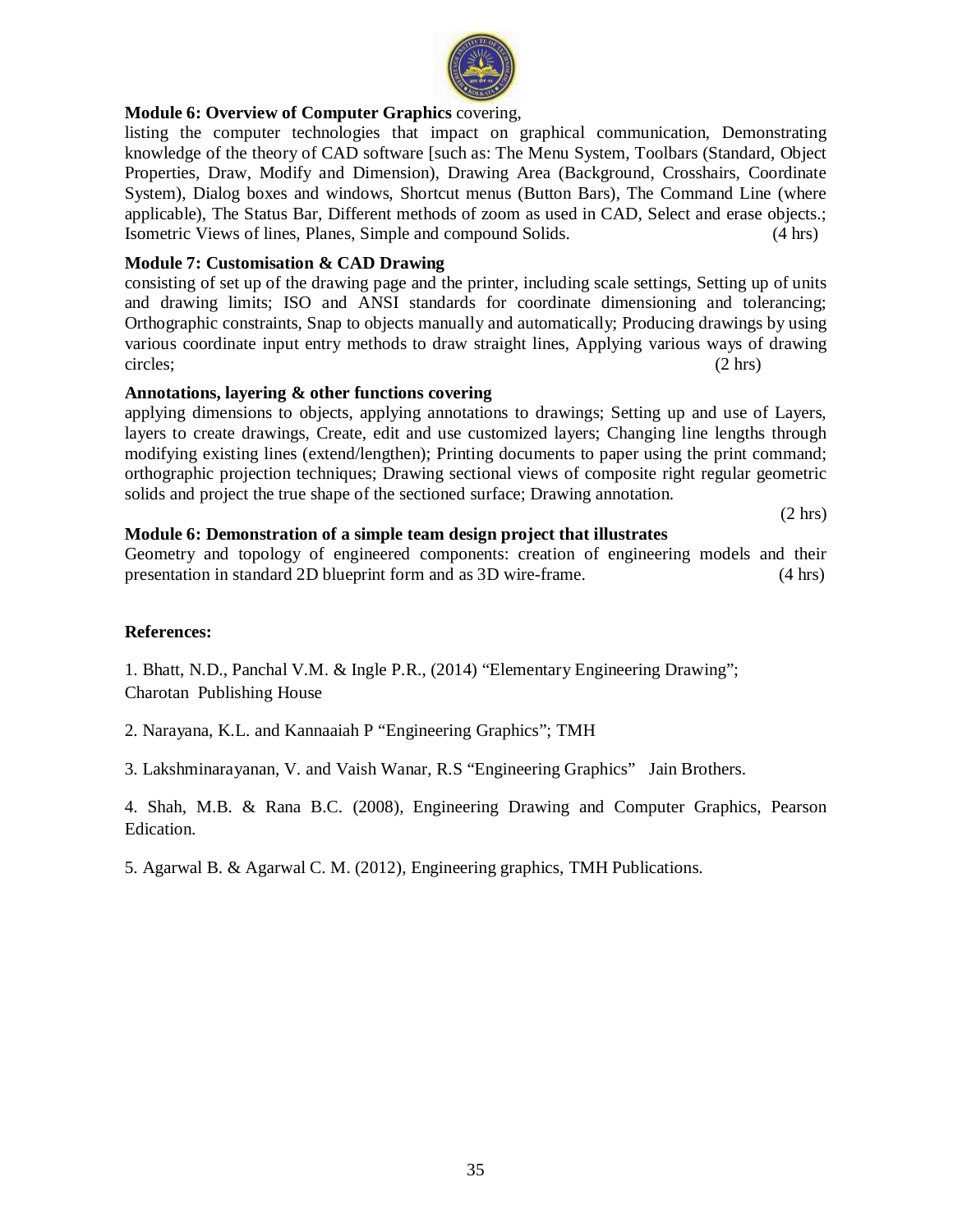**Module 6: Overview of Computer Graphics** covering,

listing the computer technologies that impact on graphical communication, Demonstrating knowledge of the theory of CAD software [such as: The Menu System, Toolbars (Standard, Object Properties, Draw, Modify and Dimension), Drawing Area (Background, Crosshairs, Coordinate System), Dialog boxes and windows, Shortcut menus (Button Bars), The Command Line (where applicable), The Status Bar, Different methods of zoom as used in CAD, Select and erase objects.; Isometric Views of lines, Planes, Simple and compound Solids. (4 hrs)

**Module 7: Customisation & CAD Drawing**

consisting of set up of the drawing page and the printer, including scale settings, Setting up of units and drawing limits; ISO and ANSI standards for coordinate dimensioning and tolerancing; Orthographic constraints, Snap to objects manually and automatically; Producing drawings by using various coordinate input entry methods to draw straight lines, Applying various ways of drawing circles; (2 hrs)

**Annotations, layering & other functions covering**

applying dimensions to objects, applying annotations to drawings; Setting up and use of Layers, layers to create drawings, Create, edit and use customized layers; Changing line lengths through modifying existing lines (extend/lengthen); Printing documents to paper using the print command; orthographic projection techniques; Drawing sectional views of composite right regular geometric solids and project the true shape of the sectioned surface; Drawing annotation.

(2 hrs)

**Module 6: Demonstration of a simple team design project that illustrates**

Geometry and topology of engineered components: creation of engineering models and their presentation in standard 2D blueprint form and as 3D wire-frame. (4 hrs)

**References:**

1. Bhatt, N.D., Panchal V.M. & Ingle P.R., (2014) “Elementary Engineering Drawing”; Charotan Publishing House

2. Narayana, K.L. and Kannaaiah P “Engineering Graphics”; TMH

3. Lakshminarayanan, V. and Vaish Wanar, R.S “Engineering Graphics” Jain Brothers.

4. Shah, M.B. & Rana B.C. (2008), Engineering Drawing and Computer Graphics, Pearson Edication.

5. Agarwal B. & Agarwal C. M. (2012), Engineering graphics, TMH Publications.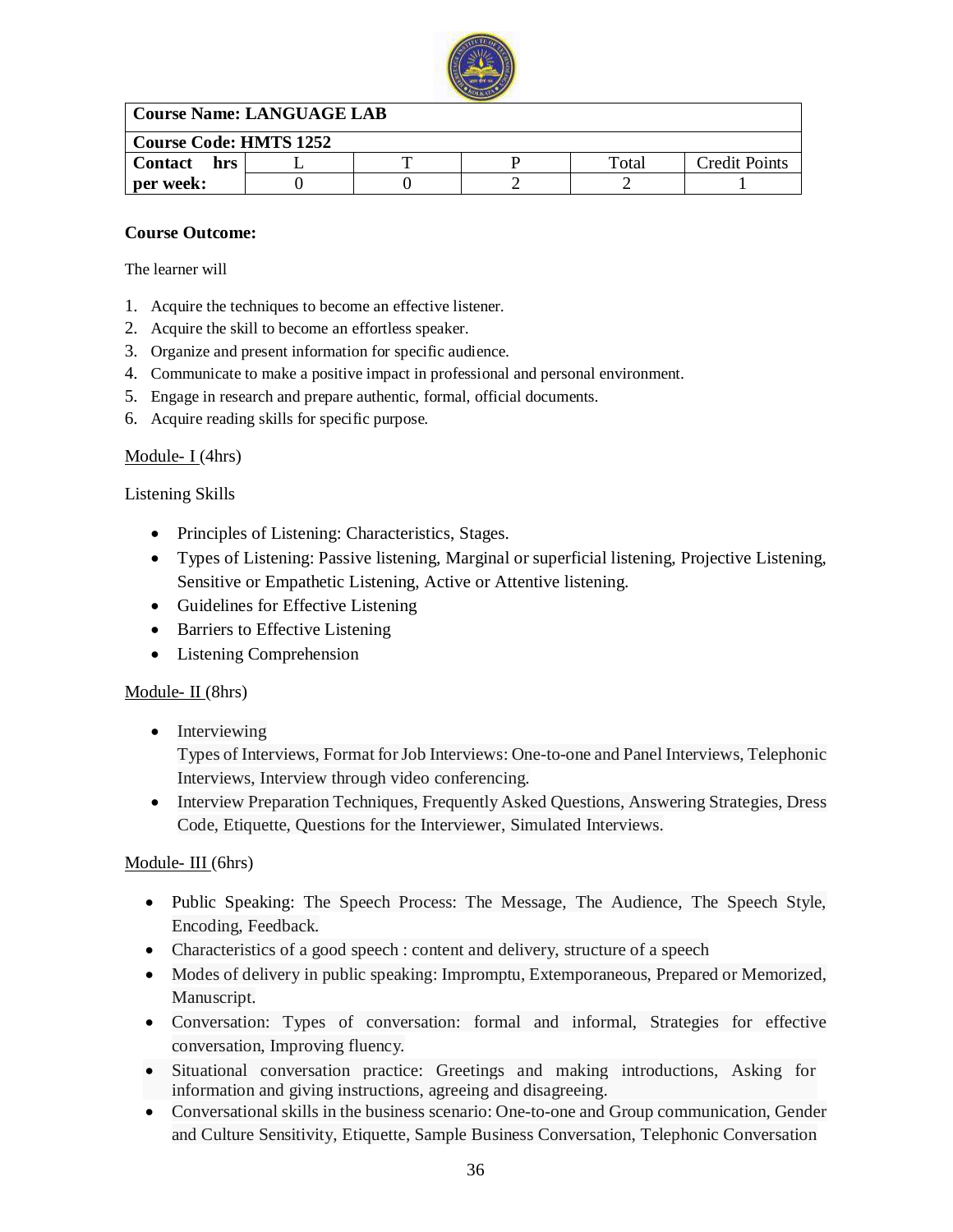| Course Name: LANGUAGE LAB | | | | | |
|---|---|---|---|---|---|
| Course Code: HMTS 1252 | | | | | |
| Contact hrs per week: | L | T | P | Total | Credit Points |
| | 0 | 0 | 2 | 2 | 1 |

**Course Outcome:**

The learner will

1. Acquire the techniques to become an effective listener.
2. Acquire the skill to become an effortless speaker.
3. Organize and present information for specific audience.
4. Communicate to make a positive impact in professional and personal environment.
5. Engage in research and prepare authentic, formal, official documents.
6. Acquire reading skills for specific purpose.

Module- I (4hrs)

Listening Skills

- Principles of Listening: Characteristics, Stages.
- Types of Listening: Passive listening, Marginal or superficial listening, Projective Listening, Sensitive or Empathetic Listening, Active or Attentive listening.
- Guidelines for Effective Listening
- Barriers to Effective Listening
- Listening Comprehension

Module- II (8hrs)

- Interviewing
  Types of Interviews, Format for Job Interviews: One-to-one and Panel Interviews, Telephonic Interviews, Interview through video conferencing.
- Interview Preparation Techniques, Frequently Asked Questions, Answering Strategies, Dress Code, Etiquette, Questions for the Interviewer, Simulated Interviews.

Module- III (6hrs)

- Public Speaking: The Speech Process: The Message, The Audience, The Speech Style, Encoding, Feedback.
- Characteristics of a good speech : content and delivery, structure of a speech
- Modes of delivery in public speaking: Impromptu, Extemporaneous, Prepared or Memorized, Manuscript.
- Conversation: Types of conversation: formal and informal, Strategies for effective conversation, Improving fluency.
- Situational conversation practice: Greetings and making introductions, Asking for information and giving instructions, agreeing and disagreeing.
- Conversational skills in the business scenario: One-to-one and Group communication, Gender and Culture Sensitivity, Etiquette, Sample Business Conversation, Telephonic Conversation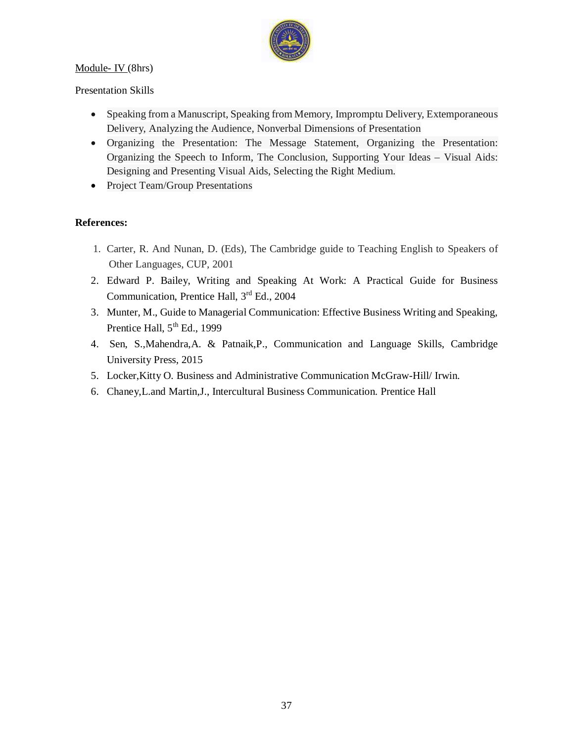Module- IV (8hrs)

Presentation Skills

- Speaking from a Manuscript, Speaking from Memory, Impromptu Delivery, Extemporaneous Delivery, Analyzing the Audience, Nonverbal Dimensions of Presentation
- Organizing the Presentation: The Message Statement, Organizing the Presentation: Organizing the Speech to Inform, The Conclusion, Supporting Your Ideas – Visual Aids: Designing and Presenting Visual Aids, Selecting the Right Medium.
- Project Team/Group Presentations

**References:**

1. Carter, R. And Nunan, D. (Eds), The Cambridge guide to Teaching English to Speakers of Other Languages, CUP, 2001
2. Edward P. Bailey, Writing and Speaking At Work: A Practical Guide for Business Communication, Prentice Hall, 3rd Ed., 2004
3. Munter, M., Guide to Managerial Communication: Effective Business Writing and Speaking, Prentice Hall, 5th Ed., 1999
4. Sen, S.,Mahendra,A. & Patnaik,P., Communication and Language Skills, Cambridge University Press, 2015
5. Locker,Kitty O. Business and Administrative Communication McGraw-Hill/ Irwin.
6. Chaney,L.and Martin,J., Intercultural Business Communication. Prentice Hall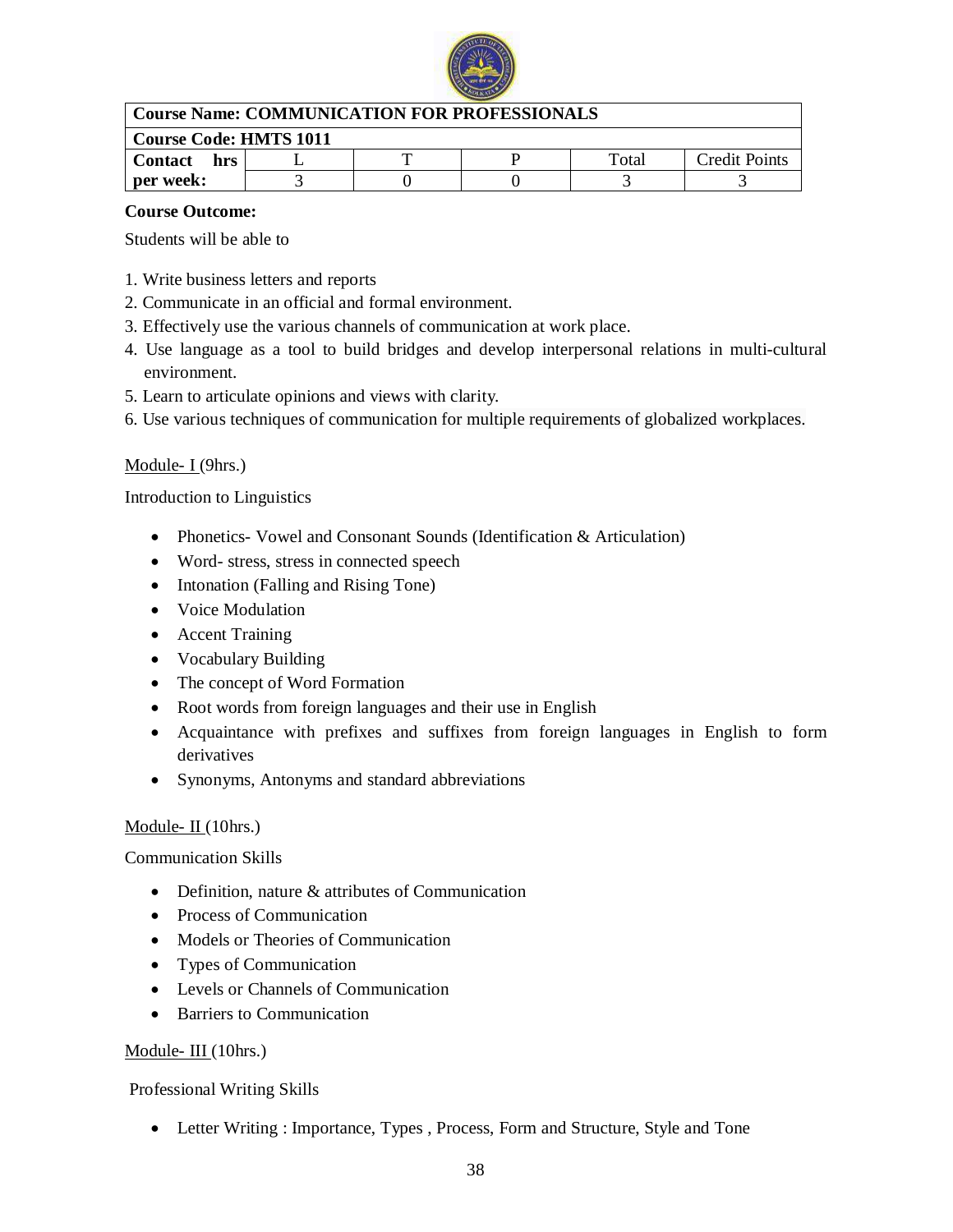| Course Name: COMMUNICATION FOR PROFESSIONALS | | | | | |
|---|---|---|---|---|---|
| Course Code: HMTS 1011 | | | | | |
| Contact hrs per week: | L | T | P | Total | Credit Points |
| | 3 | 0 | 0 | 3 | 3 |

**Course Outcome:**

Students will be able to

1. Write business letters and reports
2. Communicate in an official and formal environment.
3. Effectively use the various channels of communication at work place.
4. Use language as a tool to build bridges and develop interpersonal relations in multi-cultural environment.
5. Learn to articulate opinions and views with clarity.
6. Use various techniques of communication for multiple requirements of globalized workplaces.

Module- I (9hrs.)

Introduction to Linguistics

- Phonetics- Vowel and Consonant Sounds (Identification & Articulation)
- Word- stress, stress in connected speech
- Intonation (Falling and Rising Tone)
- Voice Modulation
- Accent Training
- Vocabulary Building
- The concept of Word Formation
- Root words from foreign languages and their use in English
- Acquaintance with prefixes and suffixes from foreign languages in English to form derivatives
- Synonyms, Antonyms and standard abbreviations

Module- II (10hrs.)

Communication Skills

- Definition, nature & attributes of Communication
- Process of Communication
- Models or Theories of Communication
- Types of Communication
- Levels or Channels of Communication
- Barriers to Communication

Module- III (10hrs.)

Professional Writing Skills

- Letter Writing : Importance, Types , Process, Form and Structure, Style and Tone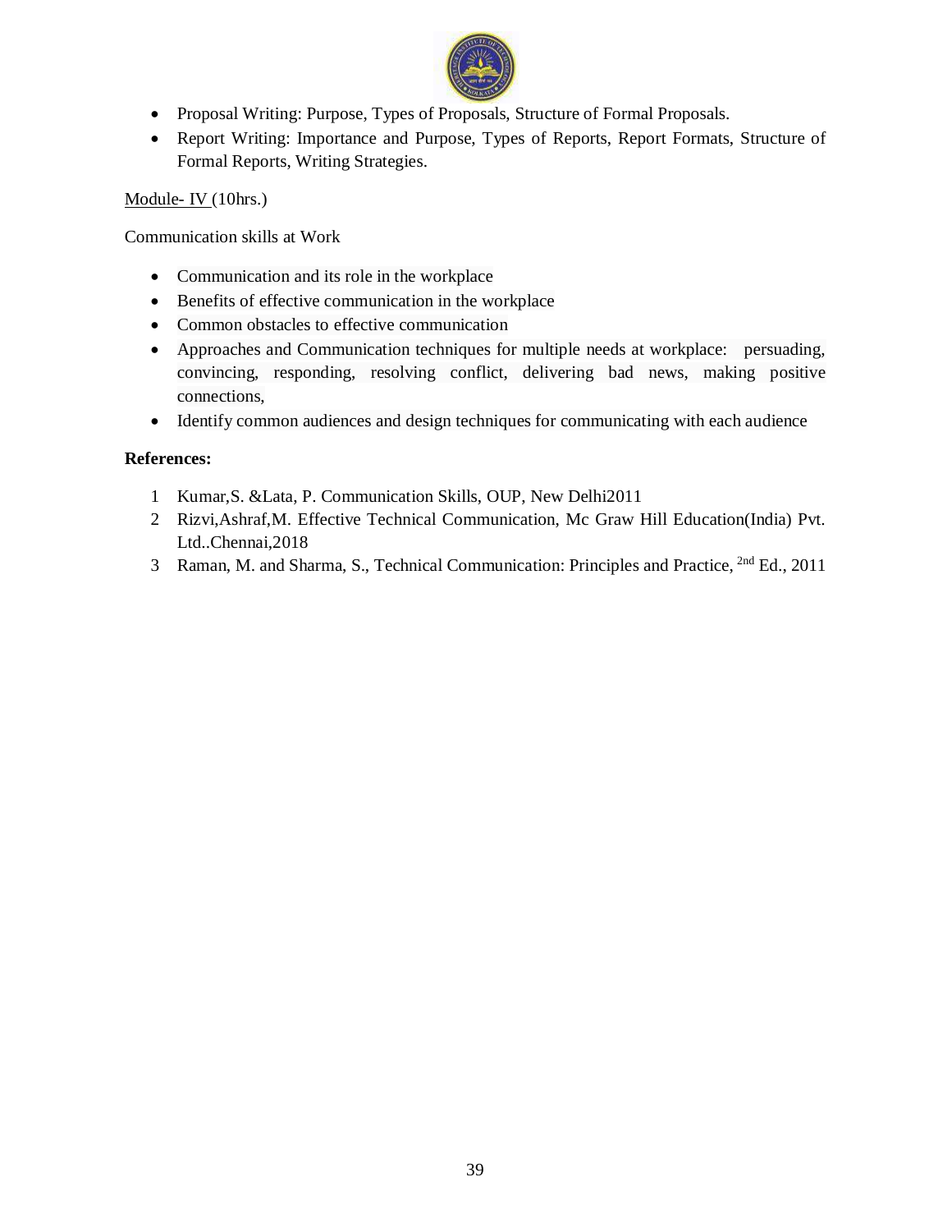- Proposal Writing: Purpose, Types of Proposals, Structure of Formal Proposals.
- Report Writing: Importance and Purpose, Types of Reports, Report Formats, Structure of Formal Reports, Writing Strategies.

Module- IV (10hrs.)

Communication skills at Work

- Communication and its role in the workplace
- Benefits of effective communication in the workplace
- Common obstacles to effective communication
- Approaches and Communication techniques for multiple needs at workplace: persuading, convincing, responding, resolving conflict, delivering bad news, making positive connections,
- Identify common audiences and design techniques for communicating with each audience

**References:**

1. Kumar,S. &Lata, P. Communication Skills, OUP, New Delhi2011
2. Rizvi,Ashraf,M. Effective Technical Communication, Mc Graw Hill Education(India) Pvt. Ltd..Chennai,2018
3. Raman, M. and Sharma, S., Technical Communication: Principles and Practice, 2nd Ed., 2011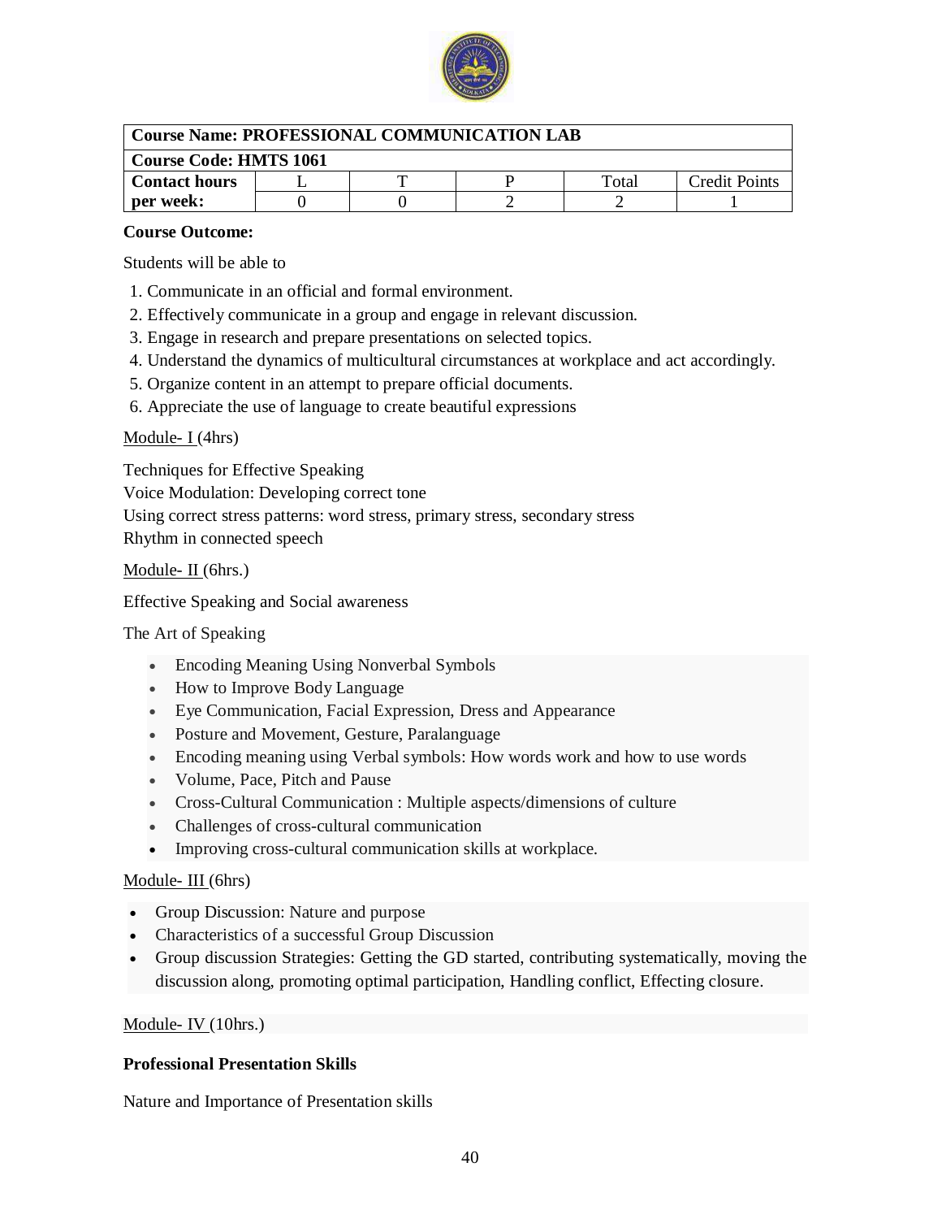| Course Name: PROFESSIONAL COMMUNICATION LAB | | | | | |
|---|---|---|---|---|---|
| Course Code: HMTS 1061 | | | | | |
| Contact hours per week: | L | T | P | Total | Credit Points |
| | 0 | 0 | 2 | 2 | 1 |

**Course Outcome:**

Students will be able to

1. Communicate in an official and formal environment.
2. Effectively communicate in a group and engage in relevant discussion.
3. Engage in research and prepare presentations on selected topics.
4. Understand the dynamics of multicultural circumstances at workplace and act accordingly.
5. Organize content in an attempt to prepare official documents.
6. Appreciate the use of language to create beautiful expressions

Module- I (4hrs)

Techniques for Effective Speaking
Voice Modulation: Developing correct tone
Using correct stress patterns: word stress, primary stress, secondary stress
Rhythm in connected speech

Module- II (6hrs.)

Effective Speaking and Social awareness

The Art of Speaking

- Encoding Meaning Using Nonverbal Symbols
- How to Improve Body Language
- Eye Communication, Facial Expression, Dress and Appearance
- Posture and Movement, Gesture, Paralanguage
- Encoding meaning using Verbal symbols: How words work and how to use words
- Volume, Pace, Pitch and Pause
- Cross-Cultural Communication : Multiple aspects/dimensions of culture
- Challenges of cross-cultural communication
- Improving cross-cultural communication skills at workplace.

Module- III (6hrs)

- Group Discussion: Nature and purpose
- Characteristics of a successful Group Discussion
- Group discussion Strategies: Getting the GD started, contributing systematically, moving the discussion along, promoting optimal participation, Handling conflict, Effecting closure.

Module- IV (10hrs.)

**Professional Presentation Skills**

Nature and Importance of Presentation skills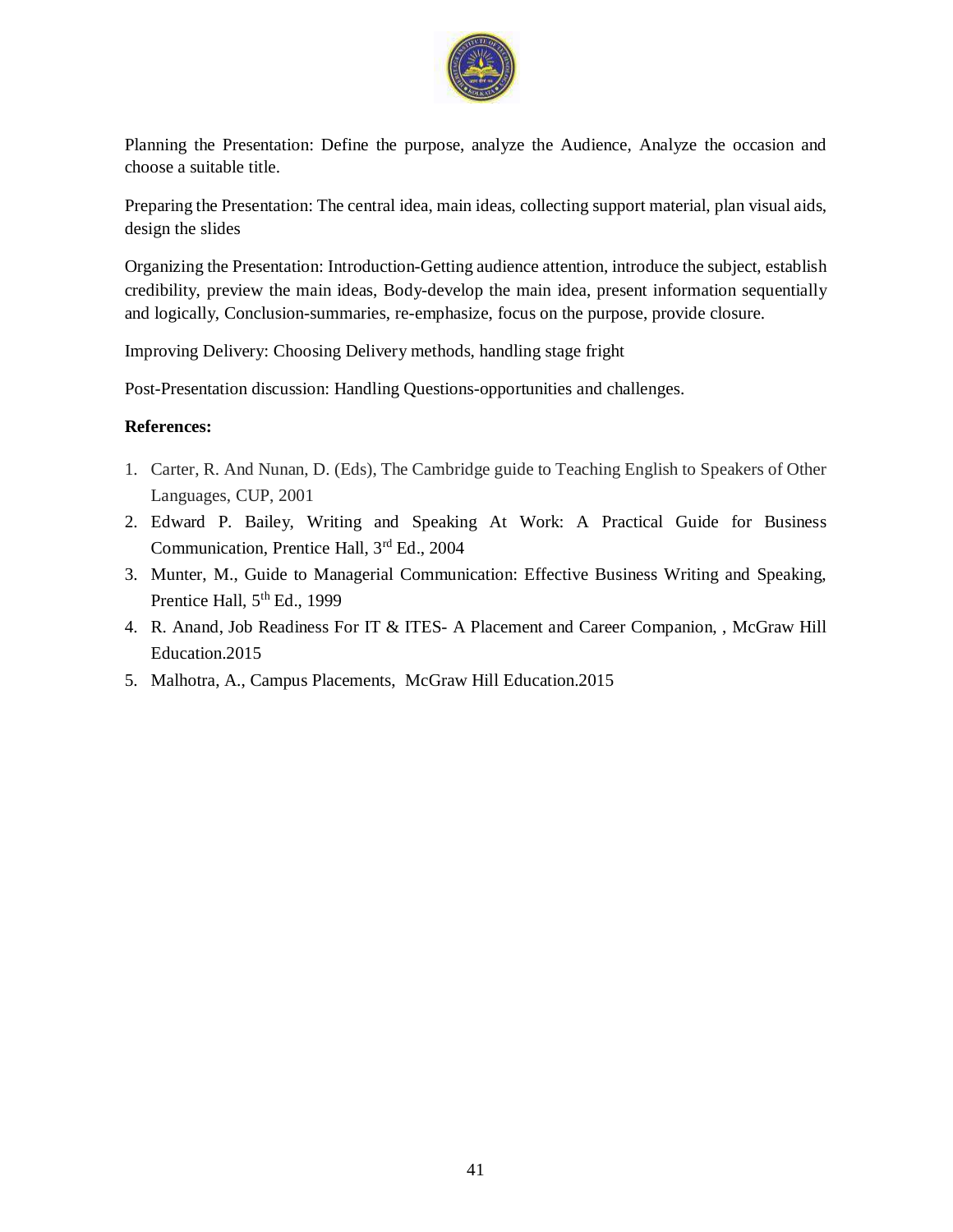Planning the Presentation: Define the purpose, analyze the Audience, Analyze the occasion and choose a suitable title.

Preparing the Presentation: The central idea, main ideas, collecting support material, plan visual aids, design the slides

Organizing the Presentation: Introduction-Getting audience attention, introduce the subject, establish credibility, preview the main ideas, Body-develop the main idea, present information sequentially and logically, Conclusion-summaries, re-emphasize, focus on the purpose, provide closure.

Improving Delivery: Choosing Delivery methods, handling stage fright

Post-Presentation discussion: Handling Questions-opportunities and challenges.

**References:**

1. Carter, R. And Nunan, D. (Eds), The Cambridge guide to Teaching English to Speakers of Other Languages, CUP, 2001
2. Edward P. Bailey, Writing and Speaking At Work: A Practical Guide for Business Communication, Prentice Hall, 3rd Ed., 2004
3. Munter, M., Guide to Managerial Communication: Effective Business Writing and Speaking, Prentice Hall, 5th Ed., 1999
4. R. Anand, Job Readiness For IT & ITES- A Placement and Career Companion, , McGraw Hill Education.2015
5. Malhotra, A., Campus Placements, McGraw Hill Education.2015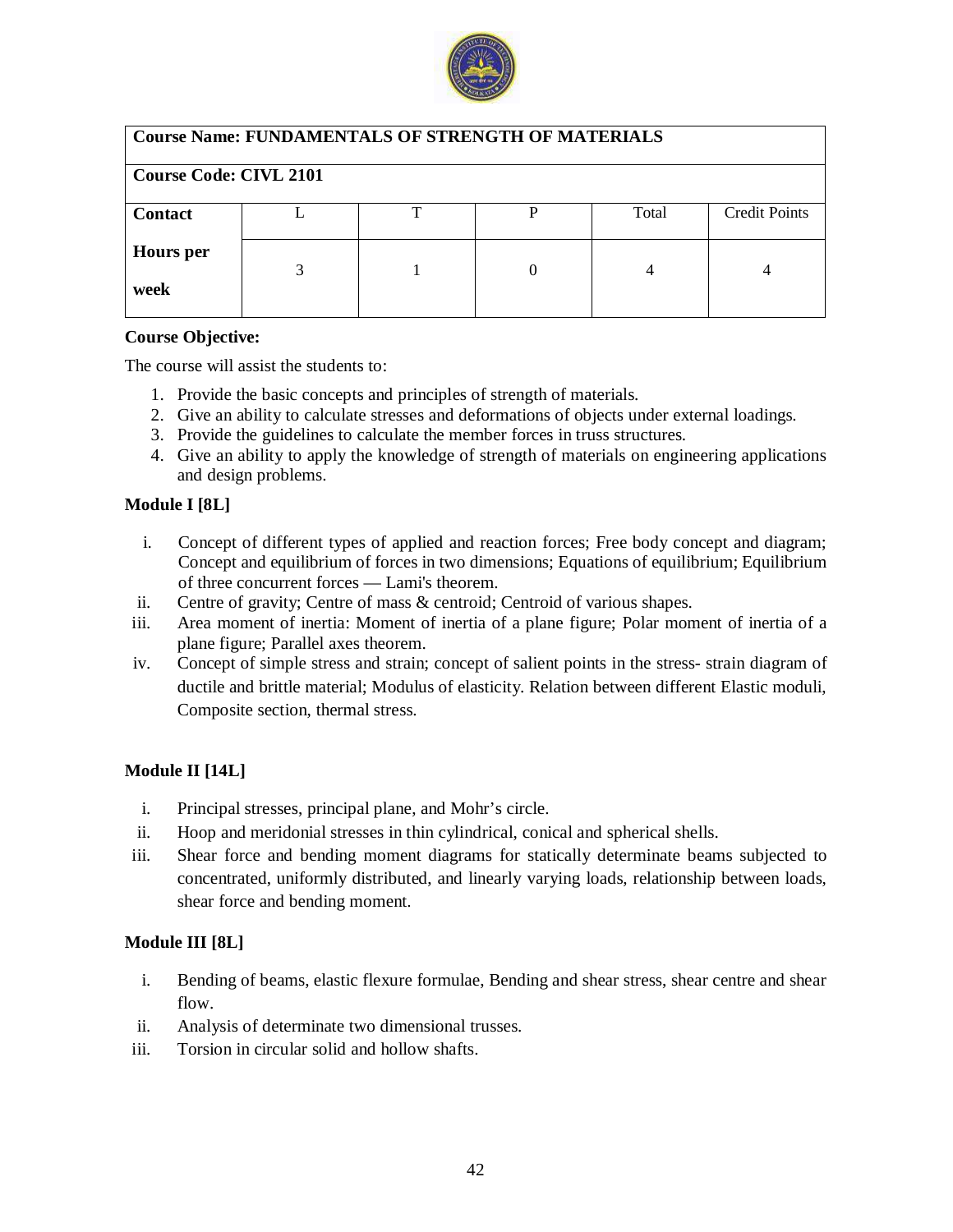| Course Name: FUNDAMENTALS OF STRENGTH OF MATERIALS | | | | | |
|---|---|---|---|---|---|
| **Course Code: CIVL 2101** | | | | | |
| **Contact Hours per week** | L | T | P | Total | Credit Points |
| | 3 | 1 | 0 | 4 | 4 |

**Course Objective:**

The course will assist the students to:

1. Provide the basic concepts and principles of strength of materials.
2. Give an ability to calculate stresses and deformations of objects under external loadings.
3. Provide the guidelines to calculate the member forces in truss structures.
4. Give an ability to apply the knowledge of strength of materials on engineering applications and design problems.

**Module I [8L]**

i. Concept of different types of applied and reaction forces; Free body concept and diagram; Concept and equilibrium of forces in two dimensions; Equations of equilibrium; Equilibrium of three concurrent forces — Lami's theorem.
ii. Centre of gravity; Centre of mass & centroid; Centroid of various shapes.
iii. Area moment of inertia: Moment of inertia of a plane figure; Polar moment of inertia of a plane figure; Parallel axes theorem.
iv. Concept of simple stress and strain; concept of salient points in the stress- strain diagram of ductile and brittle material; Modulus of elasticity. Relation between different Elastic moduli, Composite section, thermal stress.

**Module II [14L]**

i. Principal stresses, principal plane, and Mohr's circle.
ii. Hoop and meridonial stresses in thin cylindrical, conical and spherical shells.
iii. Shear force and bending moment diagrams for statically determinate beams subjected to concentrated, uniformly distributed, and linearly varying loads, relationship between loads, shear force and bending moment.

**Module III [8L]**

i. Bending of beams, elastic flexure formulae, Bending and shear stress, shear centre and shear flow.
ii. Analysis of determinate two dimensional trusses.
iii. Torsion in circular solid and hollow shafts.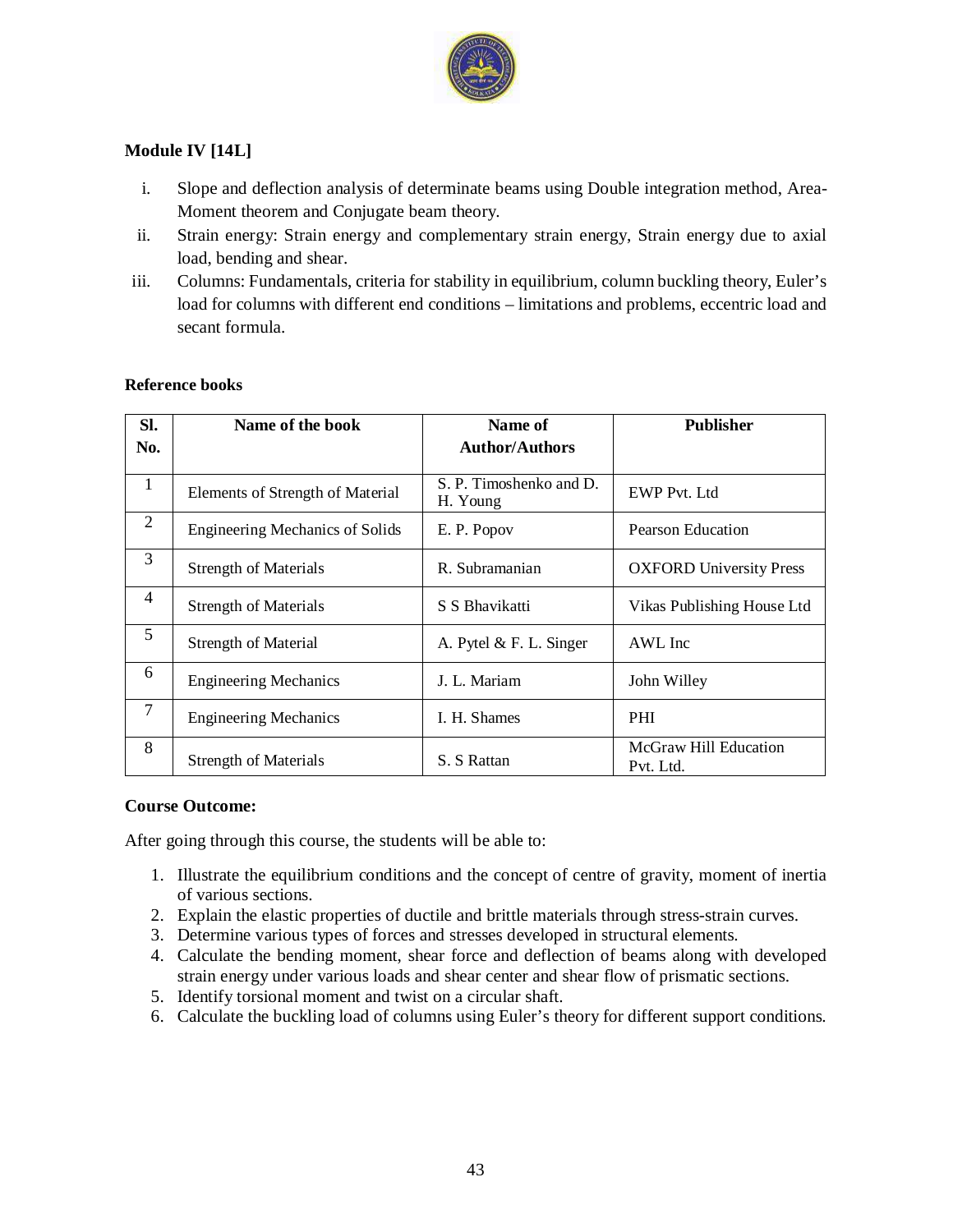**Module IV [14L]**

i. Slope and deflection analysis of determinate beams using Double integration method, Area-Moment theorem and Conjugate beam theory.
ii. Strain energy: Strain energy and complementary strain energy, Strain energy due to axial load, bending and shear.
iii. Columns: Fundamentals, criteria for stability in equilibrium, column buckling theory, Euler's load for columns with different end conditions – limitations and problems, eccentric load and secant formula.

**Reference books**

| Sl. No. | Name of the book | Name of Author/Authors | Publisher |
|---|---|---|---|
| 1 | Elements of Strength of Material | S. P. Timoshenko and D. H. Young | EWP Pvt. Ltd |
| 2 | Engineering Mechanics of Solids | E. P. Popov | Pearson Education |
| 3 | Strength of Materials | R. Subramanian | OXFORD University Press |
| 4 | Strength of Materials | S S Bhavikatti | Vikas Publishing House Ltd |
| 5 | Strength of Material | A. Pytel & F. L. Singer | AWL Inc |
| 6 | Engineering Mechanics | J. L. Mariam | John Willey |
| 7 | Engineering Mechanics | I. H. Shames | PHI |
| 8 | Strength of Materials | S. S Rattan | McGraw Hill Education Pvt. Ltd. |

**Course Outcome:**

After going through this course, the students will be able to:

1. Illustrate the equilibrium conditions and the concept of centre of gravity, moment of inertia of various sections.
2. Explain the elastic properties of ductile and brittle materials through stress-strain curves.
3. Determine various types of forces and stresses developed in structural elements.
4. Calculate the bending moment, shear force and deflection of beams along with developed strain energy under various loads and shear center and shear flow of prismatic sections.
5. Identify torsional moment and twist on a circular shaft.
6. Calculate the buckling load of columns using Euler's theory for different support conditions.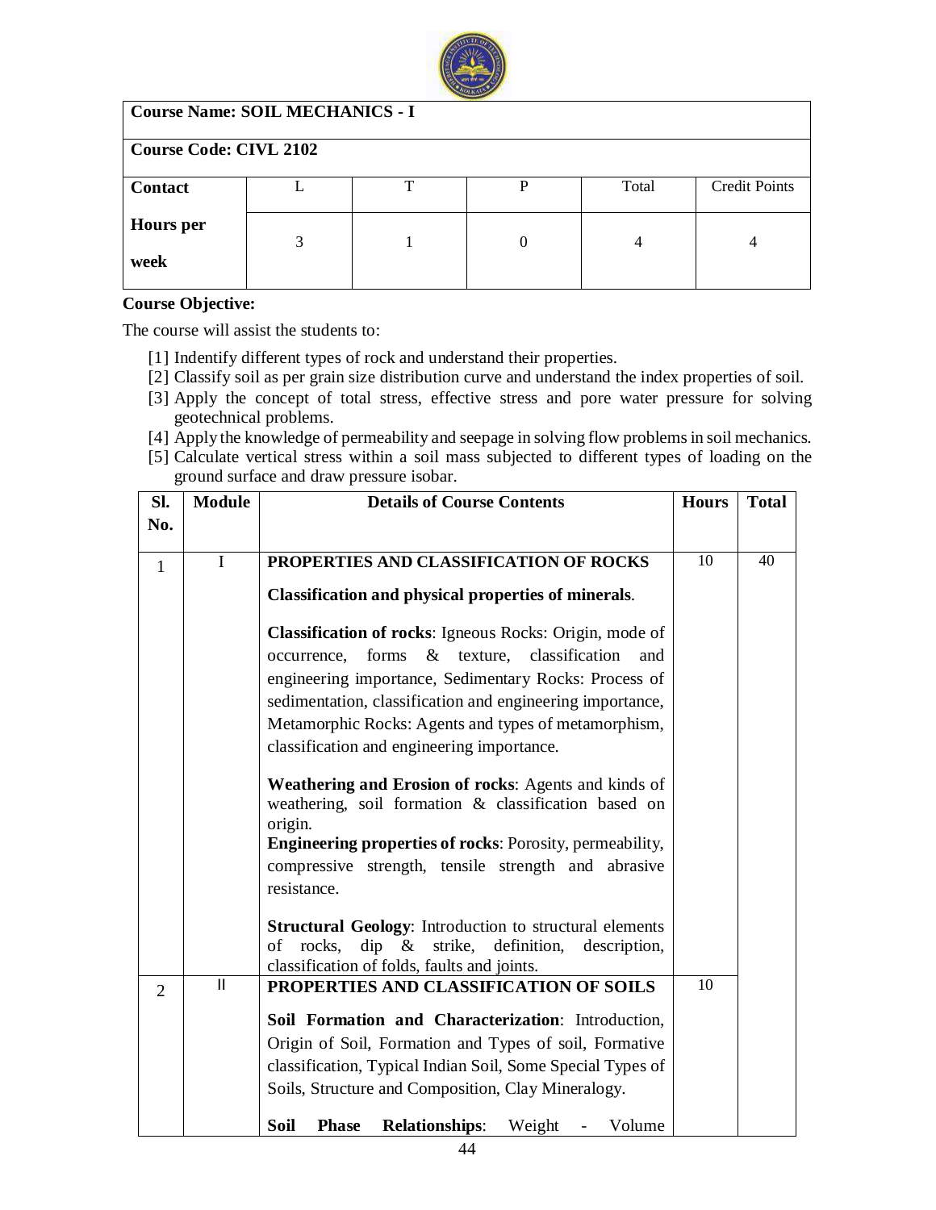| **Course Name: SOIL MECHANICS - I** | | | | | |
|---|---|---|---|---|---|
| **Course Code: CIVL 2102** | | | | | |
| **Contact Hours per week** | L | T | P | Total | Credit Points |
| | 3 | 1 | 0 | 4 | 4 |

**Course Objective:**

The course will assist the students to:

[1] Indentify different types of rock and understand their properties.
[2] Classify soil as per grain size distribution curve and understand the index properties of soil.
[3] Apply the concept of total stress, effective stress and pore water pressure for solving geotechnical problems.
[4] Apply the knowledge of permeability and seepage in solving flow problems in soil mechanics.
[5] Calculate vertical stress within a soil mass subjected to different types of loading on the ground surface and draw pressure isobar.

| Sl. No. | Module | Details of Course Contents | Hours | Total |
|---|---|---|---|---|
| 1 | I | **PROPERTIES AND CLASSIFICATION OF ROCKS**<br><br>**Classification and physical properties of minerals**.<br><br>**Classification of rocks**: Igneous Rocks: Origin, mode of occurrence, forms & texture, classification and engineering importance, Sedimentary Rocks: Process of sedimentation, classification and engineering importance, Metamorphic Rocks: Agents and types of metamorphism, classification and engineering importance.<br><br>**Weathering and Erosion of rocks**: Agents and kinds of weathering, soil formation & classification based on origin.<br>**Engineering properties of rocks**: Porosity, permeability, compressive strength, tensile strength and abrasive resistance.<br><br>**Structural Geology**: Introduction to structural elements of rocks, dip & strike, definition, description, classification of folds, faults and joints. | 10 | 40 |
| 2 | II | **PROPERTIES AND CLASSIFICATION OF SOILS**<br><br>**Soil Formation and Characterization**: Introduction, Origin of Soil, Formation and Types of soil, Formative classification, Typical Indian Soil, Some Special Types of Soils, Structure and Composition, Clay Mineralogy.<br><br>**Soil Phase Relationships**: Weight - Volume | 10 | |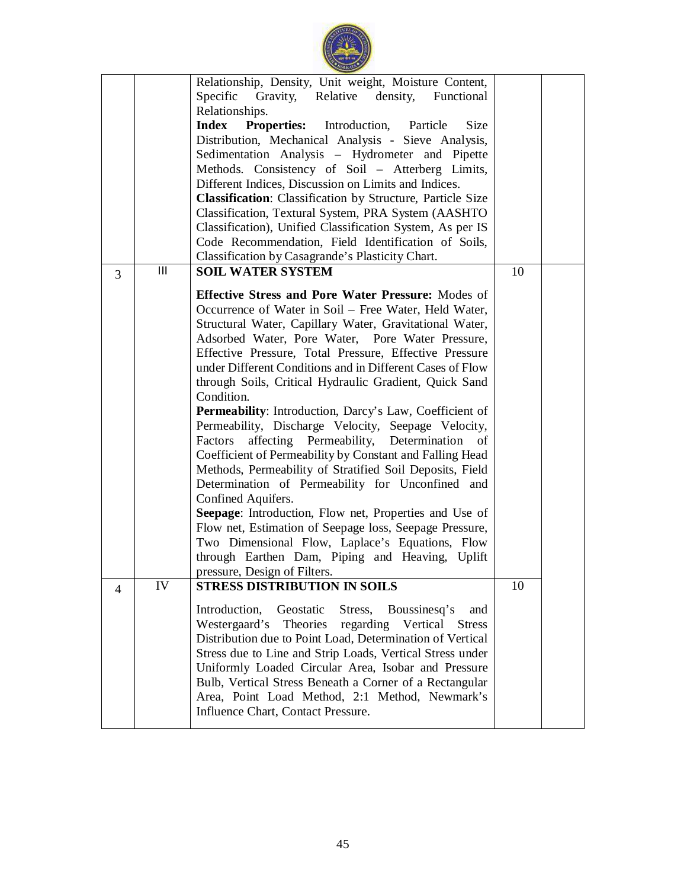| | | | | |
|---|---|---|---|---|
| | | Relationship, Density, Unit weight, Moisture Content, Specific Gravity, Relative density, Functional Relationships.<br>**Index Properties:** Introduction, Particle Size Distribution, Mechanical Analysis - Sieve Analysis, Sedimentation Analysis – Hydrometer and Pipette Methods. Consistency of Soil – Atterberg Limits, Different Indices, Discussion on Limits and Indices.<br>**Classification**: Classification by Structure, Particle Size Classification, Textural System, PRA System (AASHTO Classification), Unified Classification System, As per IS Code Recommendation, Field Identification of Soils, Classification by Casagrande's Plasticity Chart. | | |
| 3 | III | **SOIL WATER SYSTEM**<br>**Effective Stress and Pore Water Pressure:** Modes of Occurrence of Water in Soil – Free Water, Held Water, Structural Water, Capillary Water, Gravitational Water, Adsorbed Water, Pore Water, Pore Water Pressure, Effective Pressure, Total Pressure, Effective Pressure under Different Conditions and in Different Cases of Flow through Soils, Critical Hydraulic Gradient, Quick Sand Condition.<br>**Permeability**: Introduction, Darcy's Law, Coefficient of Permeability, Discharge Velocity, Seepage Velocity, Factors affecting Permeability, Determination of Coefficient of Permeability by Constant and Falling Head Methods, Permeability of Stratified Soil Deposits, Field Determination of Permeability for Unconfined and Confined Aquifers.<br>**Seepage**: Introduction, Flow net, Properties and Use of Flow net, Estimation of Seepage loss, Seepage Pressure, Two Dimensional Flow, Laplace's Equations, Flow through Earthen Dam, Piping and Heaving, Uplift pressure, Design of Filters. | 10 | |
| 4 | IV | **STRESS DISTRIBUTION IN SOILS**<br>Introduction, Geostatic Stress, Boussinesq's and Westergaard's Theories regarding Vertical Stress Distribution due to Point Load, Determination of Vertical Stress due to Line and Strip Loads, Vertical Stress under Uniformly Loaded Circular Area, Isobar and Pressure Bulb, Vertical Stress Beneath a Corner of a Rectangular Area, Point Load Method, 2:1 Method, Newmark's Influence Chart, Contact Pressure. | 10 | |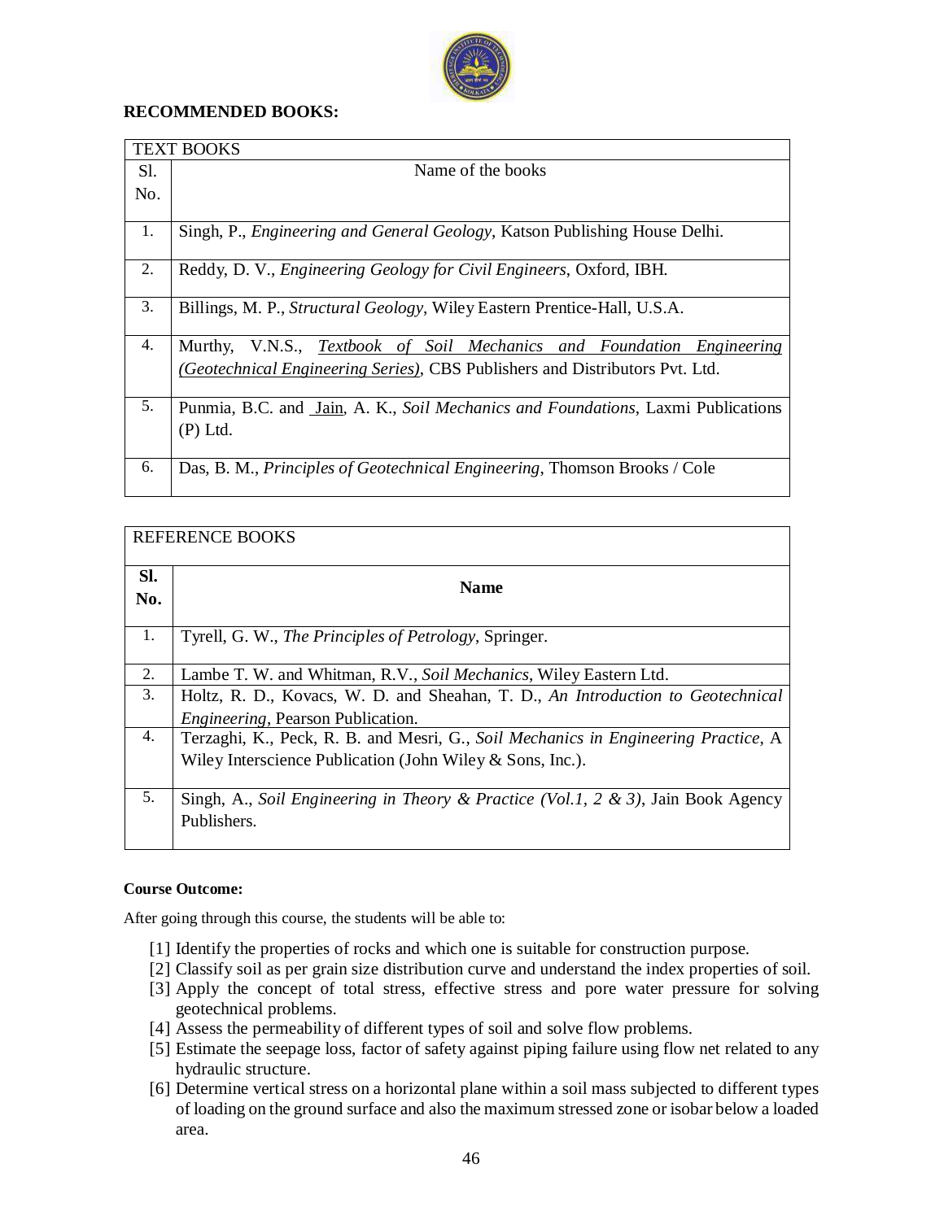**RECOMMENDED BOOKS:**

| TEXT BOOKS | |
|---|---|
| Sl. No. | Name of the books |
| 1. | Singh, P., *Engineering and General Geology*, Katson Publishing House Delhi. |
| 2. | Reddy, D. V., *Engineering Geology for Civil Engineers*, Oxford, IBH. |
| 3. | Billings, M. P., *Structural Geology*, Wiley Eastern Prentice-Hall, U.S.A. |
| 4. | Murthy, V.N.S., *Textbook of Soil Mechanics and Foundation Engineering (Geotechnical Engineering Series)*, CBS Publishers and Distributors Pvt. Ltd. |
| 5. | Punmia, B.C. and Jain, A. K., *Soil Mechanics and Foundations*, Laxmi Publications (P) Ltd. |
| 6. | Das, B. M., *Principles of Geotechnical Engineering*, Thomson Brooks / Cole |

| REFERENCE BOOKS | |
|---|---|
| **Sl. No.** | **Name** |
| 1. | Tyrell, G. W., *The Principles of Petrology*, Springer. |
| 2. | Lambe T. W. and Whitman, R.V., *Soil Mechanics*, Wiley Eastern Ltd. |
| 3. | Holtz, R. D., Kovacs, W. D. and Sheahan, T. D., *An Introduction to Geotechnical Engineering*, Pearson Publication. |
| 4. | Terzaghi, K., Peck, R. B. and Mesri, G., *Soil Mechanics in Engineering Practice*, A Wiley Interscience Publication (John Wiley & Sons, Inc.). |
| 5. | Singh, A., *Soil Engineering in Theory & Practice (Vol.1, 2 & 3)*, Jain Book Agency Publishers. |

**Course Outcome:**

After going through this course, the students will be able to:

[1] Identify the properties of rocks and which one is suitable for construction purpose.

[2] Classify soil as per grain size distribution curve and understand the index properties of soil.

[3] Apply the concept of total stress, effective stress and pore water pressure for solving geotechnical problems.

[4] Assess the permeability of different types of soil and solve flow problems.

[5] Estimate the seepage loss, factor of safety against piping failure using flow net related to any hydraulic structure.

[6] Determine vertical stress on a horizontal plane within a soil mass subjected to different types of loading on the ground surface and also the maximum stressed zone or isobar below a loaded area.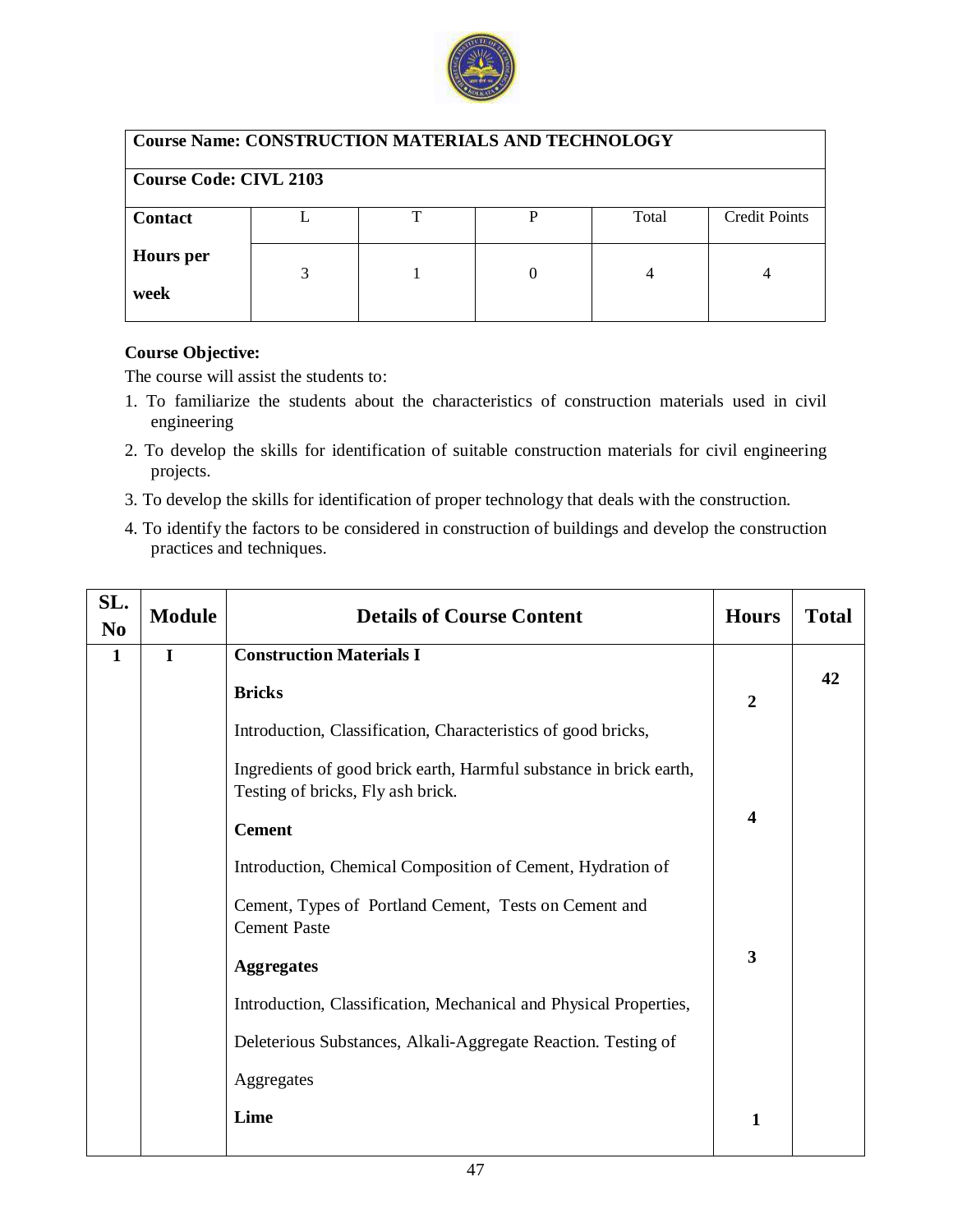| Course Name: CONSTRUCTION MATERIALS AND TECHNOLOGY | | | | | |
|---|---|---|---|---|---|
| **Course Code: CIVL 2103** | | | | | |
| **Contact Hours per week** | L | T | P | Total | Credit Points |
| | 3 | 1 | 0 | 4 | 4 |

**Course Objective:**

The course will assist the students to:

1. To familiarize the students about the characteristics of construction materials used in civil engineering
2. To develop the skills for identification of suitable construction materials for civil engineering projects.
3. To develop the skills for identification of proper technology that deals with the construction.
4. To identify the factors to be considered in construction of buildings and develop the construction practices and techniques.

| SL. No | Module | Details of Course Content | Hours | Total |
|---|---|---|---|---|
| 1 | I | **Construction Materials I** | | 42 |
| | | **Bricks**<br>Introduction, Classification, Characteristics of good bricks,<br>Ingredients of good brick earth, Harmful substance in brick earth, Testing of bricks, Fly ash brick. | 2 | |
| | | **Cement**<br>Introduction, Chemical Composition of Cement, Hydration of Cement, Types of Portland Cement, Tests on Cement and Cement Paste | 4 | |
| | | **Aggregates**<br>Introduction, Classification, Mechanical and Physical Properties, Deleterious Substances, Alkali-Aggregate Reaction. Testing of Aggregates | 3 | |
| | | **Lime** | 1 | |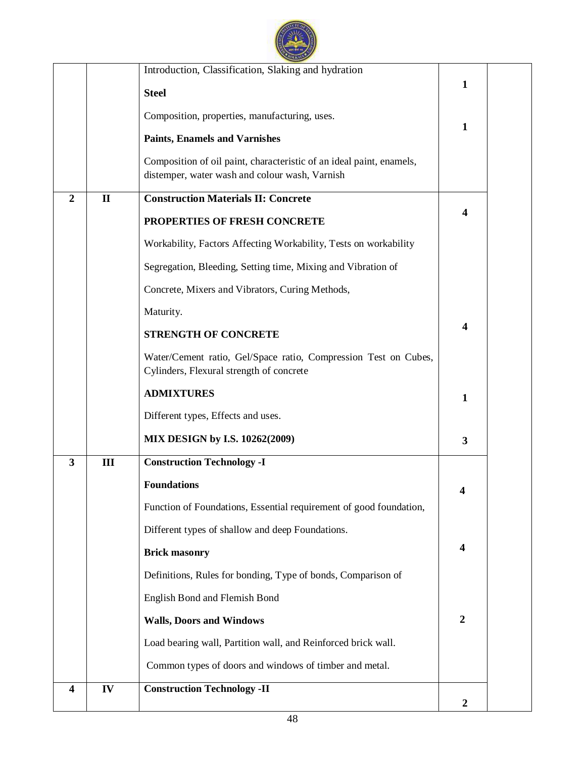| | | | | |
|---|---|---|---|---|
| | | Introduction, Classification, Slaking and hydration<br>**Steel**<br>Composition, properties, manufacturing, uses. | 1 | |
| | | **Paints, Enamels and Varnishes**<br>Composition of oil paint, characteristic of an ideal paint, enamels, distemper, water wash and colour wash, Varnish | 1 | |
| 2 | II | **Construction Materials II: Concrete**<br>**PROPERTIES OF FRESH CONCRETE**<br>Workability, Factors Affecting Workability, Tests on workability<br>Segregation, Bleeding, Setting time, Mixing and Vibration of Concrete, Mixers and Vibrators, Curing Methods, Maturity. | 4 | |
| | | **STRENGTH OF CONCRETE**<br>Water/Cement ratio, Gel/Space ratio, Compression Test on Cubes, Cylinders, Flexural strength of concrete | 4 | |
| | | **ADMIXTURES**<br>Different types, Effects and uses. | 1 | |
| | | **MIX DESIGN by I.S. 10262(2009)** | 3 | |
| 3 | III | **Construction Technology -I**<br>**Foundations**<br>Function of Foundations, Essential requirement of good foundation, Different types of shallow and deep Foundations. | 4 | |
| | | **Brick masonry**<br>Definitions, Rules for bonding, Type of bonds, Comparison of English Bond and Flemish Bond | 4 | |
| | | **Walls, Doors and Windows**<br>Load bearing wall, Partition wall, and Reinforced brick wall.<br>Common types of doors and windows of timber and metal. | 2 | |
| 4 | IV | **Construction Technology -II** | 2 | |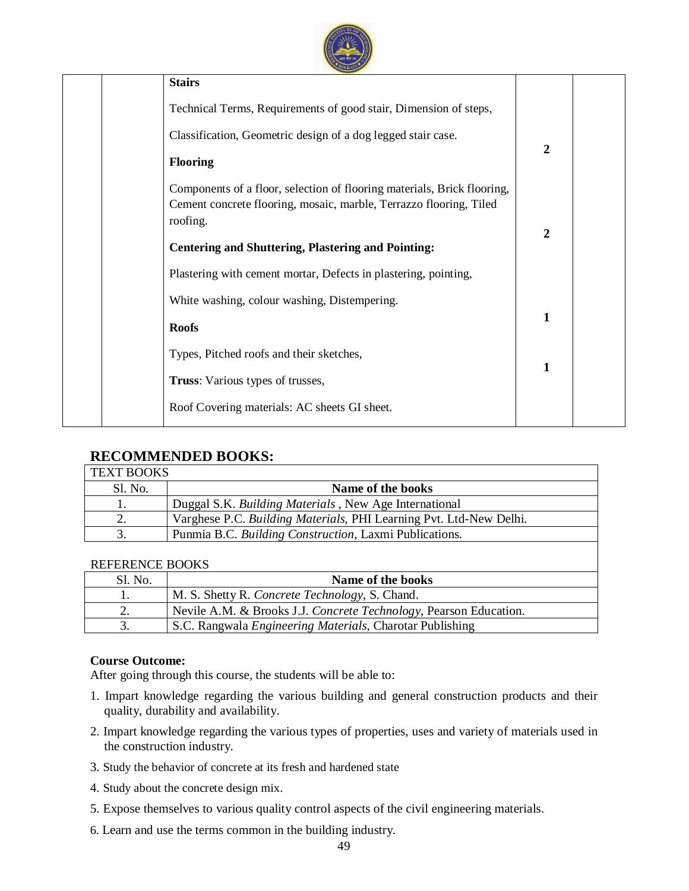| | | Content | Hours | |
|---|---|---|---|---|
| | | **Stairs**<br><br>Technical Terms, Requirements of good stair, Dimension of steps,<br><br>Classification, Geometric design of a dog legged stair case. | **2** | |
| | | **Flooring**<br><br>Components of a floor, selection of flooring materials, Brick flooring, Cement concrete flooring, mosaic, marble, Terrazzo flooring, Tiled roofing. | **2** | |
| | | **Centering and Shuttering, Plastering and Pointing:**<br><br>Plastering with cement mortar, Defects in plastering, pointing,<br><br>White washing, colour washing, Distempering. | **1** | |
| | | **Roofs**<br><br>Types, Pitched roofs and their sketches,<br><br>**Truss**: Various types of trusses,<br><br>Roof Covering materials: AC sheets GI sheet. | **1** | |

## RECOMMENDED BOOKS:

TEXT BOOKS

| Sl. No. | Name of the books |
|---|---|
| 1. | Duggal S.K. *Building Materials* , New Age International |
| 2. | Varghese P.C. *Building Materials*, PHI Learning Pvt. Ltd-New Delhi. |
| 3. | Punmia B.C. *Building Construction*, Laxmi Publications. |

REFERENCE BOOKS

| Sl. No. | Name of the books |
|---|---|
| 1. | M. S. Shetty R. *Concrete Technology*, S. Chand. |
| 2. | Nevile A.M. & Brooks J.J. *Concrete Technology*, Pearson Education. |
| 3. | S.C. Rangwala *Engineering Materials*, Charotar Publishing |

**Course Outcome:**

After going through this course, the students will be able to:

1. Impart knowledge regarding the various building and general construction products and their quality, durability and availability.
2. Impart knowledge regarding the various types of properties, uses and variety of materials used in the construction industry.
3. Study the behavior of concrete at its fresh and hardened state
4. Study about the concrete design mix.
5. Expose themselves to various quality control aspects of the civil engineering materials.
6. Learn and use the terms common in the building industry.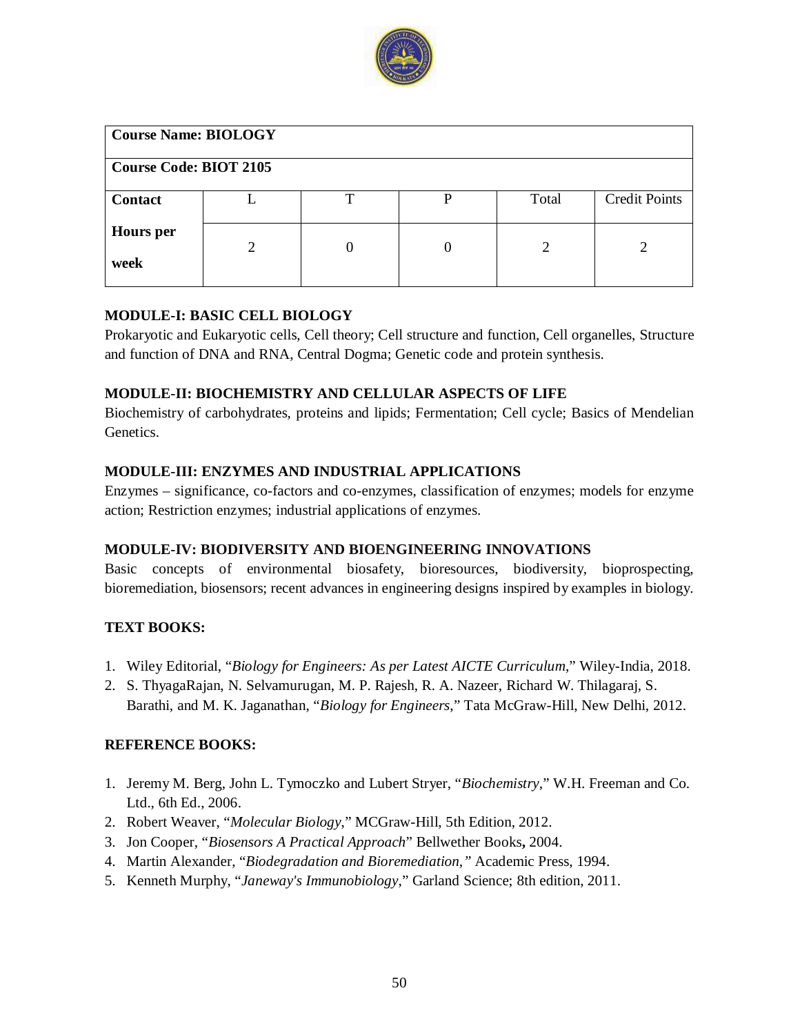| Course Name: BIOLOGY | | | | | |
|---|---|---|---|---|---|
| **Course Code: BIOT 2105** | | | | | |
| **Contact Hours per week** | L | T | P | Total | Credit Points |
| | 2 | 0 | 0 | 2 | 2 |

### MODULE-I: BASIC CELL BIOLOGY

Prokaryotic and Eukaryotic cells, Cell theory; Cell structure and function, Cell organelles, Structure and function of DNA and RNA, Central Dogma; Genetic code and protein synthesis.

### MODULE-II: BIOCHEMISTRY AND CELLULAR ASPECTS OF LIFE

Biochemistry of carbohydrates, proteins and lipids; Fermentation; Cell cycle; Basics of Mendelian Genetics.

### MODULE-III: ENZYMES AND INDUSTRIAL APPLICATIONS

Enzymes – significance, co-factors and co-enzymes, classification of enzymes; models for enzyme action; Restriction enzymes; industrial applications of enzymes.

### MODULE-IV: BIODIVERSITY AND BIOENGINEERING INNOVATIONS

Basic concepts of environmental biosafety, bioresources, biodiversity, bioprospecting, bioremediation, biosensors; recent advances in engineering designs inspired by examples in biology.

### TEXT BOOKS:

1. Wiley Editorial, "*Biology for Engineers: As per Latest AICTE Curriculum*," Wiley-India, 2018.
2. S. ThyagaRajan, N. Selvamurugan, M. P. Rajesh, R. A. Nazeer, Richard W. Thilagaraj, S. Barathi, and M. K. Jaganathan, "*Biology for Engineers*," Tata McGraw-Hill, New Delhi, 2012.

### REFERENCE BOOKS:

1. Jeremy M. Berg, John L. Tymoczko and Lubert Stryer, "*Biochemistry*," W.H. Freeman and Co. Ltd., 6th Ed., 2006.
2. Robert Weaver, "*Molecular Biology*," MCGraw-Hill, 5th Edition, 2012.
3. Jon Cooper, "*Biosensors A Practical Approach*" Bellwether Books**,** 2004.
4. Martin Alexander, "*Biodegradation and Bioremediation,"* Academic Press, 1994.
5. Kenneth Murphy, "*Janeway's Immunobiology*," Garland Science; 8th edition, 2011.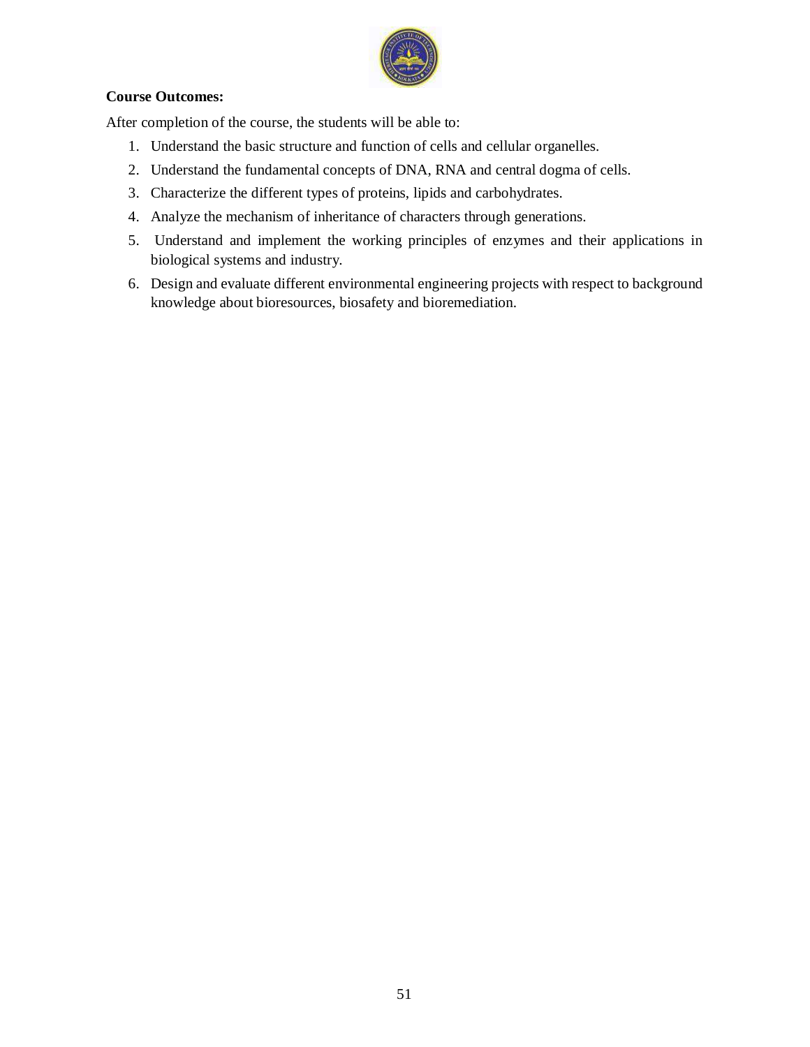**Course Outcomes:**

After completion of the course, the students will be able to:

1. Understand the basic structure and function of cells and cellular organelles.
2. Understand the fundamental concepts of DNA, RNA and central dogma of cells.
3. Characterize the different types of proteins, lipids and carbohydrates.
4. Analyze the mechanism of inheritance of characters through generations.
5. Understand and implement the working principles of enzymes and their applications in biological systems and industry.
6. Design and evaluate different environmental engineering projects with respect to background knowledge about bioresources, biosafety and bioremediation.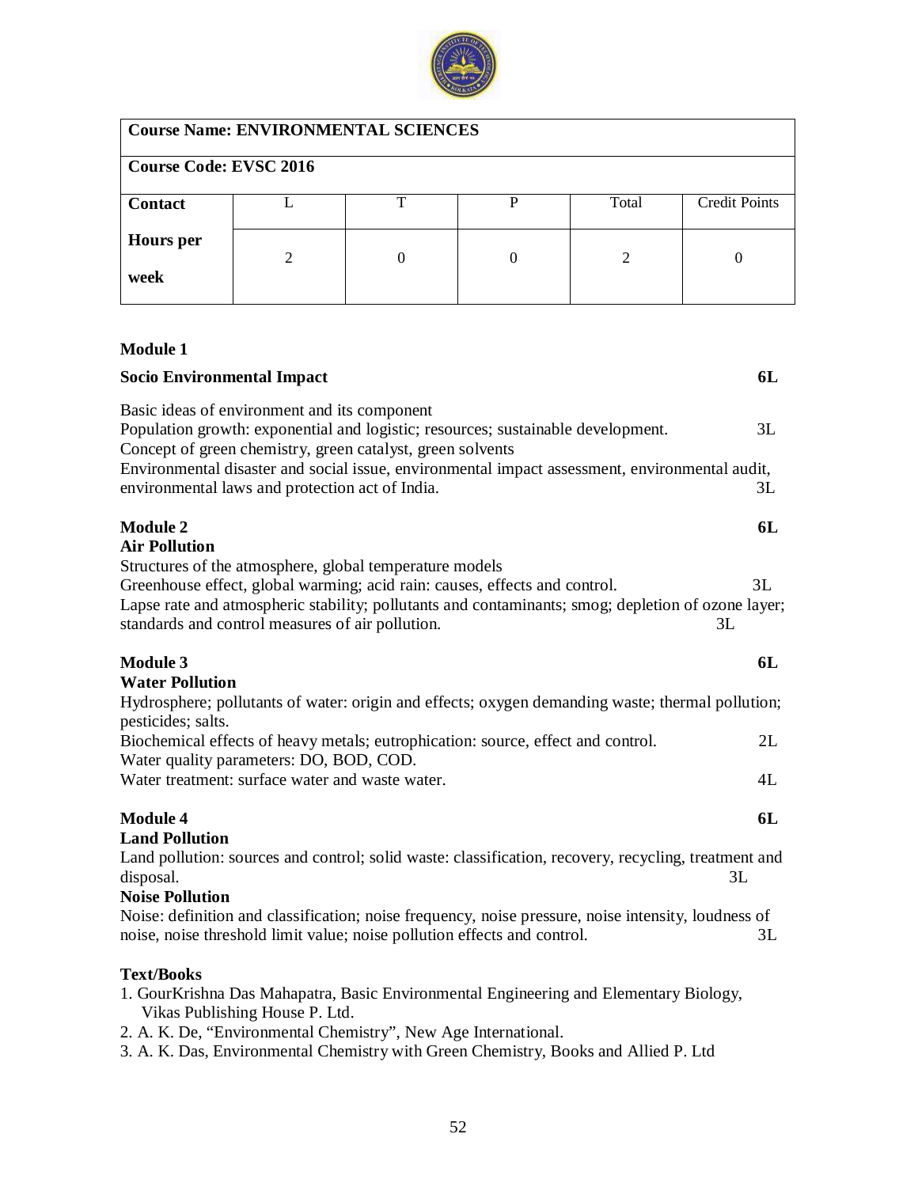| Course Name: ENVIRONMENTAL SCIENCES | | | | | |
|---|---|---|---|---|---|
| **Course Code: EVSC 2016** | | | | | |
| **Contact Hours per week** | L | T | P | Total | Credit Points |
| | 2 | 0 | 0 | 2 | 0 |

**Module 1**

**Socio Environmental Impact** **6L**

Basic ideas of environment and its component
Population growth: exponential and logistic; resources; sustainable development. 3L
Concept of green chemistry, green catalyst, green solvents
Environmental disaster and social issue, environmental impact assessment, environmental audit, environmental laws and protection act of India. 3L

**Module 2** **6L**
**Air Pollution**
Structures of the atmosphere, global temperature models
Greenhouse effect, global warming; acid rain: causes, effects and control. 3L
Lapse rate and atmospheric stability; pollutants and contaminants; smog; depletion of ozone layer; standards and control measures of air pollution. 3L

**Module 3** **6L**
**Water Pollution**
Hydrosphere; pollutants of water: origin and effects; oxygen demanding waste; thermal pollution; pesticides; salts.
Biochemical effects of heavy metals; eutrophication: source, effect and control. 2L
Water quality parameters: DO, BOD, COD.
Water treatment: surface water and waste water. 4L

**Module 4** **6L**
**Land Pollution**
Land pollution: sources and control; solid waste: classification, recovery, recycling, treatment and disposal. 3L
**Noise Pollution**
Noise: definition and classification; noise frequency, noise pressure, noise intensity, loudness of noise, noise threshold limit value; noise pollution effects and control. 3L

**Text/Books**
1. GourKrishna Das Mahapatra, Basic Environmental Engineering and Elementary Biology, Vikas Publishing House P. Ltd.
2. A. K. De, "Environmental Chemistry", New Age International.
3. A. K. Das, Environmental Chemistry with Green Chemistry, Books and Allied P. Ltd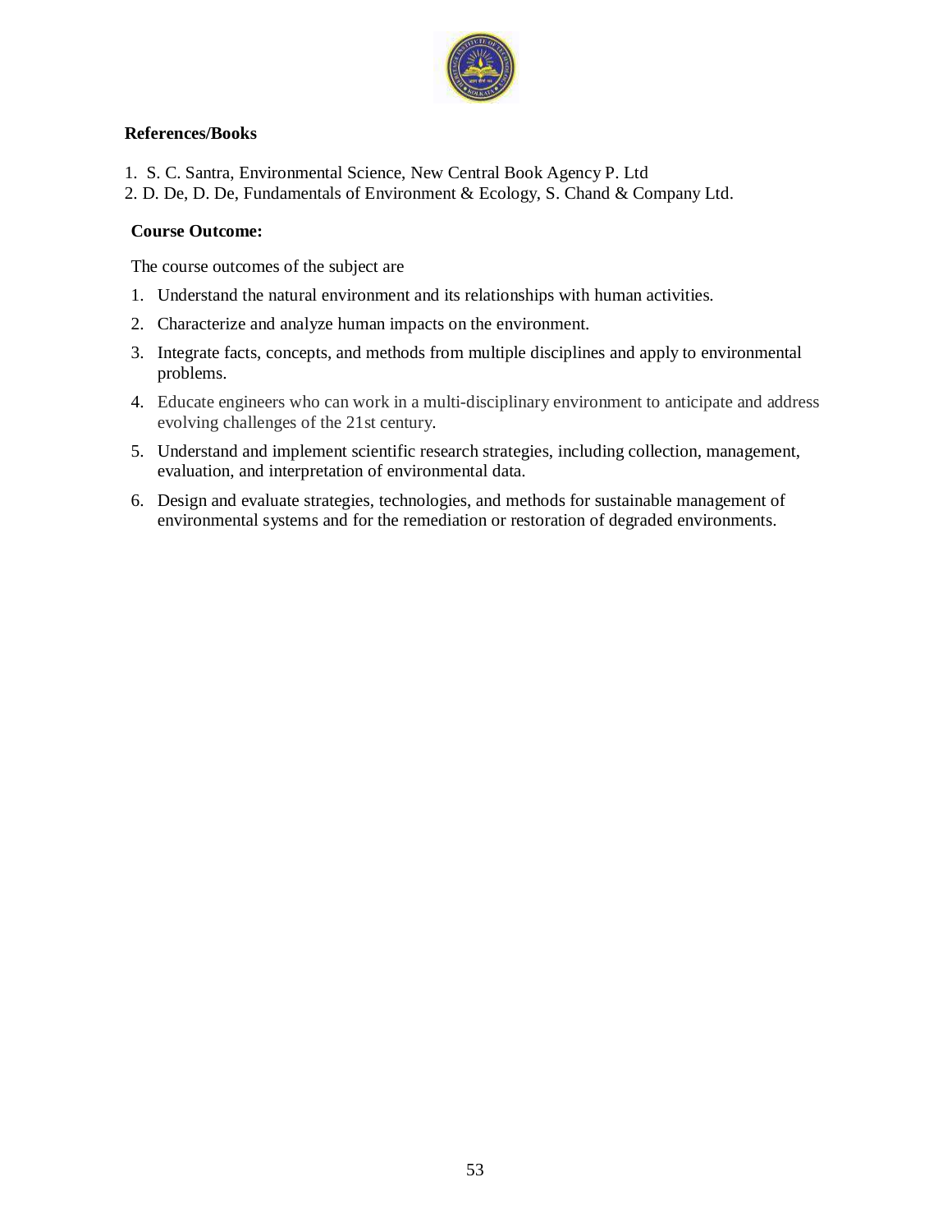**References/Books**

1. S. C. Santra, Environmental Science, New Central Book Agency P. Ltd
2. D. De, D. De, Fundamentals of Environment & Ecology, S. Chand & Company Ltd.

**Course Outcome:**

The course outcomes of the subject are

1. Understand the natural environment and its relationships with human activities.
2. Characterize and analyze human impacts on the environment.
3. Integrate facts, concepts, and methods from multiple disciplines and apply to environmental problems.
4. Educate engineers who can work in a multi-disciplinary environment to anticipate and address evolving challenges of the 21st century.
5. Understand and implement scientific research strategies, including collection, management, evaluation, and interpretation of environmental data.
6. Design and evaluate strategies, technologies, and methods for sustainable management of environmental systems and for the remediation or restoration of degraded environments.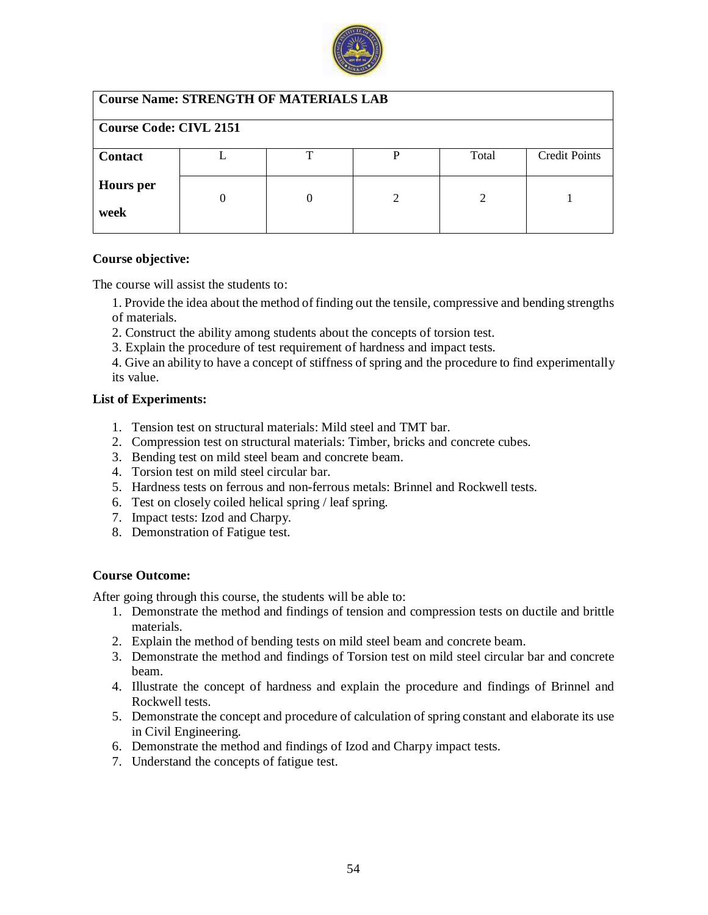| **Course Name: STRENGTH OF MATERIALS LAB** | | | | | |
|---|---|---|---|---|---|
| **Course Code: CIVL 2151** | | | | | |
| **Contact** | L | T | P | Total | Credit Points |
| **Hours per week** | 0 | 0 | 2 | 2 | 1 |

**Course objective:**

The course will assist the students to:

1. Provide the idea about the method of finding out the tensile, compressive and bending strengths of materials.
2. Construct the ability among students about the concepts of torsion test.
3. Explain the procedure of test requirement of hardness and impact tests.
4. Give an ability to have a concept of stiffness of spring and the procedure to find experimentally its value.

**List of Experiments:**

1. Tension test on structural materials: Mild steel and TMT bar.
2. Compression test on structural materials: Timber, bricks and concrete cubes.
3. Bending test on mild steel beam and concrete beam.
4. Torsion test on mild steel circular bar.
5. Hardness tests on ferrous and non-ferrous metals: Brinnel and Rockwell tests.
6. Test on closely coiled helical spring / leaf spring.
7. Impact tests: Izod and Charpy.
8. Demonstration of Fatigue test.

**Course Outcome:**

After going through this course, the students will be able to:

1. Demonstrate the method and findings of tension and compression tests on ductile and brittle materials.
2. Explain the method of bending tests on mild steel beam and concrete beam.
3. Demonstrate the method and findings of Torsion test on mild steel circular bar and concrete beam.
4. Illustrate the concept of hardness and explain the procedure and findings of Brinnel and Rockwell tests.
5. Demonstrate the concept and procedure of calculation of spring constant and elaborate its use in Civil Engineering.
6. Demonstrate the method and findings of Izod and Charpy impact tests.
7. Understand the concepts of fatigue test.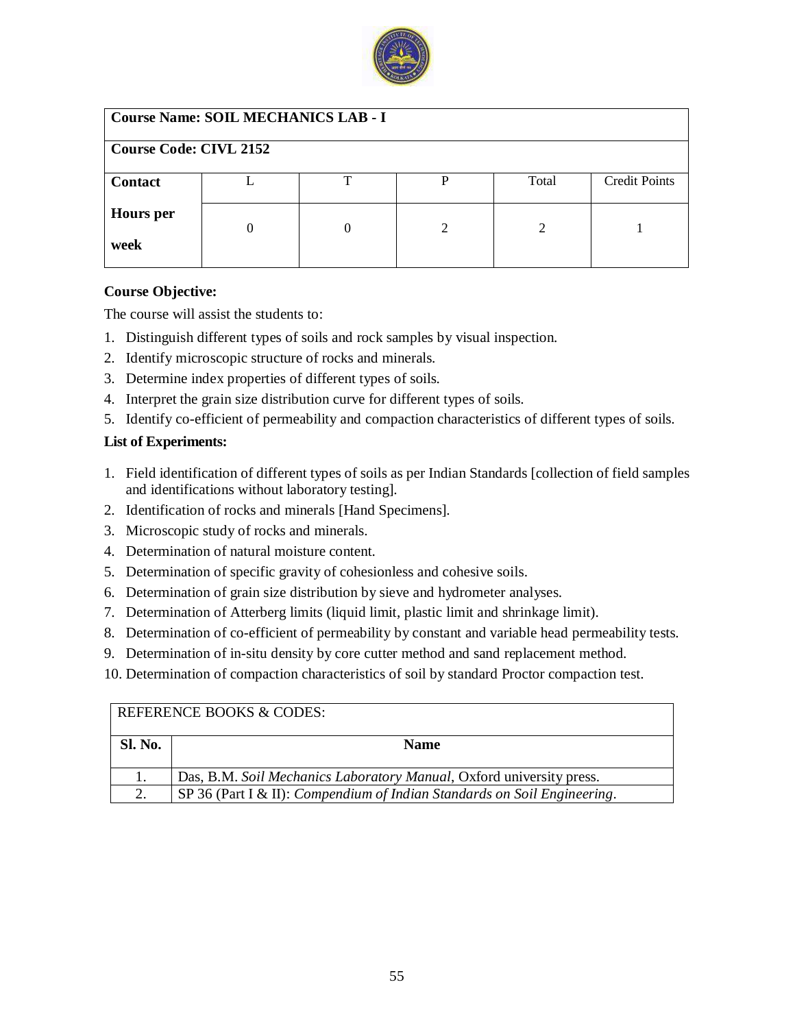| Course Name: SOIL MECHANICS LAB - I | | | | | |
|---|---|---|---|---|---|
| **Course Code: CIVL 2152** | | | | | |
| **Contact Hours per week** | L | T | P | Total | Credit Points |
| | 0 | 0 | 2 | 2 | 1 |

**Course Objective:**

The course will assist the students to:

1. Distinguish different types of soils and rock samples by visual inspection.
2. Identify microscopic structure of rocks and minerals.
3. Determine index properties of different types of soils.
4. Interpret the grain size distribution curve for different types of soils.
5. Identify co-efficient of permeability and compaction characteristics of different types of soils.

**List of Experiments:**

1. Field identification of different types of soils as per Indian Standards [collection of field samples and identifications without laboratory testing].
2. Identification of rocks and minerals [Hand Specimens].
3. Microscopic study of rocks and minerals.
4. Determination of natural moisture content.
5. Determination of specific gravity of cohesionless and cohesive soils.
6. Determination of grain size distribution by sieve and hydrometer analyses.
7. Determination of Atterberg limits (liquid limit, plastic limit and shrinkage limit).
8. Determination of co-efficient of permeability by constant and variable head permeability tests.
9. Determination of in-situ density by core cutter method and sand replacement method.
10. Determination of compaction characteristics of soil by standard Proctor compaction test.

| REFERENCE BOOKS & CODES: | |
|---|---|
| **Sl. No.** | **Name** |
| 1. | Das, B.M. *Soil Mechanics Laboratory Manual*, Oxford university press. |
| 2. | SP 36 (Part I & II): *Compendium of Indian Standards on Soil Engineering*. |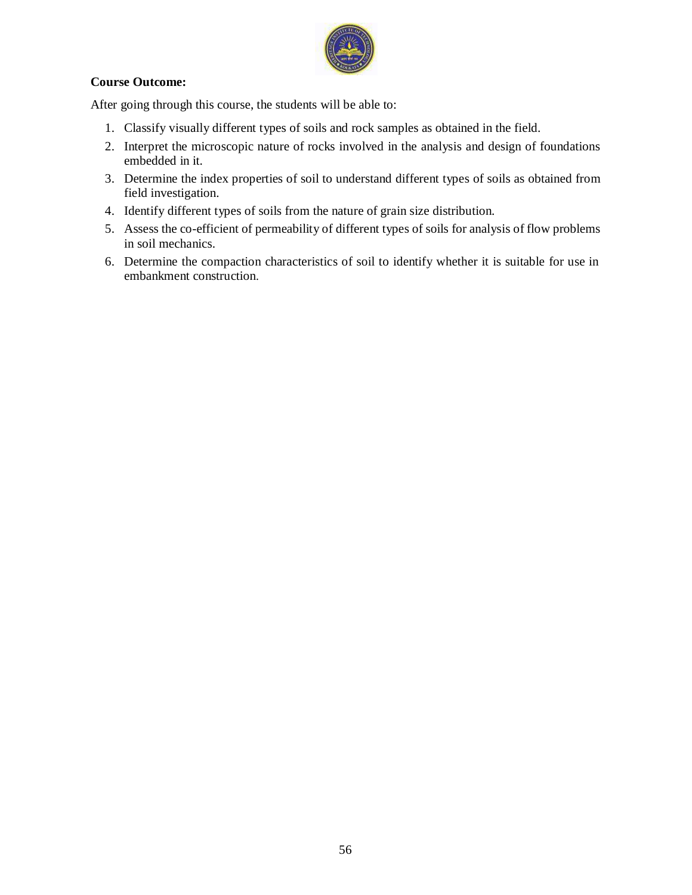**Course Outcome:**

After going through this course, the students will be able to:

1. Classify visually different types of soils and rock samples as obtained in the field.
2. Interpret the microscopic nature of rocks involved in the analysis and design of foundations embedded in it.
3. Determine the index properties of soil to understand different types of soils as obtained from field investigation.
4. Identify different types of soils from the nature of grain size distribution.
5. Assess the co-efficient of permeability of different types of soils for analysis of flow problems in soil mechanics.
6. Determine the compaction characteristics of soil to identify whether it is suitable for use in embankment construction.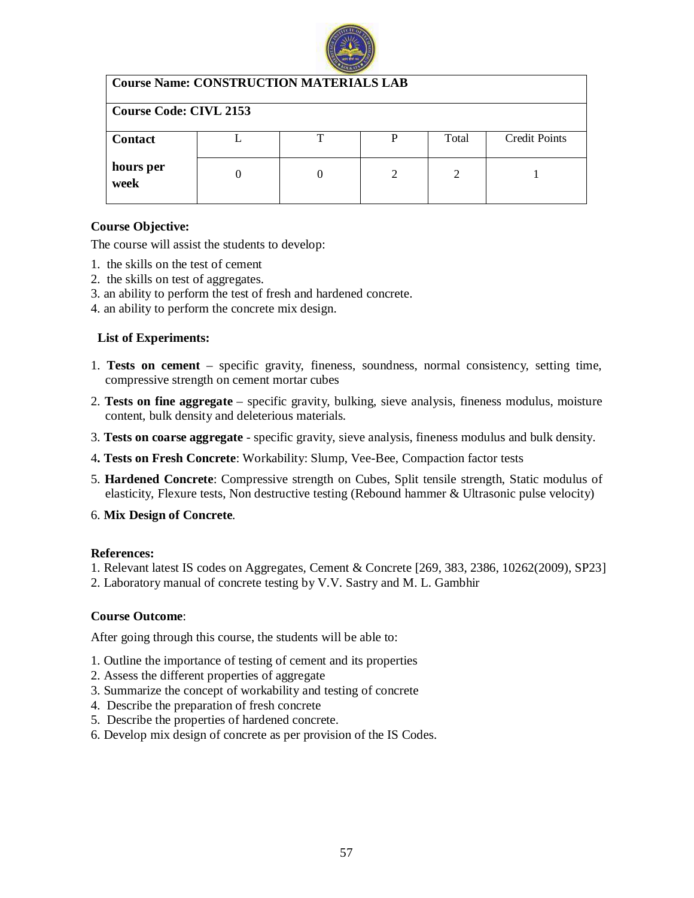| Course Name: CONSTRUCTION MATERIALS LAB | | | | | |
|---|---|---|---|---|---|
| **Course Code: CIVL 2153** | | | | | |
| **Contact hours per week** | L | T | P | Total | Credit Points |
| | 0 | 0 | 2 | 2 | 1 |

**Course Objective:**

The course will assist the students to develop:

1. the skills on the test of cement
2. the skills on test of aggregates.
3. an ability to perform the test of fresh and hardened concrete.
4. an ability to perform the concrete mix design.

**List of Experiments:**

1. **Tests on cement** – specific gravity, fineness, soundness, normal consistency, setting time, compressive strength on cement mortar cubes
2. **Tests on fine aggregate** – specific gravity, bulking, sieve analysis, fineness modulus, moisture content, bulk density and deleterious materials.
3. **Tests on coarse aggregate** - specific gravity, sieve analysis, fineness modulus and bulk density.
4. **Tests on Fresh Concrete**: Workability: Slump, Vee-Bee, Compaction factor tests
5. **Hardened Concrete**: Compressive strength on Cubes, Split tensile strength, Static modulus of elasticity, Flexure tests, Non destructive testing (Rebound hammer & Ultrasonic pulse velocity)
6. **Mix Design of Concrete**.

**References:**

1. Relevant latest IS codes on Aggregates, Cement & Concrete [269, 383, 2386, 10262(2009), SP23]
2. Laboratory manual of concrete testing by V.V. Sastry and M. L. Gambhir

**Course Outcome**:

After going through this course, the students will be able to:

1. Outline the importance of testing of cement and its properties
2. Assess the different properties of aggregate
3. Summarize the concept of workability and testing of concrete
4. Describe the preparation of fresh concrete
5. Describe the properties of hardened concrete.
6. Develop mix design of concrete as per provision of the IS Codes.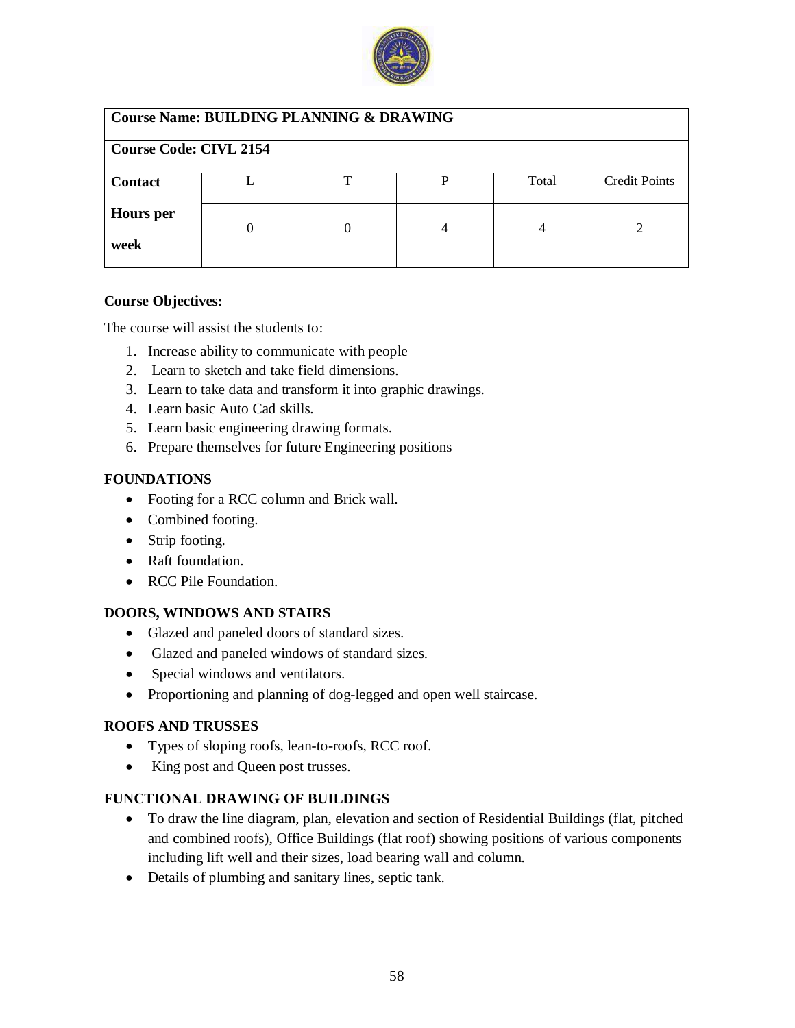| Course Name: BUILDING PLANNING & DRAWING | | | | | |
|---|---|---|---|---|---|
| **Course Code: CIVL 2154** | | | | | |
| **Contact Hours per week** | L | T | P | Total | Credit Points |
| | 0 | 0 | 4 | 4 | 2 |

**Course Objectives:**

The course will assist the students to:

1. Increase ability to communicate with people
2. Learn to sketch and take field dimensions.
3. Learn to take data and transform it into graphic drawings.
4. Learn basic Auto Cad skills.
5. Learn basic engineering drawing formats.
6. Prepare themselves for future Engineering positions

**FOUNDATIONS**

- Footing for a RCC column and Brick wall.
- Combined footing.
- Strip footing.
- Raft foundation.
- RCC Pile Foundation.

**DOORS, WINDOWS AND STAIRS**

- Glazed and paneled doors of standard sizes.
- Glazed and paneled windows of standard sizes.
- Special windows and ventilators.
- Proportioning and planning of dog-legged and open well staircase.

**ROOFS AND TRUSSES**

- Types of sloping roofs, lean-to-roofs, RCC roof.
- King post and Queen post trusses.

**FUNCTIONAL DRAWING OF BUILDINGS**

- To draw the line diagram, plan, elevation and section of Residential Buildings (flat, pitched and combined roofs), Office Buildings (flat roof) showing positions of various components including lift well and their sizes, load bearing wall and column.
- Details of plumbing and sanitary lines, septic tank.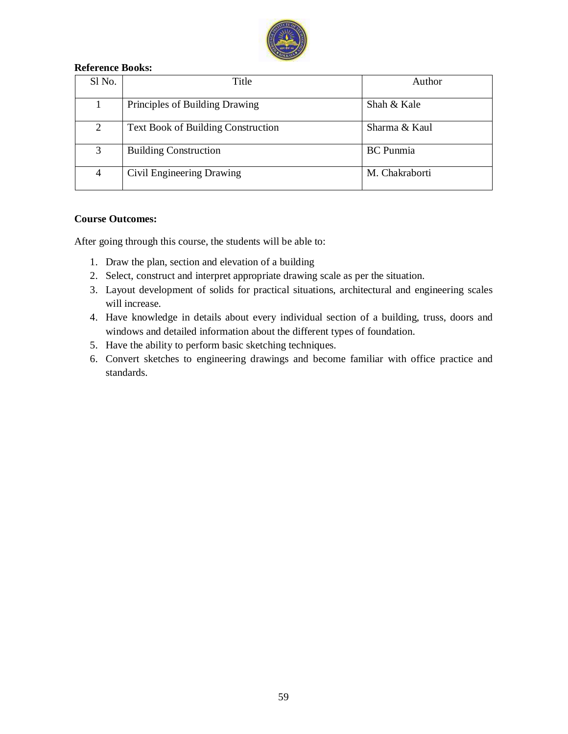**Reference Books:**

| Sl No. | Title | Author |
|---|---|---|
| 1 | Principles of Building Drawing | Shah & Kale |
| 2 | Text Book of Building Construction | Sharma & Kaul |
| 3 | Building Construction | BC Punmia |
| 4 | Civil Engineering Drawing | M. Chakraborti |

**Course Outcomes:**

After going through this course, the students will be able to:

1. Draw the plan, section and elevation of a building
2. Select, construct and interpret appropriate drawing scale as per the situation.
3. Layout development of solids for practical situations, architectural and engineering scales will increase.
4. Have knowledge in details about every individual section of a building, truss, doors and windows and detailed information about the different types of foundation.
5. Have the ability to perform basic sketching techniques.
6. Convert sketches to engineering drawings and become familiar with office practice and standards.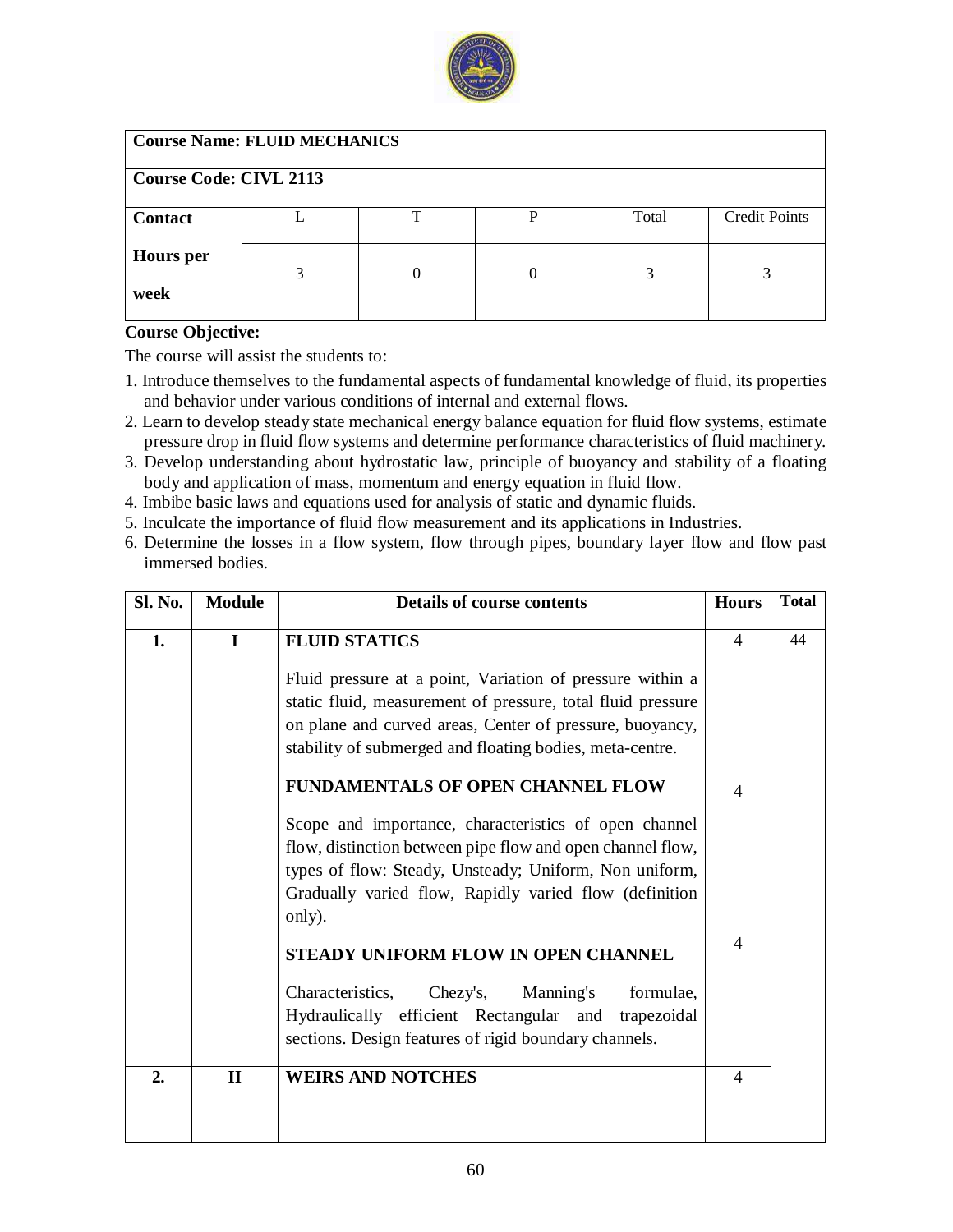| Course Name: FLUID MECHANICS | | | | | |
|---|---|---|---|---|---|
| **Course Code: CIVL 2113** | | | | | |
| **Contact Hours per week** | L | T | P | Total | Credit Points |
| | 3 | 0 | 0 | 3 | 3 |

**Course Objective:**

The course will assist the students to:

1. Introduce themselves to the fundamental aspects of fundamental knowledge of fluid, its properties and behavior under various conditions of internal and external flows.
2. Learn to develop steady state mechanical energy balance equation for fluid flow systems, estimate pressure drop in fluid flow systems and determine performance characteristics of fluid machinery.
3. Develop understanding about hydrostatic law, principle of buoyancy and stability of a floating body and application of mass, momentum and energy equation in fluid flow.
4. Imbibe basic laws and equations used for analysis of static and dynamic fluids.
5. Inculcate the importance of fluid flow measurement and its applications in Industries.
6. Determine the losses in a flow system, flow through pipes, boundary layer flow and flow past immersed bodies.

| Sl. No. | Module | Details of course contents | Hours | Total |
|---|---|---|---|---|
| **1.** | **I** | **FLUID STATICS**<br><br>Fluid pressure at a point, Variation of pressure within a static fluid, measurement of pressure, total fluid pressure on plane and curved areas, Center of pressure, buoyancy, stability of submerged and floating bodies, meta-centre. | 4 | 44 |
| | | **FUNDAMENTALS OF OPEN CHANNEL FLOW**<br><br>Scope and importance, characteristics of open channel flow, distinction between pipe flow and open channel flow, types of flow: Steady, Unsteady; Uniform, Non uniform, Gradually varied flow, Rapidly varied flow (definition only). | 4 | |
| | | **STEADY UNIFORM FLOW IN OPEN CHANNEL**<br><br>Characteristics, Chezy's, Manning's formulae, Hydraulically efficient Rectangular and trapezoidal sections. Design features of rigid boundary channels. | 4 | |
| **2.** | **II** | **WEIRS AND NOTCHES** | 4 | |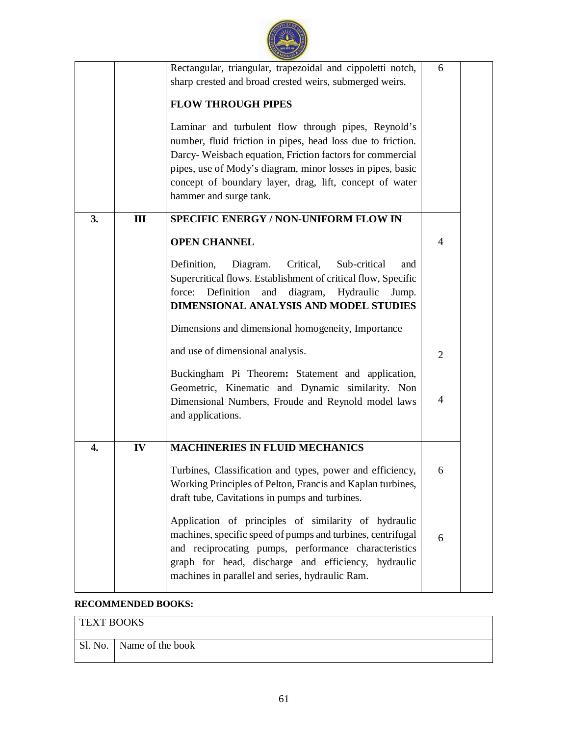| | | | | |
|---|---|---|---|---|
| | | Rectangular, triangular, trapezoidal and cippoletti notch, sharp crested and broad crested weirs, submerged weirs.<br><br>**FLOW THROUGH PIPES**<br><br>Laminar and turbulent flow through pipes, Reynold's number, fluid friction in pipes, head loss due to friction. Darcy- Weisbach equation, Friction factors for commercial pipes, use of Mody's diagram, minor losses in pipes, basic concept of boundary layer, drag, lift, concept of water hammer and surge tank. | 6 | |
| **3.** | **III** | **SPECIFIC ENERGY / NON-UNIFORM FLOW IN OPEN CHANNEL**<br><br>Definition, Diagram. Critical, Sub-critical and Supercritical flows. Establishment of critical flow, Specific force: Definition and diagram, Hydraulic Jump.<br>**DIMENSIONAL ANALYSIS AND MODEL STUDIES**<br><br>Dimensions and dimensional homogeneity, Importance and use of dimensional analysis.<br><br>Buckingham Pi Theorem**:** Statement and application, Geometric, Kinematic and Dynamic similarity. Non Dimensional Numbers, Froude and Reynold model laws and applications. | 4<br><br><br><br><br><br>2<br><br><br>4 | |
| **4.** | **IV** | **MACHINERIES IN FLUID MECHANICS**<br><br>Turbines, Classification and types, power and efficiency, Working Principles of Pelton, Francis and Kaplan turbines, draft tube, Cavitations in pumps and turbines.<br><br>Application of principles of similarity of hydraulic machines, specific speed of pumps and turbines, centrifugal and reciprocating pumps, performance characteristics graph for head, discharge and efficiency, hydraulic machines in parallel and series, hydraulic Ram. | 6<br><br><br><br><br>6 | |

**RECOMMENDED BOOKS:**

| TEXT BOOKS | |
|---|---|
| Sl. No. | Name of the book |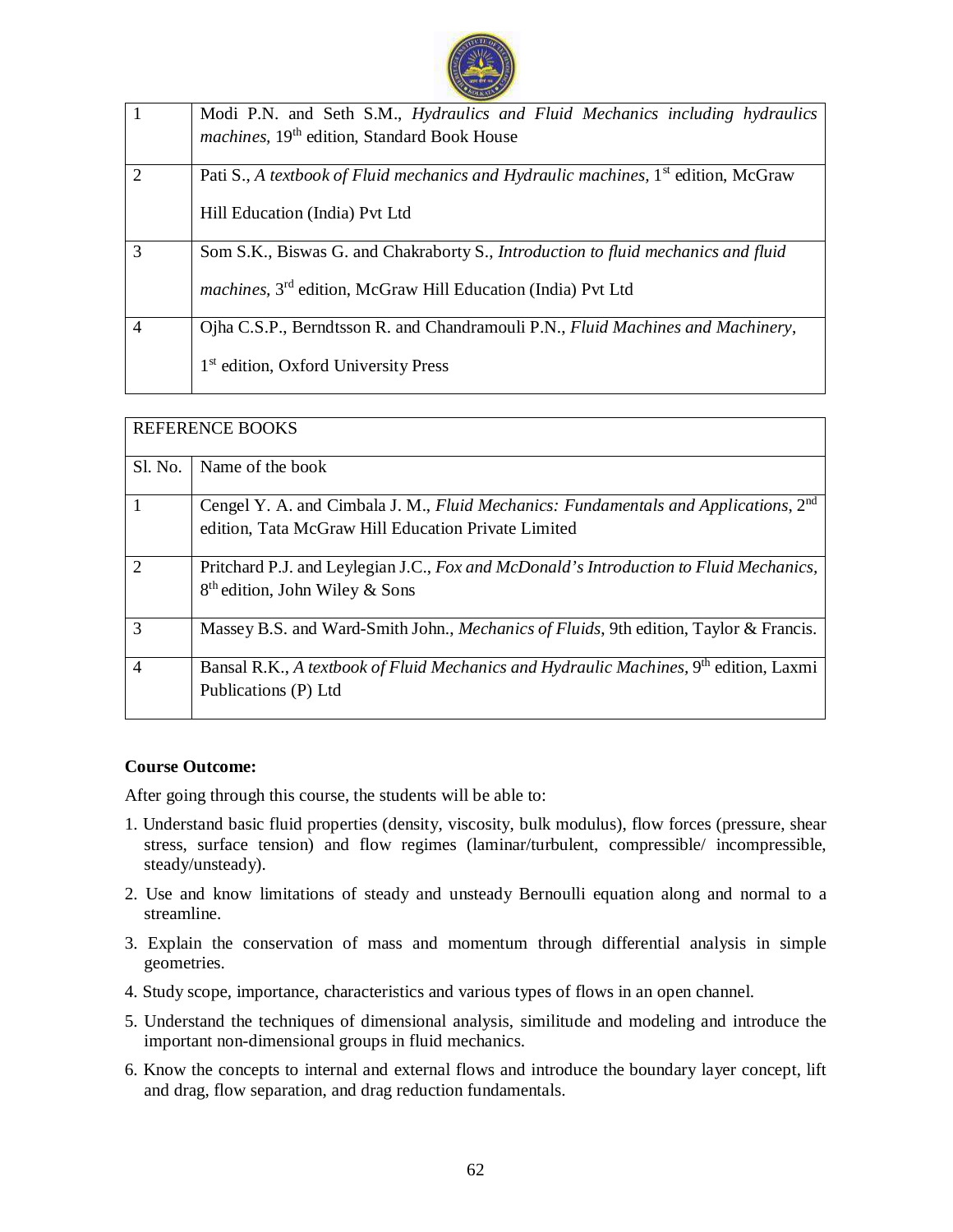| | |
|---|---|
| 1 | Modi P.N. and Seth S.M., *Hydraulics and Fluid Mechanics including hydraulics machines*, 19th edition, Standard Book House |
| 2 | Pati S., *A textbook of Fluid mechanics and Hydraulic machines*, 1st edition, McGraw Hill Education (India) Pvt Ltd |
| 3 | Som S.K., Biswas G. and Chakraborty S., *Introduction to fluid mechanics and fluid machines*, 3rd edition, McGraw Hill Education (India) Pvt Ltd |
| 4 | Ojha C.S.P., Berndtsson R. and Chandramouli P.N., *Fluid Machines and Machinery*, 1st edition, Oxford University Press |

| REFERENCE BOOKS | |
|---|---|
| Sl. No. | Name of the book |
| 1 | Cengel Y. A. and Cimbala J. M., *Fluid Mechanics: Fundamentals and Applications*, 2nd edition, Tata McGraw Hill Education Private Limited |
| 2 | Pritchard P.J. and Leylegian J.C., *Fox and McDonald's Introduction to Fluid Mechanics*, 8th edition, John Wiley & Sons |
| 3 | Massey B.S. and Ward-Smith John., *Mechanics of Fluids*, 9th edition, Taylor & Francis. |
| 4 | Bansal R.K., *A textbook of Fluid Mechanics and Hydraulic Machines*, 9th edition, Laxmi Publications (P) Ltd |

**Course Outcome:**

After going through this course, the students will be able to:

1. Understand basic fluid properties (density, viscosity, bulk modulus), flow forces (pressure, shear stress, surface tension) and flow regimes (laminar/turbulent, compressible/ incompressible, steady/unsteady).
2. Use and know limitations of steady and unsteady Bernoulli equation along and normal to a streamline.
3. Explain the conservation of mass and momentum through differential analysis in simple geometries.
4. Study scope, importance, characteristics and various types of flows in an open channel.
5. Understand the techniques of dimensional analysis, similitude and modeling and introduce the important non-dimensional groups in fluid mechanics.
6. Know the concepts to internal and external flows and introduce the boundary layer concept, lift and drag, flow separation, and drag reduction fundamentals.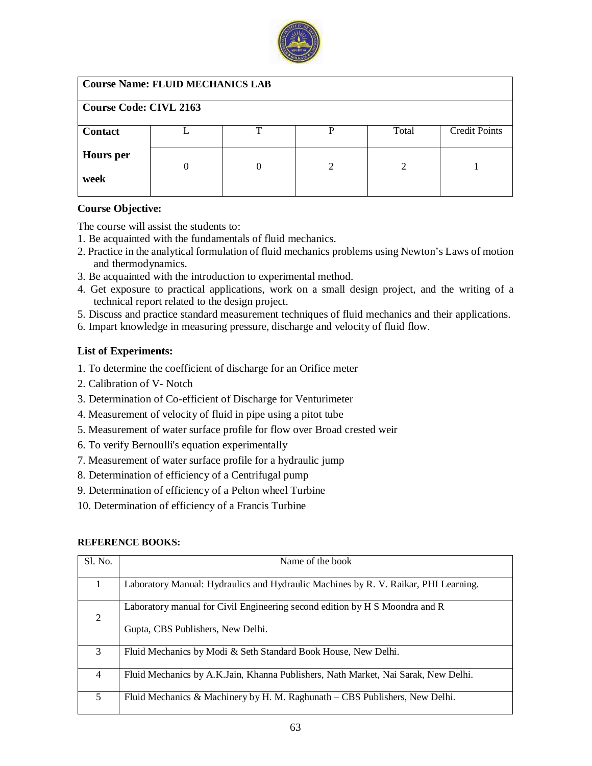| **Course Name: FLUID MECHANICS LAB** | | | | | |
|---|---|---|---|---|---|
| **Course Code: CIVL 2163** | | | | | |
| **Contact Hours per week** | L | T | P | Total | Credit Points |
| | 0 | 0 | 2 | 2 | 1 |

**Course Objective:**

The course will assist the students to:

1. Be acquainted with the fundamentals of fluid mechanics.
2. Practice in the analytical formulation of fluid mechanics problems using Newton's Laws of motion and thermodynamics.
3. Be acquainted with the introduction to experimental method.
4. Get exposure to practical applications, work on a small design project, and the writing of a technical report related to the design project.
5. Discuss and practice standard measurement techniques of fluid mechanics and their applications.
6. Impart knowledge in measuring pressure, discharge and velocity of fluid flow.

**List of Experiments:**

1. To determine the coefficient of discharge for an Orifice meter
2. Calibration of V- Notch
3. Determination of Co-efficient of Discharge for Venturimeter
4. Measurement of velocity of fluid in pipe using a pitot tube
5. Measurement of water surface profile for flow over Broad crested weir
6. To verify Bernoulli's equation experimentally
7. Measurement of water surface profile for a hydraulic jump
8. Determination of efficiency of a Centrifugal pump
9. Determination of efficiency of a Pelton wheel Turbine
10. Determination of efficiency of a Francis Turbine

**REFERENCE BOOKS:**

| Sl. No. | Name of the book |
|---|---|
| 1 | Laboratory Manual: Hydraulics and Hydraulic Machines by R. V. Raikar, PHI Learning. |
| 2 | Laboratory manual for Civil Engineering second edition by H S Moondra and R Gupta, CBS Publishers, New Delhi. |
| 3 | Fluid Mechanics by Modi & Seth Standard Book House, New Delhi. |
| 4 | Fluid Mechanics by A.K.Jain, Khanna Publishers, Nath Market, Nai Sarak, New Delhi. |
| 5 | Fluid Mechanics & Machinery by H. M. Raghunath – CBS Publishers, New Delhi. |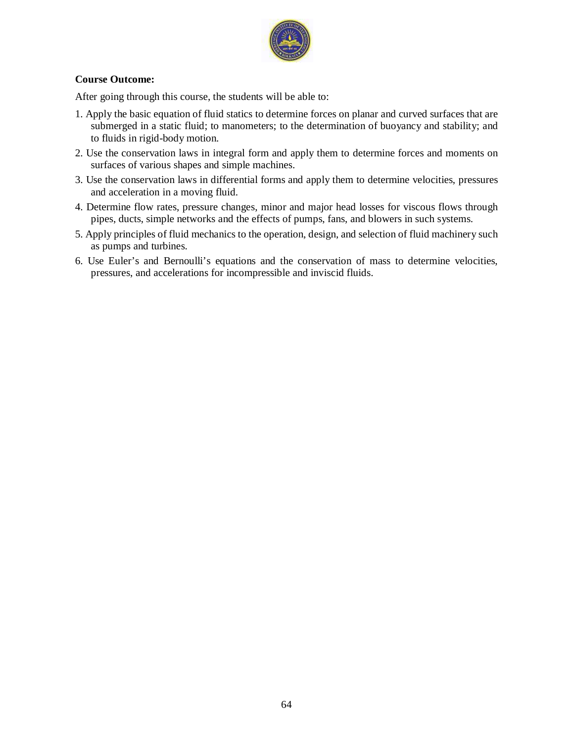**Course Outcome:**

After going through this course, the students will be able to:

1. Apply the basic equation of fluid statics to determine forces on planar and curved surfaces that are submerged in a static fluid; to manometers; to the determination of buoyancy and stability; and to fluids in rigid-body motion.
2. Use the conservation laws in integral form and apply them to determine forces and moments on surfaces of various shapes and simple machines.
3. Use the conservation laws in differential forms and apply them to determine velocities, pressures and acceleration in a moving fluid.
4. Determine flow rates, pressure changes, minor and major head losses for viscous flows through pipes, ducts, simple networks and the effects of pumps, fans, and blowers in such systems.
5. Apply principles of fluid mechanics to the operation, design, and selection of fluid machinery such as pumps and turbines.
6. Use Euler's and Bernoulli's equations and the conservation of mass to determine velocities, pressures, and accelerations for incompressible and inviscid fluids.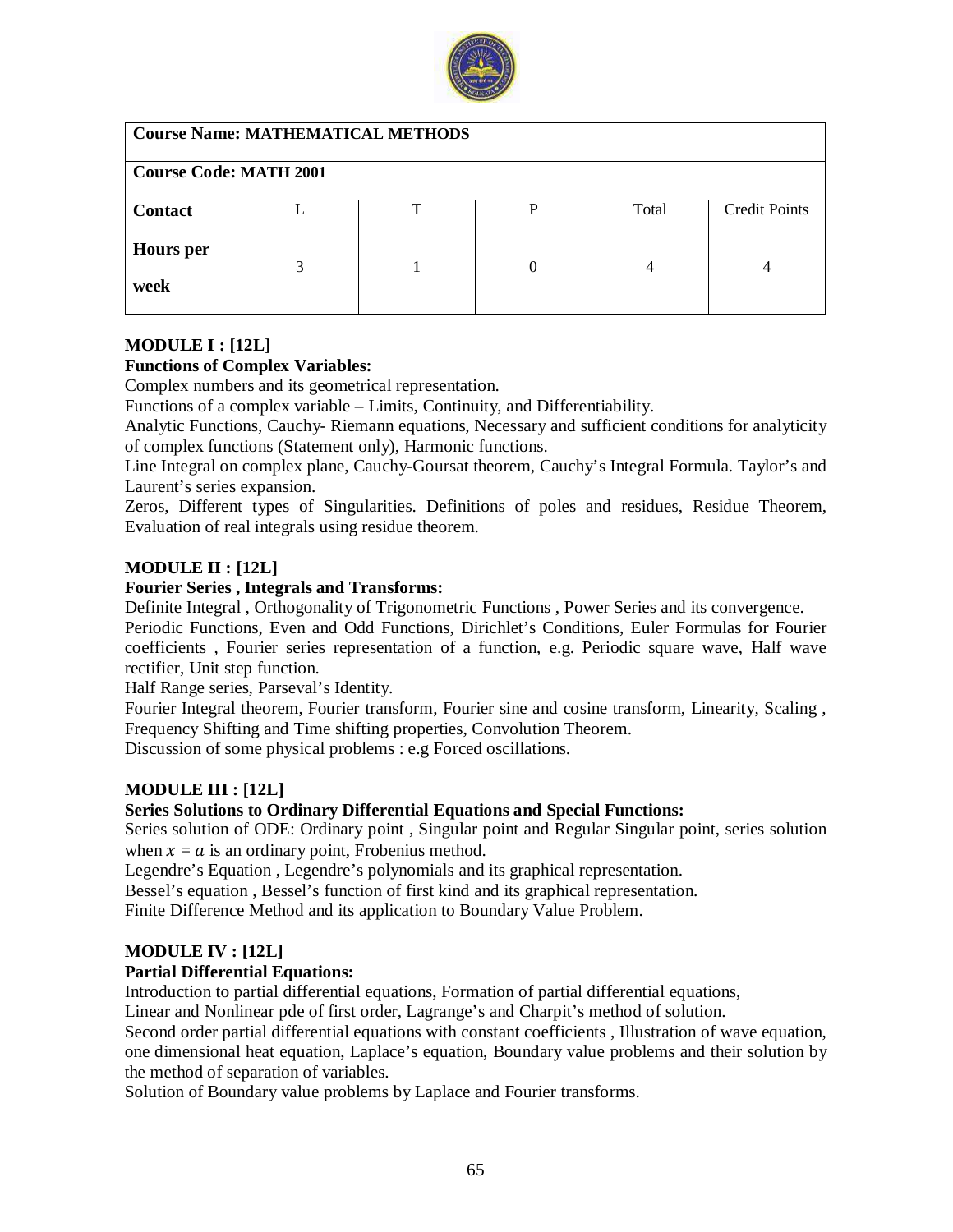| Course Name: MATHEMATICAL METHODS | | | | | |
|---|---|---|---|---|---|
| **Course Code: MATH 2001** | | | | | |
| **Contact Hours per week** | L | T | P | Total | Credit Points |
| | 3 | 1 | 0 | 4 | 4 |

**MODULE I : [12L]**

**Functions of Complex Variables:**

Complex numbers and its geometrical representation.

Functions of a complex variable – Limits, Continuity, and Differentiability.

Analytic Functions, Cauchy- Riemann equations, Necessary and sufficient conditions for analyticity of complex functions (Statement only), Harmonic functions.

Line Integral on complex plane, Cauchy-Goursat theorem, Cauchy's Integral Formula. Taylor's and Laurent's series expansion.

Zeros, Different types of Singularities. Definitions of poles and residues, Residue Theorem, Evaluation of real integrals using residue theorem.

**MODULE II : [12L]**

**Fourier Series , Integrals and Transforms:**

Definite Integral , Orthogonality of Trigonometric Functions , Power Series and its convergence.

Periodic Functions, Even and Odd Functions, Dirichlet's Conditions, Euler Formulas for Fourier coefficients , Fourier series representation of a function, e.g. Periodic square wave, Half wave rectifier, Unit step function.

Half Range series, Parseval's Identity.

Fourier Integral theorem, Fourier transform, Fourier sine and cosine transform, Linearity, Scaling , Frequency Shifting and Time shifting properties, Convolution Theorem.

Discussion of some physical problems : e.g Forced oscillations.

**MODULE III : [12L]**

**Series Solutions to Ordinary Differential Equations and Special Functions:**

Series solution of ODE: Ordinary point , Singular point and Regular Singular point, series solution when $x = a$ is an ordinary point, Frobenius method.

Legendre's Equation , Legendre's polynomials and its graphical representation.

Bessel's equation , Bessel's function of first kind and its graphical representation.

Finite Difference Method and its application to Boundary Value Problem.

**MODULE IV : [12L]**

**Partial Differential Equations:**

Introduction to partial differential equations, Formation of partial differential equations,

Linear and Nonlinear pde of first order, Lagrange's and Charpit's method of solution.

Second order partial differential equations with constant coefficients , Illustration of wave equation, one dimensional heat equation, Laplace's equation, Boundary value problems and their solution by the method of separation of variables.

Solution of Boundary value problems by Laplace and Fourier transforms.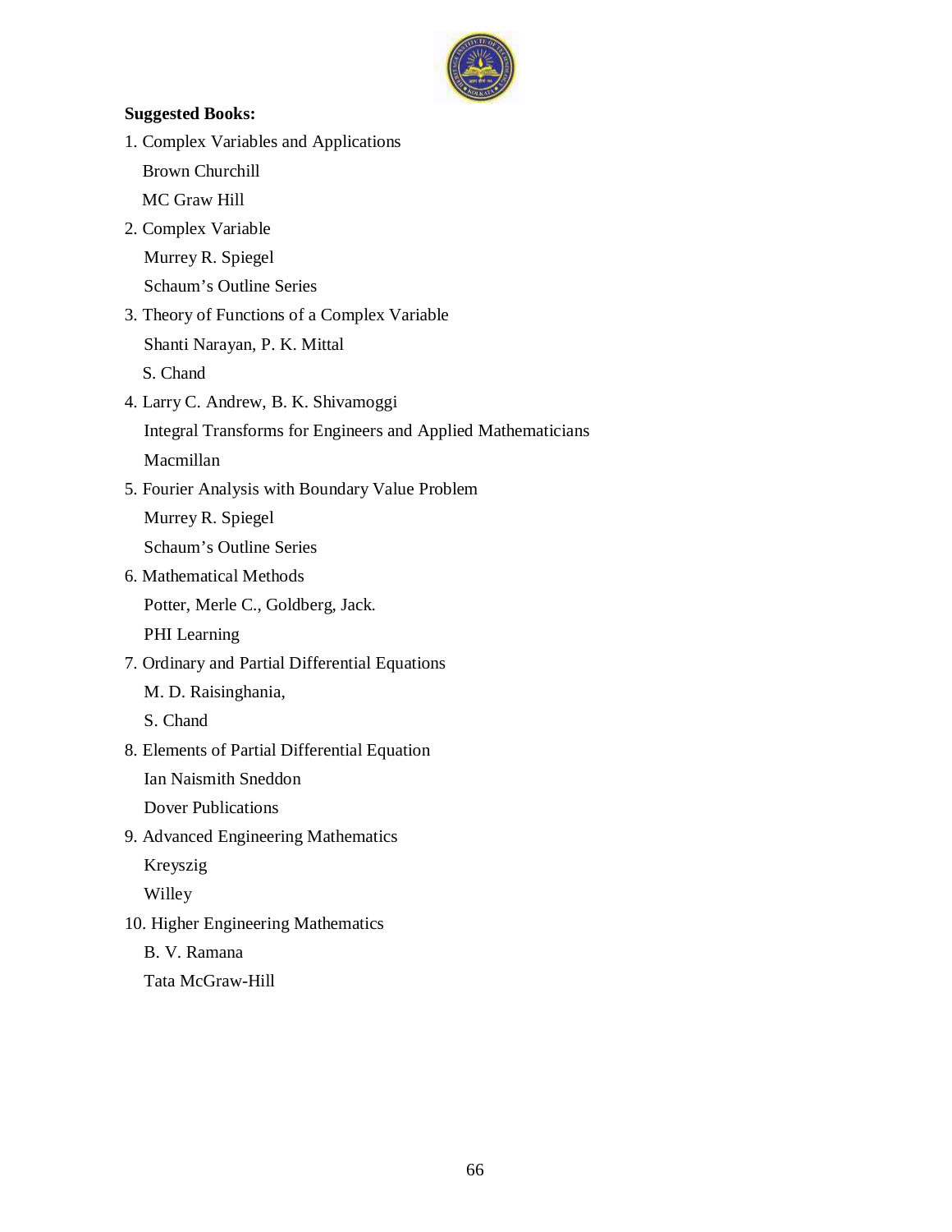**Suggested Books:**

1. Complex Variables and Applications
   Brown Churchill
   MC Graw Hill
2. Complex Variable
   Murrey R. Spiegel
   Schaum's Outline Series
3. Theory of Functions of a Complex Variable
   Shanti Narayan, P. K. Mittal
   S. Chand
4. Larry C. Andrew, B. K. Shivamoggi
   Integral Transforms for Engineers and Applied Mathematicians
   Macmillan
5. Fourier Analysis with Boundary Value Problem
   Murrey R. Spiegel
   Schaum's Outline Series
6. Mathematical Methods
   Potter, Merle C., Goldberg, Jack.
   PHI Learning
7. Ordinary and Partial Differential Equations
   M. D. Raisinghania,
   S. Chand
8. Elements of Partial Differential Equation
   Ian Naismith Sneddon
   Dover Publications
9. Advanced Engineering Mathematics
   Kreyszig
   Willey
10. Higher Engineering Mathematics
    B. V. Ramana
    Tata McGraw-Hill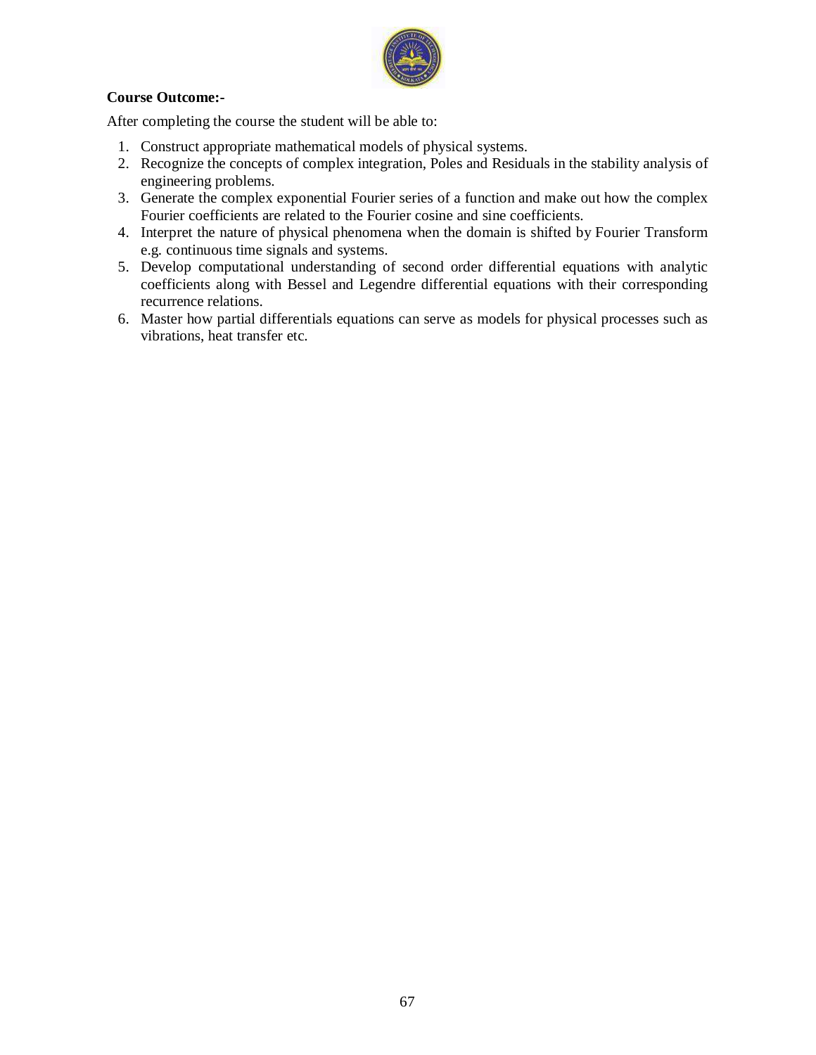**Course Outcome:-**

After completing the course the student will be able to:

1. Construct appropriate mathematical models of physical systems.
2. Recognize the concepts of complex integration, Poles and Residuals in the stability analysis of engineering problems.
3. Generate the complex exponential Fourier series of a function and make out how the complex Fourier coefficients are related to the Fourier cosine and sine coefficients.
4. Interpret the nature of physical phenomena when the domain is shifted by Fourier Transform e.g. continuous time signals and systems.
5. Develop computational understanding of second order differential equations with analytic coefficients along with Bessel and Legendre differential equations with their corresponding recurrence relations.
6. Master how partial differentials equations can serve as models for physical processes such as vibrations, heat transfer etc.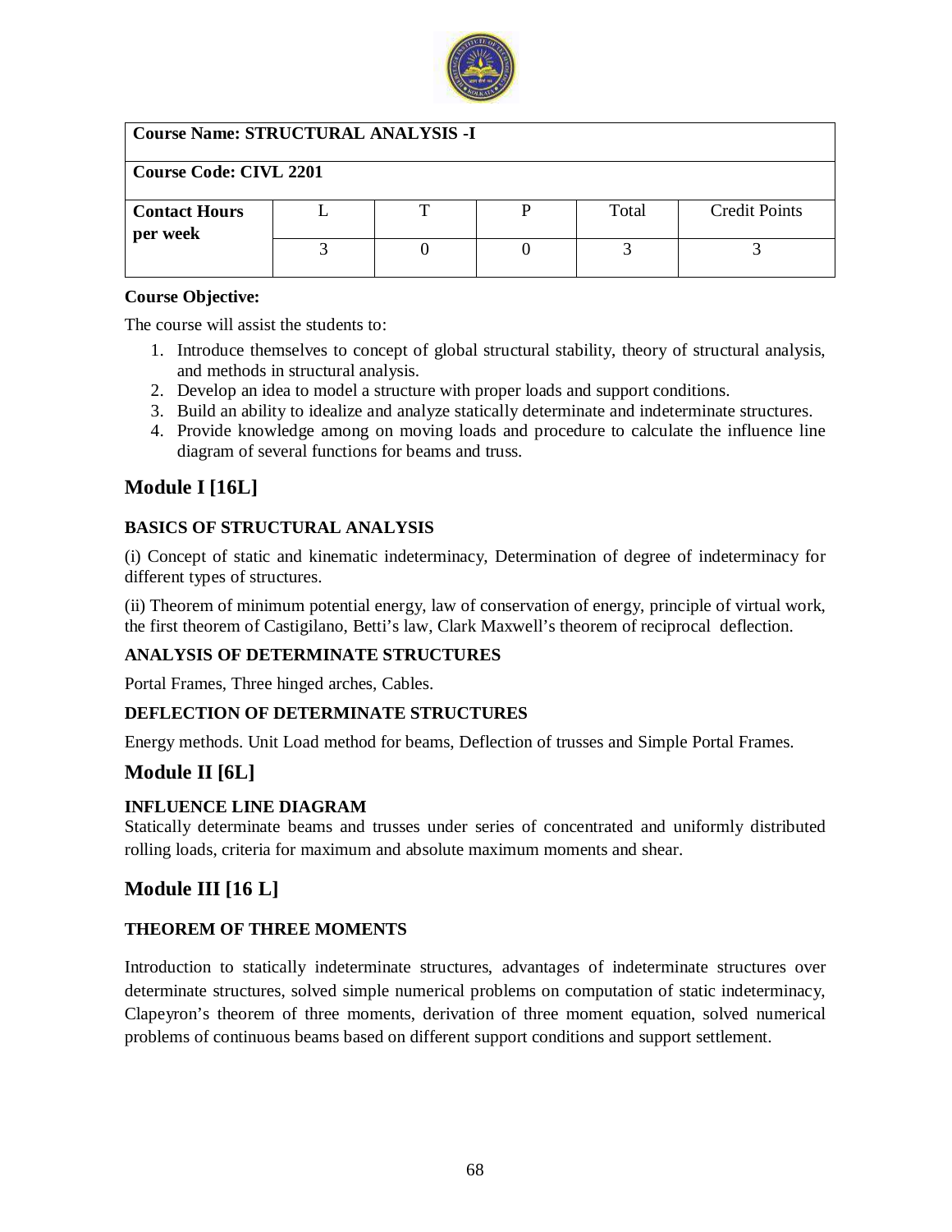| Course Name: STRUCTURAL ANALYSIS -I | | | | | |
|---|---|---|---|---|---|
| **Course Code: CIVL 2201** | | | | | |
| **Contact Hours per week** | L | T | P | Total | Credit Points |
| | 3 | 0 | 0 | 3 | 3 |

**Course Objective:**

The course will assist the students to:

1. Introduce themselves to concept of global structural stability, theory of structural analysis, and methods in structural analysis.
2. Develop an idea to model a structure with proper loads and support conditions.
3. Build an ability to idealize and analyze statically determinate and indeterminate structures.
4. Provide knowledge among on moving loads and procedure to calculate the influence line diagram of several functions for beams and truss.

## Module I [16L]

### BASICS OF STRUCTURAL ANALYSIS

(i) Concept of static and kinematic indeterminacy, Determination of degree of indeterminacy for different types of structures.

(ii) Theorem of minimum potential energy, law of conservation of energy, principle of virtual work, the first theorem of Castigilano, Betti's law, Clark Maxwell's theorem of reciprocal deflection.

### ANALYSIS OF DETERMINATE STRUCTURES

Portal Frames, Three hinged arches, Cables.

### DEFLECTION OF DETERMINATE STRUCTURES

Energy methods. Unit Load method for beams, Deflection of trusses and Simple Portal Frames.

## Module II [6L]

### INFLUENCE LINE DIAGRAM

Statically determinate beams and trusses under series of concentrated and uniformly distributed rolling loads, criteria for maximum and absolute maximum moments and shear.

## Module III [16 L]

### THEOREM OF THREE MOMENTS

Introduction to statically indeterminate structures, advantages of indeterminate structures over determinate structures, solved simple numerical problems on computation of static indeterminacy, Clapeyron's theorem of three moments, derivation of three moment equation, solved numerical problems of continuous beams based on different support conditions and support settlement.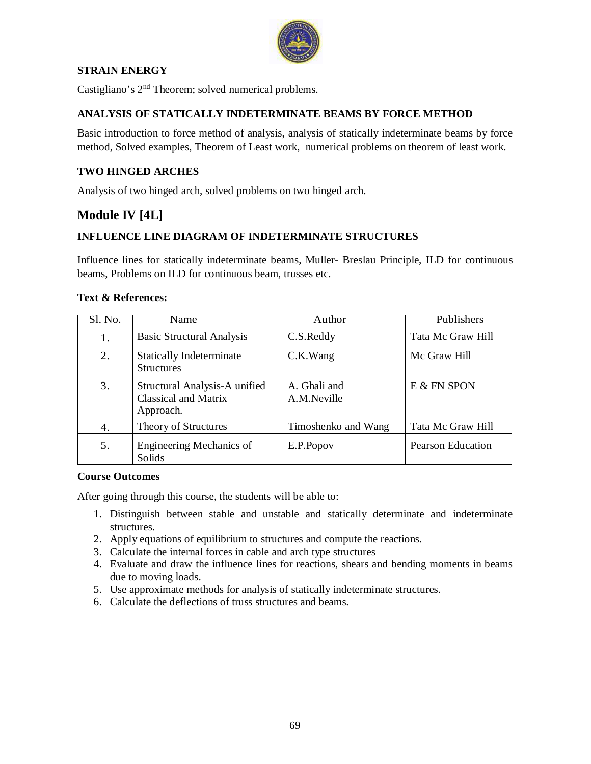**STRAIN ENERGY**

Castigliano's 2nd Theorem; solved numerical problems.

**ANALYSIS OF STATICALLY INDETERMINATE BEAMS BY FORCE METHOD**

Basic introduction to force method of analysis, analysis of statically indeterminate beams by force method, Solved examples, Theorem of Least work, numerical problems on theorem of least work.

**TWO HINGED ARCHES**

Analysis of two hinged arch, solved problems on two hinged arch.

## Module IV [4L]

**INFLUENCE LINE DIAGRAM OF INDETERMINATE STRUCTURES**

Influence lines for statically indeterminate beams, Muller- Breslau Principle, ILD for continuous beams, Problems on ILD for continuous beam, trusses etc.

**Text & References:**

| Sl. No. | Name | Author | Publishers |
|---|---|---|---|
| 1. | Basic Structural Analysis | C.S.Reddy | Tata Mc Graw Hill |
| 2. | Statically Indeterminate Structures | C.K.Wang | Mc Graw Hill |
| 3. | Structural Analysis-A unified Classical and Matrix Approach. | A. Ghali and A.M.Neville | E & FN SPON |
| 4. | Theory of Structures | Timoshenko and Wang | Tata Mc Graw Hill |
| 5. | Engineering Mechanics of Solids | E.P.Popov | Pearson Education |

**Course Outcomes**

After going through this course, the students will be able to:

1. Distinguish between stable and unstable and statically determinate and indeterminate structures.
2. Apply equations of equilibrium to structures and compute the reactions.
3. Calculate the internal forces in cable and arch type structures
4. Evaluate and draw the influence lines for reactions, shears and bending moments in beams due to moving loads.
5. Use approximate methods for analysis of statically indeterminate structures.
6. Calculate the deflections of truss structures and beams.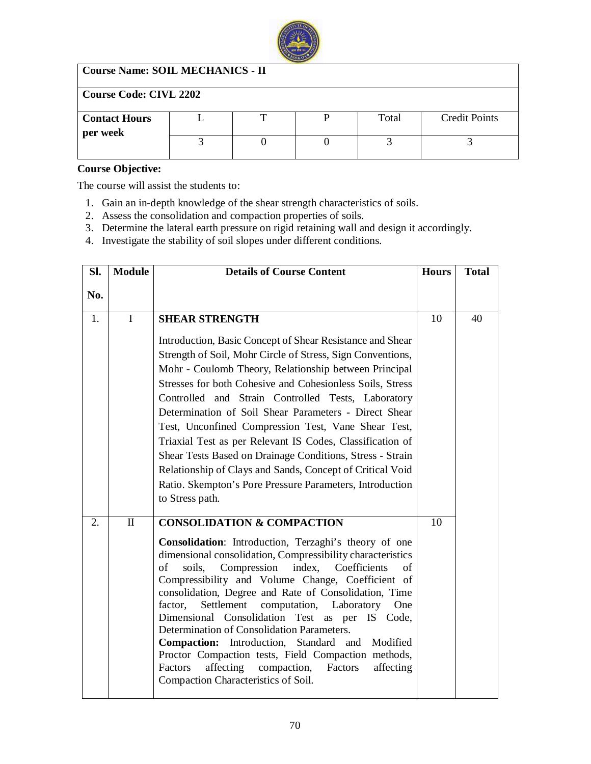| **Course Name: SOIL MECHANICS - II** | | | | | |
|---|---|---|---|---|---|
| **Course Code: CIVL 2202** | | | | | |
| **Contact Hours per week** | L | T | P | Total | Credit Points |
| | 3 | 0 | 0 | 3 | 3 |

**Course Objective:**

The course will assist the students to:

1. Gain an in-depth knowledge of the shear strength characteristics of soils.
2. Assess the consolidation and compaction properties of soils.
3. Determine the lateral earth pressure on rigid retaining wall and design it accordingly.
4. Investigate the stability of soil slopes under different conditions.

| Sl. No. | Module | Details of Course Content | Hours | Total |
|---|---|---|---|---|
| 1. | I | **SHEAR STRENGTH**<br><br>Introduction, Basic Concept of Shear Resistance and Shear Strength of Soil, Mohr Circle of Stress, Sign Conventions, Mohr - Coulomb Theory, Relationship between Principal Stresses for both Cohesive and Cohesionless Soils, Stress Controlled and Strain Controlled Tests, Laboratory Determination of Soil Shear Parameters - Direct Shear Test, Unconfined Compression Test, Vane Shear Test, Triaxial Test as per Relevant IS Codes, Classification of Shear Tests Based on Drainage Conditions, Stress - Strain Relationship of Clays and Sands, Concept of Critical Void Ratio. Skempton's Pore Pressure Parameters, Introduction to Stress path. | 10 | 40 |
| 2. | II | **CONSOLIDATION & COMPACTION**<br><br>**Consolidation**: Introduction, Terzaghi's theory of one dimensional consolidation, Compressibility characteristics of soils, Compression index, Coefficients of Compressibility and Volume Change, Coefficient of consolidation, Degree and Rate of Consolidation, Time factor, Settlement computation, Laboratory One Dimensional Consolidation Test as per IS Code, Determination of Consolidation Parameters.<br>**Compaction:** Introduction, Standard and Modified Proctor Compaction tests, Field Compaction methods, Factors affecting compaction, Factors affecting Compaction Characteristics of Soil. | 10 | |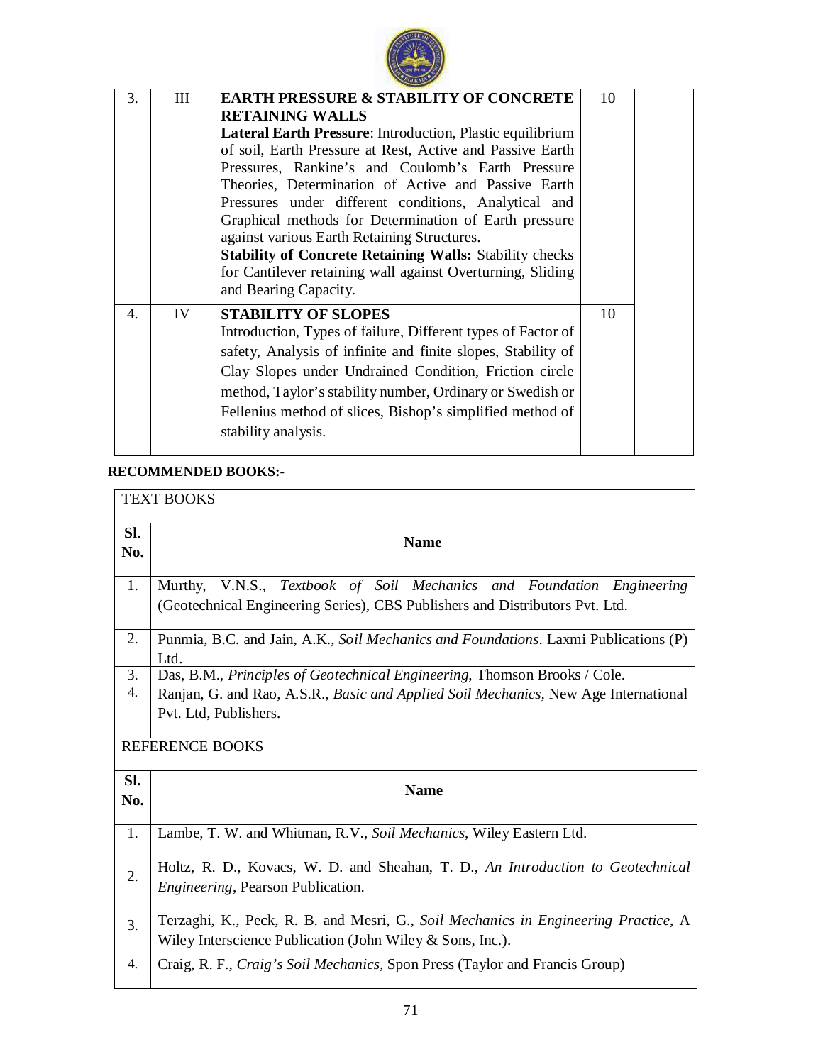| 3. | III | **EARTH PRESSURE & STABILITY OF CONCRETE RETAINING WALLS**<br>**Lateral Earth Pressure**: Introduction, Plastic equilibrium of soil, Earth Pressure at Rest, Active and Passive Earth Pressures, Rankine's and Coulomb's Earth Pressure Theories, Determination of Active and Passive Earth Pressures under different conditions, Analytical and Graphical methods for Determination of Earth pressure against various Earth Retaining Structures.<br>**Stability of Concrete Retaining Walls:** Stability checks for Cantilever retaining wall against Overturning, Sliding and Bearing Capacity. | 10 | |
|---|---|---|---|---|
| 4. | IV | **STABILITY OF SLOPES**<br>Introduction, Types of failure, Different types of Factor of safety, Analysis of infinite and finite slopes, Stability of Clay Slopes under Undrained Condition, Friction circle method, Taylor's stability number, Ordinary or Swedish or Fellenius method of slices, Bishop's simplified method of stability analysis. | 10 | |

**RECOMMENDED BOOKS:-**

| TEXT BOOKS | |
|---|---|
| **Sl. No.** | **Name** |
| 1. | Murthy, V.N.S., *Textbook of Soil Mechanics and Foundation Engineering* (Geotechnical Engineering Series), CBS Publishers and Distributors Pvt. Ltd. |
| 2. | Punmia, B.C. and Jain, A.K., *Soil Mechanics and Foundations*. Laxmi Publications (P) Ltd. |
| 3. | Das, B.M., *Principles of Geotechnical Engineering*, Thomson Brooks / Cole. |
| 4. | Ranjan, G. and Rao, A.S.R., *Basic and Applied Soil Mechanics*, New Age International Pvt. Ltd, Publishers. |

| REFERENCE BOOKS | |
|---|---|
| **Sl. No.** | **Name** |
| 1. | Lambe, T. W. and Whitman, R.V., *Soil Mechanics*, Wiley Eastern Ltd. |
| 2. | Holtz, R. D., Kovacs, W. D. and Sheahan, T. D., *An Introduction to Geotechnical Engineering*, Pearson Publication. |
| 3. | Terzaghi, K., Peck, R. B. and Mesri, G., *Soil Mechanics in Engineering Practice*, A Wiley Interscience Publication (John Wiley & Sons, Inc.). |
| 4. | Craig, R. F., *Craig's Soil Mechanics*, Spon Press (Taylor and Francis Group) |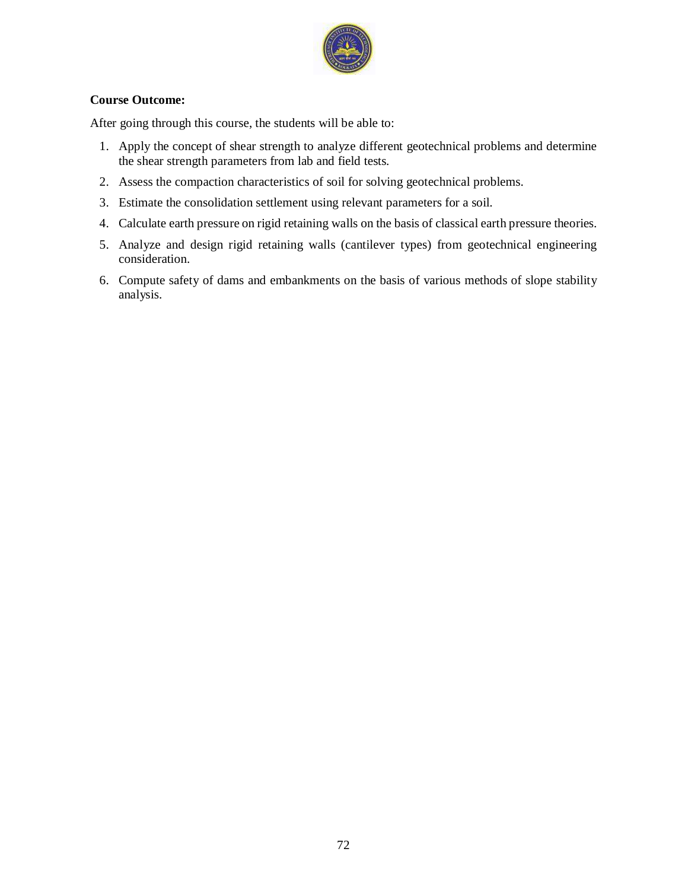**Course Outcome:**

After going through this course, the students will be able to:

1. Apply the concept of shear strength to analyze different geotechnical problems and determine the shear strength parameters from lab and field tests.
2. Assess the compaction characteristics of soil for solving geotechnical problems.
3. Estimate the consolidation settlement using relevant parameters for a soil.
4. Calculate earth pressure on rigid retaining walls on the basis of classical earth pressure theories.
5. Analyze and design rigid retaining walls (cantilever types) from geotechnical engineering consideration.
6. Compute safety of dams and embankments on the basis of various methods of slope stability analysis.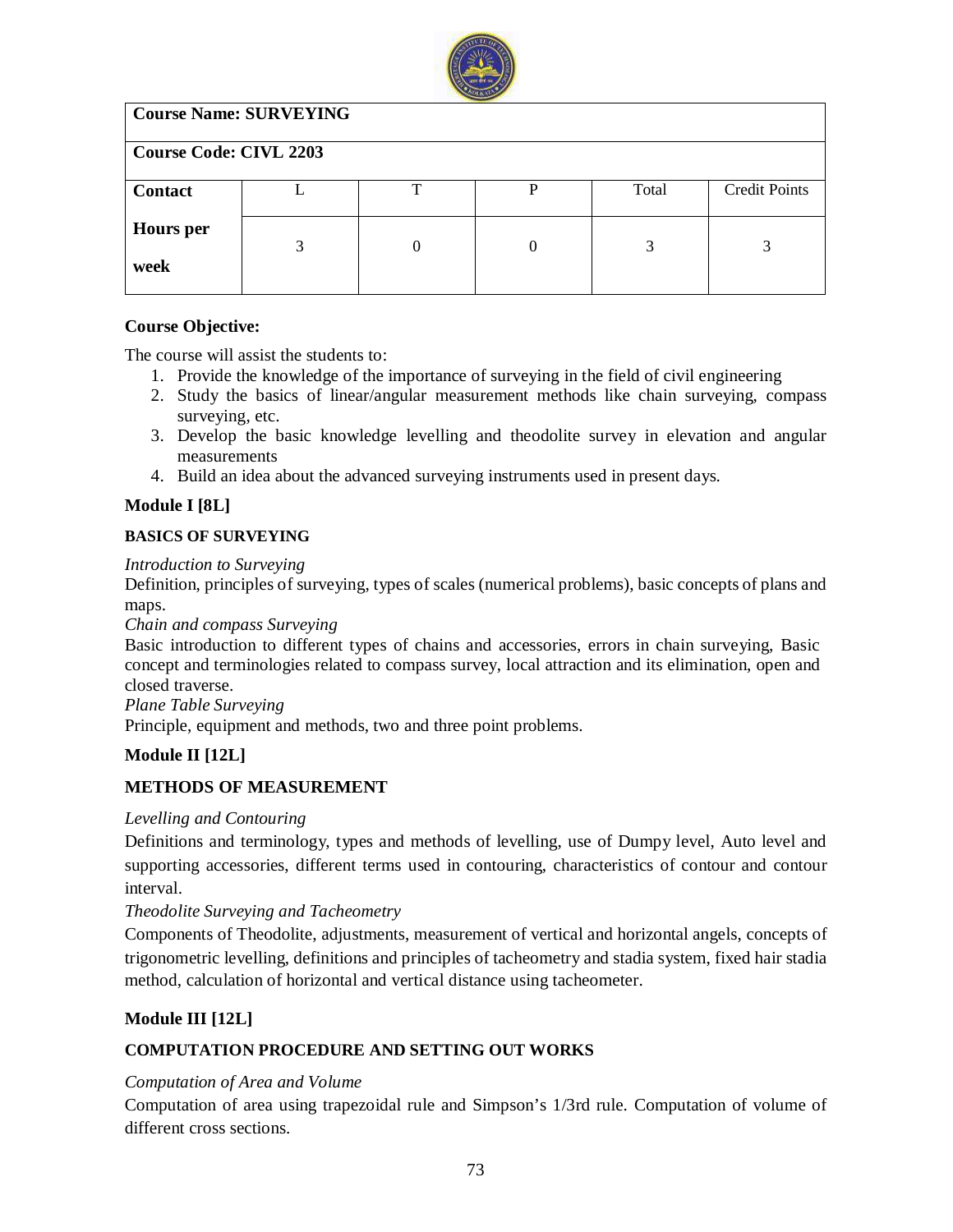| Course Name: SURVEYING | | | | | |
|---|---|---|---|---|---|
| **Course Code: CIVL 2203** | | | | | |
| **Contact Hours per week** | L | T | P | Total | Credit Points |
| | 3 | 0 | 0 | 3 | 3 |

**Course Objective:**

The course will assist the students to:

1. Provide the knowledge of the importance of surveying in the field of civil engineering
2. Study the basics of linear/angular measurement methods like chain surveying, compass surveying, etc.
3. Develop the basic knowledge levelling and theodolite survey in elevation and angular measurements
4. Build an idea about the advanced surveying instruments used in present days.

**Module I [8L]**

**BASICS OF SURVEYING**

*Introduction to Surveying*

Definition, principles of surveying, types of scales (numerical problems), basic concepts of plans and maps.

*Chain and compass Surveying*

Basic introduction to different types of chains and accessories, errors in chain surveying, Basic concept and terminologies related to compass survey, local attraction and its elimination, open and closed traverse.

*Plane Table Surveying*

Principle, equipment and methods, two and three point problems.

**Module II [12L]**

**METHODS OF MEASUREMENT**

*Levelling and Contouring*

Definitions and terminology, types and methods of levelling, use of Dumpy level, Auto level and supporting accessories, different terms used in contouring, characteristics of contour and contour interval.

*Theodolite Surveying and Tacheometry*

Components of Theodolite, adjustments, measurement of vertical and horizontal angels, concepts of trigonometric levelling, definitions and principles of tacheometry and stadia system, fixed hair stadia method, calculation of horizontal and vertical distance using tacheometer.

**Module III [12L]**

**COMPUTATION PROCEDURE AND SETTING OUT WORKS**

*Computation of Area and Volume*

Computation of area using trapezoidal rule and Simpson's 1/3rd rule. Computation of volume of different cross sections.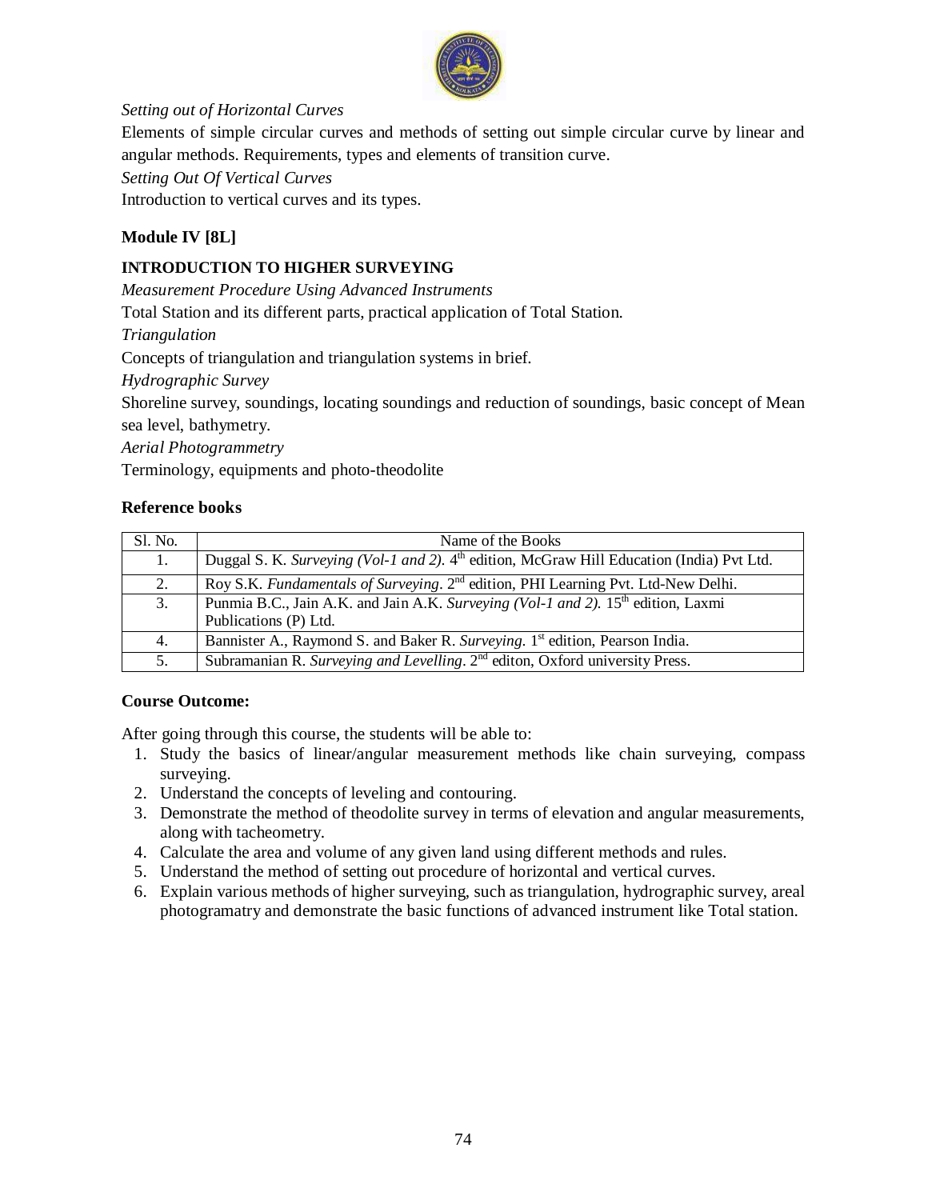*Setting out of Horizontal Curves*

Elements of simple circular curves and methods of setting out simple circular curve by linear and angular methods. Requirements, types and elements of transition curve.

*Setting Out Of Vertical Curves*

Introduction to vertical curves and its types.

**Module IV [8L]**

**INTRODUCTION TO HIGHER SURVEYING**

*Measurement Procedure Using Advanced Instruments*

Total Station and its different parts, practical application of Total Station.

*Triangulation*

Concepts of triangulation and triangulation systems in brief.

*Hydrographic Survey*

Shoreline survey, soundings, locating soundings and reduction of soundings, basic concept of Mean sea level, bathymetry.

*Aerial Photogrammetry*

Terminology, equipments and photo-theodolite

**Reference books**

| Sl. No. | Name of the Books |
|---|---|
| 1. | Duggal S. K. *Surveying (Vol-1 and 2).* 4th edition, McGraw Hill Education (India) Pvt Ltd. |
| 2. | Roy S.K. *Fundamentals of Surveying*. 2nd edition, PHI Learning Pvt. Ltd-New Delhi. |
| 3. | Punmia B.C., Jain A.K. and Jain A.K. *Surveying (Vol-1 and 2).* 15th edition, Laxmi Publications (P) Ltd. |
| 4. | Bannister A., Raymond S. and Baker R. *Surveying*. 1st edition, Pearson India. |
| 5. | Subramanian R. *Surveying and Levelling*. 2nd editon, Oxford university Press. |

**Course Outcome:**

After going through this course, the students will be able to:

1. Study the basics of linear/angular measurement methods like chain surveying, compass surveying.
2. Understand the concepts of leveling and contouring.
3. Demonstrate the method of theodolite survey in terms of elevation and angular measurements, along with tacheometry.
4. Calculate the area and volume of any given land using different methods and rules.
5. Understand the method of setting out procedure of horizontal and vertical curves.
6. Explain various methods of higher surveying, such as triangulation, hydrographic survey, areal photogramatry and demonstrate the basic functions of advanced instrument like Total station.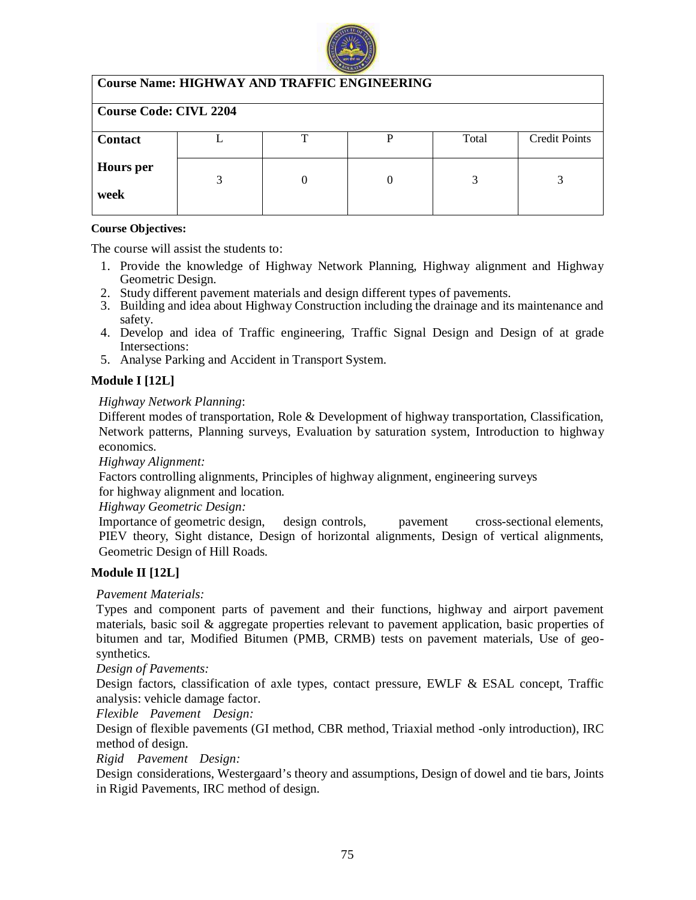| **Course Name: HIGHWAY AND TRAFFIC ENGINEERING** | | | | | |
|---|---|---|---|---|---|
| **Course Code: CIVL 2204** | | | | | |
| **Contact Hours per week** | L | T | P | Total | Credit Points |
| | 3 | 0 | 0 | 3 | 3 |

**Course Objectives:**

The course will assist the students to:

1. Provide the knowledge of Highway Network Planning, Highway alignment and Highway Geometric Design.
2. Study different pavement materials and design different types of pavements.
3. Building and idea about Highway Construction including the drainage and its maintenance and safety.
4. Develop and idea of Traffic engineering, Traffic Signal Design and Design of at grade Intersections:
5. Analyse Parking and Accident in Transport System.

## Module I [12L]

*Highway Network Planning*:

Different modes of transportation, Role & Development of highway transportation, Classification, Network patterns, Planning surveys, Evaluation by saturation system, Introduction to highway economics.

*Highway Alignment:*

Factors controlling alignments, Principles of highway alignment, engineering surveys for highway alignment and location.

*Highway Geometric Design:*

Importance of geometric design, design controls, pavement cross-sectional elements, PIEV theory, Sight distance, Design of horizontal alignments, Design of vertical alignments, Geometric Design of Hill Roads.

## Module II [12L]

*Pavement Materials:*

Types and component parts of pavement and their functions, highway and airport pavement materials, basic soil & aggregate properties relevant to pavement application, basic properties of bitumen and tar, Modified Bitumen (PMB, CRMB) tests on pavement materials, Use of geo-synthetics.

*Design of Pavements:*

Design factors, classification of axle types, contact pressure, EWLF & ESAL concept, Traffic analysis: vehicle damage factor.

*Flexible Pavement Design:*

Design of flexible pavements (GI method, CBR method, Triaxial method -only introduction), IRC method of design.

*Rigid Pavement Design:*

Design considerations, Westergaard's theory and assumptions, Design of dowel and tie bars, Joints in Rigid Pavements, IRC method of design.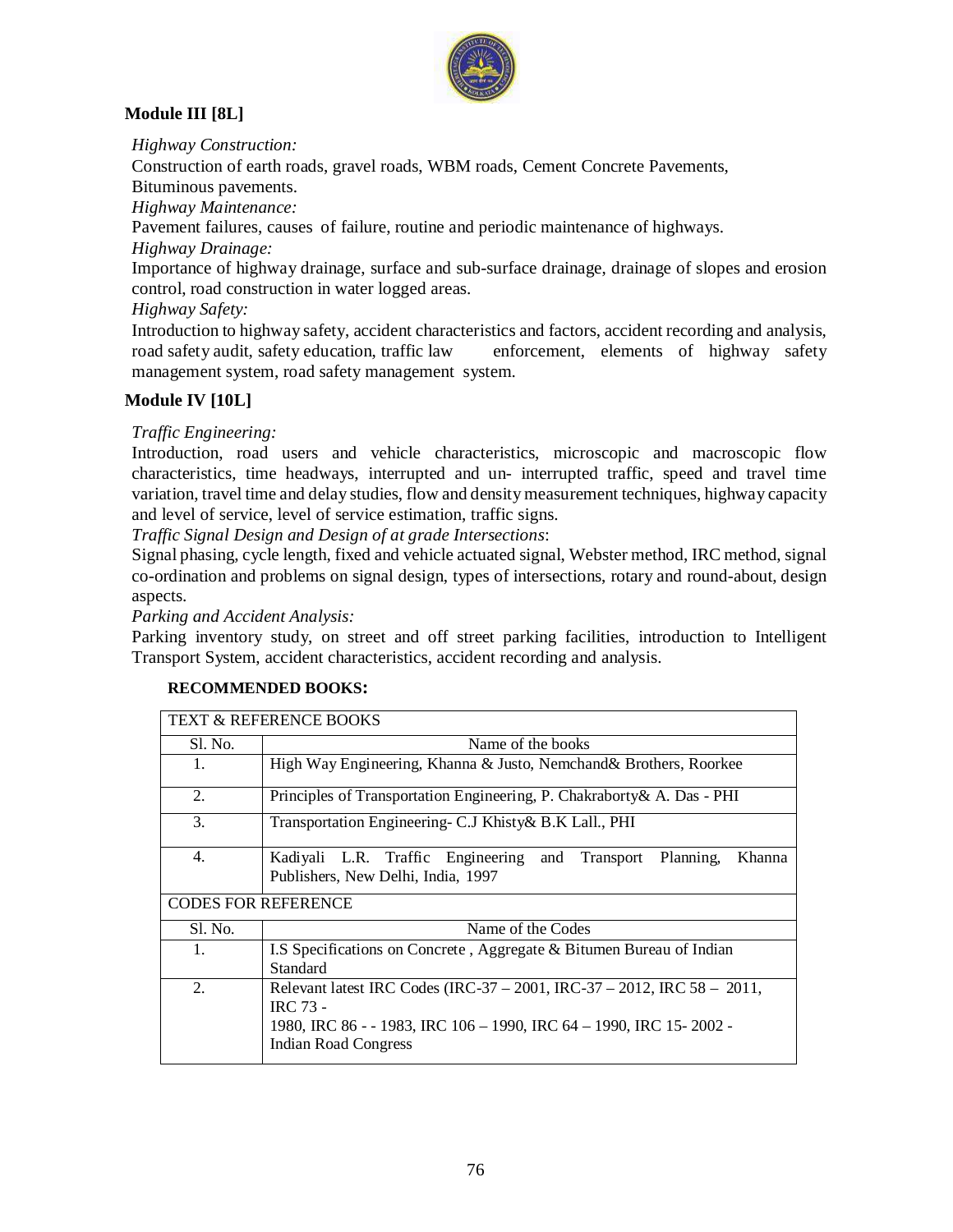## Module III [8L]

*Highway Construction:*

Construction of earth roads, gravel roads, WBM roads, Cement Concrete Pavements, Bituminous pavements.

*Highway Maintenance:*

Pavement failures, causes of failure, routine and periodic maintenance of highways.

*Highway Drainage:*

Importance of highway drainage, surface and sub-surface drainage, drainage of slopes and erosion control, road construction in water logged areas.

*Highway Safety:*

Introduction to highway safety, accident characteristics and factors, accident recording and analysis, road safety audit, safety education, traffic law enforcement, elements of highway safety management system, road safety management system.

## Module IV [10L]

*Traffic Engineering:*

Introduction, road users and vehicle characteristics, microscopic and macroscopic flow characteristics, time headways, interrupted and un- interrupted traffic, speed and travel time variation, travel time and delay studies, flow and density measurement techniques, highway capacity and level of service, level of service estimation, traffic signs.

*Traffic Signal Design and Design of at grade Intersections*:

Signal phasing, cycle length, fixed and vehicle actuated signal, Webster method, IRC method, signal co-ordination and problems on signal design, types of intersections, rotary and round-about, design aspects.

*Parking and Accident Analysis:*

Parking inventory study, on street and off street parking facilities, introduction to Intelligent Transport System, accident characteristics, accident recording and analysis.

**RECOMMENDED BOOKS:**

| TEXT & REFERENCE BOOKS | |
|---|---|
| Sl. No. | Name of the books |
| 1. | High Way Engineering, Khanna & Justo, Nemchand& Brothers, Roorkee |
| 2. | Principles of Transportation Engineering, P. Chakraborty& A. Das - PHI |
| 3. | Transportation Engineering- C.J Khisty& B.K Lall., PHI |
| 4. | Kadiyali L.R. Traffic Engineering and Transport Planning, Khanna Publishers, New Delhi, India, 1997 |
| CODES FOR REFERENCE | |
| Sl. No. | Name of the Codes |
| 1. | I.S Specifications on Concrete , Aggregate & Bitumen Bureau of Indian Standard |
| 2. | Relevant latest IRC Codes (IRC-37 – 2001, IRC-37 – 2012, IRC 58 – 2011, IRC 73 - 1980, IRC 86 - - 1983, IRC 106 – 1990, IRC 64 – 1990, IRC 15- 2002 - Indian Road Congress |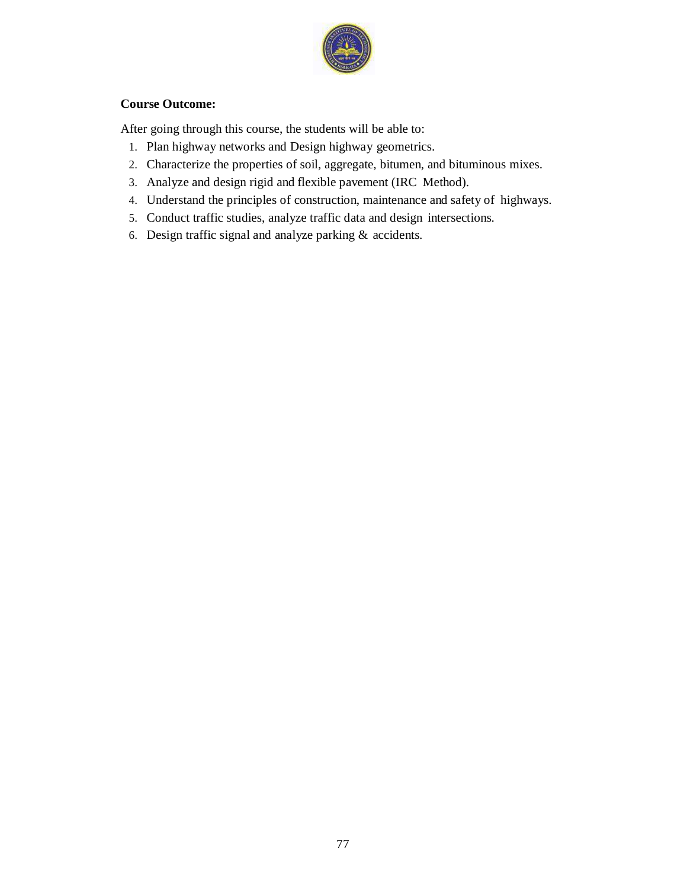**Course Outcome:**

After going through this course, the students will be able to:

1. Plan highway networks and Design highway geometrics.
2. Characterize the properties of soil, aggregate, bitumen, and bituminous mixes.
3. Analyze and design rigid and flexible pavement (IRC Method).
4. Understand the principles of construction, maintenance and safety of highways.
5. Conduct traffic studies, analyze traffic data and design intersections.
6. Design traffic signal and analyze parking & accidents.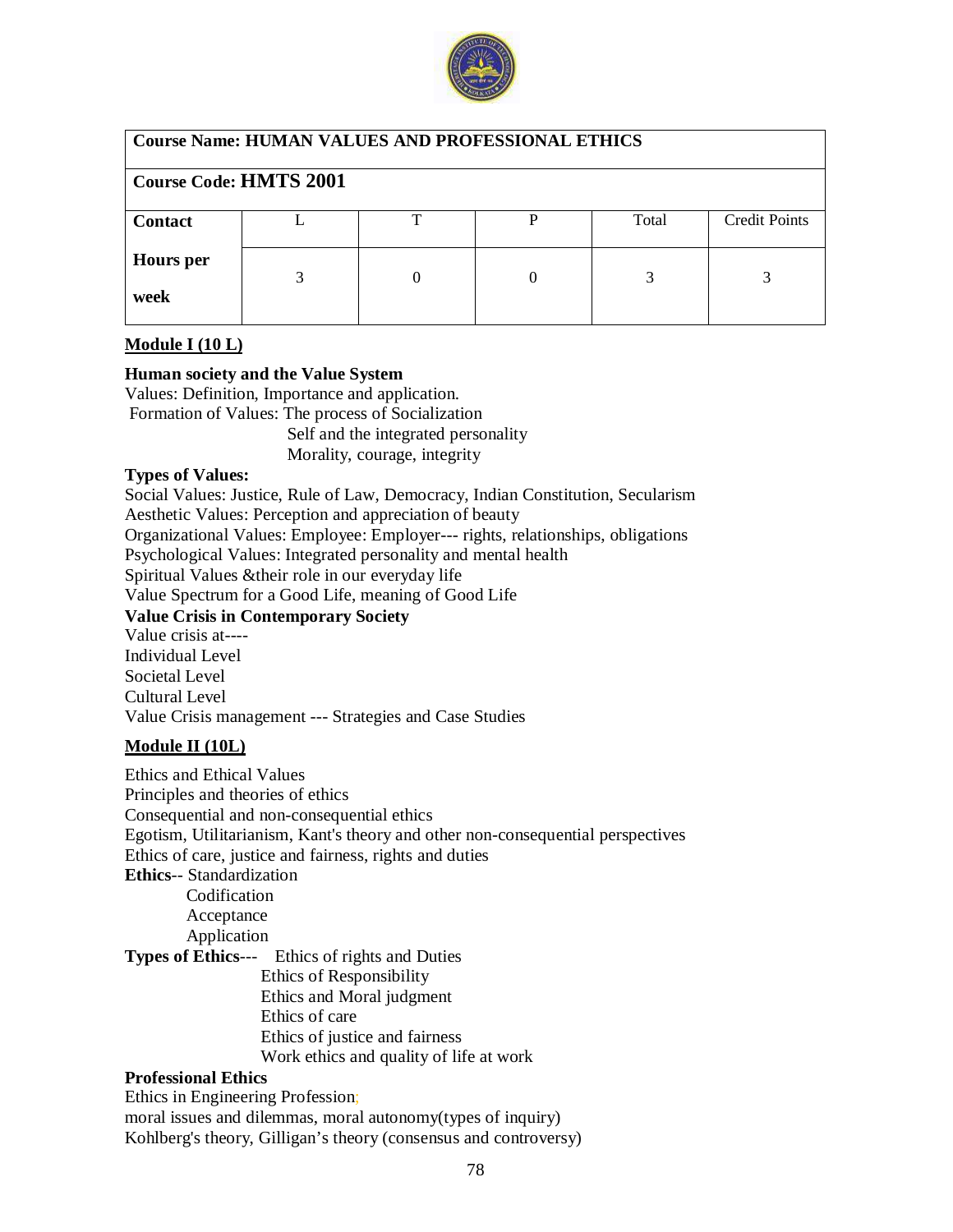| **Course Name: HUMAN VALUES AND PROFESSIONAL ETHICS** | | | | | |
|---|---|---|---|---|---|
| **Course Code: HMTS 2001** | | | | | |
| **Contact Hours per week** | L | T | P | Total | Credit Points |
| | 3 | 0 | 0 | 3 | 3 |

**Module I (10 L)**

**Human society and the Value System**

Values: Definition, Importance and application.

Formation of Values: The process of Socialization
Self and the integrated personality
Morality, courage, integrity

**Types of Values:**

Social Values: Justice, Rule of Law, Democracy, Indian Constitution, Secularism
Aesthetic Values: Perception and appreciation of beauty
Organizational Values: Employee: Employer--- rights, relationships, obligations
Psychological Values: Integrated personality and mental health
Spiritual Values &their role in our everyday life
Value Spectrum for a Good Life, meaning of Good Life

**Value Crisis in Contemporary Society**

Value crisis at----
Individual Level
Societal Level
Cultural Level
Value Crisis management --- Strategies and Case Studies

**Module II (10L)**

Ethics and Ethical Values
Principles and theories of ethics
Consequential and non-consequential ethics
Egotism, Utilitarianism, Kant's theory and other non-consequential perspectives
Ethics of care, justice and fairness, rights and duties

**Ethics**-- Standardization
Codification
Acceptance
Application

**Types of Ethics**--- Ethics of rights and Duties
Ethics of Responsibility
Ethics and Moral judgment
Ethics of care
Ethics of justice and fairness
Work ethics and quality of life at work

**Professional Ethics**

Ethics in Engineering Profession;
moral issues and dilemmas, moral autonomy(types of inquiry)
Kohlberg's theory, Gilligan's theory (consensus and controversy)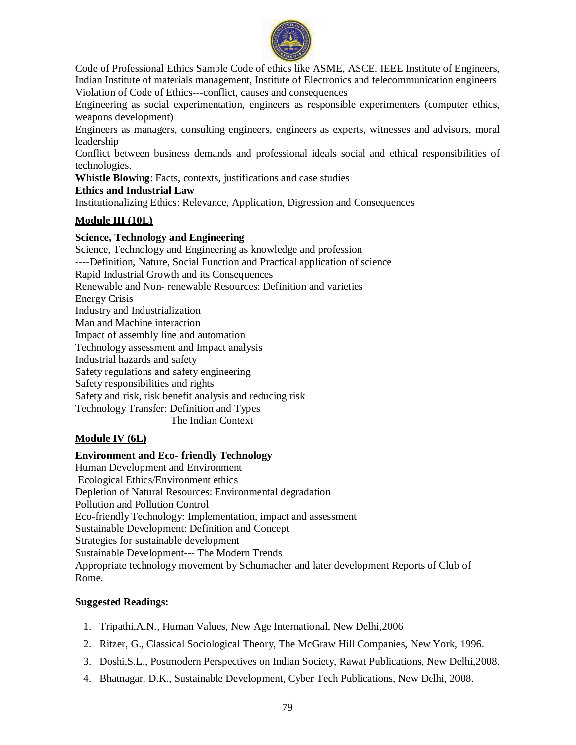Code of Professional Ethics Sample Code of ethics like ASME, ASCE. IEEE Institute of Engineers, Indian Institute of materials management, Institute of Electronics and telecommunication engineers

Violation of Code of Ethics---conflict, causes and consequences

Engineering as social experimentation, engineers as responsible experimenters (computer ethics, weapons development)

Engineers as managers, consulting engineers, engineers as experts, witnesses and advisors, moral leadership

Conflict between business demands and professional ideals social and ethical responsibilities of technologies.

**Whistle Blowing**: Facts, contexts, justifications and case studies

**Ethics and Industrial Law**

Institutionalizing Ethics: Relevance, Application, Digression and Consequences

## Module III (10L)

**Science, Technology and Engineering**

Science, Technology and Engineering as knowledge and profession

----Definition, Nature, Social Function and Practical application of science

Rapid Industrial Growth and its Consequences

Renewable and Non- renewable Resources: Definition and varieties

Energy Crisis

Industry and Industrialization

Man and Machine interaction

Impact of assembly line and automation

Technology assessment and Impact analysis

Industrial hazards and safety

Safety regulations and safety engineering

Safety responsibilities and rights

Safety and risk, risk benefit analysis and reducing risk

Technology Transfer: Definition and Types

The Indian Context

## Module IV (6L)

**Environment and Eco- friendly Technology**

Human Development and Environment

Ecological Ethics/Environment ethics

Depletion of Natural Resources: Environmental degradation

Pollution and Pollution Control

Eco-friendly Technology: Implementation, impact and assessment

Sustainable Development: Definition and Concept

Strategies for sustainable development

Sustainable Development--- The Modern Trends

Appropriate technology movement by Schumacher and later development Reports of Club of Rome.

**Suggested Readings:**

1. Tripathi,A.N., Human Values, New Age International, New Delhi,2006
2. Ritzer, G., Classical Sociological Theory, The McGraw Hill Companies, New York, 1996.
3. Doshi,S.L., Postmodern Perspectives on Indian Society, Rawat Publications, New Delhi,2008.
4. Bhatnagar, D.K., Sustainable Development, Cyber Tech Publications, New Delhi, 2008.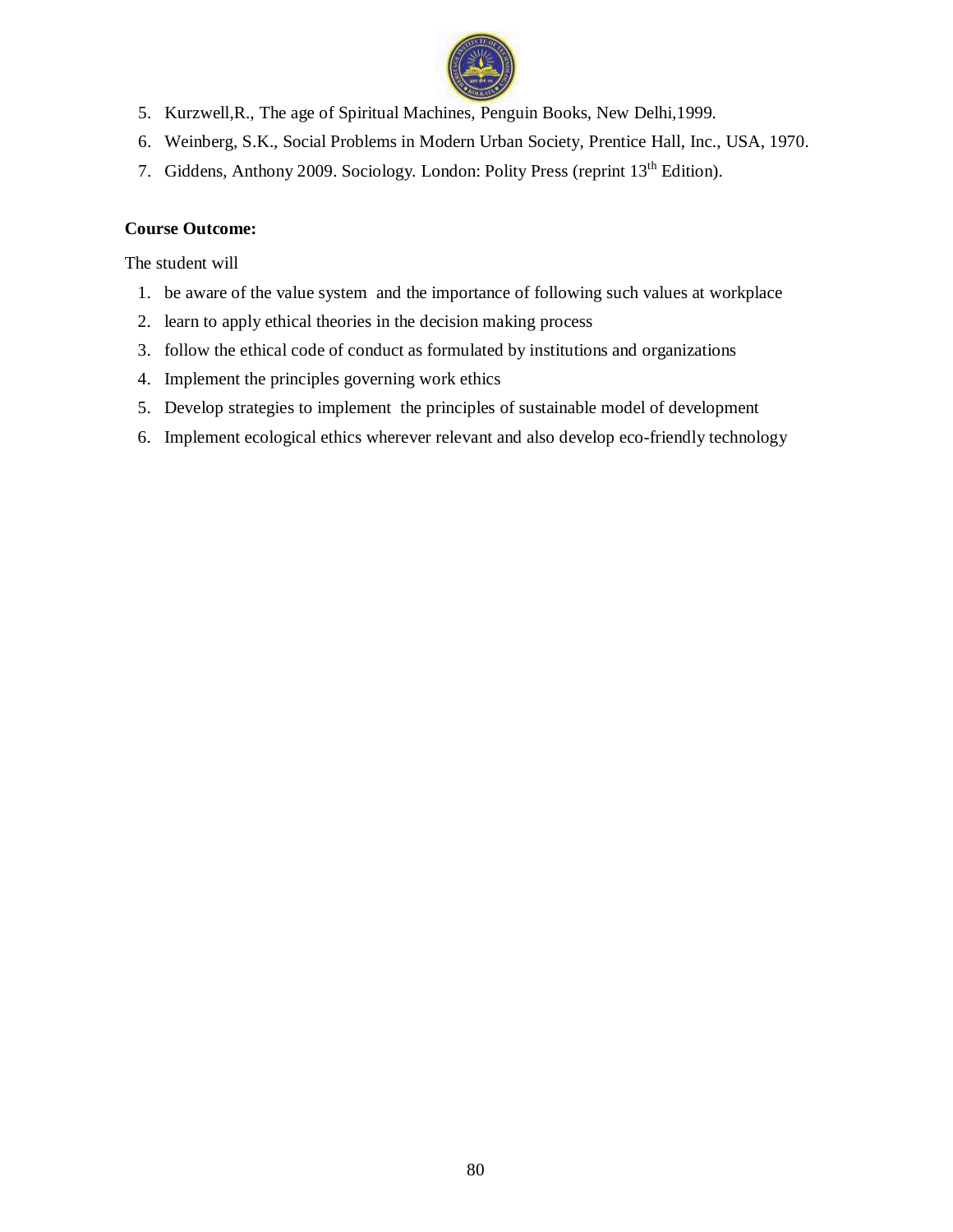5. Kurzwell,R., The age of Spiritual Machines, Penguin Books, New Delhi,1999.
6. Weinberg, S.K., Social Problems in Modern Urban Society, Prentice Hall, Inc., USA, 1970.
7. Giddens, Anthony 2009. Sociology. London: Polity Press (reprint 13th Edition).

**Course Outcome:**

The student will

1. be aware of the value system and the importance of following such values at workplace
2. learn to apply ethical theories in the decision making process
3. follow the ethical code of conduct as formulated by institutions and organizations
4. Implement the principles governing work ethics
5. Develop strategies to implement the principles of sustainable model of development
6. Implement ecological ethics wherever relevant and also develop eco-friendly technology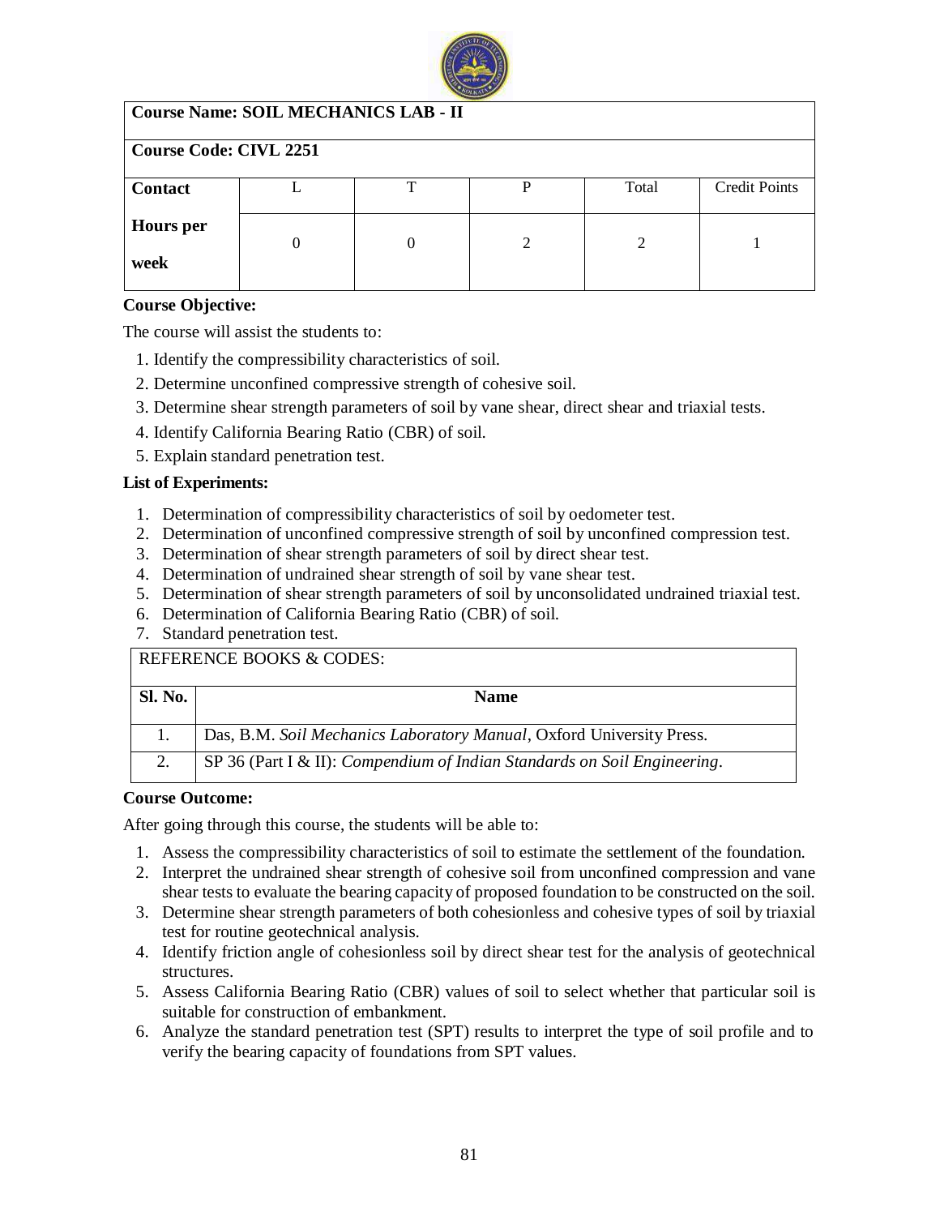| Course Name: SOIL MECHANICS LAB - II | | | | | |
|---|---|---|---|---|---|
| **Course Code: CIVL 2251** | | | | | |
| **Contact Hours per week** | L | T | P | Total | Credit Points |
| | 0 | 0 | 2 | 2 | 1 |

**Course Objective:**

The course will assist the students to:

1. Identify the compressibility characteristics of soil.
2. Determine unconfined compressive strength of cohesive soil.
3. Determine shear strength parameters of soil by vane shear, direct shear and triaxial tests.
4. Identify California Bearing Ratio (CBR) of soil.
5. Explain standard penetration test.

**List of Experiments:**

1. Determination of compressibility characteristics of soil by oedometer test.
2. Determination of unconfined compressive strength of soil by unconfined compression test.
3. Determination of shear strength parameters of soil by direct shear test.
4. Determination of undrained shear strength of soil by vane shear test.
5. Determination of shear strength parameters of soil by unconsolidated undrained triaxial test.
6. Determination of California Bearing Ratio (CBR) of soil.
7. Standard penetration test.

| REFERENCE BOOKS & CODES: | |
|---|---|
| **Sl. No.** | **Name** |
| 1. | Das, B.M. *Soil Mechanics Laboratory Manual*, Oxford University Press. |
| 2. | SP 36 (Part I & II): *Compendium of Indian Standards on Soil Engineering*. |

**Course Outcome:**

After going through this course, the students will be able to:

1. Assess the compressibility characteristics of soil to estimate the settlement of the foundation.
2. Interpret the undrained shear strength of cohesive soil from unconfined compression and vane shear tests to evaluate the bearing capacity of proposed foundation to be constructed on the soil.
3. Determine shear strength parameters of both cohesionless and cohesive types of soil by triaxial test for routine geotechnical analysis.
4. Identify friction angle of cohesionless soil by direct shear test for the analysis of geotechnical structures.
5. Assess California Bearing Ratio (CBR) values of soil to select whether that particular soil is suitable for construction of embankment.
6. Analyze the standard penetration test (SPT) results to interpret the type of soil profile and to verify the bearing capacity of foundations from SPT values.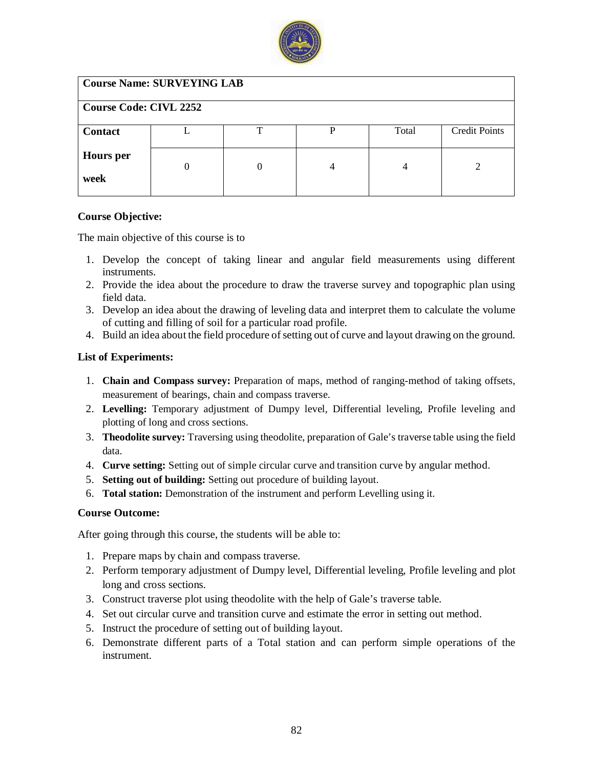| **Course Name: SURVEYING LAB** | | | | | |
|---|---|---|---|---|---|
| **Course Code: CIVL 2252** | | | | | |
| **Contact Hours per week** | L | T | P | Total | Credit Points |
| | 0 | 0 | 4 | 4 | 2 |

**Course Objective:**

The main objective of this course is to

1. Develop the concept of taking linear and angular field measurements using different instruments.
2. Provide the idea about the procedure to draw the traverse survey and topographic plan using field data.
3. Develop an idea about the drawing of leveling data and interpret them to calculate the volume of cutting and filling of soil for a particular road profile.
4. Build an idea about the field procedure of setting out of curve and layout drawing on the ground.

**List of Experiments:**

1. **Chain and Compass survey:** Preparation of maps, method of ranging-method of taking offsets, measurement of bearings, chain and compass traverse.
2. **Levelling:** Temporary adjustment of Dumpy level, Differential leveling, Profile leveling and plotting of long and cross sections.
3. **Theodolite survey:** Traversing using theodolite, preparation of Gale's traverse table using the field data.
4. **Curve setting:** Setting out of simple circular curve and transition curve by angular method.
5. **Setting out of building:** Setting out procedure of building layout.
6. **Total station:** Demonstration of the instrument and perform Levelling using it.

**Course Outcome:**

After going through this course, the students will be able to:

1. Prepare maps by chain and compass traverse.
2. Perform temporary adjustment of Dumpy level, Differential leveling, Profile leveling and plot long and cross sections.
3. Construct traverse plot using theodolite with the help of Gale's traverse table.
4. Set out circular curve and transition curve and estimate the error in setting out method.
5. Instruct the procedure of setting out of building layout.
6. Demonstrate different parts of a Total station and can perform simple operations of the instrument.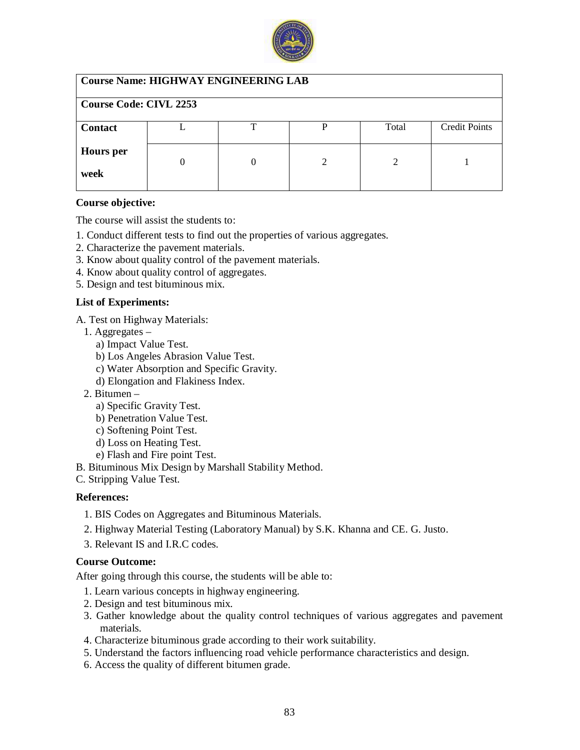| **Course Name: HIGHWAY ENGINEERING LAB** | | | | | |
|---|---|---|---|---|---|
| **Course Code: CIVL 2253** | | | | | |
| **Contact Hours per week** | L | T | P | Total | Credit Points |
| | 0 | 0 | 2 | 2 | 1 |

**Course objective:**

The course will assist the students to:

1. Conduct different tests to find out the properties of various aggregates.
2. Characterize the pavement materials.
3. Know about quality control of the pavement materials.
4. Know about quality control of aggregates.
5. Design and test bituminous mix.

**List of Experiments:**

A. Test on Highway Materials:
   1. Aggregates –
      a) Impact Value Test.
      b) Los Angeles Abrasion Value Test.
      c) Water Absorption and Specific Gravity.
      d) Elongation and Flakiness Index.
   2. Bitumen –
      a) Specific Gravity Test.
      b) Penetration Value Test.
      c) Softening Point Test.
      d) Loss on Heating Test.
      e) Flash and Fire point Test.

B. Bituminous Mix Design by Marshall Stability Method.

C. Stripping Value Test.

**References:**

1. BIS Codes on Aggregates and Bituminous Materials.
2. Highway Material Testing (Laboratory Manual) by S.K. Khanna and CE. G. Justo.
3. Relevant IS and I.R.C codes.

**Course Outcome:**

After going through this course, the students will be able to:

1. Learn various concepts in highway engineering.
2. Design and test bituminous mix.
3. Gather knowledge about the quality control techniques of various aggregates and pavement materials.
4. Characterize bituminous grade according to their work suitability.
5. Understand the factors influencing road vehicle performance characteristics and design.
6. Access the quality of different bitumen grade.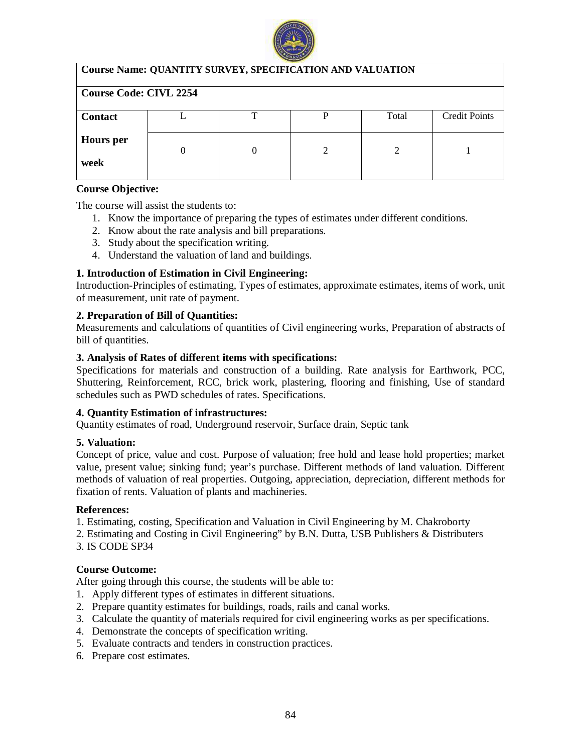| **Course Name: QUANTITY SURVEY, SPECIFICATION AND VALUATION** | | | | | |
|---|---|---|---|---|---|
| **Course Code: CIVL 2254** | | | | | |
| **Contact Hours per week** | L | T | P | Total | Credit Points |
| | 0 | 0 | 2 | 2 | 1 |

**Course Objective:**

The course will assist the students to:

1. Know the importance of preparing the types of estimates under different conditions.
2. Know about the rate analysis and bill preparations.
3. Study about the specification writing.
4. Understand the valuation of land and buildings.

**1. Introduction of Estimation in Civil Engineering:**

Introduction-Principles of estimating, Types of estimates, approximate estimates, items of work, unit of measurement, unit rate of payment.

**2. Preparation of Bill of Quantities:**

Measurements and calculations of quantities of Civil engineering works, Preparation of abstracts of bill of quantities.

**3. Analysis of Rates of different items with specifications:**

Specifications for materials and construction of a building. Rate analysis for Earthwork, PCC, Shuttering, Reinforcement, RCC, brick work, plastering, flooring and finishing, Use of standard schedules such as PWD schedules of rates. Specifications.

**4. Quantity Estimation of infrastructures:**

Quantity estimates of road, Underground reservoir, Surface drain, Septic tank

**5. Valuation:**

Concept of price, value and cost. Purpose of valuation; free hold and lease hold properties; market value, present value; sinking fund; year's purchase. Different methods of land valuation. Different methods of valuation of real properties. Outgoing, appreciation, depreciation, different methods for fixation of rents. Valuation of plants and machineries.

**References:**

1. Estimating, costing, Specification and Valuation in Civil Engineering by M. Chakroborty
2. Estimating and Costing in Civil Engineering" by B.N. Dutta, USB Publishers & Distributers
3. IS CODE SP34

**Course Outcome:**

After going through this course, the students will be able to:

1. Apply different types of estimates in different situations.
2. Prepare quantity estimates for buildings, roads, rails and canal works.
3. Calculate the quantity of materials required for civil engineering works as per specifications.
4. Demonstrate the concepts of specification writing.
5. Evaluate contracts and tenders in construction practices.
6. Prepare cost estimates.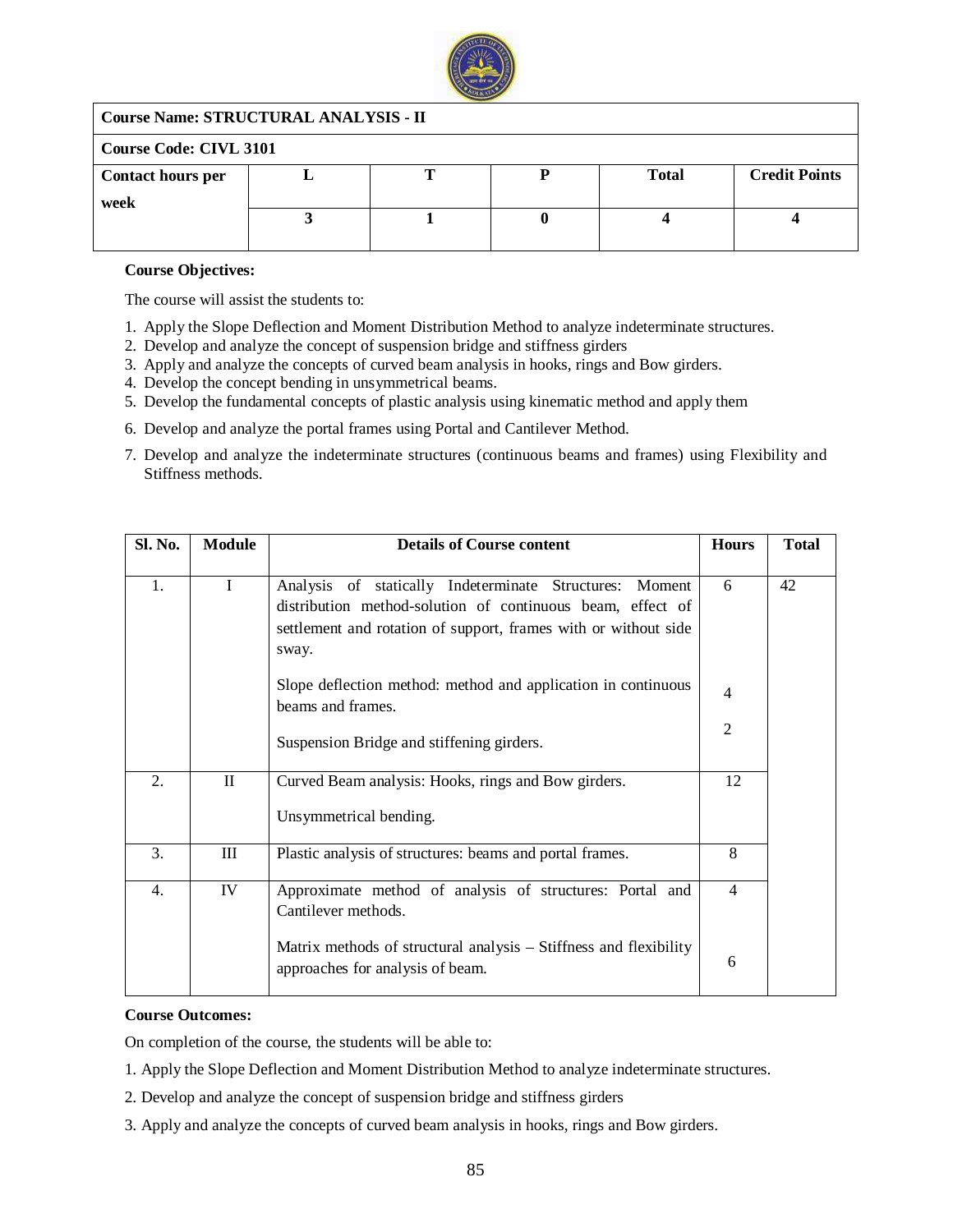| Course Name: STRUCTURAL ANALYSIS - II | | | | | |
|---|---|---|---|---|---|
| **Course Code: CIVL 3101** | | | | | |
| **Contact hours per week** | **L** | **T** | **P** | **Total** | **Credit Points** |
| | **3** | **1** | **0** | **4** | **4** |

**Course Objectives:**

The course will assist the students to:

1. Apply the Slope Deflection and Moment Distribution Method to analyze indeterminate structures.
2. Develop and analyze the concept of suspension bridge and stiffness girders
3. Apply and analyze the concepts of curved beam analysis in hooks, rings and Bow girders.
4. Develop the concept bending in unsymmetrical beams.
5. Develop the fundamental concepts of plastic analysis using kinematic method and apply them
6. Develop and analyze the portal frames using Portal and Cantilever Method.
7. Develop and analyze the indeterminate structures (continuous beams and frames) using Flexibility and Stiffness methods.

| Sl. No. | Module | Details of Course content | Hours | Total |
|---|---|---|---|---|
| 1. | I | Analysis of statically Indeterminate Structures: Moment distribution method-solution of continuous beam, effect of settlement and rotation of support, frames with or without side sway.<br><br>Slope deflection method: method and application in continuous beams and frames.<br><br>Suspension Bridge and stiffening girders. | 6<br><br>4<br><br>2 | 42 |
| 2. | II | Curved Beam analysis: Hooks, rings and Bow girders.<br><br>Unsymmetrical bending. | 12 | |
| 3. | III | Plastic analysis of structures: beams and portal frames. | 8 | |
| 4. | IV | Approximate method of analysis of structures: Portal and Cantilever methods.<br><br>Matrix methods of structural analysis – Stiffness and flexibility approaches for analysis of beam. | 4<br><br>6 | |

**Course Outcomes:**

On completion of the course, the students will be able to:

1. Apply the Slope Deflection and Moment Distribution Method to analyze indeterminate structures.
2. Develop and analyze the concept of suspension bridge and stiffness girders
3. Apply and analyze the concepts of curved beam analysis in hooks, rings and Bow girders.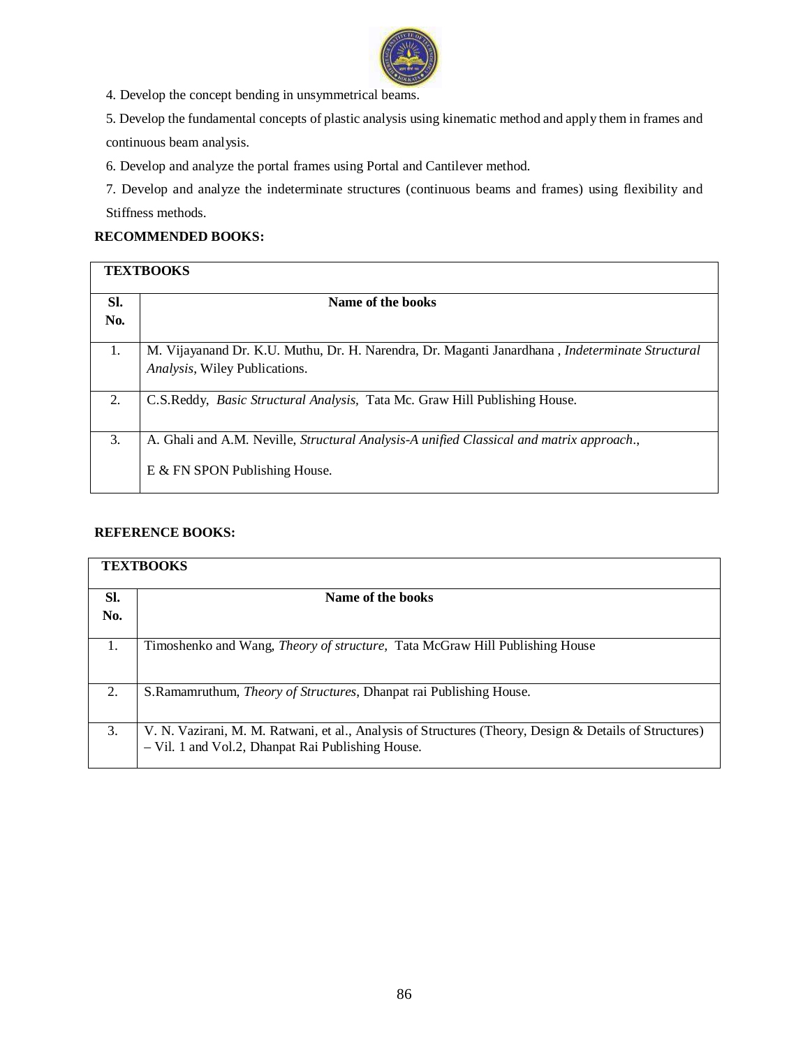4. Develop the concept bending in unsymmetrical beams.

5. Develop the fundamental concepts of plastic analysis using kinematic method and apply them in frames and continuous beam analysis.

6. Develop and analyze the portal frames using Portal and Cantilever method.

7. Develop and analyze the indeterminate structures (continuous beams and frames) using flexibility and Stiffness methods.

**RECOMMENDED BOOKS:**

| **TEXTBOOKS** | |
|---|---|
| **Sl. No.** | **Name of the books** |
| 1. | M. Vijayanand Dr. K.U. Muthu, Dr. H. Narendra, Dr. Maganti Janardhana , *Indeterminate Structural Analysis*, Wiley Publications. |
| 2. | C.S.Reddy, *Basic Structural Analysis,* Tata Mc. Graw Hill Publishing House. |
| 3. | A. Ghali and A.M. Neville, *Structural Analysis-A unified Classical and matrix approach*., E & FN SPON Publishing House. |

**REFERENCE BOOKS:**

| **TEXTBOOKS** | |
|---|---|
| **Sl. No.** | **Name of the books** |
| 1. | Timoshenko and Wang, *Theory of structure,* Tata McGraw Hill Publishing House |
| 2. | S.Ramamruthum, *Theory of Structures*, Dhanpat rai Publishing House. |
| 3. | V. N. Vazirani, M. M. Ratwani, et al., Analysis of Structures (Theory, Design & Details of Structures) – Vil. 1 and Vol.2, Dhanpat Rai Publishing House. |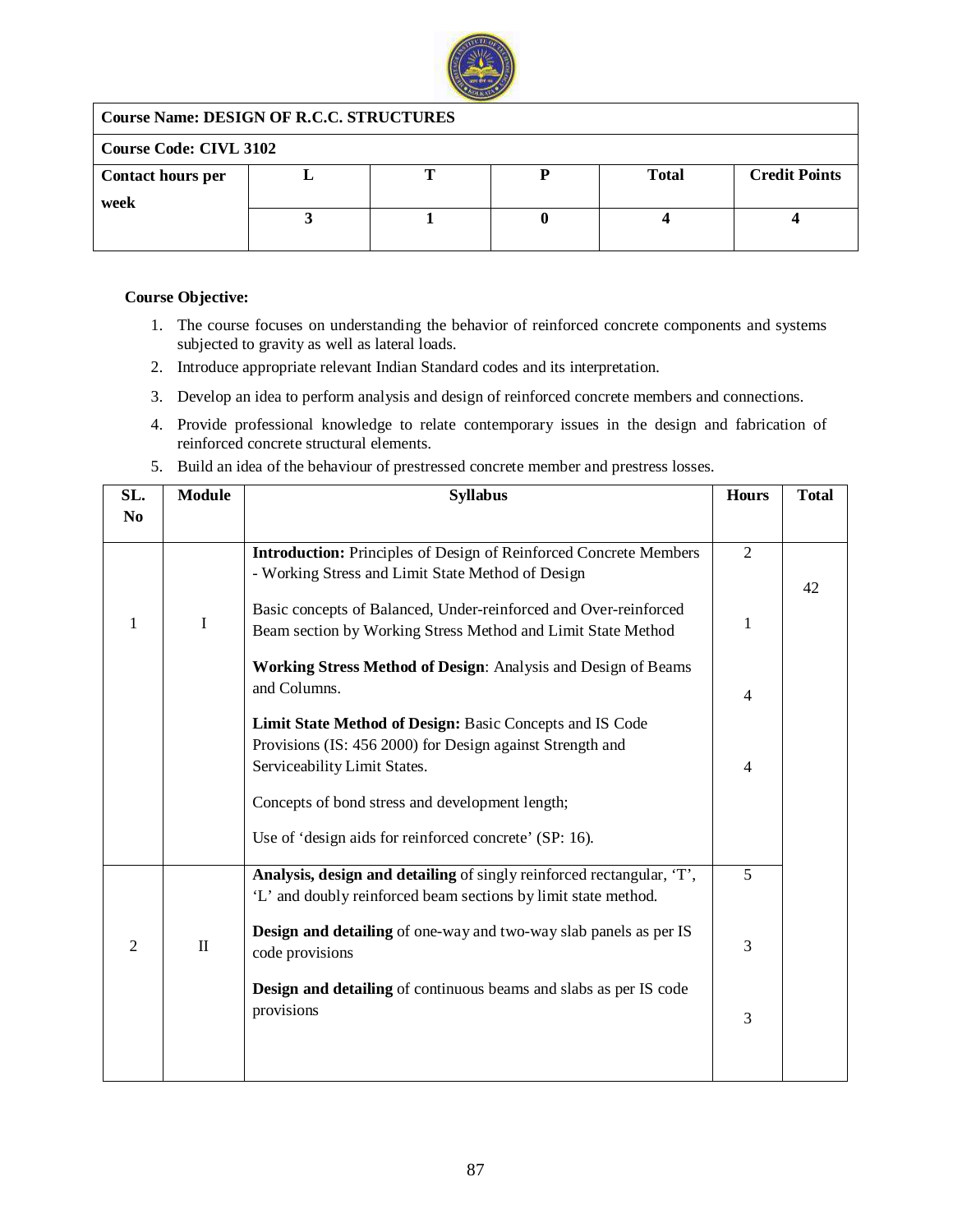| Course Name: DESIGN OF R.C.C. STRUCTURES | | | | | |
|---|---|---|---|---|---|
| **Course Code: CIVL 3102** | | | | | |
| **Contact hours per week** | **L** | **T** | **P** | **Total** | **Credit Points** |
| | **3** | **1** | **0** | **4** | **4** |

**Course Objective:**

1. The course focuses on understanding the behavior of reinforced concrete components and systems subjected to gravity as well as lateral loads.
2. Introduce appropriate relevant Indian Standard codes and its interpretation.
3. Develop an idea to perform analysis and design of reinforced concrete members and connections.
4. Provide professional knowledge to relate contemporary issues in the design and fabrication of reinforced concrete structural elements.
5. Build an idea of the behaviour of prestressed concrete member and prestress losses.

| SL. No | Module | Syllabus | Hours | Total |
|---|---|---|---|---|
| 1 | I | **Introduction:** Principles of Design of Reinforced Concrete Members - Working Stress and Limit State Method of Design<br><br>Basic concepts of Balanced, Under-reinforced and Over-reinforced Beam section by Working Stress Method and Limit State Method<br><br>**Working Stress Method of Design**: Analysis and Design of Beams and Columns.<br><br>**Limit State Method of Design:** Basic Concepts and IS Code Provisions (IS: 456 2000) for Design against Strength and Serviceability Limit States.<br><br>Concepts of bond stress and development length;<br><br>Use of 'design aids for reinforced concrete' (SP: 16). | 2<br><br>1<br><br>4<br><br>4 | 42 |
| 2 | II | **Analysis, design and detailing** of singly reinforced rectangular, 'T', 'L' and doubly reinforced beam sections by limit state method.<br><br>**Design and detailing** of one-way and two-way slab panels as per IS code provisions<br><br>**Design and detailing** of continuous beams and slabs as per IS code provisions | 5<br><br>3<br><br>3 | |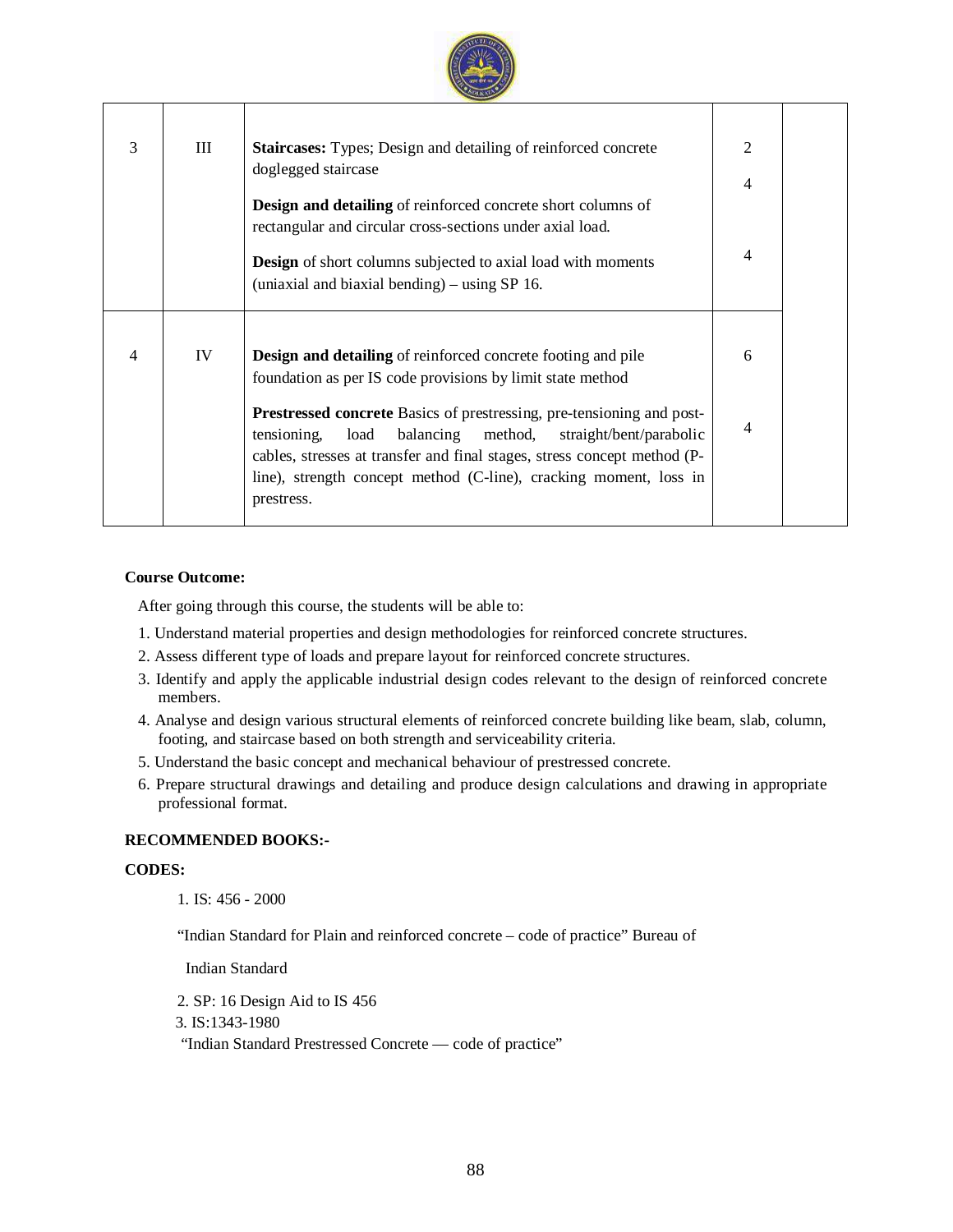| | | | | |
|---|---|---|---|---|
| 3 | III | **Staircases:** Types; Design and detailing of reinforced concrete doglegged staircase<br><br>**Design and detailing** of reinforced concrete short columns of rectangular and circular cross-sections under axial load.<br><br>**Design** of short columns subjected to axial load with moments (uniaxial and biaxial bending) – using SP 16. | 2<br><br>4<br><br>4 | |
| 4 | IV | **Design and detailing** of reinforced concrete footing and pile foundation as per IS code provisions by limit state method<br><br>**Prestressed concrete** Basics of prestressing, pre-tensioning and post-tensioning, load balancing method, straight/bent/parabolic cables, stresses at transfer and final stages, stress concept method (P-line), strength concept method (C-line), cracking moment, loss in prestress. | 6<br><br>4 | |

**Course Outcome:**

After going through this course, the students will be able to:

1. Understand material properties and design methodologies for reinforced concrete structures.
2. Assess different type of loads and prepare layout for reinforced concrete structures.
3. Identify and apply the applicable industrial design codes relevant to the design of reinforced concrete members.
4. Analyse and design various structural elements of reinforced concrete building like beam, slab, column, footing, and staircase based on both strength and serviceability criteria.
5. Understand the basic concept and mechanical behaviour of prestressed concrete.
6. Prepare structural drawings and detailing and produce design calculations and drawing in appropriate professional format.

**RECOMMENDED BOOKS:-**

**CODES:**

1. IS: 456 - 2000

   "Indian Standard for Plain and reinforced concrete – code of practice" Bureau of Indian Standard

2. SP: 16 Design Aid to IS 456
3. IS:1343-1980

   "Indian Standard Prestressed Concrete — code of practice"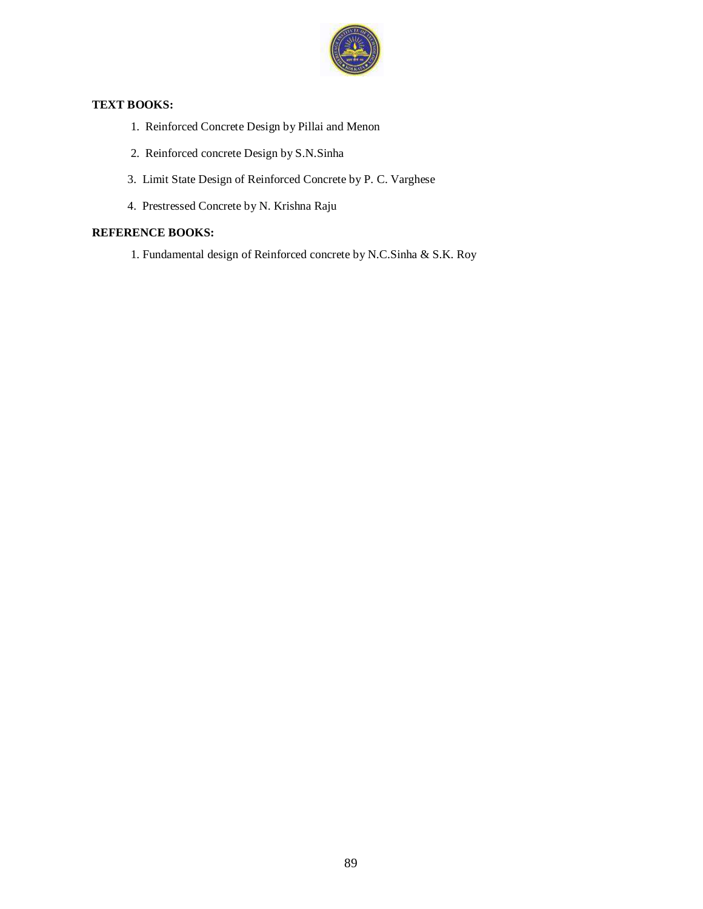**TEXT BOOKS:**

1. Reinforced Concrete Design by Pillai and Menon
2. Reinforced concrete Design by S.N.Sinha
3. Limit State Design of Reinforced Concrete by P. C. Varghese
4. Prestressed Concrete by N. Krishna Raju

**REFERENCE BOOKS:**

1. Fundamental design of Reinforced concrete by N.C.Sinha & S.K. Roy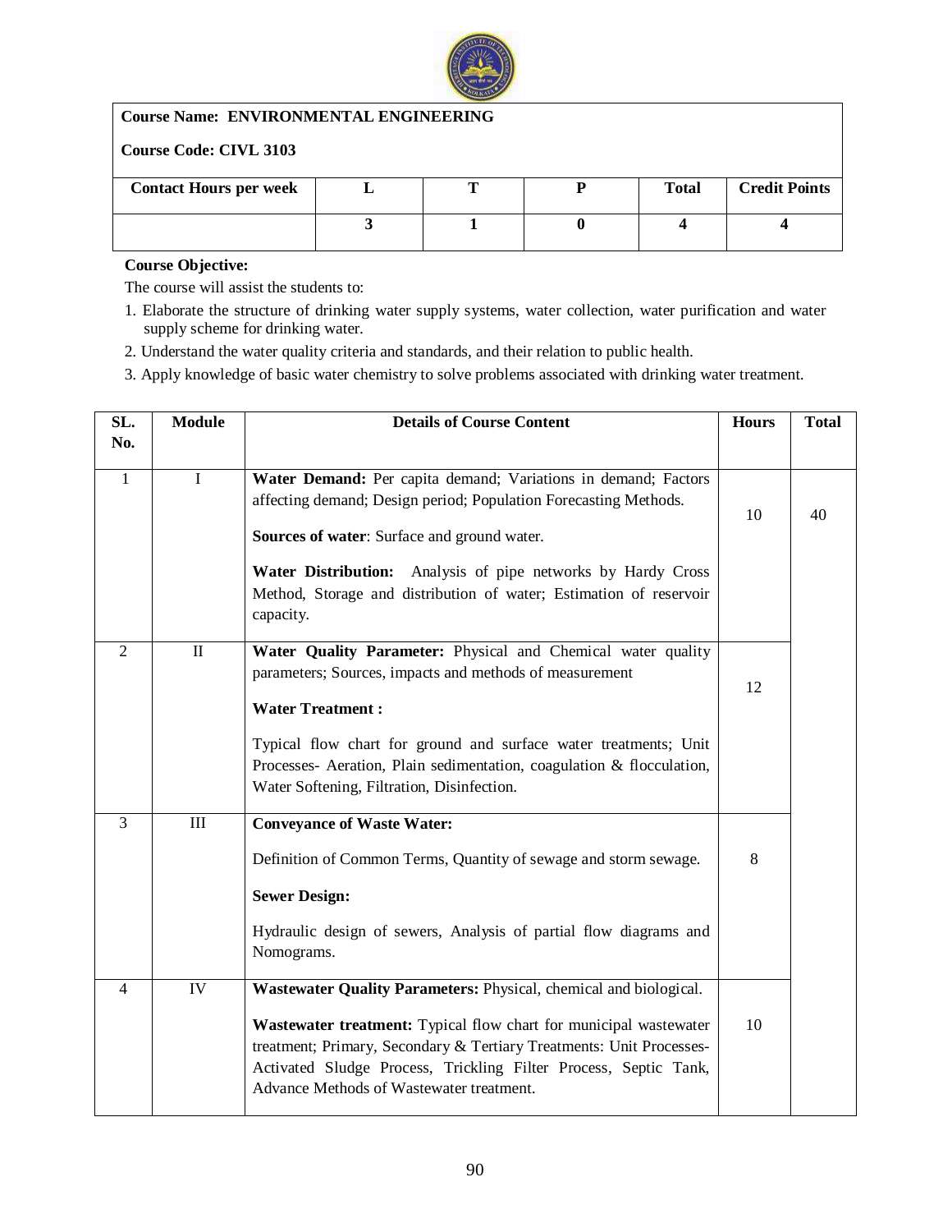**Course Name: ENVIRONMENTAL ENGINEERING**

**Course Code: CIVL 3103**

| Contact Hours per week | L | T | P | Total | Credit Points |
|---|---|---|---|---|---|
| | 3 | 1 | 0 | 4 | 4 |

**Course Objective:**

The course will assist the students to:

1. Elaborate the structure of drinking water supply systems, water collection, water purification and water supply scheme for drinking water.
2. Understand the water quality criteria and standards, and their relation to public health.
3. Apply knowledge of basic water chemistry to solve problems associated with drinking water treatment.

| SL. No. | Module | Details of Course Content | Hours | Total |
|---|---|---|---|---|
| 1 | I | **Water Demand:** Per capita demand; Variations in demand; Factors affecting demand; Design period; Population Forecasting Methods.<br><br>**Sources of water**: Surface and ground water.<br><br>**Water Distribution:** Analysis of pipe networks by Hardy Cross Method, Storage and distribution of water; Estimation of reservoir capacity. | 10 | 40 |
| 2 | II | **Water Quality Parameter:** Physical and Chemical water quality parameters; Sources, impacts and methods of measurement<br><br>**Water Treatment :**<br><br>Typical flow chart for ground and surface water treatments; Unit Processes- Aeration, Plain sedimentation, coagulation & flocculation, Water Softening, Filtration, Disinfection. | 12 | |
| 3 | III | **Conveyance of Waste Water:**<br><br>Definition of Common Terms, Quantity of sewage and storm sewage.<br><br>**Sewer Design:**<br><br>Hydraulic design of sewers, Analysis of partial flow diagrams and Nomograms. | 8 | |
| 4 | IV | **Wastewater Quality Parameters:** Physical, chemical and biological.<br><br>**Wastewater treatment:** Typical flow chart for municipal wastewater treatment; Primary, Secondary & Tertiary Treatments: Unit Processes- Activated Sludge Process, Trickling Filter Process, Septic Tank, Advance Methods of Wastewater treatment. | 10 | |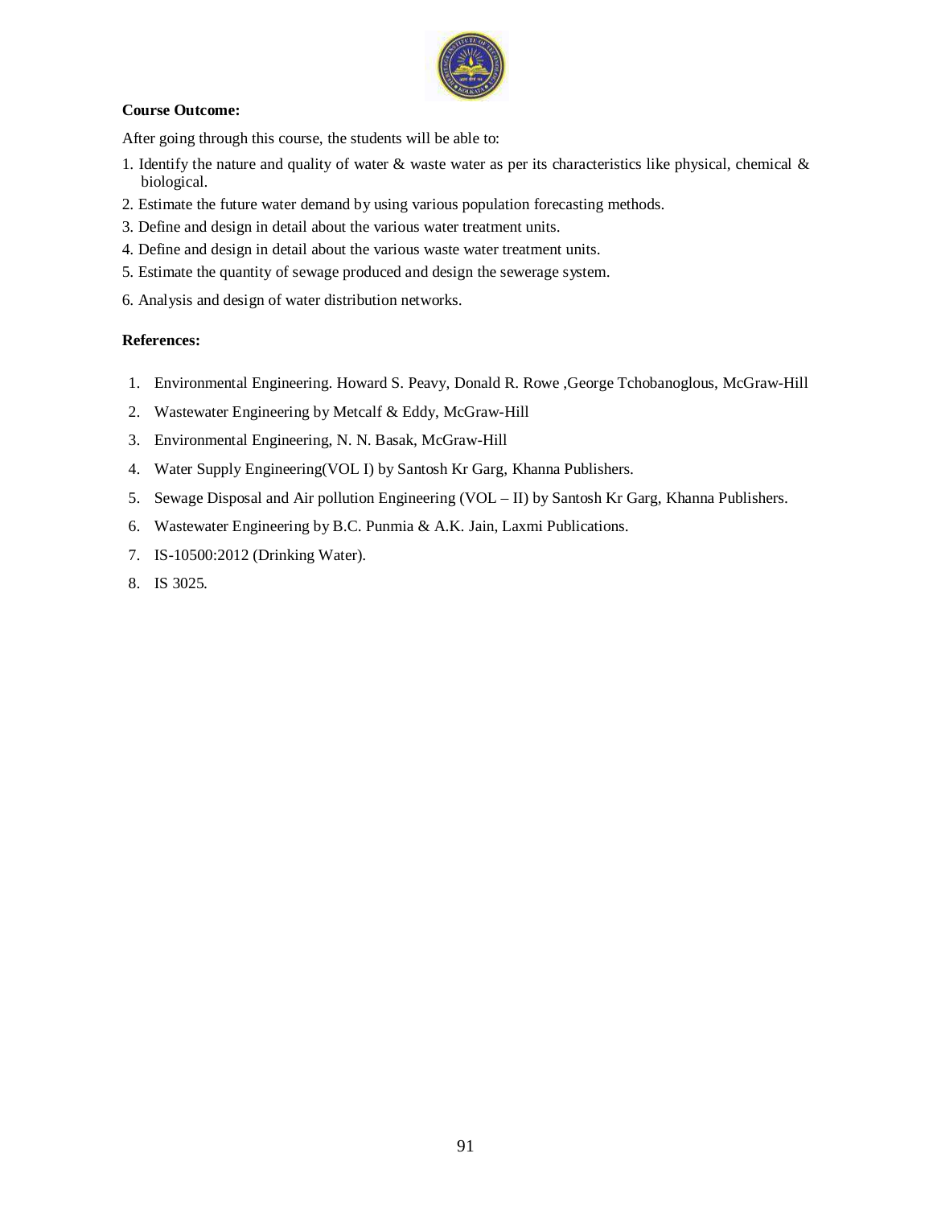**Course Outcome:**

After going through this course, the students will be able to:

1. Identify the nature and quality of water & waste water as per its characteristics like physical, chemical & biological.
2. Estimate the future water demand by using various population forecasting methods.
3. Define and design in detail about the various water treatment units.
4. Define and design in detail about the various waste water treatment units.
5. Estimate the quantity of sewage produced and design the sewerage system.
6. Analysis and design of water distribution networks.

**References:**

1. Environmental Engineering. Howard S. Peavy, Donald R. Rowe ,George Tchobanoglous, McGraw-Hill
2. Wastewater Engineering by Metcalf & Eddy, McGraw-Hill
3. Environmental Engineering, N. N. Basak, McGraw-Hill
4. Water Supply Engineering(VOL I) by Santosh Kr Garg, Khanna Publishers.
5. Sewage Disposal and Air pollution Engineering (VOL – II) by Santosh Kr Garg, Khanna Publishers.
6. Wastewater Engineering by B.C. Punmia & A.K. Jain, Laxmi Publications.
7. IS-10500:2012 (Drinking Water).
8. IS 3025.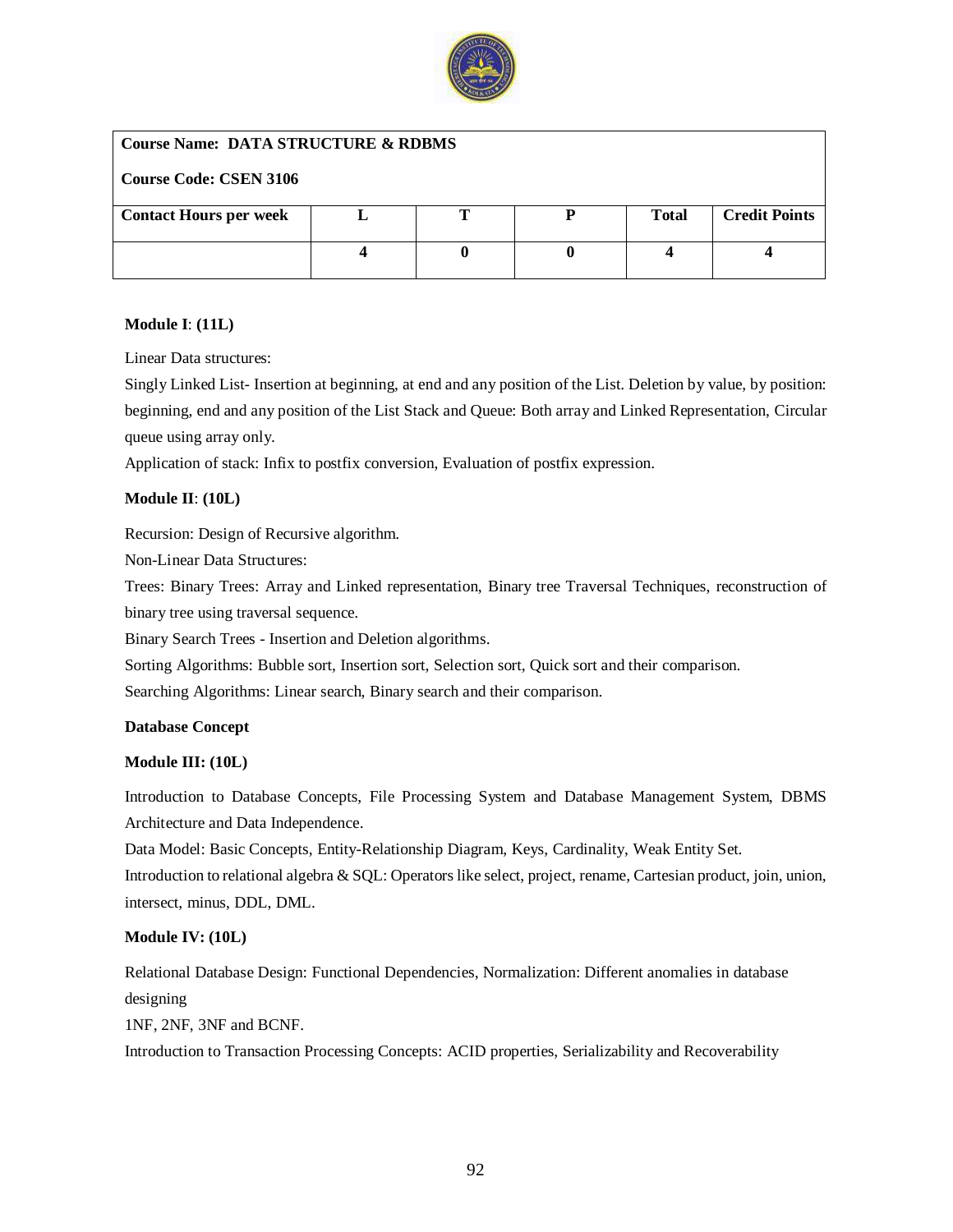| Course Name: DATA STRUCTURE & RDBMS | | | | | |
|---|---|---|---|---|---|
| **Course Code: CSEN 3106** | | | | | |
| **Contact Hours per week** | **L** | **T** | **P** | **Total** | **Credit Points** |
| | **4** | **0** | **0** | **4** | **4** |

**Module I**: **(11L)**

Linear Data structures:

Singly Linked List- Insertion at beginning, at end and any position of the List. Deletion by value, by position: beginning, end and any position of the List Stack and Queue: Both array and Linked Representation, Circular queue using array only.

Application of stack: Infix to postfix conversion, Evaluation of postfix expression.

**Module II**: **(10L)**

Recursion: Design of Recursive algorithm.

Non-Linear Data Structures:

Trees: Binary Trees: Array and Linked representation, Binary tree Traversal Techniques, reconstruction of binary tree using traversal sequence.

Binary Search Trees - Insertion and Deletion algorithms.

Sorting Algorithms: Bubble sort, Insertion sort, Selection sort, Quick sort and their comparison.

Searching Algorithms: Linear search, Binary search and their comparison.

**Database Concept**

**Module III: (10L)**

Introduction to Database Concepts, File Processing System and Database Management System, DBMS Architecture and Data Independence.

Data Model: Basic Concepts, Entity-Relationship Diagram, Keys, Cardinality, Weak Entity Set.

Introduction to relational algebra & SQL: Operators like select, project, rename, Cartesian product, join, union, intersect, minus, DDL, DML.

**Module IV: (10L)**

Relational Database Design: Functional Dependencies, Normalization: Different anomalies in database designing

1NF, 2NF, 3NF and BCNF.

Introduction to Transaction Processing Concepts: ACID properties, Serializability and Recoverability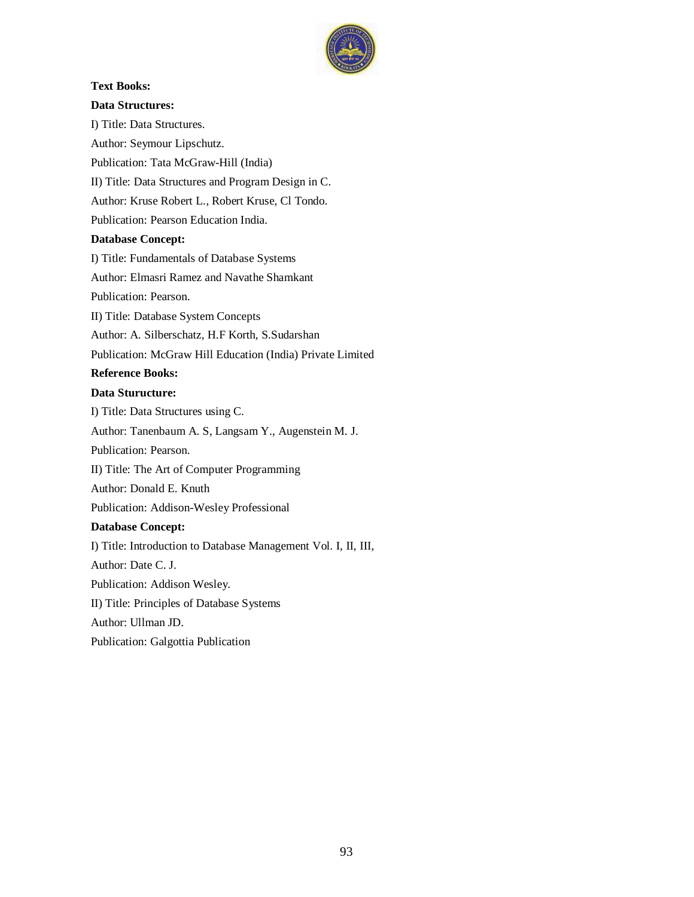**Text Books:**

**Data Structures:**

I) Title: Data Structures.

Author: Seymour Lipschutz.

Publication: Tata McGraw-Hill (India)

II) Title: Data Structures and Program Design in C.

Author: Kruse Robert L., Robert Kruse, Cl Tondo.

Publication: Pearson Education India.

**Database Concept:**

I) Title: Fundamentals of Database Systems

Author: Elmasri Ramez and Navathe Shamkant

Publication: Pearson.

II) Title: Database System Concepts

Author: A. Silberschatz, H.F Korth, S.Sudarshan

Publication: McGraw Hill Education (India) Private Limited

**Reference Books:**

**Data Sturucture:**

I) Title: Data Structures using C.

Author: Tanenbaum A. S, Langsam Y., Augenstein M. J.

Publication: Pearson.

II) Title: The Art of Computer Programming

Author: Donald E. Knuth

Publication: Addison-Wesley Professional

**Database Concept:**

I) Title: Introduction to Database Management Vol. I, II, III,

Author: Date C. J.

Publication: Addison Wesley.

II) Title: Principles of Database Systems

Author: Ullman JD.

Publication: Galgottia Publication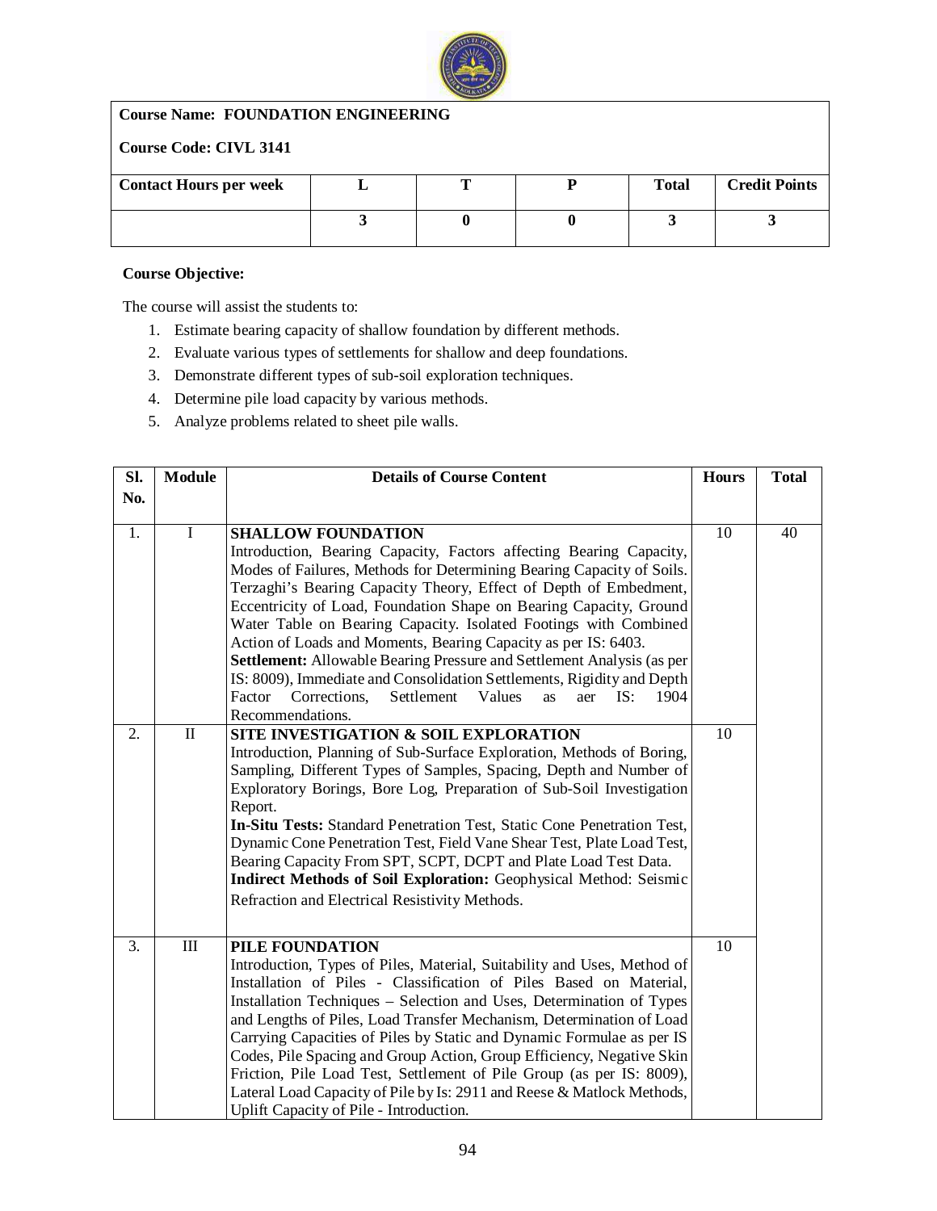| **Course Name: FOUNDATION ENGINEERING** | | | | | |
|---|---|---|---|---|---|
| **Course Code: CIVL 3141** | | | | | |
| **Contact Hours per week** | **L** | **T** | **P** | **Total** | **Credit Points** |
| | **3** | **0** | **0** | **3** | **3** |

**Course Objective:**

The course will assist the students to:

1. Estimate bearing capacity of shallow foundation by different methods.
2. Evaluate various types of settlements for shallow and deep foundations.
3. Demonstrate different types of sub-soil exploration techniques.
4. Determine pile load capacity by various methods.
5. Analyze problems related to sheet pile walls.

| Sl. No. | Module | Details of Course Content | Hours | Total |
|---|---|---|---|---|
| 1. | I | **SHALLOW FOUNDATION**<br>Introduction, Bearing Capacity, Factors affecting Bearing Capacity, Modes of Failures, Methods for Determining Bearing Capacity of Soils. Terzaghi's Bearing Capacity Theory, Effect of Depth of Embedment, Eccentricity of Load, Foundation Shape on Bearing Capacity, Ground Water Table on Bearing Capacity. Isolated Footings with Combined Action of Loads and Moments, Bearing Capacity as per IS: 6403.<br>**Settlement:** Allowable Bearing Pressure and Settlement Analysis (as per IS: 8009), Immediate and Consolidation Settlements, Rigidity and Depth Factor Corrections, Settlement Values as aer IS: 1904 Recommendations. | 10 | 40 |
| 2. | II | **SITE INVESTIGATION & SOIL EXPLORATION**<br>Introduction, Planning of Sub-Surface Exploration, Methods of Boring, Sampling, Different Types of Samples, Spacing, Depth and Number of Exploratory Borings, Bore Log, Preparation of Sub-Soil Investigation Report.<br>**In-Situ Tests:** Standard Penetration Test, Static Cone Penetration Test, Dynamic Cone Penetration Test, Field Vane Shear Test, Plate Load Test, Bearing Capacity From SPT, SCPT, DCPT and Plate Load Test Data.<br>**Indirect Methods of Soil Exploration:** Geophysical Method: Seismic Refraction and Electrical Resistivity Methods. | 10 | |
| 3. | III | **PILE FOUNDATION**<br>Introduction, Types of Piles, Material, Suitability and Uses, Method of Installation of Piles - Classification of Piles Based on Material, Installation Techniques – Selection and Uses, Determination of Types and Lengths of Piles, Load Transfer Mechanism, Determination of Load Carrying Capacities of Piles by Static and Dynamic Formulae as per IS Codes, Pile Spacing and Group Action, Group Efficiency, Negative Skin Friction, Pile Load Test, Settlement of Pile Group (as per IS: 8009), Lateral Load Capacity of Pile by Is: 2911 and Reese & Matlock Methods, Uplift Capacity of Pile - Introduction. | 10 | |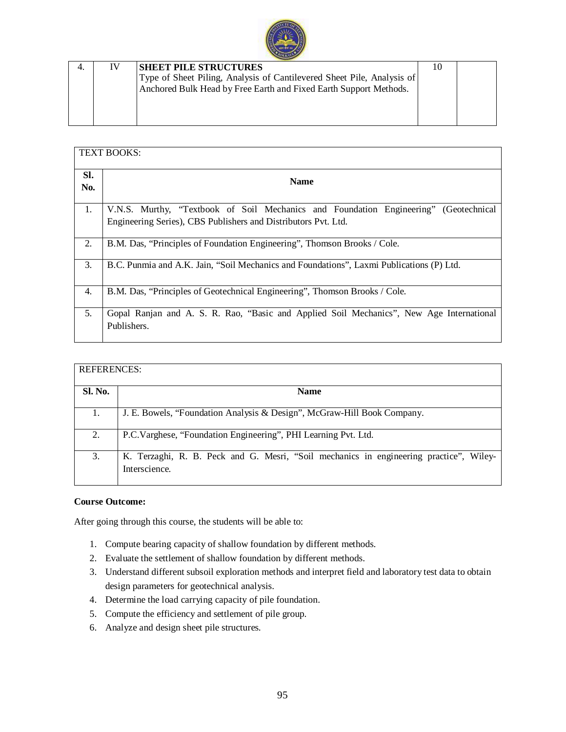| 4. | IV | **SHEET PILE STRUCTURES**<br>Type of Sheet Piling, Analysis of Cantilevered Sheet Pile, Analysis of Anchored Bulk Head by Free Earth and Fixed Earth Support Methods. | 10 | |
|---|---|---|---|---|

| TEXT BOOKS: | |
|---|---|
| **Sl. No.** | **Name** |
| 1. | V.N.S. Murthy, "Textbook of Soil Mechanics and Foundation Engineering" (Geotechnical Engineering Series), CBS Publishers and Distributors Pvt. Ltd. |
| 2. | B.M. Das, "Principles of Foundation Engineering", Thomson Brooks / Cole. |
| 3. | B.C. Punmia and A.K. Jain, "Soil Mechanics and Foundations", Laxmi Publications (P) Ltd. |
| 4. | B.M. Das, "Principles of Geotechnical Engineering", Thomson Brooks / Cole. |
| 5. | Gopal Ranjan and A. S. R. Rao, "Basic and Applied Soil Mechanics", New Age International Publishers. |

| REFERENCES: | |
|---|---|
| **Sl. No.** | **Name** |
| 1. | J. E. Bowels, "Foundation Analysis & Design", McGraw-Hill Book Company. |
| 2. | P.C.Varghese, "Foundation Engineering", PHI Learning Pvt. Ltd. |
| 3. | K. Terzaghi, R. B. Peck and G. Mesri, "Soil mechanics in engineering practice", Wiley-Interscience. |

**Course Outcome:**

After going through this course, the students will be able to:

1. Compute bearing capacity of shallow foundation by different methods.
2. Evaluate the settlement of shallow foundation by different methods.
3. Understand different subsoil exploration methods and interpret field and laboratory test data to obtain design parameters for geotechnical analysis.
4. Determine the load carrying capacity of pile foundation.
5. Compute the efficiency and settlement of pile group.
6. Analyze and design sheet pile structures.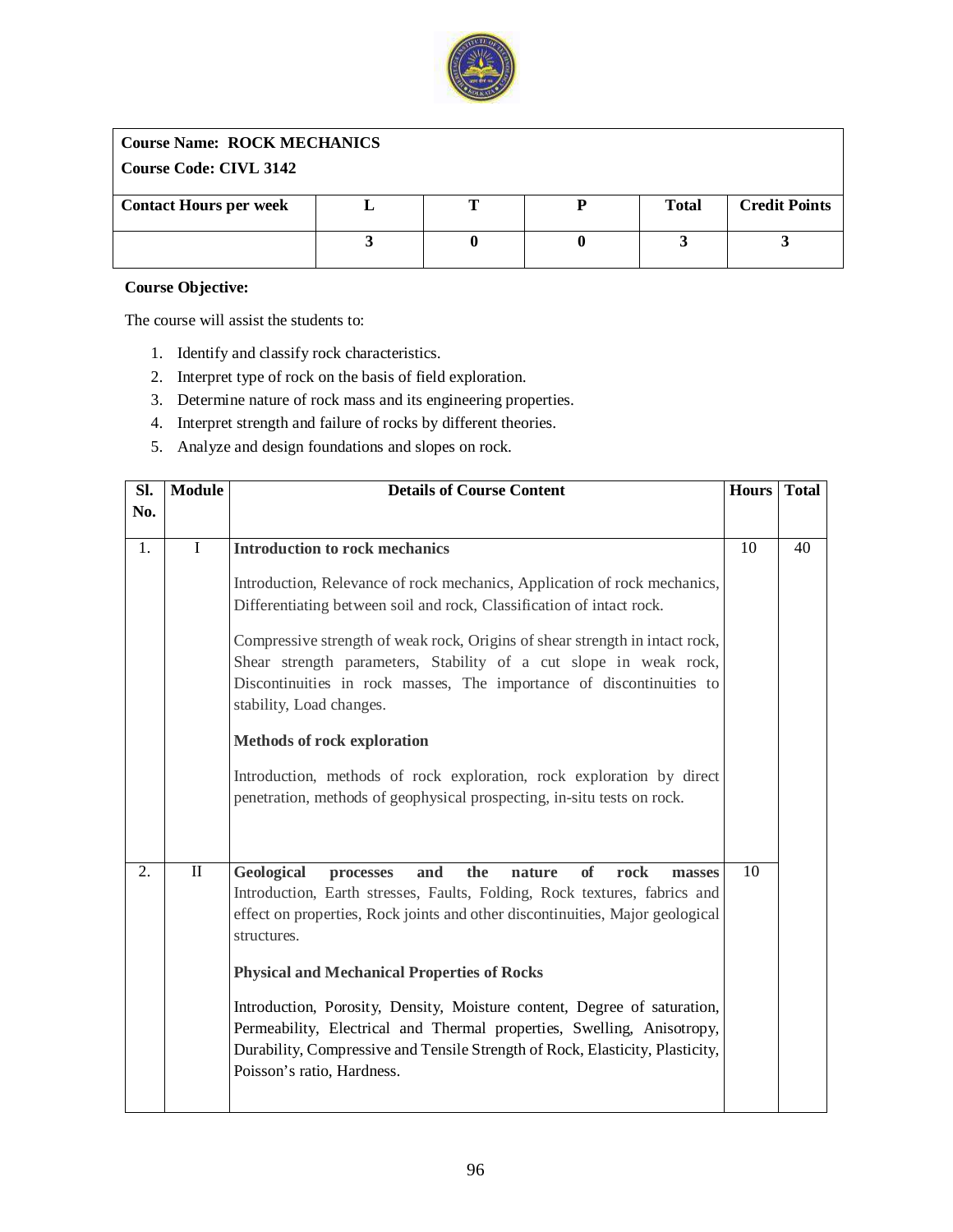| **Course Name: ROCK MECHANICS** | | | | | |
|---|---|---|---|---|---|
| **Course Code: CIVL 3142** | | | | | |
| **Contact Hours per week** | **L** | **T** | **P** | **Total** | **Credit Points** |
| | **3** | **0** | **0** | **3** | **3** |

**Course Objective:**

The course will assist the students to:

1. Identify and classify rock characteristics.
2. Interpret type of rock on the basis of field exploration.
3. Determine nature of rock mass and its engineering properties.
4. Interpret strength and failure of rocks by different theories.
5. Analyze and design foundations and slopes on rock.

| Sl. No. | Module | Details of Course Content | Hours | Total |
|---|---|---|---|---|
| 1. | I | **Introduction to rock mechanics**<br><br>Introduction, Relevance of rock mechanics, Application of rock mechanics, Differentiating between soil and rock, Classification of intact rock.<br><br>Compressive strength of weak rock, Origins of shear strength in intact rock, Shear strength parameters, Stability of a cut slope in weak rock, Discontinuities in rock masses, The importance of discontinuities to stability, Load changes.<br><br>**Methods of rock exploration**<br><br>Introduction, methods of rock exploration, rock exploration by direct penetration, methods of geophysical prospecting, in-situ tests on rock. | 10 | 40 |
| 2. | II | **Geological processes and the nature of rock masses**<br>Introduction, Earth stresses, Faults, Folding, Rock textures, fabrics and effect on properties, Rock joints and other discontinuities, Major geological structures.<br><br>**Physical and Mechanical Properties of Rocks**<br><br>Introduction, Porosity, Density, Moisture content, Degree of saturation, Permeability, Electrical and Thermal properties, Swelling, Anisotropy, Durability, Compressive and Tensile Strength of Rock, Elasticity, Plasticity, Poisson's ratio, Hardness. | 10 | |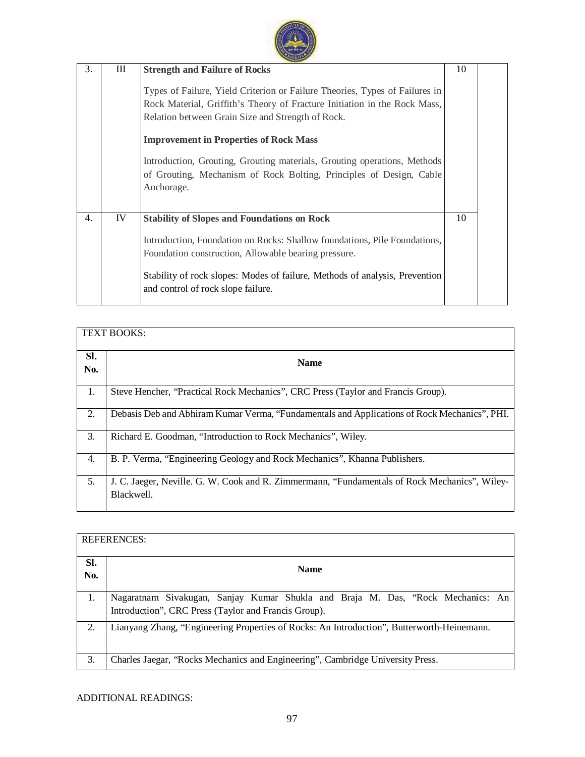| | | | | |
|---|---|---|---|---|
| 3. | III | **Strength and Failure of Rocks**<br><br>Types of Failure, Yield Criterion or Failure Theories, Types of Failures in Rock Material, Griffith's Theory of Fracture Initiation in the Rock Mass, Relation between Grain Size and Strength of Rock.<br><br>**Improvement in Properties of Rock Mass**<br><br>Introduction, Grouting, Grouting materials, Grouting operations, Methods of Grouting, Mechanism of Rock Bolting, Principles of Design, Cable Anchorage. | 10 | |
| 4. | IV | **Stability of Slopes and Foundations on Rock**<br><br>Introduction, Foundation on Rocks: Shallow foundations, Pile Foundations, Foundation construction, Allowable bearing pressure.<br><br>Stability of rock slopes: Modes of failure, Methods of analysis, Prevention and control of rock slope failure. | 10 | |

| TEXT BOOKS: | |
|---|---|
| **Sl. No.** | **Name** |
| 1. | Steve Hencher, "Practical Rock Mechanics", CRC Press (Taylor and Francis Group). |
| 2. | Debasis Deb and Abhiram Kumar Verma, "Fundamentals and Applications of Rock Mechanics", PHI. |
| 3. | Richard E. Goodman, "Introduction to Rock Mechanics", Wiley. |
| 4. | B. P. Verma, "Engineering Geology and Rock Mechanics", Khanna Publishers. |
| 5. | J. C. Jaeger, Neville. G. W. Cook and R. Zimmermann, "Fundamentals of Rock Mechanics", Wiley-Blackwell. |

| REFERENCES: | |
|---|---|
| **Sl. No.** | **Name** |
| 1. | Nagaratnam Sivakugan, Sanjay Kumar Shukla and Braja M. Das, "Rock Mechanics: An Introduction", CRC Press (Taylor and Francis Group). |
| 2. | Lianyang Zhang, "Engineering Properties of Rocks: An Introduction", Butterworth-Heinemann. |
| 3. | Charles Jaegar, "Rocks Mechanics and Engineering", Cambridge University Press. |

ADDITIONAL READINGS: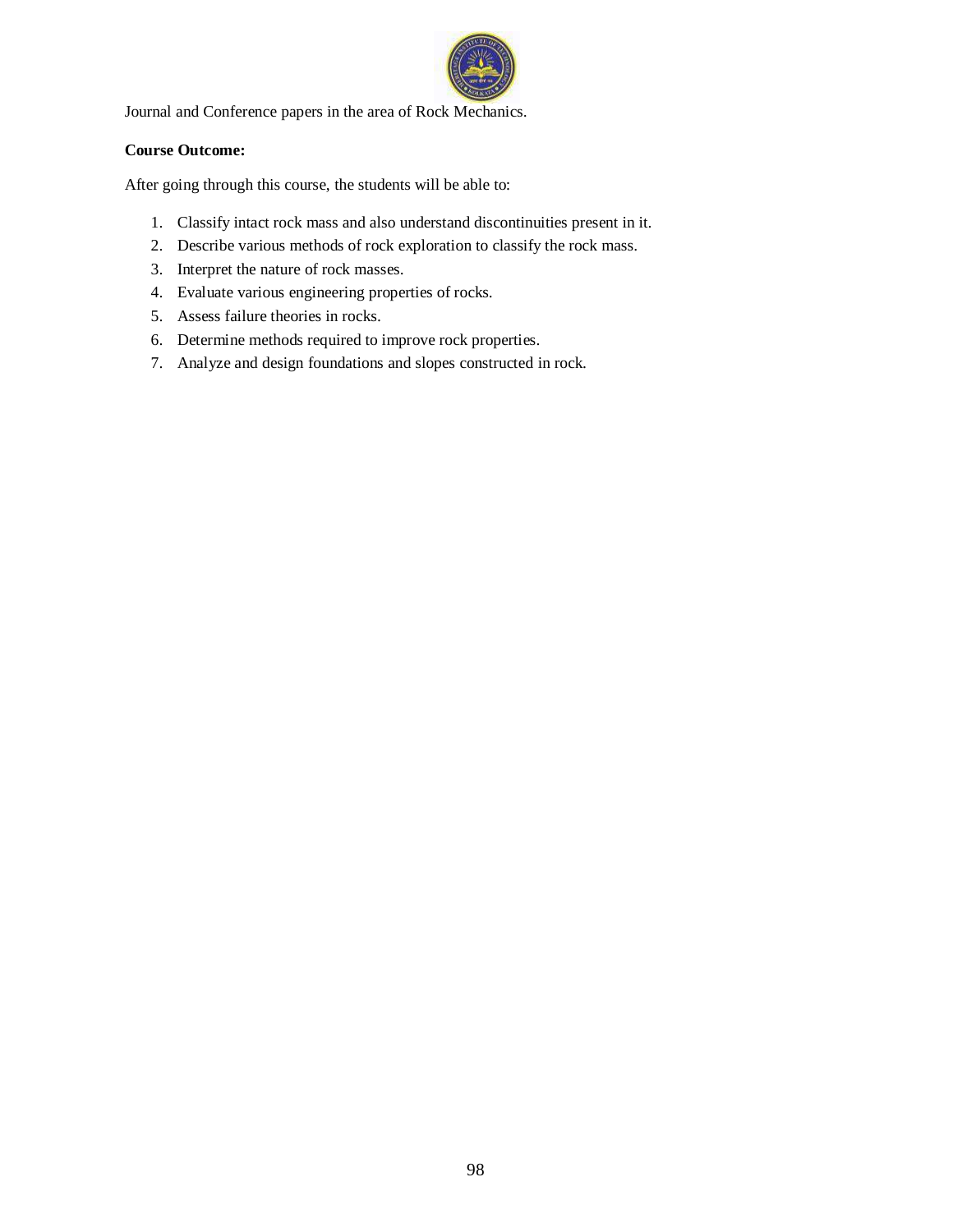Journal and Conference papers in the area of Rock Mechanics.

**Course Outcome:**

After going through this course, the students will be able to:

1. Classify intact rock mass and also understand discontinuities present in it.
2. Describe various methods of rock exploration to classify the rock mass.
3. Interpret the nature of rock masses.
4. Evaluate various engineering properties of rocks.
5. Assess failure theories in rocks.
6. Determine methods required to improve rock properties.
7. Analyze and design foundations and slopes constructed in rock.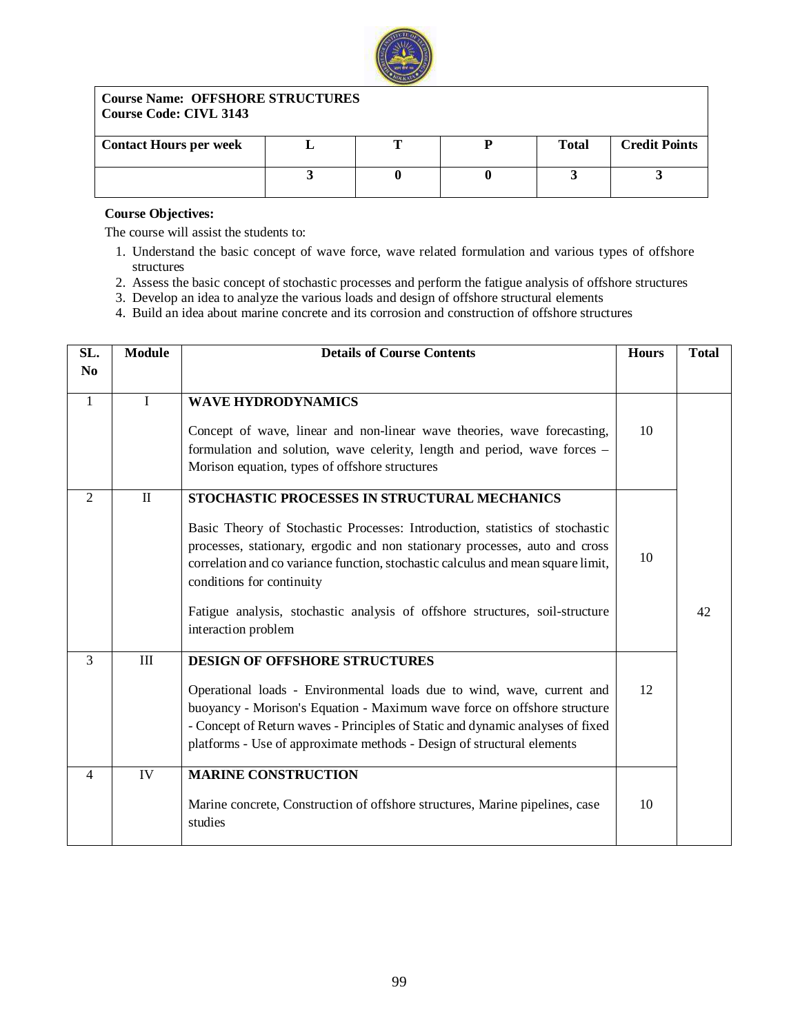| **Course Name: OFFSHORE STRUCTURES**<br>**Course Code: CIVL 3143** | | | | | |
|---|---|---|---|---|---|
| **Contact Hours per week** | **L** | **T** | **P** | **Total** | **Credit Points** |
| | **3** | **0** | **0** | **3** | **3** |

**Course Objectives:**

The course will assist the students to:

1. Understand the basic concept of wave force, wave related formulation and various types of offshore structures
2. Assess the basic concept of stochastic processes and perform the fatigue analysis of offshore structures
3. Develop an idea to analyze the various loads and design of offshore structural elements
4. Build an idea about marine concrete and its corrosion and construction of offshore structures

| SL. No | Module | Details of Course Contents | Hours | Total |
|---|---|---|---|---|
| 1 | I | **WAVE HYDRODYNAMICS**<br><br>Concept of wave, linear and non-linear wave theories, wave forecasting, formulation and solution, wave celerity, length and period, wave forces – Morison equation, types of offshore structures | 10 | 42 |
| 2 | II | **STOCHASTIC PROCESSES IN STRUCTURAL MECHANICS**<br><br>Basic Theory of Stochastic Processes: Introduction, statistics of stochastic processes, stationary, ergodic and non stationary processes, auto and cross correlation and co variance function, stochastic calculus and mean square limit, conditions for continuity<br><br>Fatigue analysis, stochastic analysis of offshore structures, soil-structure interaction problem | 10 | |
| 3 | III | **DESIGN OF OFFSHORE STRUCTURES**<br><br>Operational loads - Environmental loads due to wind, wave, current and buoyancy - Morison's Equation - Maximum wave force on offshore structure - Concept of Return waves - Principles of Static and dynamic analyses of fixed platforms - Use of approximate methods - Design of structural elements | 12 | |
| 4 | IV | **MARINE CONSTRUCTION**<br><br>Marine concrete, Construction of offshore structures, Marine pipelines, case studies | 10 | |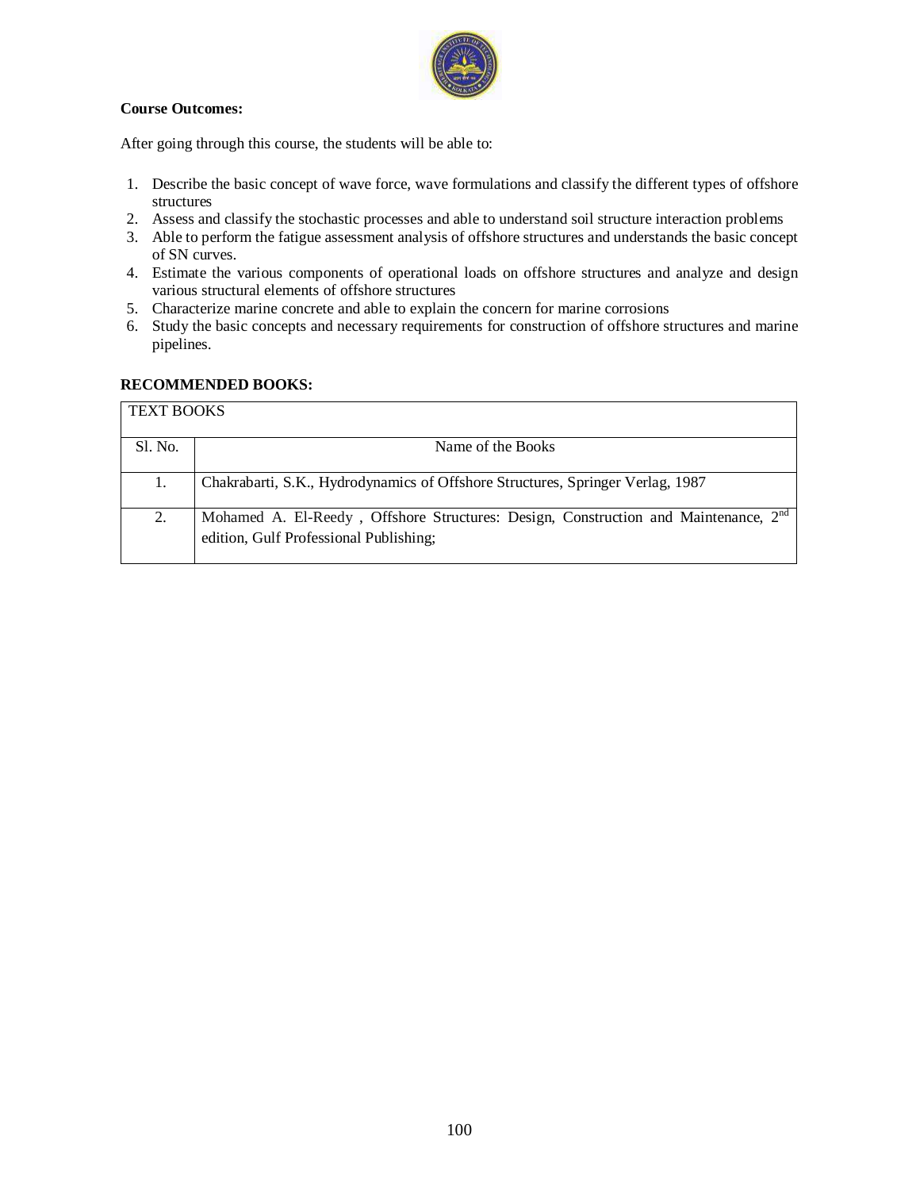**Course Outcomes:**

After going through this course, the students will be able to:

1. Describe the basic concept of wave force, wave formulations and classify the different types of offshore structures
2. Assess and classify the stochastic processes and able to understand soil structure interaction problems
3. Able to perform the fatigue assessment analysis of offshore structures and understands the basic concept of SN curves.
4. Estimate the various components of operational loads on offshore structures and analyze and design various structural elements of offshore structures
5. Characterize marine concrete and able to explain the concern for marine corrosions
6. Study the basic concepts and necessary requirements for construction of offshore structures and marine pipelines.

**RECOMMENDED BOOKS:**

| TEXT BOOKS | |
|---|---|
| Sl. No. | Name of the Books |
| 1. | Chakrabarti, S.K., Hydrodynamics of Offshore Structures, Springer Verlag, 1987 |
| 2. | Mohamed A. El-Reedy , Offshore Structures: Design, Construction and Maintenance, 2nd edition, Gulf Professional Publishing; |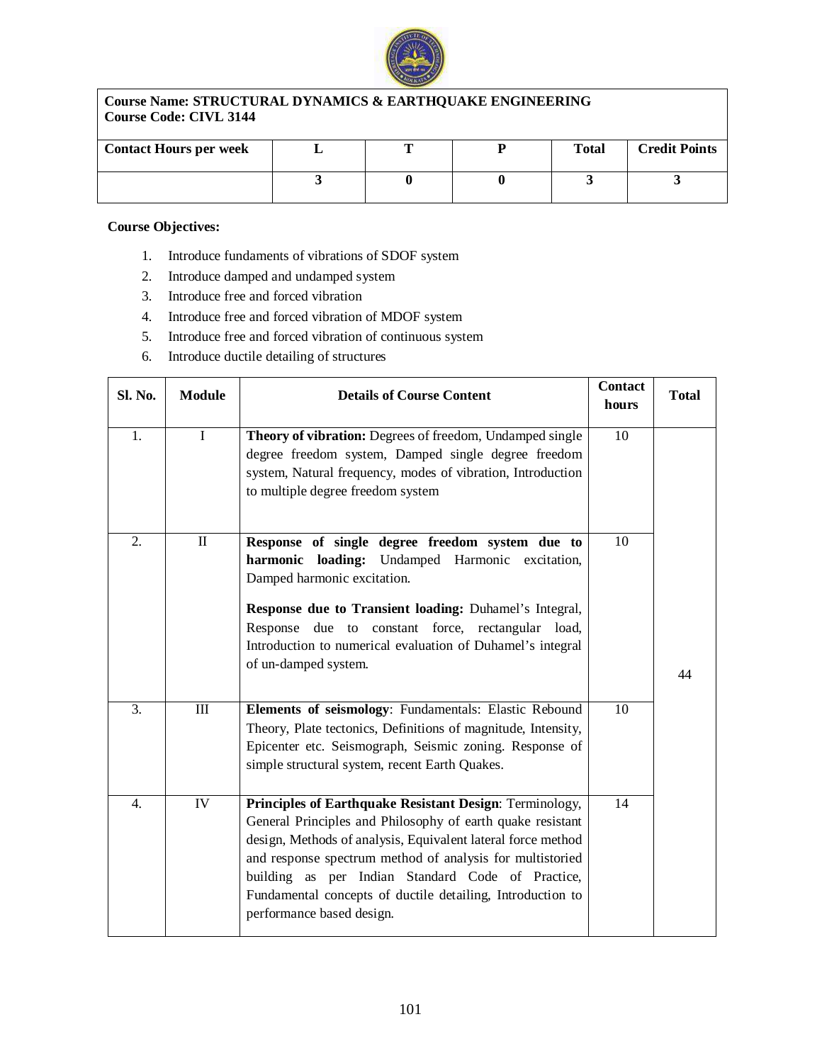| **Course Name: STRUCTURAL DYNAMICS & EARTHQUAKE ENGINEERING**<br>**Course Code: CIVL 3144** | | | | | |
|---|---|---|---|---|---|
| **Contact Hours per week** | **L** | **T** | **P** | **Total** | **Credit Points** |
| | **3** | **0** | **0** | **3** | **3** |

**Course Objectives:**

1. Introduce fundaments of vibrations of SDOF system
2. Introduce damped and undamped system
3. Introduce free and forced vibration
4. Introduce free and forced vibration of MDOF system
5. Introduce free and forced vibration of continuous system
6. Introduce ductile detailing of structures

| Sl. No. | Module | Details of Course Content | Contact hours | Total |
|---|---|---|---|---|
| 1. | I | **Theory of vibration:** Degrees of freedom, Undamped single degree freedom system, Damped single degree freedom system, Natural frequency, modes of vibration, Introduction to multiple degree freedom system | 10 | 44 |
| 2. | II | **Response of single degree freedom system due to harmonic loading:** Undamped Harmonic excitation, Damped harmonic excitation.<br><br>**Response due to Transient loading:** Duhamel's Integral, Response due to constant force, rectangular load, Introduction to numerical evaluation of Duhamel's integral of un-damped system. | 10 | |
| 3. | III | **Elements of seismology**: Fundamentals: Elastic Rebound Theory, Plate tectonics, Definitions of magnitude, Intensity, Epicenter etc. Seismograph, Seismic zoning. Response of simple structural system, recent Earth Quakes. | 10 | |
| 4. | IV | **Principles of Earthquake Resistant Design**: Terminology, General Principles and Philosophy of earth quake resistant design, Methods of analysis, Equivalent lateral force method and response spectrum method of analysis for multistoried building as per Indian Standard Code of Practice, Fundamental concepts of ductile detailing, Introduction to performance based design. | 14 | |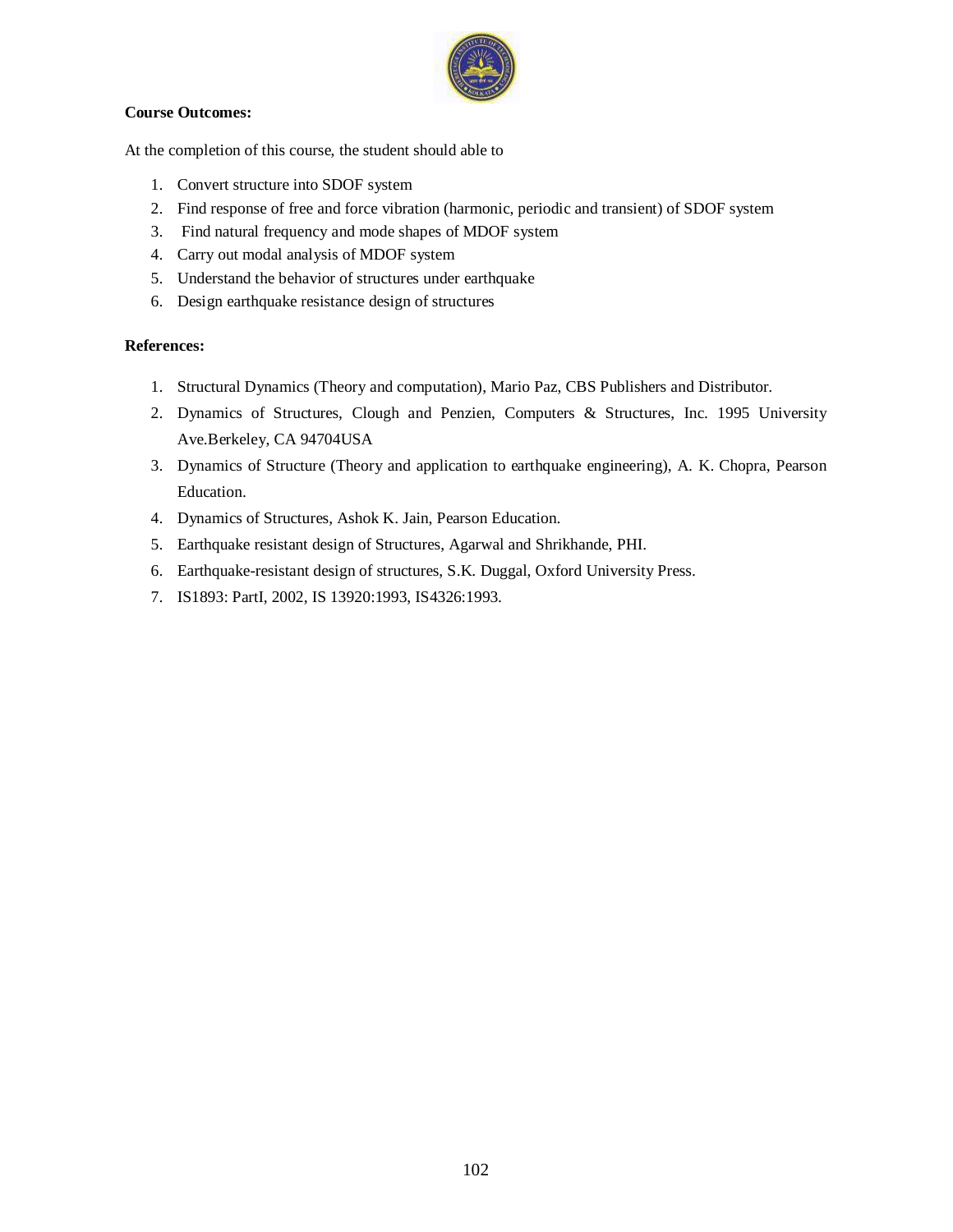**Course Outcomes:**

At the completion of this course, the student should able to

1. Convert structure into SDOF system
2. Find response of free and force vibration (harmonic, periodic and transient) of SDOF system
3. Find natural frequency and mode shapes of MDOF system
4. Carry out modal analysis of MDOF system
5. Understand the behavior of structures under earthquake
6. Design earthquake resistance design of structures

**References:**

1. Structural Dynamics (Theory and computation), Mario Paz, CBS Publishers and Distributor.
2. Dynamics of Structures, Clough and Penzien, Computers & Structures, Inc. 1995 University Ave.Berkeley, CA 94704USA
3. Dynamics of Structure (Theory and application to earthquake engineering), A. K. Chopra, Pearson Education.
4. Dynamics of Structures, Ashok K. Jain, Pearson Education.
5. Earthquake resistant design of Structures, Agarwal and Shrikhande, PHI.
6. Earthquake-resistant design of structures, S.K. Duggal, Oxford University Press.
7. IS1893: PartI, 2002, IS 13920:1993, IS4326:1993.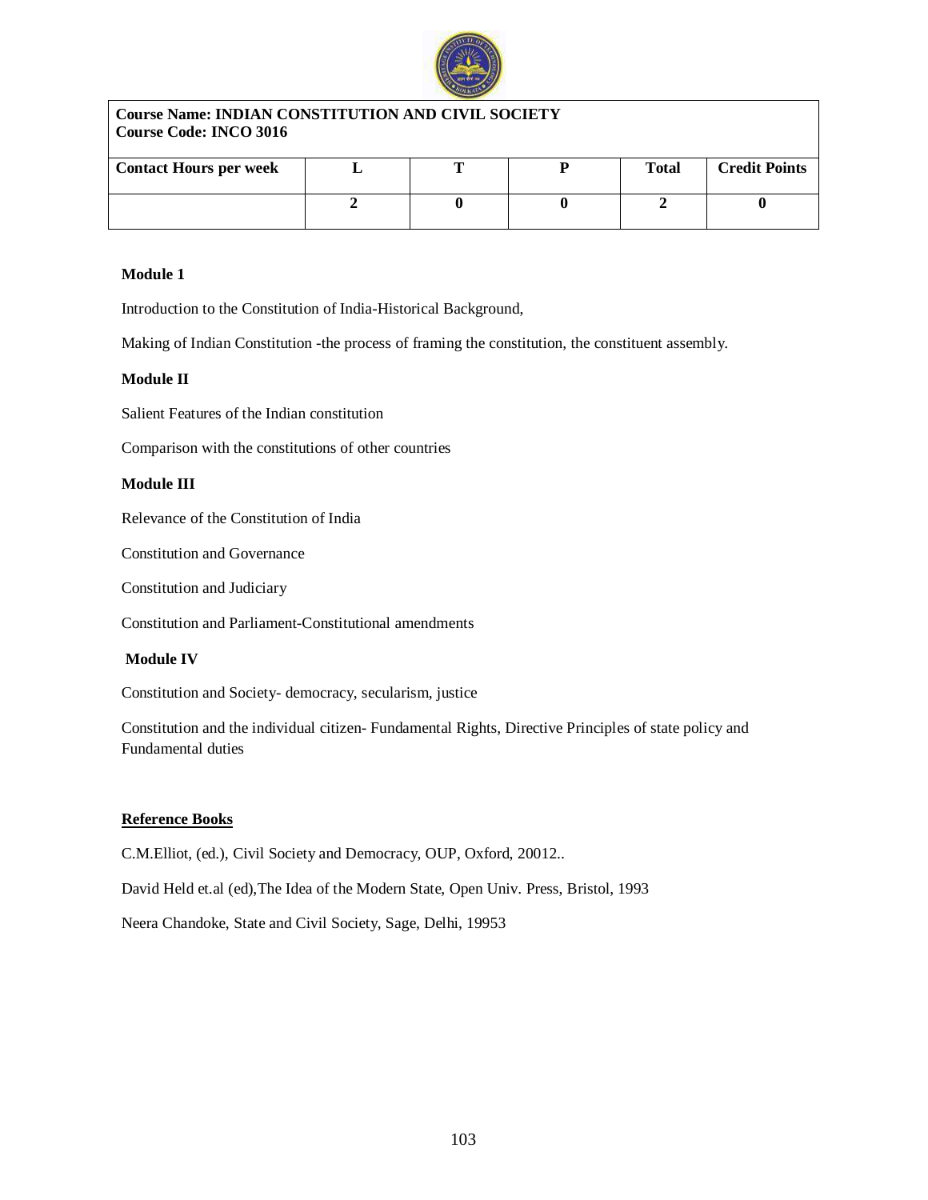| Course Name: INDIAN CONSTITUTION AND CIVIL SOCIETY<br>Course Code: INCO 3016 | | | | | |
|---|---|---|---|---|---|
| **Contact Hours per week** | **L** | **T** | **P** | **Total** | **Credit Points** |
| | **2** | **0** | **0** | **2** | **0** |

**Module 1**

Introduction to the Constitution of India-Historical Background,

Making of Indian Constitution -the process of framing the constitution, the constituent assembly.

**Module II**

Salient Features of the Indian constitution

Comparison with the constitutions of other countries

**Module III**

Relevance of the Constitution of India

Constitution and Governance

Constitution and Judiciary

Constitution and Parliament-Constitutional amendments

**Module IV**

Constitution and Society- democracy, secularism, justice

Constitution and the individual citizen- Fundamental Rights, Directive Principles of state policy and Fundamental duties

**Reference Books**

C.M.Elliot, (ed.), Civil Society and Democracy, OUP, Oxford, 20012..

David Held et.al (ed),The Idea of the Modern State, Open Univ. Press, Bristol, 1993

Neera Chandoke, State and Civil Society, Sage, Delhi, 19953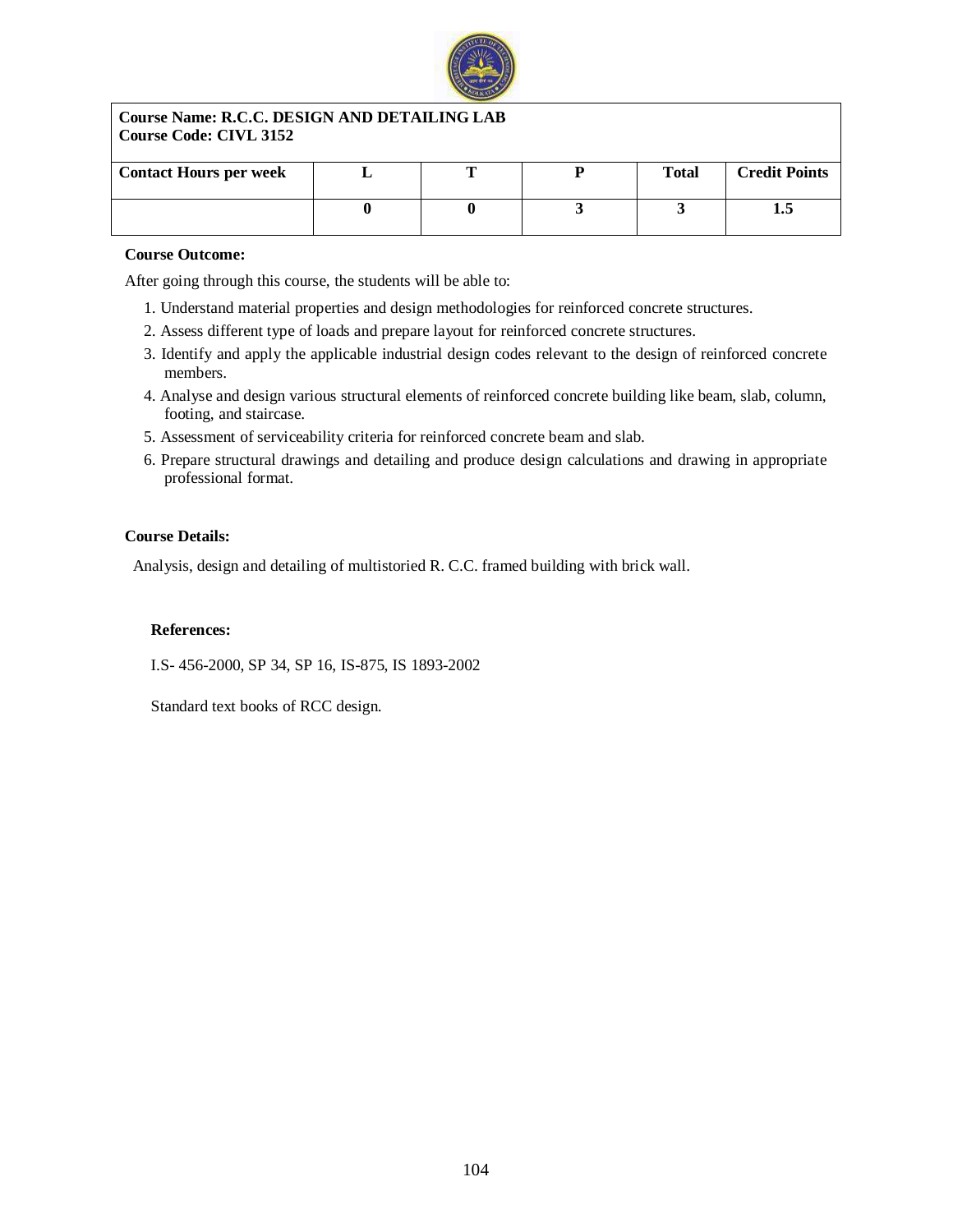| **Course Name: R.C.C. DESIGN AND DETAILING LAB**<br>**Course Code: CIVL 3152** | | | | | |
|---|---|---|---|---|---|
| **Contact Hours per week** | **L** | **T** | **P** | **Total** | **Credit Points** |
| | **0** | **0** | **3** | **3** | **1.5** |

**Course Outcome:**

After going through this course, the students will be able to:

1. Understand material properties and design methodologies for reinforced concrete structures.
2. Assess different type of loads and prepare layout for reinforced concrete structures.
3. Identify and apply the applicable industrial design codes relevant to the design of reinforced concrete members.
4. Analyse and design various structural elements of reinforced concrete building like beam, slab, column, footing, and staircase.
5. Assessment of serviceability criteria for reinforced concrete beam and slab.
6. Prepare structural drawings and detailing and produce design calculations and drawing in appropriate professional format.

**Course Details:**

Analysis, design and detailing of multistoried R. C.C. framed building with brick wall.

**References:**

I.S- 456-2000, SP 34, SP 16, IS-875, IS 1893-2002

Standard text books of RCC design.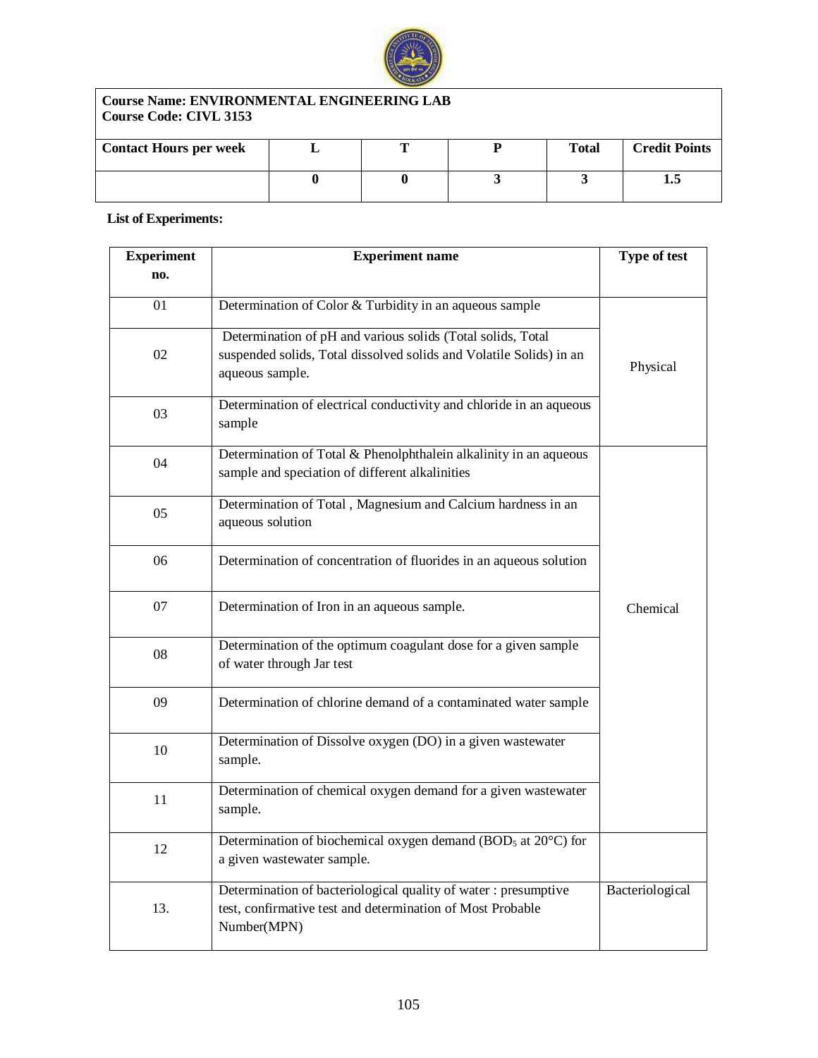**Course Name: ENVIRONMENTAL ENGINEERING LAB**
**Course Code: CIVL 3153**

| Contact Hours per week | L | T | P | Total | Credit Points |
|---|---|---|---|---|---|
| | 0 | 0 | 3 | 3 | 1.5 |

**List of Experiments:**

| Experiment no. | Experiment name | Type of test |
|---|---|---|
| 01 | Determination of Color & Turbidity in an aqueous sample | Physical |
| 02 | Determination of pH and various solids (Total solids, Total suspended solids, Total dissolved solids and Volatile Solids) in an aqueous sample. | |
| 03 | Determination of electrical conductivity and chloride in an aqueous sample | |
| 04 | Determination of Total & Phenolphthalein alkalinity in an aqueous sample and speciation of different alkalinities | Chemical |
| 05 | Determination of Total , Magnesium and Calcium hardness in an aqueous solution | |
| 06 | Determination of concentration of fluorides in an aqueous solution | |
| 07 | Determination of Iron in an aqueous sample. | |
| 08 | Determination of the optimum coagulant dose for a given sample of water through Jar test | |
| 09 | Determination of chlorine demand of a contaminated water sample | |
| 10 | Determination of Dissolve oxygen (DO) in a given wastewater sample. | |
| 11 | Determination of chemical oxygen demand for a given wastewater sample. | |
| 12 | Determination of biochemical oxygen demand ($BOD_5$ at 20°C) for a given wastewater sample. | |
| 13. | Determination of bacteriological quality of water : presumptive test, confirmative test and determination of Most Probable Number(MPN) | Bacteriological |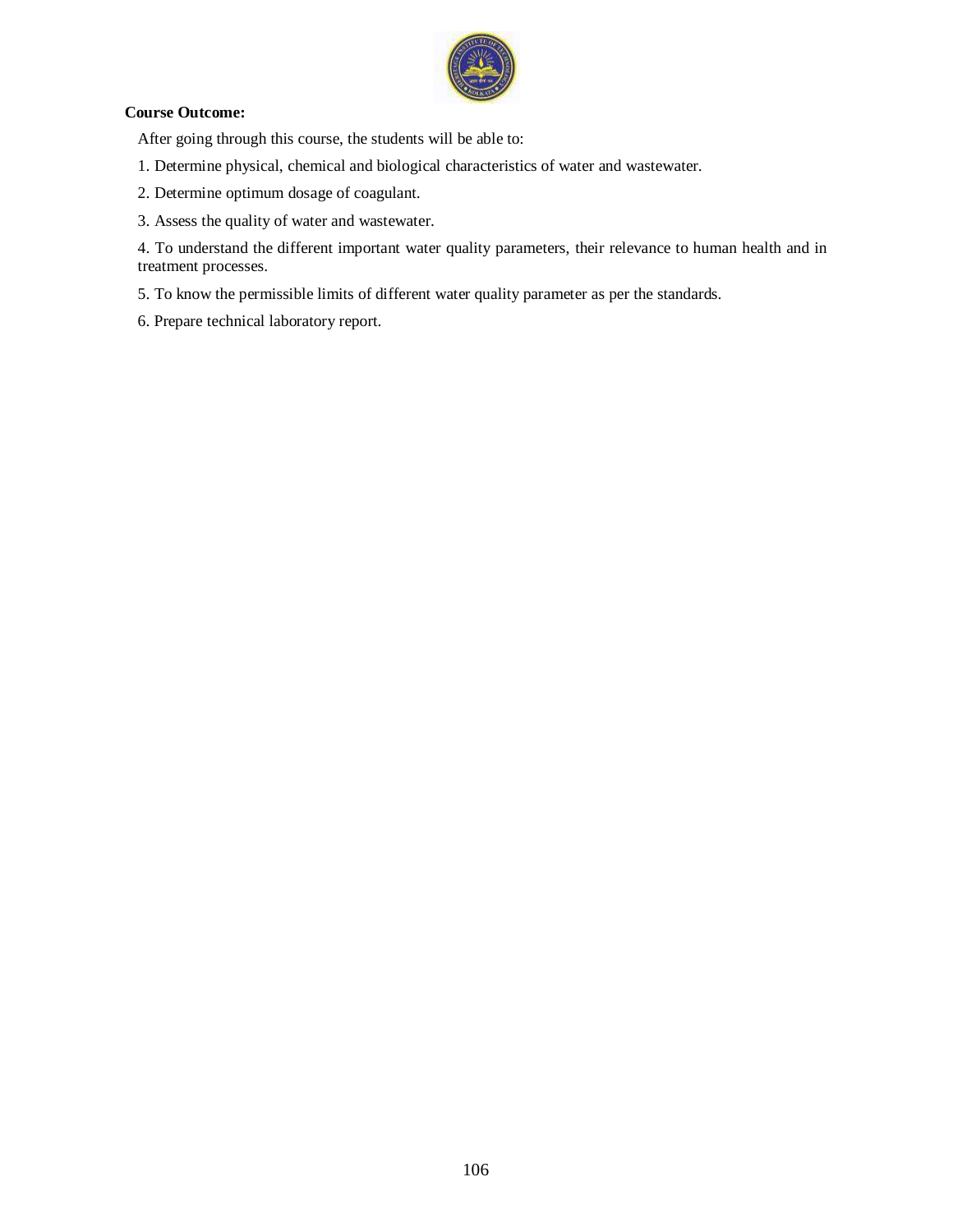**Course Outcome:**

After going through this course, the students will be able to:

1. Determine physical, chemical and biological characteristics of water and wastewater.

2. Determine optimum dosage of coagulant.

3. Assess the quality of water and wastewater.

4. To understand the different important water quality parameters, their relevance to human health and in treatment processes.

5. To know the permissible limits of different water quality parameter as per the standards.

6. Prepare technical laboratory report.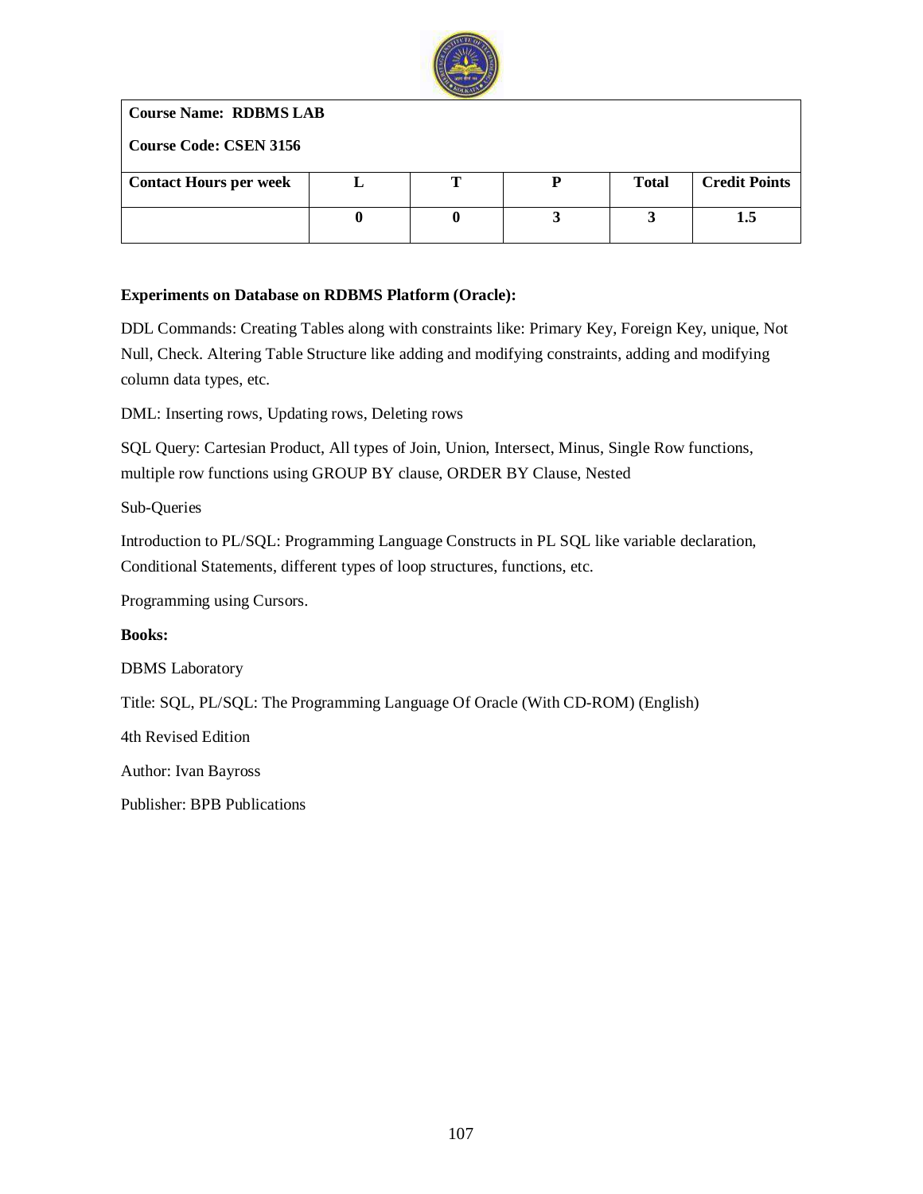| **Course Name: RDBMS LAB**<br>**Course Code: CSEN 3156** | | | | | |
|---|---|---|---|---|---|
| **Contact Hours per week** | **L** | **T** | **P** | **Total** | **Credit Points** |
| | **0** | **0** | **3** | **3** | **1.5** |

**Experiments on Database on RDBMS Platform (Oracle):**

DDL Commands: Creating Tables along with constraints like: Primary Key, Foreign Key, unique, Not Null, Check. Altering Table Structure like adding and modifying constraints, adding and modifying column data types, etc.

DML: Inserting rows, Updating rows, Deleting rows

SQL Query: Cartesian Product, All types of Join, Union, Intersect, Minus, Single Row functions, multiple row functions using GROUP BY clause, ORDER BY Clause, Nested

Sub-Queries

Introduction to PL/SQL: Programming Language Constructs in PL SQL like variable declaration, Conditional Statements, different types of loop structures, functions, etc.

Programming using Cursors.

**Books:**

DBMS Laboratory

Title: SQL, PL/SQL: The Programming Language Of Oracle (With CD-ROM) (English)

4th Revised Edition

Author: Ivan Bayross

Publisher: BPB Publications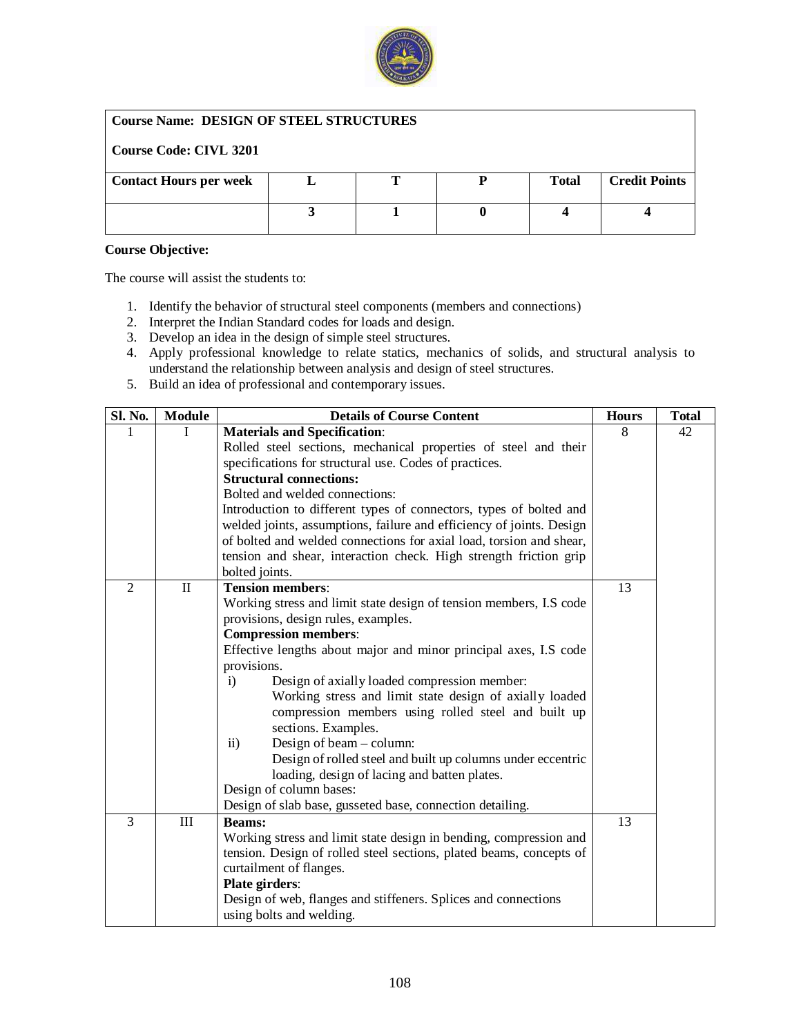| **Course Name: DESIGN OF STEEL STRUCTURES** | | | | | |
|---|---|---|---|---|---|
| **Course Code: CIVL 3201** | | | | | |
| **Contact Hours per week** | **L** | **T** | **P** | **Total** | **Credit Points** |
| | **3** | **1** | **0** | **4** | **4** |

**Course Objective:**

The course will assist the students to:

1. Identify the behavior of structural steel components (members and connections)
2. Interpret the Indian Standard codes for loads and design.
3. Develop an idea in the design of simple steel structures.
4. Apply professional knowledge to relate statics, mechanics of solids, and structural analysis to understand the relationship between analysis and design of steel structures.
5. Build an idea of professional and contemporary issues.

| Sl. No. | Module | Details of Course Content | Hours | Total |
|---|---|---|---|---|
| 1 | I | **Materials and Specification**: Rolled steel sections, mechanical properties of steel and their specifications for structural use. Codes of practices. **Structural connections:** Bolted and welded connections: Introduction to different types of connectors, types of bolted and welded joints, assumptions, failure and efficiency of joints. Design of bolted and welded connections for axial load, torsion and shear, tension and shear, interaction check. High strength friction grip bolted joints. | 8 | 42 |
| 2 | II | **Tension members**: Working stress and limit state design of tension members, I.S code provisions, design rules, examples. **Compression members**: Effective lengths about major and minor principal axes, I.S code provisions. i) Design of axially loaded compression member: Working stress and limit state design of axially loaded compression members using rolled steel and built up sections. Examples. ii) Design of beam – column: Design of rolled steel and built up columns under eccentric loading, design of lacing and batten plates. Design of column bases: Design of slab base, gusseted base, connection detailing. | 13 | |
| 3 | III | **Beams:** Working stress and limit state design in bending, compression and tension. Design of rolled steel sections, plated beams, concepts of curtailment of flanges. **Plate girders**: Design of web, flanges and stiffeners. Splices and connections using bolts and welding. | 13 | |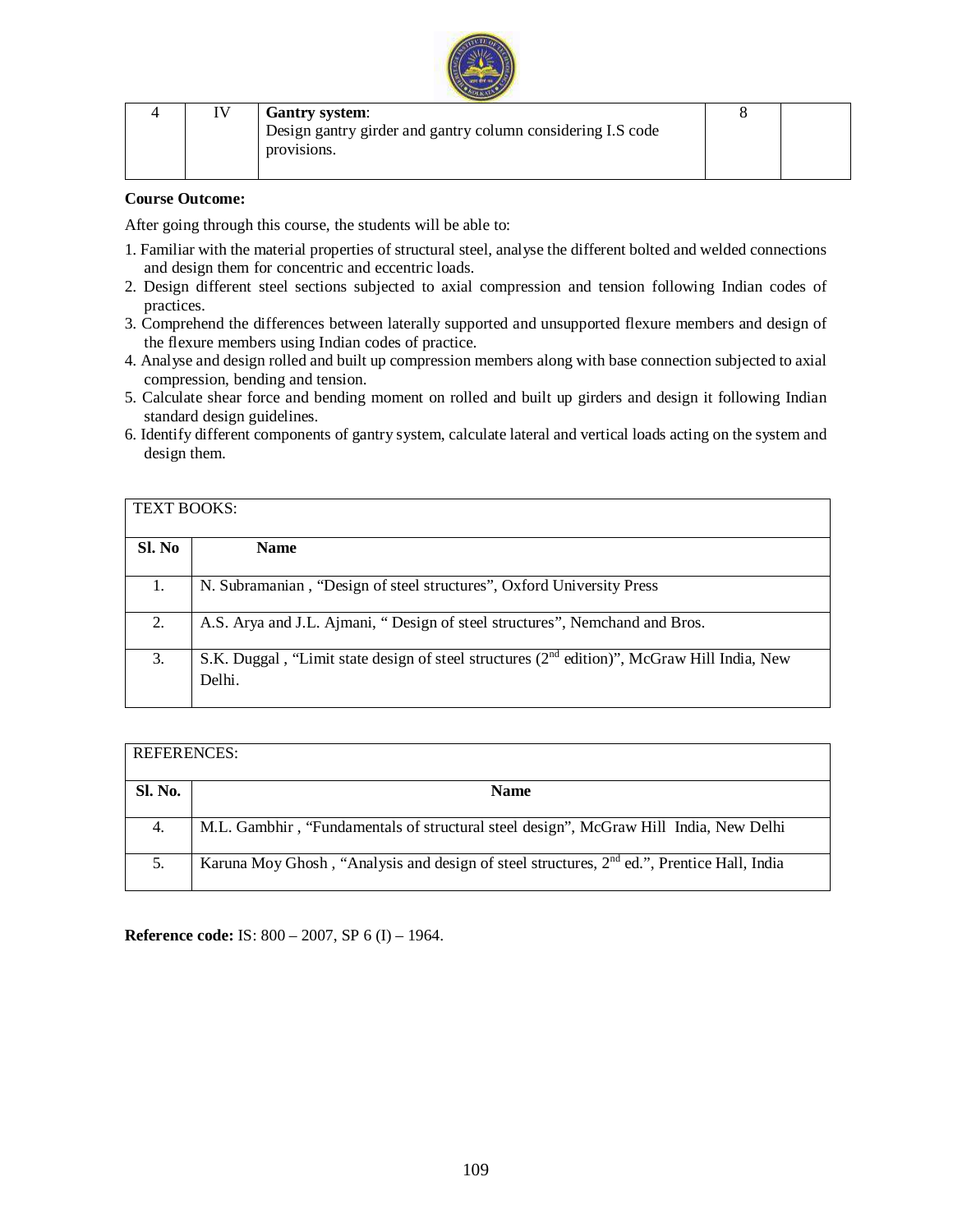| 4 | IV | **Gantry system**: Design gantry girder and gantry column considering I.S code provisions. | 8 | |
|---|---|---|---|---|

**Course Outcome:**

After going through this course, the students will be able to:

1. Familiar with the material properties of structural steel, analyse the different bolted and welded connections and design them for concentric and eccentric loads.
2. Design different steel sections subjected to axial compression and tension following Indian codes of practices.
3. Comprehend the differences between laterally supported and unsupported flexure members and design of the flexure members using Indian codes of practice.
4. Analyse and design rolled and built up compression members along with base connection subjected to axial compression, bending and tension.
5. Calculate shear force and bending moment on rolled and built up girders and design it following Indian standard design guidelines.
6. Identify different components of gantry system, calculate lateral and vertical loads acting on the system and design them.

| TEXT BOOKS: | |
|---|---|
| **Sl. No** | **Name** |
| 1. | N. Subramanian , "Design of steel structures", Oxford University Press |
| 2. | A.S. Arya and J.L. Ajmani, " Design of steel structures", Nemchand and Bros. |
| 3. | S.K. Duggal , "Limit state design of steel structures (2nd edition)", McGraw Hill India, New Delhi. |

| REFERENCES: | |
|---|---|
| **Sl. No.** | **Name** |
| 4. | M.L. Gambhir , "Fundamentals of structural steel design", McGraw Hill India, New Delhi |
| 5. | Karuna Moy Ghosh , "Analysis and design of steel structures, 2nd ed.", Prentice Hall, India |

**Reference code:** IS: 800 – 2007, SP 6 (I) – 1964.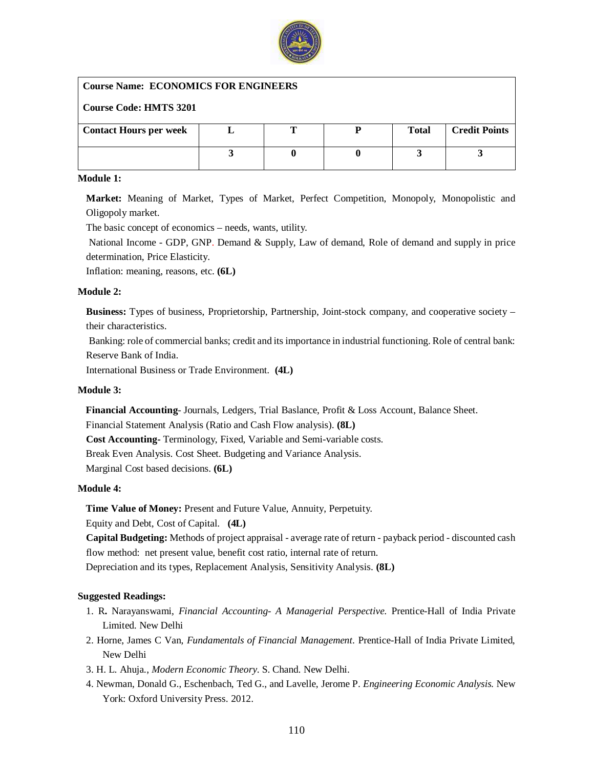| **Course Name: ECONOMICS FOR ENGINEERS**<br>**Course Code: HMTS 3201** | | | | | |
|---|---|---|---|---|---|
| **Contact Hours per week** | **L** | **T** | **P** | **Total** | **Credit Points** |
| | **3** | **0** | **0** | **3** | **3** |

**Module 1:**

**Market:** Meaning of Market, Types of Market, Perfect Competition, Monopoly, Monopolistic and Oligopoly market.

The basic concept of economics – needs, wants, utility.

National Income - GDP, GNP. Demand & Supply, Law of demand, Role of demand and supply in price determination, Price Elasticity.

Inflation: meaning, reasons, etc. **(6L)**

**Module 2:**

**Business:** Types of business, Proprietorship, Partnership, Joint-stock company, and cooperative society – their characteristics.

Banking: role of commercial banks; credit and its importance in industrial functioning. Role of central bank: Reserve Bank of India.

International Business or Trade Environment. **(4L)**

**Module 3:**

**Financial Accounting**- Journals, Ledgers, Trial Baslance, Profit & Loss Account, Balance Sheet.

Financial Statement Analysis (Ratio and Cash Flow analysis). **(8L)**

**Cost Accounting**- Terminology, Fixed, Variable and Semi-variable costs.

Break Even Analysis. Cost Sheet. Budgeting and Variance Analysis.

Marginal Cost based decisions. **(6L)**

**Module 4:**

**Time Value of Money:** Present and Future Value, Annuity, Perpetuity.

Equity and Debt, Cost of Capital. **(4L)**

**Capital Budgeting:** Methods of project appraisal - average rate of return - payback period - discounted cash flow method: net present value, benefit cost ratio, internal rate of return.

Depreciation and its types, Replacement Analysis, Sensitivity Analysis. **(8L)**

**Suggested Readings:**

1. R**.** Narayanswami, *Financial Accounting- A Managerial Perspective.* Prentice-Hall of India Private Limited. New Delhi
2. Horne, James C Van, *Fundamentals of Financial Management*. Prentice-Hall of India Private Limited, New Delhi
3. H. L. Ahuja., *Modern Economic Theory*. S. Chand. New Delhi.
4. Newman, Donald G., Eschenbach, Ted G., and Lavelle, Jerome P. *Engineering Economic Analysis.* New York: Oxford University Press. 2012.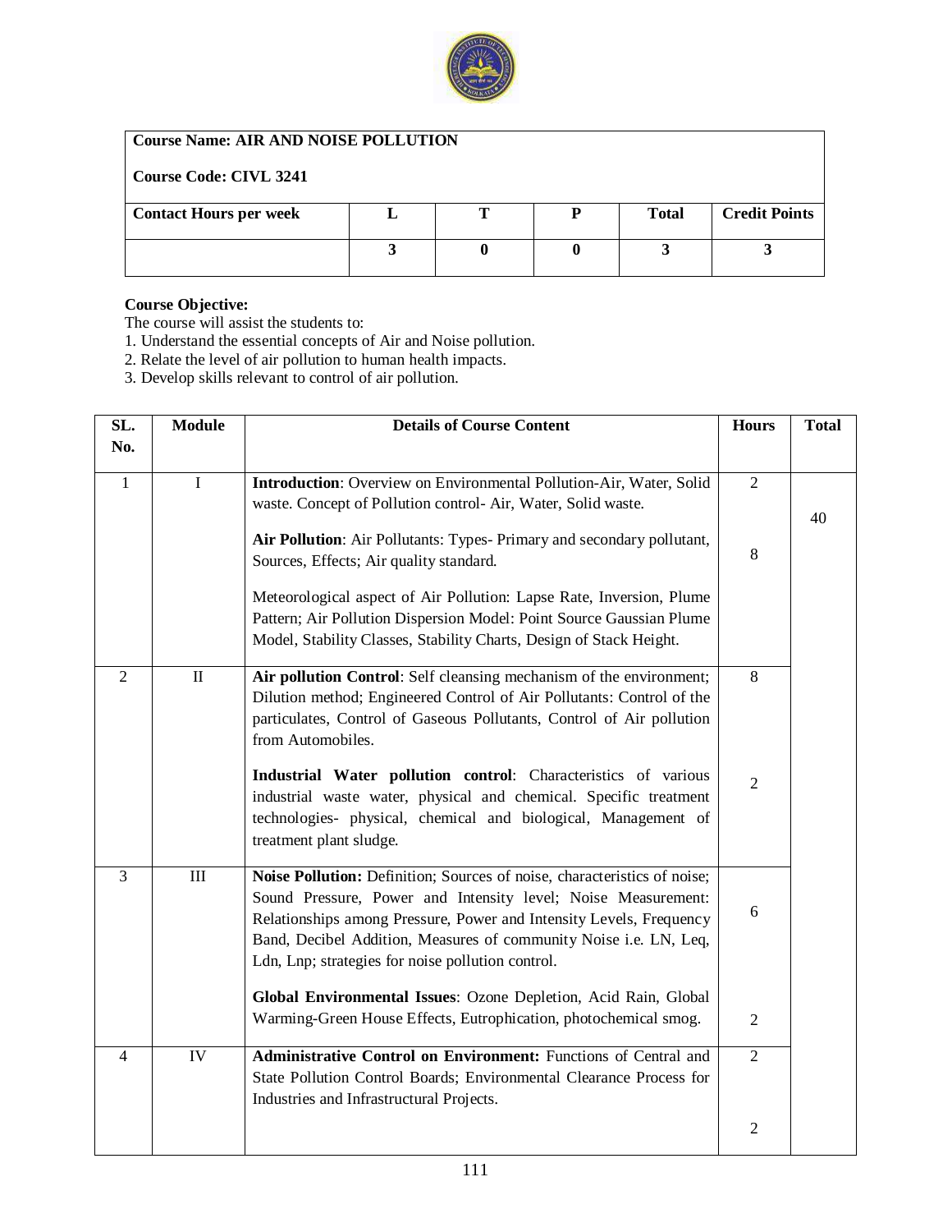| Course Name: AIR AND NOISE POLLUTION | | | | | |
|---|---|---|---|---|---|
| **Course Code: CIVL 3241** | | | | | |
| **Contact Hours per week** | **L** | **T** | **P** | **Total** | **Credit Points** |
| | 3 | 0 | 0 | 3 | 3 |

**Course Objective:**

The course will assist the students to:

1. Understand the essential concepts of Air and Noise pollution.
2. Relate the level of air pollution to human health impacts.
3. Develop skills relevant to control of air pollution.

| SL. No. | Module | Details of Course Content | Hours | Total |
|---|---|---|---|---|
| 1 | I | **Introduction**: Overview on Environmental Pollution-Air, Water, Solid waste. Concept of Pollution control- Air, Water, Solid waste. | 2 | 40 |
| | | **Air Pollution**: Air Pollutants: Types- Primary and secondary pollutant, Sources, Effects; Air quality standard. Meteorological aspect of Air Pollution: Lapse Rate, Inversion, Plume Pattern; Air Pollution Dispersion Model: Point Source Gaussian Plume Model, Stability Classes, Stability Charts, Design of Stack Height. | 8 | |
| 2 | II | **Air pollution Control**: Self cleansing mechanism of the environment; Dilution method; Engineered Control of Air Pollutants: Control of the particulates, Control of Gaseous Pollutants, Control of Air pollution from Automobiles. | 8 | |
| | | **Industrial Water pollution control**: Characteristics of various industrial waste water, physical and chemical. Specific treatment technologies- physical, chemical and biological, Management of treatment plant sludge. | 2 | |
| 3 | III | **Noise Pollution:** Definition; Sources of noise, characteristics of noise; Sound Pressure, Power and Intensity level; Noise Measurement: Relationships among Pressure, Power and Intensity Levels, Frequency Band, Decibel Addition, Measures of community Noise i.e. LN, Leq, Ldn, Lnp; strategies for noise pollution control. | 6 | |
| | | **Global Environmental Issues**: Ozone Depletion, Acid Rain, Global Warming-Green House Effects, Eutrophication, photochemical smog. | 2 | |
| 4 | IV | **Administrative Control on Environment:** Functions of Central and State Pollution Control Boards; Environmental Clearance Process for Industries and Infrastructural Projects. | 2 | |
| | | | 2 | |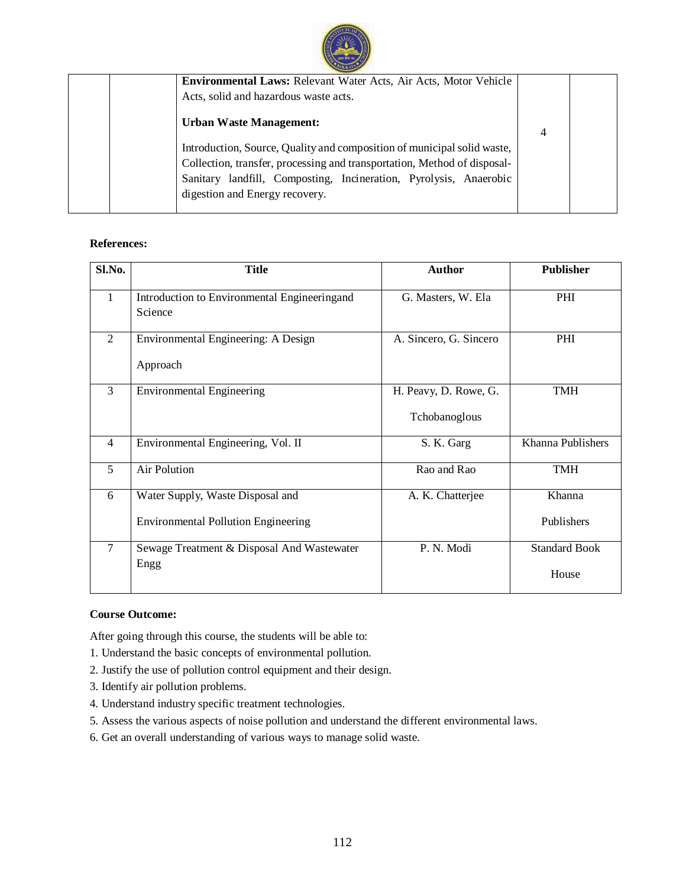| | | **Environmental Laws:** Relevant Water Acts, Air Acts, Motor Vehicle Acts, solid and hazardous waste acts.<br><br>**Urban Waste Management:**<br><br>Introduction, Source, Quality and composition of municipal solid waste, Collection, transfer, processing and transportation, Method of disposal-Sanitary landfill, Composting, Incineration, Pyrolysis, Anaerobic digestion and Energy recovery. | 4 | |
|---|---|---|---|---|

**References:**

| Sl.No. | Title | Author | Publisher |
|---|---|---|---|
| 1 | Introduction to Environmental Engineeringand Science | G. Masters, W. Ela | PHI |
| 2 | Environmental Engineering: A Design Approach | A. Sincero, G. Sincero | PHI |
| 3 | Environmental Engineering | H. Peavy, D. Rowe, G. Tchobanoglous | TMH |
| 4 | Environmental Engineering, Vol. II | S. K. Garg | Khanna Publishers |
| 5 | Air Polution | Rao and Rao | TMH |
| 6 | Water Supply, Waste Disposal and Environmental Pollution Engineering | A. K. Chatterjee | Khanna Publishers |
| 7 | Sewage Treatment & Disposal And Wastewater Engg | P. N. Modi | Standard Book House |

**Course Outcome:**

After going through this course, the students will be able to:

1. Understand the basic concepts of environmental pollution.
2. Justify the use of pollution control equipment and their design.
3. Identify air pollution problems.
4. Understand industry specific treatment technologies.
5. Assess the various aspects of noise pollution and understand the different environmental laws.
6. Get an overall understanding of various ways to manage solid waste.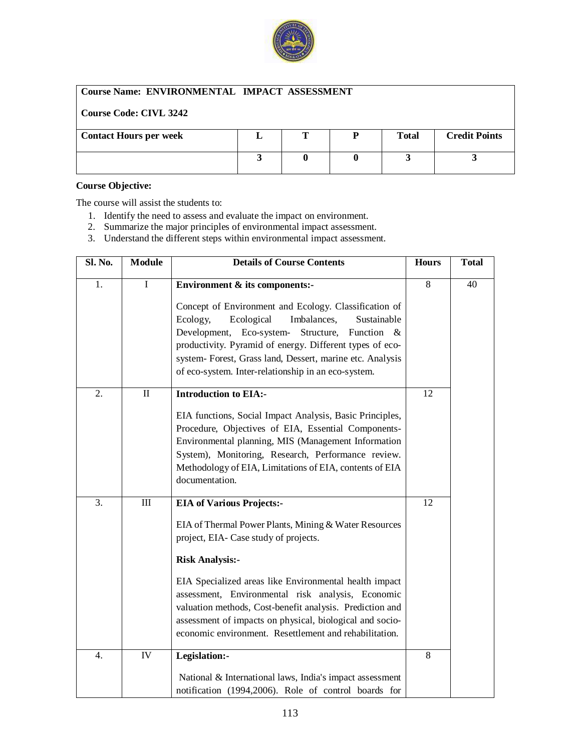| Course Name: ENVIRONMENTAL IMPACT ASSESSMENT | | | | | |
|---|---|---|---|---|---|
| **Course Code: CIVL 3242** | | | | | |
| **Contact Hours per week** | **L** | **T** | **P** | **Total** | **Credit Points** |
| | **3** | **0** | **0** | **3** | **3** |

**Course Objective:**

The course will assist the students to:

1. Identify the need to assess and evaluate the impact on environment.
2. Summarize the major principles of environmental impact assessment.
3. Understand the different steps within environmental impact assessment.

| Sl. No. | Module | Details of Course Contents | Hours | Total |
|---|---|---|---|---|
| 1. | I | **Environment & its components:-**<br><br>Concept of Environment and Ecology. Classification of Ecology, Ecological Imbalances, Sustainable Development, Eco-system- Structure, Function & productivity. Pyramid of energy. Different types of eco-system- Forest, Grass land, Dessert, marine etc. Analysis of eco-system. Inter-relationship in an eco-system. | 8 | 40 |
| 2. | II | **Introduction to EIA:-**<br><br>EIA functions, Social Impact Analysis, Basic Principles, Procedure, Objectives of EIA, Essential Components- Environmental planning, MIS (Management Information System), Monitoring, Research, Performance review. Methodology of EIA, Limitations of EIA, contents of EIA documentation. | 12 | |
| 3. | III | **EIA of Various Projects:-**<br><br>EIA of Thermal Power Plants, Mining & Water Resources project, EIA- Case study of projects.<br><br>**Risk Analysis:-**<br><br>EIA Specialized areas like Environmental health impact assessment, Environmental risk analysis, Economic valuation methods, Cost-benefit analysis. Prediction and assessment of impacts on physical, biological and socio-economic environment. Resettlement and rehabilitation. | 12 | |
| 4. | IV | **Legislation:-**<br><br>National & International laws, India's impact assessment notification (1994,2006). Role of control boards for | 8 | |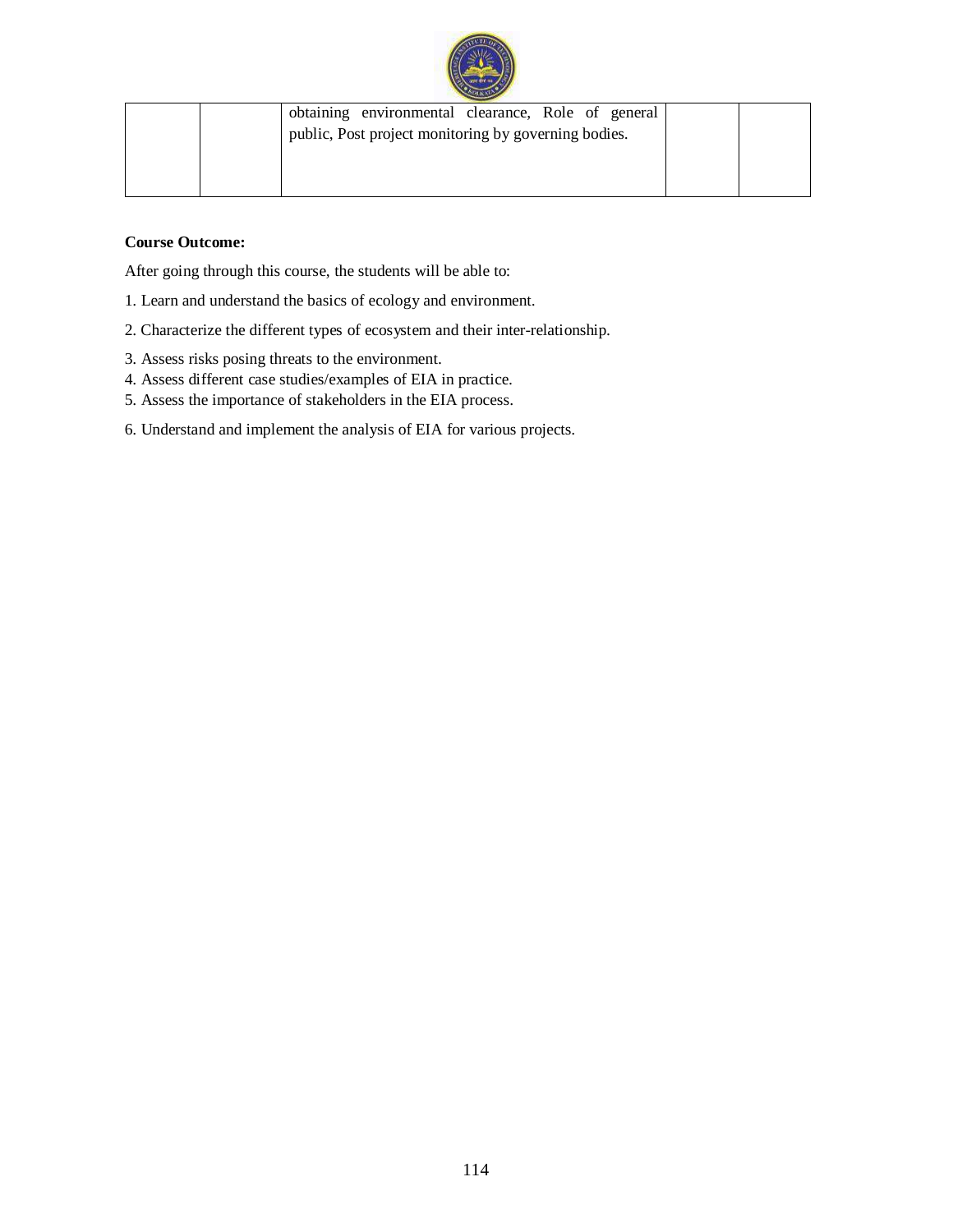| | | | | |
|---|---|---|---|---|
| | | obtaining environmental clearance, Role of general public, Post project monitoring by governing bodies. | | |

**Course Outcome:**

After going through this course, the students will be able to:

1. Learn and understand the basics of ecology and environment.
2. Characterize the different types of ecosystem and their inter-relationship.
3. Assess risks posing threats to the environment.
4. Assess different case studies/examples of EIA in practice.
5. Assess the importance of stakeholders in the EIA process.
6. Understand and implement the analysis of EIA for various projects.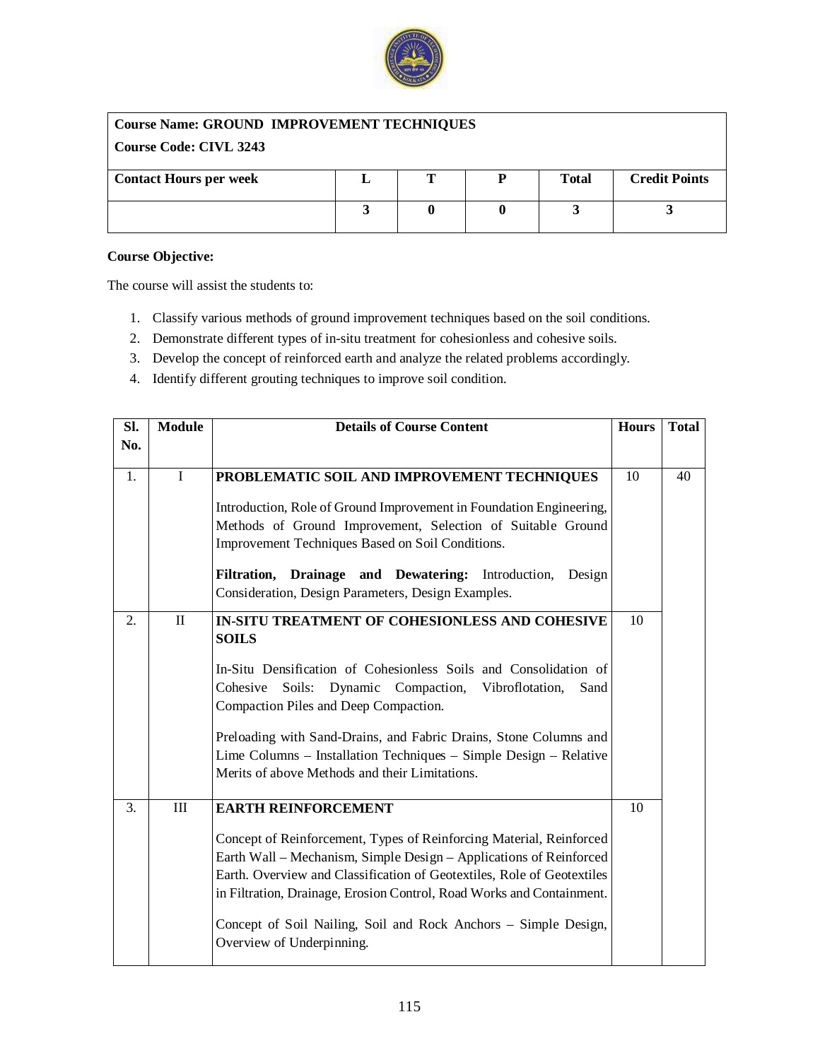| **Course Name: GROUND IMPROVEMENT TECHNIQUES** | | | | | |
|---|---|---|---|---|---|
| **Course Code: CIVL 3243** | | | | | |
| **Contact Hours per week** | **L** | **T** | **P** | **Total** | **Credit Points** |
| | **3** | **0** | **0** | **3** | **3** |

**Course Objective:**

The course will assist the students to:

1. Classify various methods of ground improvement techniques based on the soil conditions.
2. Demonstrate different types of in-situ treatment for cohesionless and cohesive soils.
3. Develop the concept of reinforced earth and analyze the related problems accordingly.
4. Identify different grouting techniques to improve soil condition.

| Sl. No. | Module | Details of Course Content | Hours | Total |
|---|---|---|---|---|
| 1. | I | **PROBLEMATIC SOIL AND IMPROVEMENT TECHNIQUES**<br><br>Introduction, Role of Ground Improvement in Foundation Engineering, Methods of Ground Improvement, Selection of Suitable Ground Improvement Techniques Based on Soil Conditions.<br><br>**Filtration, Drainage and Dewatering:** Introduction, Design Consideration, Design Parameters, Design Examples. | 10 | 40 |
| 2. | II | **IN-SITU TREATMENT OF COHESIONLESS AND COHESIVE SOILS**<br><br>In-Situ Densification of Cohesionless Soils and Consolidation of Cohesive Soils: Dynamic Compaction, Vibroflotation, Sand Compaction Piles and Deep Compaction.<br><br>Preloading with Sand-Drains, and Fabric Drains, Stone Columns and Lime Columns – Installation Techniques – Simple Design – Relative Merits of above Methods and their Limitations. | 10 | |
| 3. | III | **EARTH REINFORCEMENT**<br><br>Concept of Reinforcement, Types of Reinforcing Material, Reinforced Earth Wall – Mechanism, Simple Design – Applications of Reinforced Earth. Overview and Classification of Geotextiles, Role of Geotextiles in Filtration, Drainage, Erosion Control, Road Works and Containment.<br><br>Concept of Soil Nailing, Soil and Rock Anchors – Simple Design, Overview of Underpinning. | 10 | |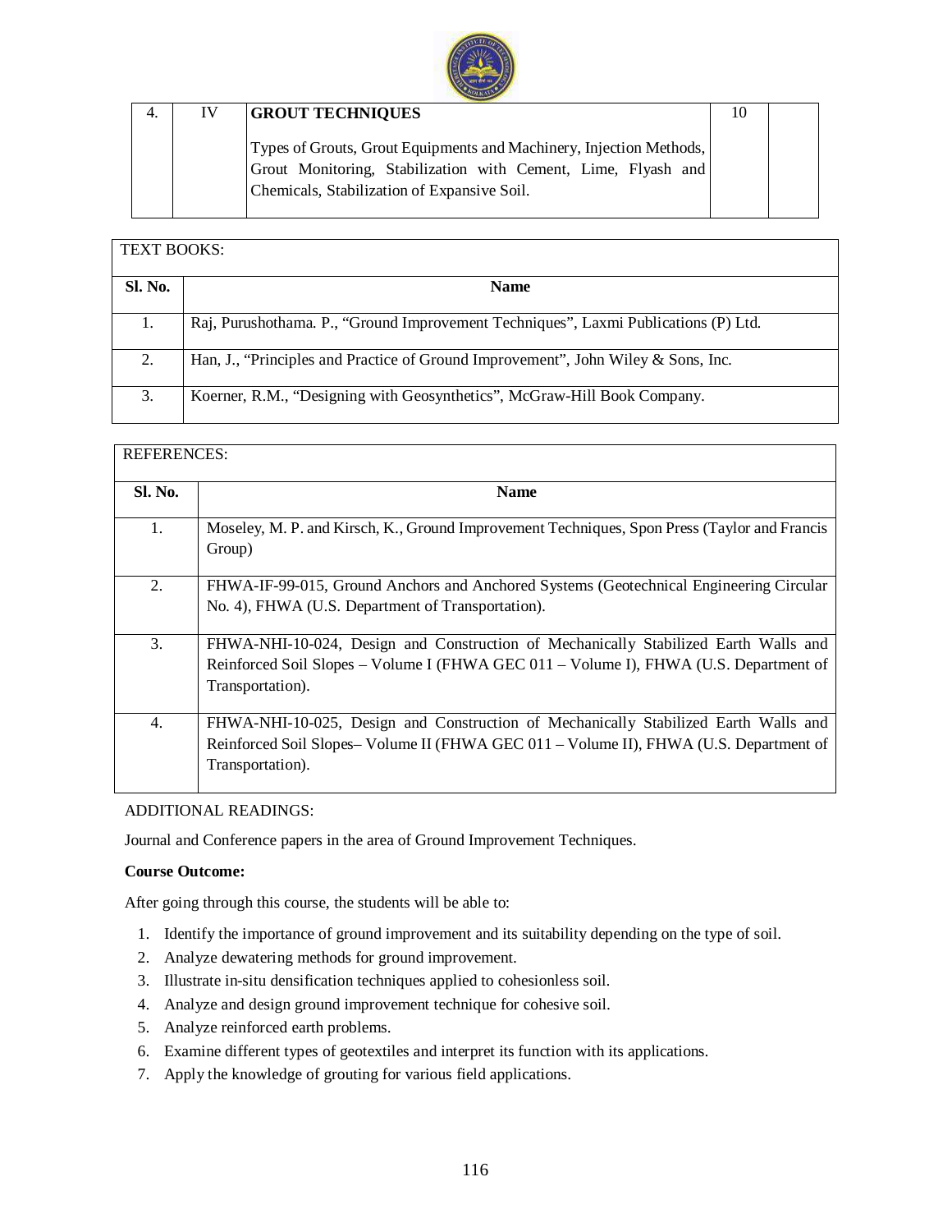| 4. | IV | **GROUT TECHNIQUES**<br><br>Types of Grouts, Grout Equipments and Machinery, Injection Methods, Grout Monitoring, Stabilization with Cement, Lime, Flyash and Chemicals, Stabilization of Expansive Soil. | 10 | |
|---|---|---|---|---|

| TEXT BOOKS: | |
|---|---|
| **Sl. No.** | **Name** |
| 1. | Raj, Purushothama. P., “Ground Improvement Techniques”, Laxmi Publications (P) Ltd. |
| 2. | Han, J., “Principles and Practice of Ground Improvement”, John Wiley & Sons, Inc. |
| 3. | Koerner, R.M., “Designing with Geosynthetics”, McGraw-Hill Book Company. |

| REFERENCES: | |
|---|---|
| **Sl. No.** | **Name** |
| 1. | Moseley, M. P. and Kirsch, K., Ground Improvement Techniques, Spon Press (Taylor and Francis Group) |
| 2. | FHWA-IF-99-015, Ground Anchors and Anchored Systems (Geotechnical Engineering Circular No. 4), FHWA (U.S. Department of Transportation). |
| 3. | FHWA-NHI-10-024, Design and Construction of Mechanically Stabilized Earth Walls and Reinforced Soil Slopes – Volume I (FHWA GEC 011 – Volume I), FHWA (U.S. Department of Transportation). |
| 4. | FHWA-NHI-10-025, Design and Construction of Mechanically Stabilized Earth Walls and Reinforced Soil Slopes– Volume II (FHWA GEC 011 – Volume II), FHWA (U.S. Department of Transportation). |

ADDITIONAL READINGS:

Journal and Conference papers in the area of Ground Improvement Techniques.

**Course Outcome:**

After going through this course, the students will be able to:

1. Identify the importance of ground improvement and its suitability depending on the type of soil.
2. Analyze dewatering methods for ground improvement.
3. Illustrate in-situ densification techniques applied to cohesionless soil.
4. Analyze and design ground improvement technique for cohesive soil.
5. Analyze reinforced earth problems.
6. Examine different types of geotextiles and interpret its function with its applications.
7. Apply the knowledge of grouting for various field applications.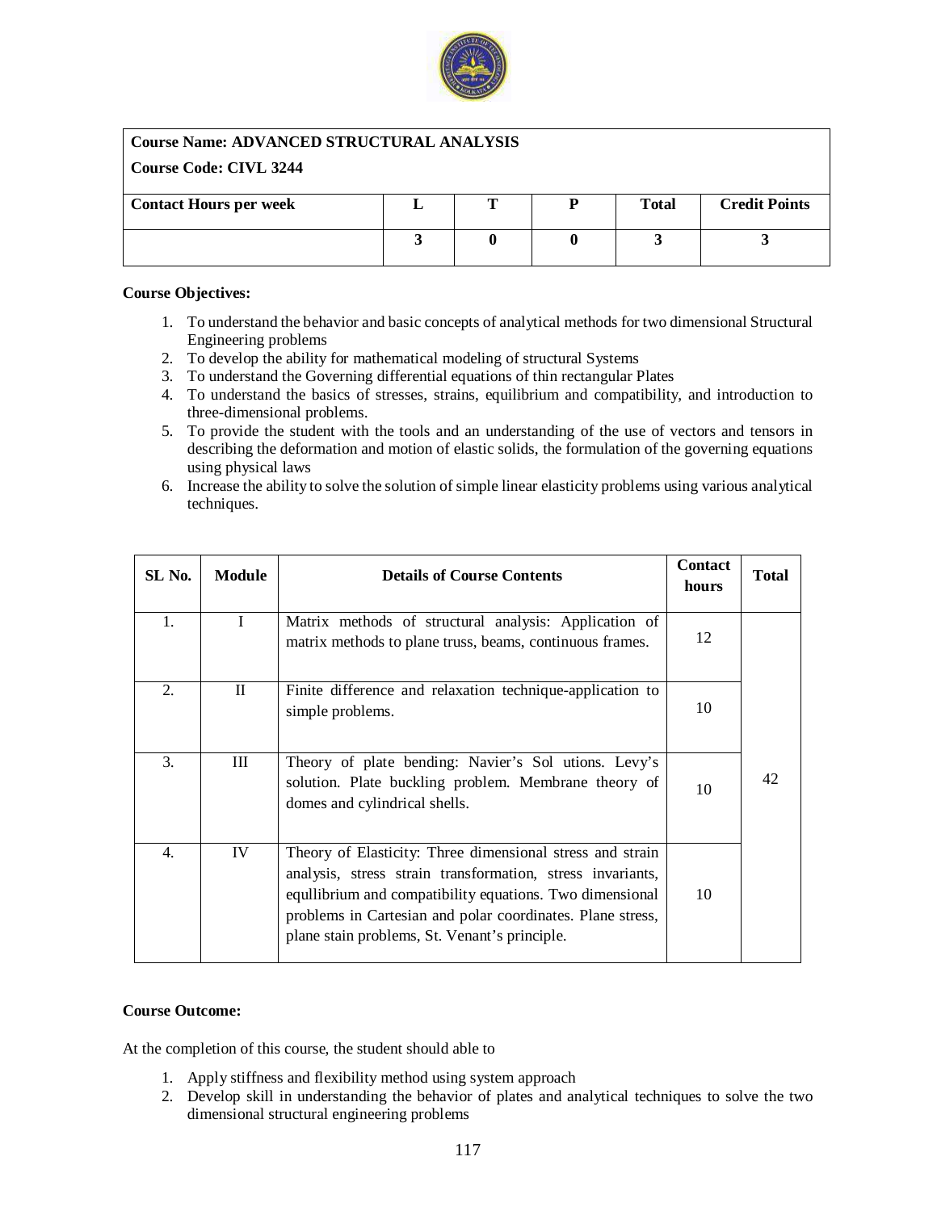| Course Name: ADVANCED STRUCTURAL ANALYSIS | | | | | |
|---|---|---|---|---|---|
| **Course Code: CIVL 3244** | | | | | |
| **Contact Hours per week** | **L** | **T** | **P** | **Total** | **Credit Points** |
| | **3** | **0** | **0** | **3** | **3** |

**Course Objectives:**

1. To understand the behavior and basic concepts of analytical methods for two dimensional Structural Engineering problems
2. To develop the ability for mathematical modeling of structural Systems
3. To understand the Governing differential equations of thin rectangular Plates
4. To understand the basics of stresses, strains, equilibrium and compatibility, and introduction to three-dimensional problems.
5. To provide the student with the tools and an understanding of the use of vectors and tensors in describing the deformation and motion of elastic solids, the formulation of the governing equations using physical laws
6. Increase the ability to solve the solution of simple linear elasticity problems using various analytical techniques.

| SL No. | Module | Details of Course Contents | Contact hours | Total |
|---|---|---|---|---|
| 1. | I | Matrix methods of structural analysis: Application of matrix methods to plane truss, beams, continuous frames. | 12 | 42 |
| 2. | II | Finite difference and relaxation technique-application to simple problems. | 10 | |
| 3. | III | Theory of plate bending: Navier's Sol utions. Levy's solution. Plate buckling problem. Membrane theory of domes and cylindrical shells. | 10 | |
| 4. | IV | Theory of Elasticity: Three dimensional stress and strain analysis, stress strain transformation, stress invariants, equllibrium and compatibility equations. Two dimensional problems in Cartesian and polar coordinates. Plane stress, plane stain problems, St. Venant's principle. | 10 | |

**Course Outcome:**

At the completion of this course, the student should able to

1. Apply stiffness and flexibility method using system approach
2. Develop skill in understanding the behavior of plates and analytical techniques to solve the two dimensional structural engineering problems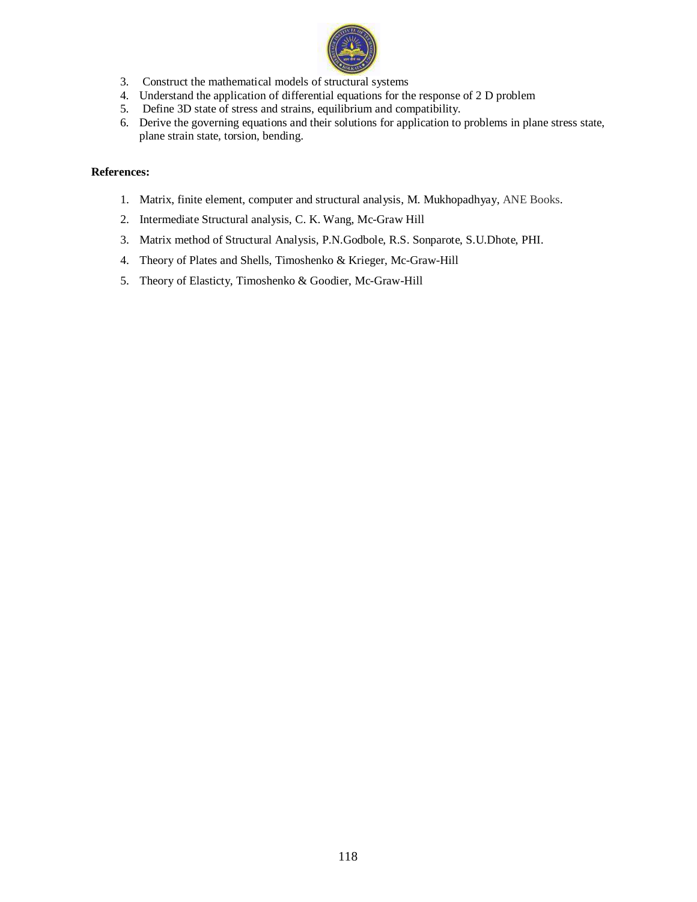3. Construct the mathematical models of structural systems
4. Understand the application of differential equations for the response of 2 D problem
5. Define 3D state of stress and strains, equilibrium and compatibility.
6. Derive the governing equations and their solutions for application to problems in plane stress state, plane strain state, torsion, bending.

**References:**

1. Matrix, finite element, computer and structural analysis, M. Mukhopadhyay, ANE Books.
2. Intermediate Structural analysis, C. K. Wang, Mc-Graw Hill
3. Matrix method of Structural Analysis, P.N.Godbole, R.S. Sonparote, S.U.Dhote, PHI.
4. Theory of Plates and Shells, Timoshenko & Krieger, Mc-Graw-Hill
5. Theory of Elasticty, Timoshenko & Goodier, Mc-Graw-Hill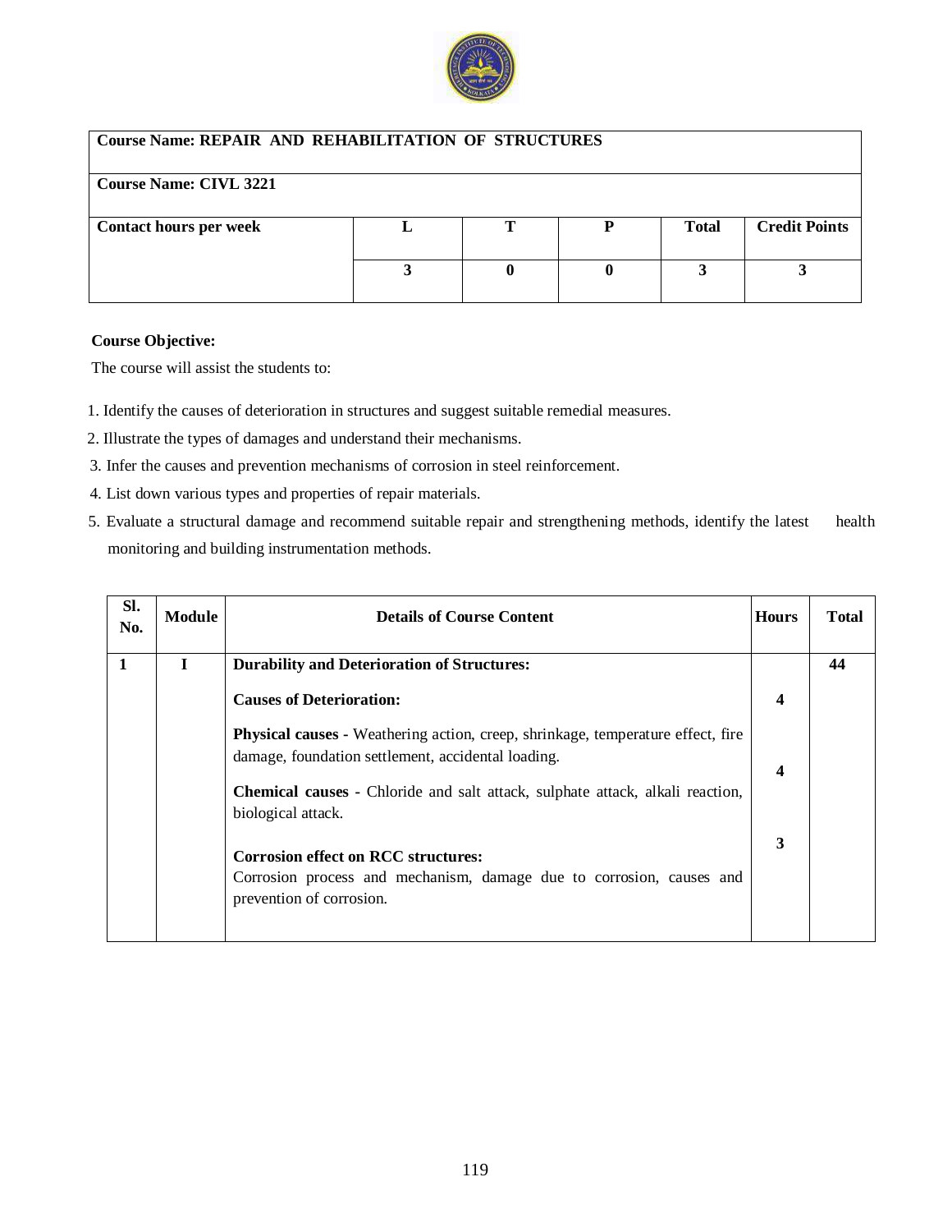| Course Name: REPAIR AND REHABILITATION OF STRUCTURES | | | | | |
|---|---|---|---|---|---|
| **Course Name: CIVL 3221** | | | | | |
| **Contact hours per week** | **L** | **T** | **P** | **Total** | **Credit Points** |
| | **3** | **0** | **0** | **3** | **3** |

**Course Objective:**

The course will assist the students to:

1. Identify the causes of deterioration in structures and suggest suitable remedial measures.
2. Illustrate the types of damages and understand their mechanisms.
3. Infer the causes and prevention mechanisms of corrosion in steel reinforcement.
4. List down various types and properties of repair materials.
5. Evaluate a structural damage and recommend suitable repair and strengthening methods, identify the latest health monitoring and building instrumentation methods.

| Sl. No. | Module | Details of Course Content | Hours | Total |
|---|---|---|---|---|
| **1** | **I** | **Durability and Deterioration of Structures:** | | **44** |
| | | **Causes of Deterioration:** | **4** | |
| | | **Physical causes** - Weathering action, creep, shrinkage, temperature effect, fire damage, foundation settlement, accidental loading. | | |
| | | **Chemical causes** - Chloride and salt attack, sulphate attack, alkali reaction, biological attack. | **4** | |
| | | **Corrosion effect on RCC structures:** Corrosion process and mechanism, damage due to corrosion, causes and prevention of corrosion. | **3** | |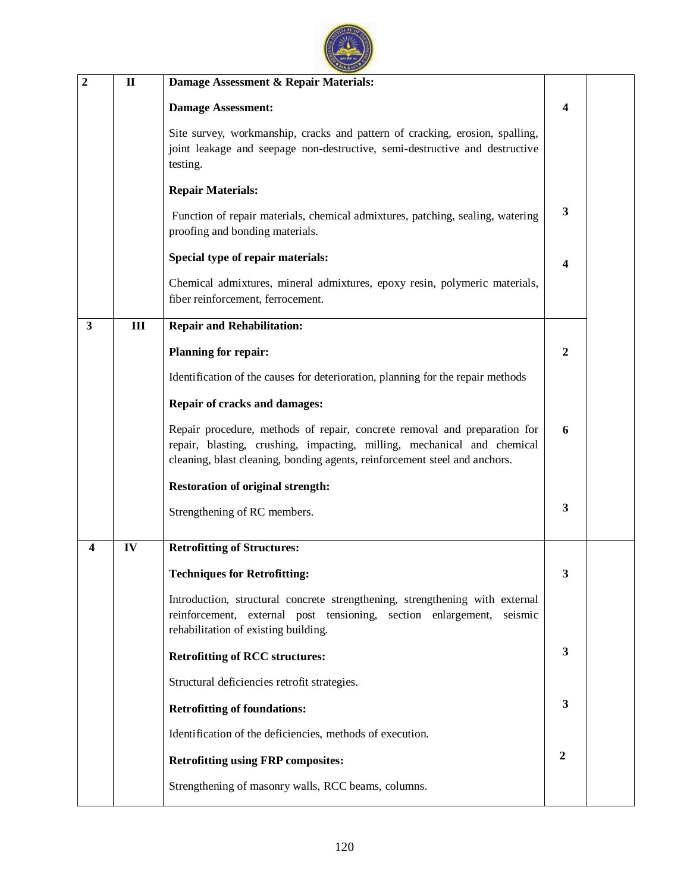| | | | | |
|---|---|---|---|---|
| **2** | **II** | **Damage Assessment & Repair Materials:** | | |
| | | **Damage Assessment:** | **4** | |
| | | Site survey, workmanship, cracks and pattern of cracking, erosion, spalling, joint leakage and seepage non-destructive, semi-destructive and destructive testing. | | |
| | | **Repair Materials:** | | |
| | | Function of repair materials, chemical admixtures, patching, sealing, watering proofing and bonding materials. | **3** | |
| | | **Special type of repair materials:** | **4** | |
| | | Chemical admixtures, mineral admixtures, epoxy resin, polymeric materials, fiber reinforcement, ferrocement. | | |
| **3** | **III** | **Repair and Rehabilitation:** | | |
| | | **Planning for repair:** | **2** | |
| | | Identification of the causes for deterioration, planning for the repair methods | | |
| | | **Repair of cracks and damages:** | | |
| | | Repair procedure, methods of repair, concrete removal and preparation for repair, blasting, crushing, impacting, milling, mechanical and chemical cleaning, blast cleaning, bonding agents, reinforcement steel and anchors. | **6** | |
| | | **Restoration of original strength:** | | |
| | | Strengthening of RC members. | **3** | |
| **4** | **IV** | **Retrofitting of Structures:** | | |
| | | **Techniques for Retrofitting:** | **3** | |
| | | Introduction, structural concrete strengthening, strengthening with external reinforcement, external post tensioning, section enlargement, seismic rehabilitation of existing building. | | |
| | | **Retrofitting of RCC structures:** | **3** | |
| | | Structural deficiencies retrofit strategies. | | |
| | | **Retrofitting of foundations:** | **3** | |
| | | Identification of the deficiencies, methods of execution. | | |
| | | **Retrofitting using FRP composites:** | **2** | |
| | | Strengthening of masonry walls, RCC beams, columns. | | |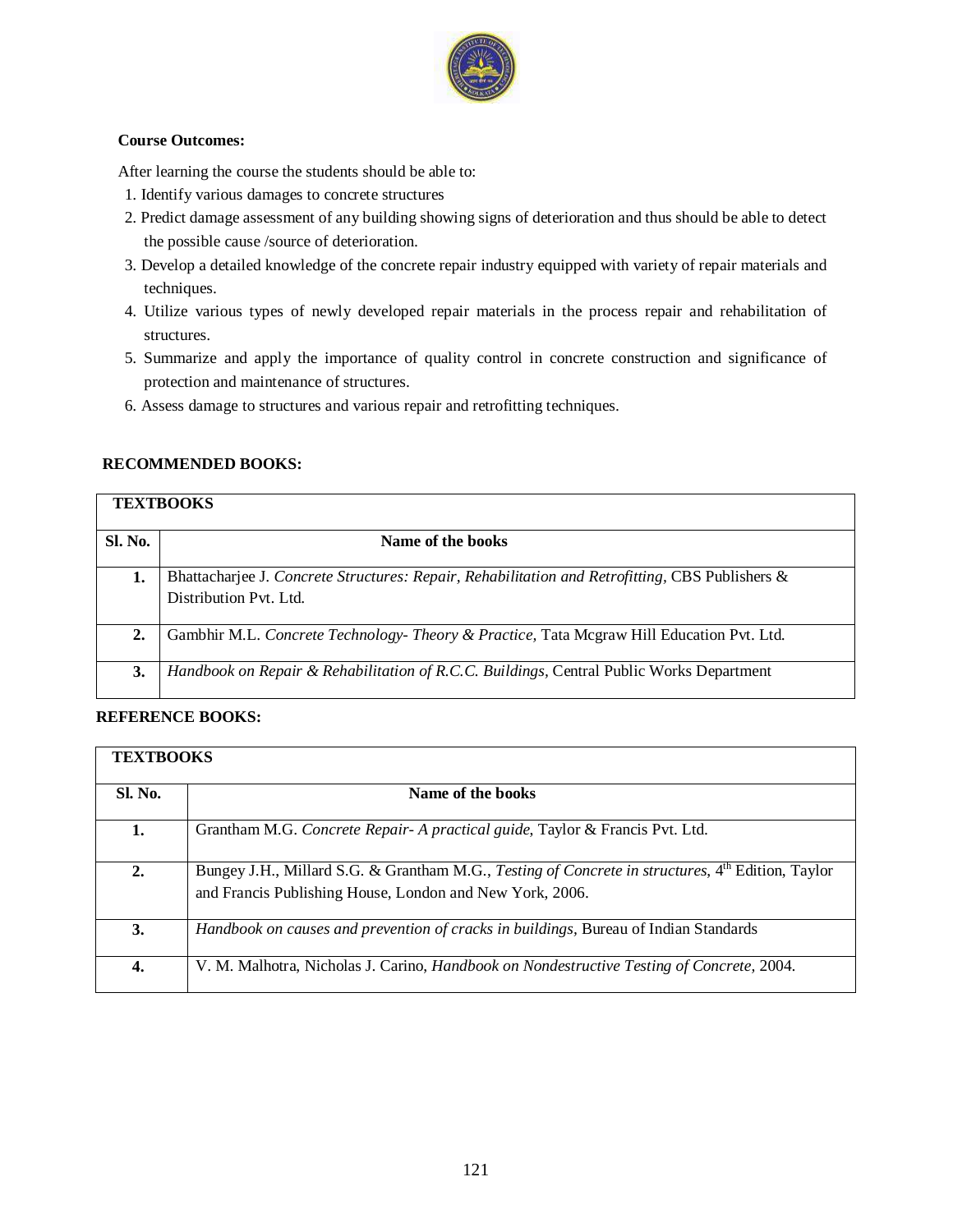**Course Outcomes:**

After learning the course the students should be able to:

1. Identify various damages to concrete structures
2. Predict damage assessment of any building showing signs of deterioration and thus should be able to detect the possible cause /source of deterioration.
3. Develop a detailed knowledge of the concrete repair industry equipped with variety of repair materials and techniques.
4. Utilize various types of newly developed repair materials in the process repair and rehabilitation of structures.
5. Summarize and apply the importance of quality control in concrete construction and significance of protection and maintenance of structures.
6. Assess damage to structures and various repair and retrofitting techniques.

**RECOMMENDED BOOKS:**

| **TEXTBOOKS** | |
|---|---|
| **Sl. No.** | **Name of the books** |
| **1.** | Bhattacharjee J. *Concrete Structures: Repair, Rehabilitation and Retrofitting*, CBS Publishers & Distribution Pvt. Ltd. |
| **2.** | Gambhir M.L. *Concrete Technology- Theory & Practice,* Tata Mcgraw Hill Education Pvt. Ltd. |
| **3.** | *Handbook on Repair & Rehabilitation of R.C.C. Buildings*, Central Public Works Department |

**REFERENCE BOOKS:**

| **TEXTBOOKS** | |
|---|---|
| **Sl. No.** | **Name of the books** |
| **1.** | Grantham M.G. *Concrete Repair- A practical guide*, Taylor & Francis Pvt. Ltd. |
| **2.** | Bungey J.H., Millard S.G. & Grantham M.G., *Testing of Concrete in structures*, 4th Edition, Taylor and Francis Publishing House, London and New York, 2006. |
| **3.** | *Handbook on causes and prevention of cracks in buildings,* Bureau of Indian Standards |
| **4.** | V. M. Malhotra, Nicholas J. Carino, *Handbook on Nondestructive Testing of Concrete,* 2004. |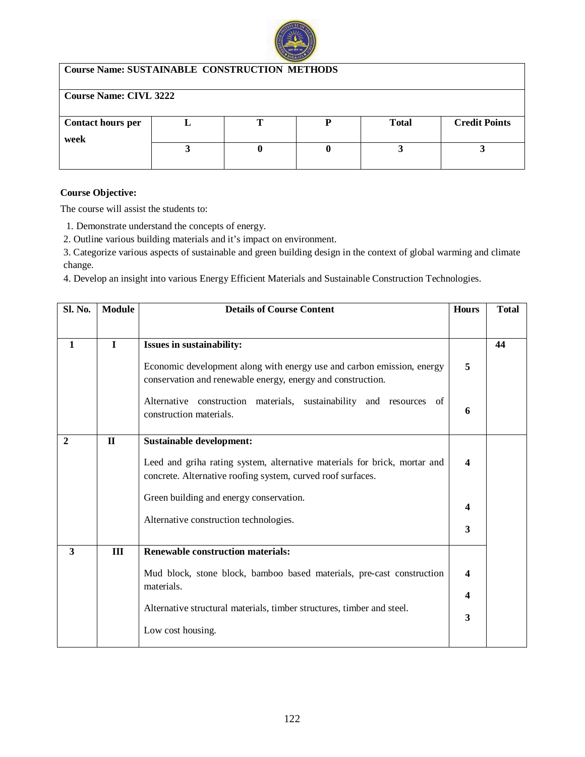| Course Name: SUSTAINABLE CONSTRUCTION METHODS | | | | | |
|---|---|---|---|---|---|
| **Course Name: CIVL 3222** | | | | | |
| **Contact hours per week** | **L** | **T** | **P** | **Total** | **Credit Points** |
| | **3** | **0** | **0** | **3** | **3** |

**Course Objective:**

The course will assist the students to:

1. Demonstrate understand the concepts of energy.
2. Outline various building materials and it's impact on environment.
3. Categorize various aspects of sustainable and green building design in the context of global warming and climate change.
4. Develop an insight into various Energy Efficient Materials and Sustainable Construction Technologies.

| Sl. No. | Module | Details of Course Content | Hours | Total |
|---|---|---|---|---|
| **1** | **I** | **Issues in sustainability:** | | **44** |
| | | Economic development along with energy use and carbon emission, energy conservation and renewable energy, energy and construction. | **5** | |
| | | Alternative construction materials, sustainability and resources of construction materials. | **6** | |
| **2** | **II** | **Sustainable development:** | | |
| | | Leed and griha rating system, alternative materials for brick, mortar and concrete. Alternative roofing system, curved roof surfaces. | **4** | |
| | | Green building and energy conservation. | **4** | |
| | | Alternative construction technologies. | **3** | |
| **3** | **III** | **Renewable construction materials:** | | |
| | | Mud block, stone block, bamboo based materials, pre-cast construction materials. | **4** | |
| | | Alternative structural materials, timber structures, timber and steel. | **4** | |
| | | Low cost housing. | **3** | |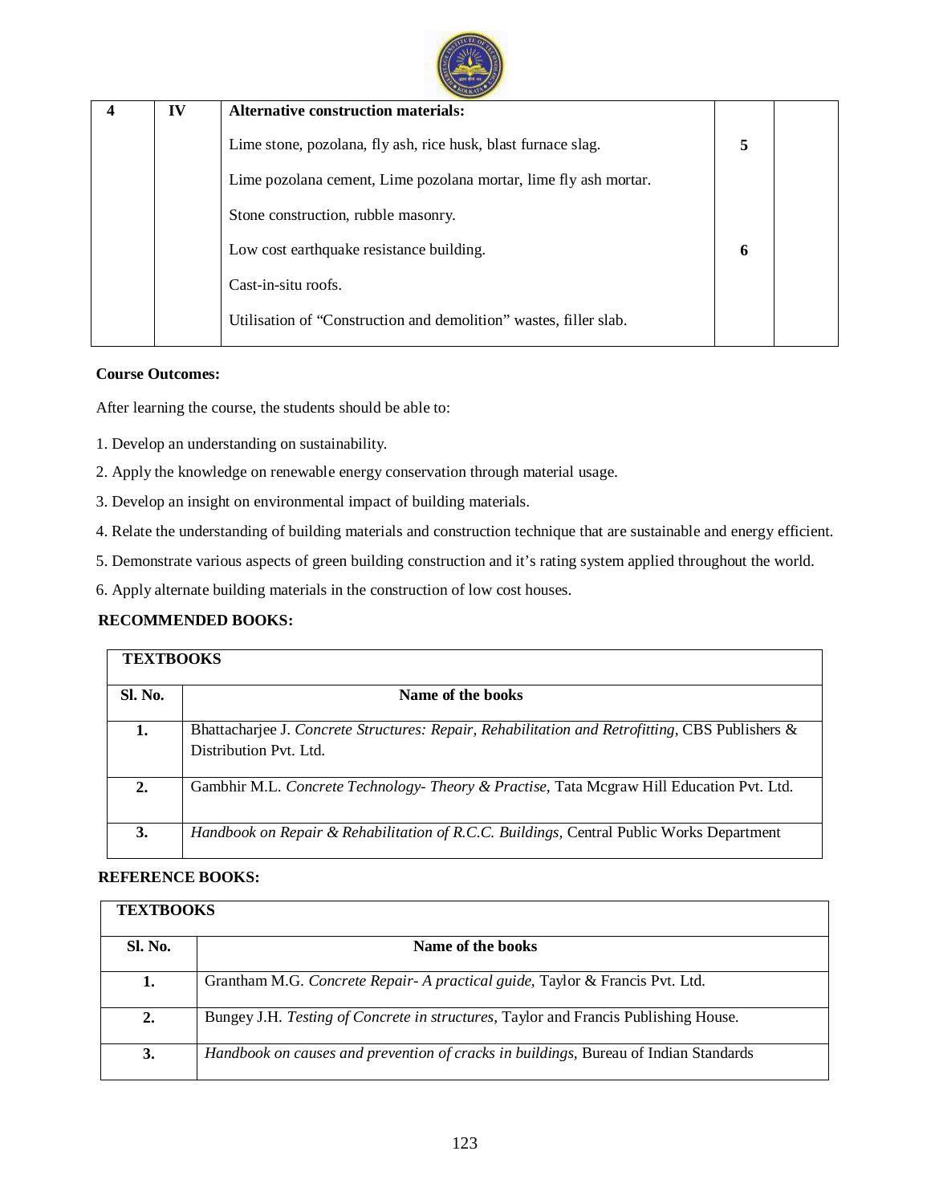| 4 | IV | **Alternative construction materials:** | | |
|---|---|---|---|---|
| | | Lime stone, pozolana, fly ash, rice husk, blast furnace slag. | **5** | |
| | | Lime pozolana cement, Lime pozolana mortar, lime fly ash mortar. | | |
| | | Stone construction, rubble masonry. | | |
| | | Low cost earthquake resistance building. | **6** | |
| | | Cast-in-situ roofs. | | |
| | | Utilisation of "Construction and demolition" wastes, filler slab. | | |

**Course Outcomes:**

After learning the course, the students should be able to:

1. Develop an understanding on sustainability.
2. Apply the knowledge on renewable energy conservation through material usage.
3. Develop an insight on environmental impact of building materials.
4. Relate the understanding of building materials and construction technique that are sustainable and energy efficient.
5. Demonstrate various aspects of green building construction and it's rating system applied throughout the world.
6. Apply alternate building materials in the construction of low cost houses.

**RECOMMENDED BOOKS:**

| **TEXTBOOKS** | |
|---|---|
| **Sl. No.** | **Name of the books** |
| **1.** | Bhattacharjee J. *Concrete Structures: Repair, Rehabilitation and Retrofitting*, CBS Publishers & Distribution Pvt. Ltd. |
| **2.** | Gambhir M.L. *Concrete Technology- Theory & Practise*, Tata Mcgraw Hill Education Pvt. Ltd. |
| **3.** | *Handbook on Repair & Rehabilitation of R.C.C. Buildings*, Central Public Works Department |

**REFERENCE BOOKS:**

| **TEXTBOOKS** | |
|---|---|
| **Sl. No.** | **Name of the books** |
| **1.** | Grantham M.G. *Concrete Repair- A practical guide*, Taylor & Francis Pvt. Ltd. |
| **2.** | Bungey J.H. *Testing of Concrete in structures*, Taylor and Francis Publishing House. |
| **3.** | *Handbook on causes and prevention of cracks in buildings*, Bureau of Indian Standards |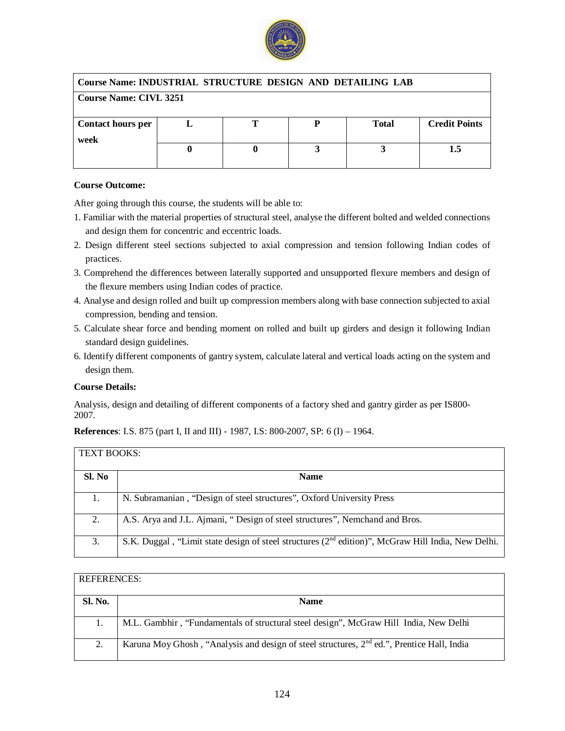| Course Name: INDUSTRIAL STRUCTURE DESIGN AND DETAILING LAB | | | | | |
|---|---|---|---|---|---|
| **Course Name: CIVL 3251** | | | | | |
| **Contact hours per week** | **L** | **T** | **P** | **Total** | **Credit Points** |
| | **0** | **0** | **3** | **3** | **1.5** |

**Course Outcome:**

After going through this course, the students will be able to:

1. Familiar with the material properties of structural steel, analyse the different bolted and welded connections and design them for concentric and eccentric loads.
2. Design different steel sections subjected to axial compression and tension following Indian codes of practices.
3. Comprehend the differences between laterally supported and unsupported flexure members and design of the flexure members using Indian codes of practice.
4. Analyse and design rolled and built up compression members along with base connection subjected to axial compression, bending and tension.
5. Calculate shear force and bending moment on rolled and built up girders and design it following Indian standard design guidelines.
6. Identify different components of gantry system, calculate lateral and vertical loads acting on the system and design them.

**Course Details:**

Analysis, design and detailing of different components of a factory shed and gantry girder as per IS800-2007.

**References**: I.S. 875 (part I, II and III) - 1987, I.S: 800-2007, SP: 6 (I) – 1964.

| TEXT BOOKS: | |
|---|---|
| **Sl. No** | **Name** |
| 1. | N. Subramanian , "Design of steel structures", Oxford University Press |
| 2. | A.S. Arya and J.L. Ajmani, " Design of steel structures", Nemchand and Bros. |
| 3. | S.K. Duggal , "Limit state design of steel structures (2nd edition)", McGraw Hill India, New Delhi. |

| REFERENCES: | |
|---|---|
| **Sl. No.** | **Name** |
| 1. | M.L. Gambhir , "Fundamentals of structural steel design", McGraw Hill India, New Delhi |
| 2. | Karuna Moy Ghosh , "Analysis and design of steel structures, 2nd ed.", Prentice Hall, India |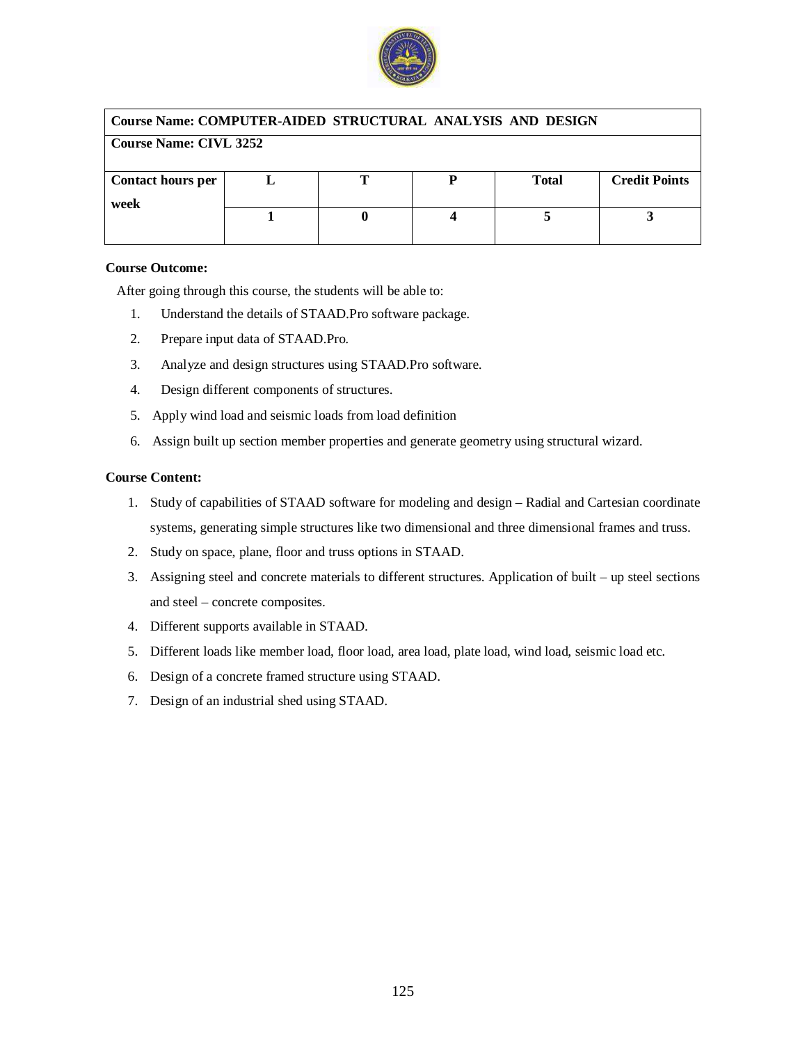| Course Name: COMPUTER-AIDED STRUCTURAL ANALYSIS AND DESIGN | | | | | |
|---|---|---|---|---|---|
| Course Name: CIVL 3252 | | | | | |
| Contact hours per week | L | T | P | Total | Credit Points |
| | 1 | 0 | 4 | 5 | 3 |

**Course Outcome:**

After going through this course, the students will be able to:

1. Understand the details of STAAD.Pro software package.
2. Prepare input data of STAAD.Pro.
3. Analyze and design structures using STAAD.Pro software.
4. Design different components of structures.
5. Apply wind load and seismic loads from load definition
6. Assign built up section member properties and generate geometry using structural wizard.

**Course Content:**

1. Study of capabilities of STAAD software for modeling and design – Radial and Cartesian coordinate systems, generating simple structures like two dimensional and three dimensional frames and truss.
2. Study on space, plane, floor and truss options in STAAD.
3. Assigning steel and concrete materials to different structures. Application of built – up steel sections and steel – concrete composites.
4. Different supports available in STAAD.
5. Different loads like member load, floor load, area load, plate load, wind load, seismic load etc.
6. Design of a concrete framed structure using STAAD.
7. Design of an industrial shed using STAAD.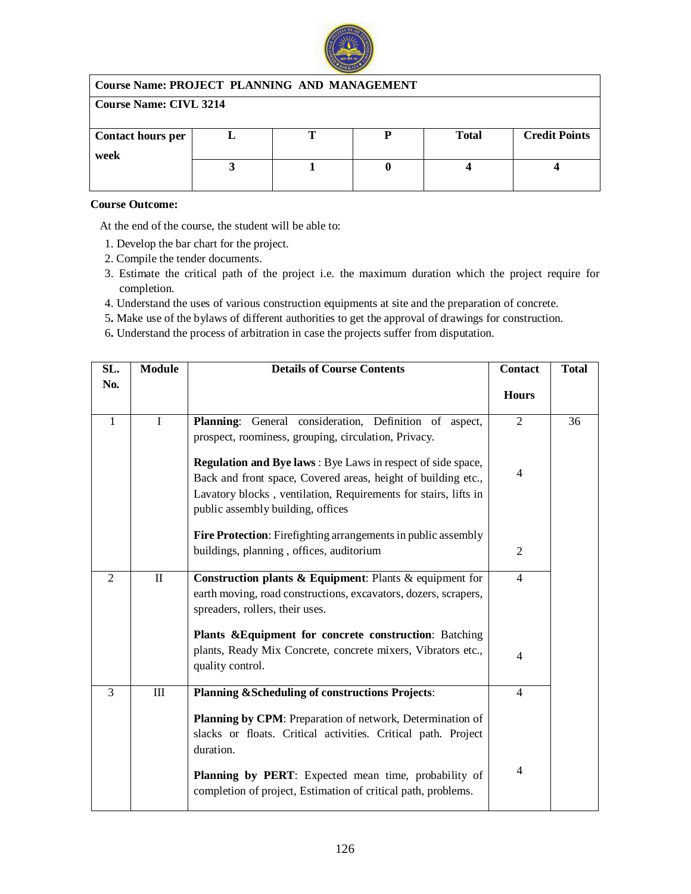| Course Name: PROJECT PLANNING AND MANAGEMENT | | | | | |
|---|---|---|---|---|---|
| Course Name: CIVL 3214 | | | | | |
| Contact hours per week | L | T | P | Total | Credit Points |
| | 3 | 1 | 0 | 4 | 4 |

**Course Outcome:**

At the end of the course, the student will be able to:

1. Develop the bar chart for the project.
2. Compile the tender documents.
3. Estimate the critical path of the project i.e. the maximum duration which the project require for completion.
4. Understand the uses of various construction equipments at site and the preparation of concrete.
5. Make use of the bylaws of different authorities to get the approval of drawings for construction.
6. Understand the process of arbitration in case the projects suffer from disputation.

| SL. No. | Module | Details of Course Contents | Contact Hours | Total |
|---|---|---|---|---|
| 1 | I | **Planning**: General consideration, Definition of aspect, prospect, roominess, grouping, circulation, Privacy. | 2 | 36 |
| | | **Regulation and Bye laws** : Bye Laws in respect of side space, Back and front space, Covered areas, height of building etc., Lavatory blocks , ventilation, Requirements for stairs, lifts in public assembly building, offices | 4 | |
| | | **Fire Protection**: Firefighting arrangements in public assembly buildings, planning , offices, auditorium | 2 | |
| 2 | II | **Construction plants & Equipment**: Plants & equipment for earth moving, road constructions, excavators, dozers, scrapers, spreaders, rollers, their uses. | 4 | |
| | | **Plants &Equipment for concrete construction**: Batching plants, Ready Mix Concrete, concrete mixers, Vibrators etc., quality control. | 4 | |
| 3 | III | **Planning &Scheduling of constructions Projects**: | 4 | |
| | | **Planning by CPM**: Preparation of network, Determination of slacks or floats. Critical activities. Critical path. Project duration. | | |
| | | **Planning by PERT**: Expected mean time, probability of completion of project, Estimation of critical path, problems. | 4 | |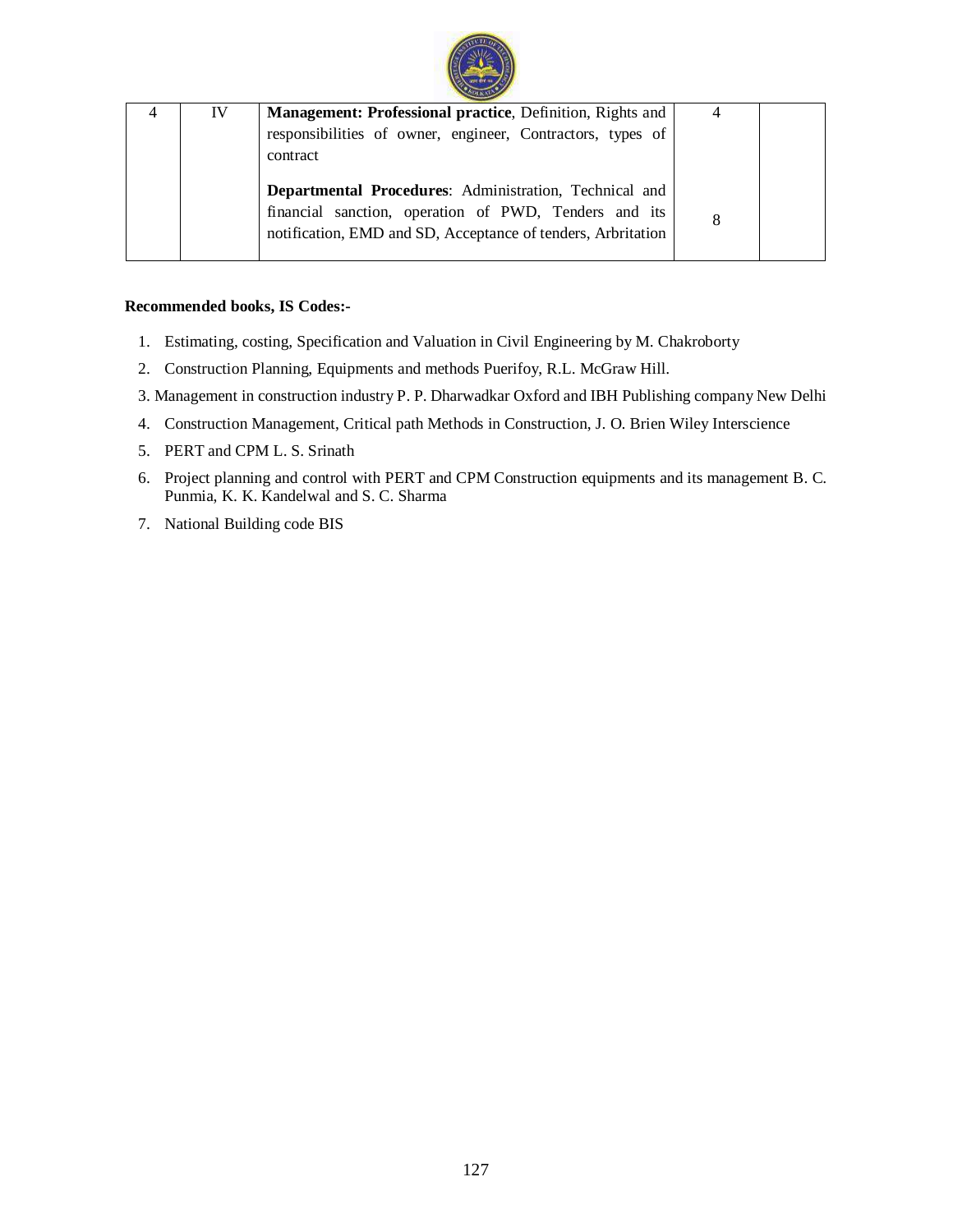| 4 | IV | **Management: Professional practice**, Definition, Rights and responsibilities of owner, engineer, Contractors, types of contract | 4 | |
|---|---|---|---|---|
| | | **Departmental Procedures**: Administration, Technical and financial sanction, operation of PWD, Tenders and its notification, EMD and SD, Acceptance of tenders, Arbritation | 8 | |

**Recommended books, IS Codes:-**

1. Estimating, costing, Specification and Valuation in Civil Engineering by M. Chakroborty
2. Construction Planning, Equipments and methods Puerifoy, R.L. McGraw Hill.
3. Management in construction industry P. P. Dharwadkar Oxford and IBH Publishing company New Delhi
4. Construction Management, Critical path Methods in Construction, J. O. Brien Wiley Interscience
5. PERT and CPM L. S. Srinath
6. Project planning and control with PERT and CPM Construction equipments and its management B. C. Punmia, K. K. Kandelwal and S. C. Sharma
7. National Building code BIS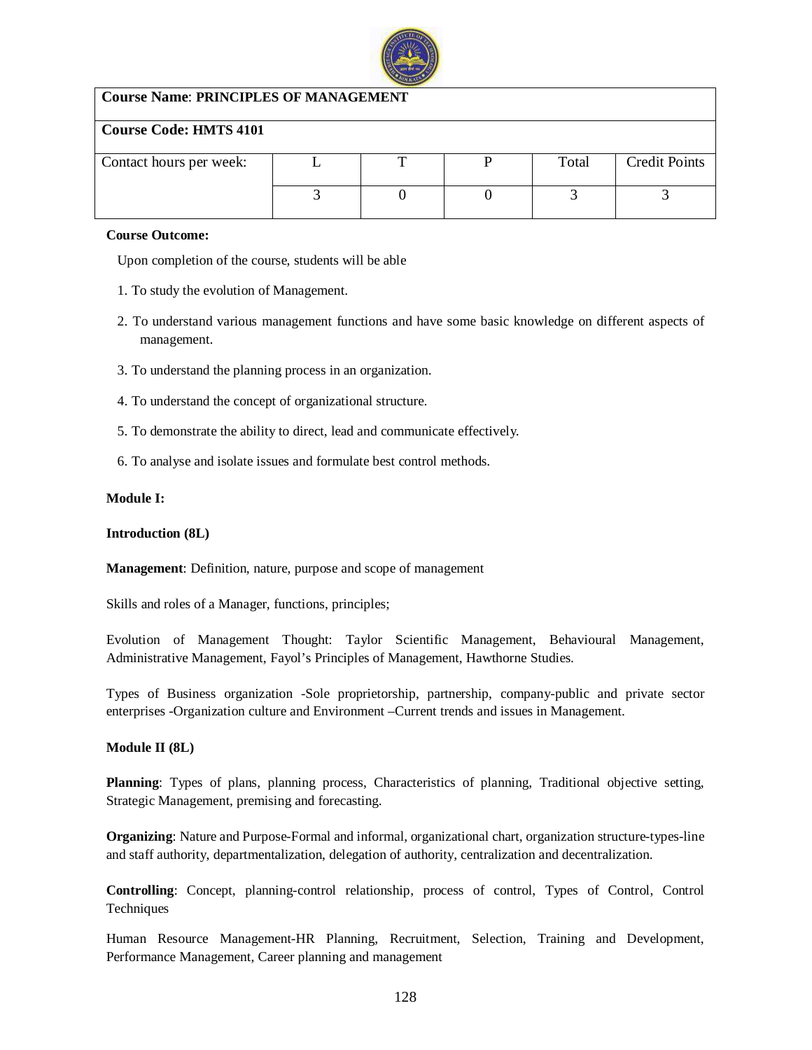| **Course Name**: **PRINCIPLES OF MANAGEMENT** | | | | | |
|---|---|---|---|---|---|
| **Course Code: HMTS 4101** | | | | | |
| Contact hours per week: | L | T | P | Total | Credit Points |
| | 3 | 0 | 0 | 3 | 3 |

**Course Outcome:**

Upon completion of the course, students will be able

1. To study the evolution of Management.
2. To understand various management functions and have some basic knowledge on different aspects of management.
3. To understand the planning process in an organization.
4. To understand the concept of organizational structure.
5. To demonstrate the ability to direct, lead and communicate effectively.
6. To analyse and isolate issues and formulate best control methods.

**Module I:**

**Introduction (8L)**

**Management**: Definition, nature, purpose and scope of management

Skills and roles of a Manager, functions, principles;

Evolution of Management Thought: Taylor Scientific Management, Behavioural Management, Administrative Management, Fayol's Principles of Management, Hawthorne Studies.

Types of Business organization -Sole proprietorship, partnership, company-public and private sector enterprises -Organization culture and Environment –Current trends and issues in Management.

**Module II (8L)**

**Planning**: Types of plans, planning process, Characteristics of planning, Traditional objective setting, Strategic Management, premising and forecasting.

**Organizing**: Nature and Purpose-Formal and informal, organizational chart, organization structure-types-line and staff authority, departmentalization, delegation of authority, centralization and decentralization.

**Controlling**: Concept, planning-control relationship, process of control, Types of Control, Control Techniques

Human Resource Management-HR Planning, Recruitment, Selection, Training and Development, Performance Management, Career planning and management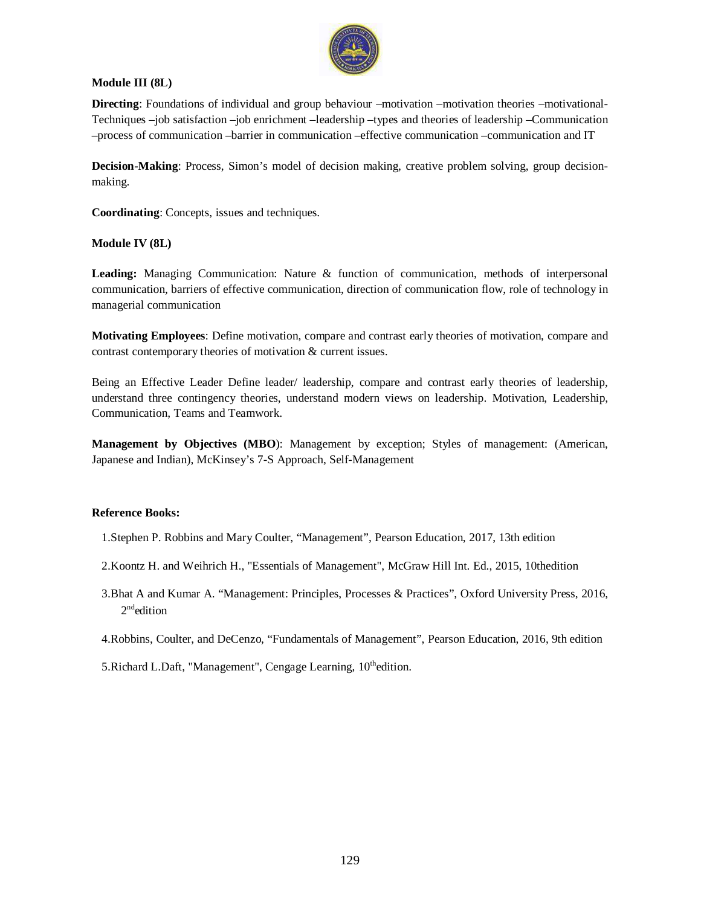**Module III (8L)**

**Directing**: Foundations of individual and group behaviour –motivation –motivation theories –motivational-Techniques –job satisfaction –job enrichment –leadership –types and theories of leadership –Communication –process of communication –barrier in communication –effective communication –communication and IT

**Decision-Making**: Process, Simon's model of decision making, creative problem solving, group decision-making.

**Coordinating**: Concepts, issues and techniques.

**Module IV (8L)**

**Leading:** Managing Communication: Nature & function of communication, methods of interpersonal communication, barriers of effective communication, direction of communication flow, role of technology in managerial communication

**Motivating Employees**: Define motivation, compare and contrast early theories of motivation, compare and contrast contemporary theories of motivation & current issues.

Being an Effective Leader Define leader/ leadership, compare and contrast early theories of leadership, understand three contingency theories, understand modern views on leadership. Motivation, Leadership, Communication, Teams and Teamwork.

**Management by Objectives (MBO)**: Management by exception; Styles of management: (American, Japanese and Indian), McKinsey's 7-S Approach, Self-Management

**Reference Books:**

1. Stephen P. Robbins and Mary Coulter, "Management", Pearson Education, 2017, 13th edition
2. Koontz H. and Weihrich H., "Essentials of Management", McGraw Hill Int. Ed., 2015, 10thedition
3. Bhat A and Kumar A. "Management: Principles, Processes & Practices", Oxford University Press, 2016, 2nd edition
4. Robbins, Coulter, and DeCenzo, "Fundamentals of Management", Pearson Education, 2016, 9th edition
5. Richard L.Daft, "Management", Cengage Learning, 10th edition.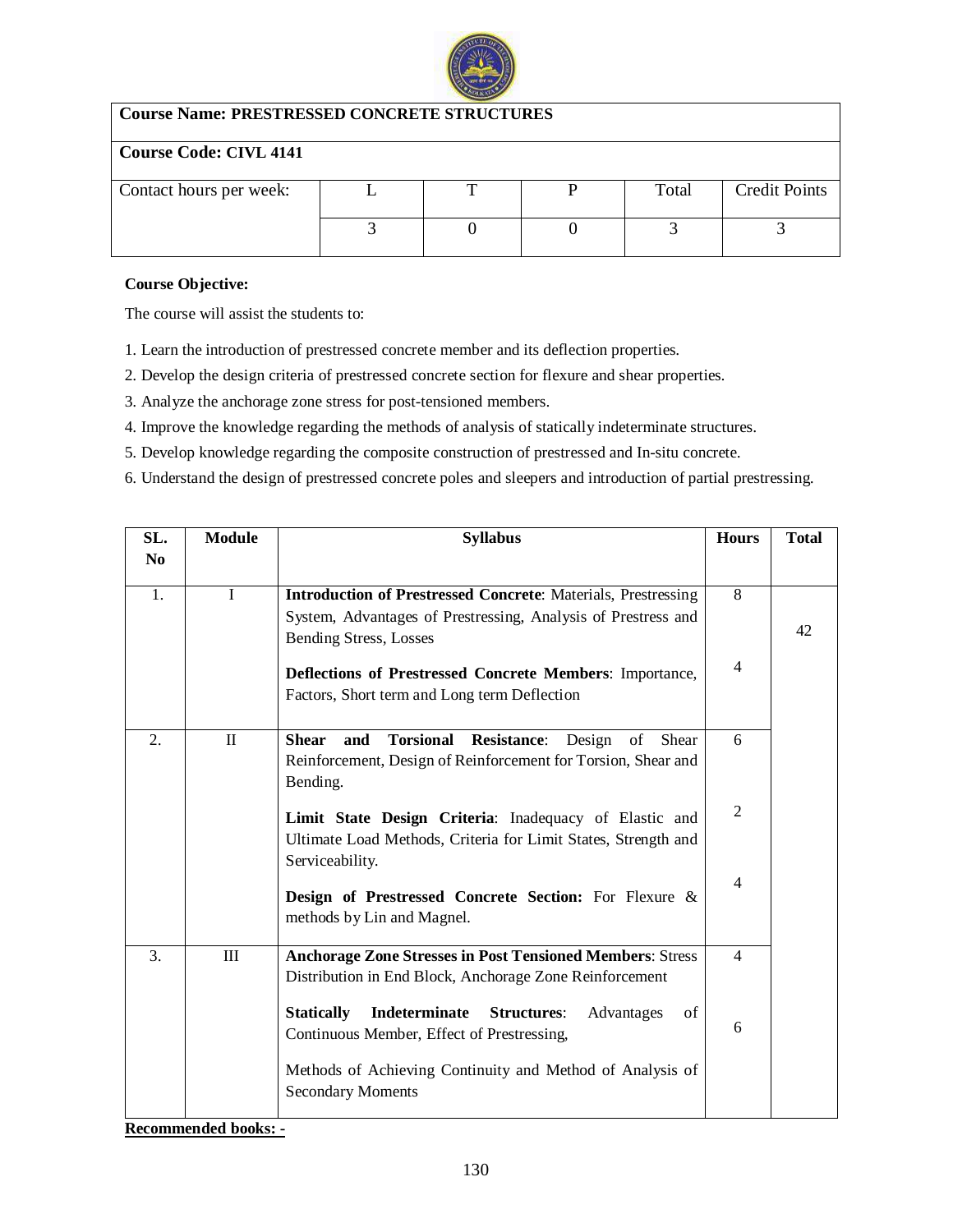| **Course Name: PRESTRESSED CONCRETE STRUCTURES** | | | | | |
|---|---|---|---|---|---|
| **Course Code: CIVL 4141** | | | | | |
| Contact hours per week: | L | T | P | Total | Credit Points |
| | 3 | 0 | 0 | 3 | 3 |

**Course Objective:**

The course will assist the students to:

1. Learn the introduction of prestressed concrete member and its deflection properties.
2. Develop the design criteria of prestressed concrete section for flexure and shear properties.
3. Analyze the anchorage zone stress for post-tensioned members.
4. Improve the knowledge regarding the methods of analysis of statically indeterminate structures.
5. Develop knowledge regarding the composite construction of prestressed and In-situ concrete.
6. Understand the design of prestressed concrete poles and sleepers and introduction of partial prestressing.

| SL. No | Module | Syllabus | Hours | Total |
|---|---|---|---|---|
| 1. | I | **Introduction of Prestressed Concrete**: Materials, Prestressing System, Advantages of Prestressing, Analysis of Prestress and Bending Stress, Losses | 8 | 42 |
| | | **Deflections of Prestressed Concrete Members**: Importance, Factors, Short term and Long term Deflection | 4 | |
| 2. | II | **Shear and Torsional Resistance**: Design of Shear Reinforcement, Design of Reinforcement for Torsion, Shear and Bending. | 6 | |
| | | **Limit State Design Criteria**: Inadequacy of Elastic and Ultimate Load Methods, Criteria for Limit States, Strength and Serviceability. | 2 | |
| | | **Design of Prestressed Concrete Section:** For Flexure & methods by Lin and Magnel. | 4 | |
| 3. | III | **Anchorage Zone Stresses in Post Tensioned Members**: Stress Distribution in End Block, Anchorage Zone Reinforcement | 4 | |
| | | **Statically Indeterminate Structures**: Advantages of Continuous Member, Effect of Prestressing, Methods of Achieving Continuity and Method of Analysis of Secondary Moments | 6 | |

**Recommended books: -**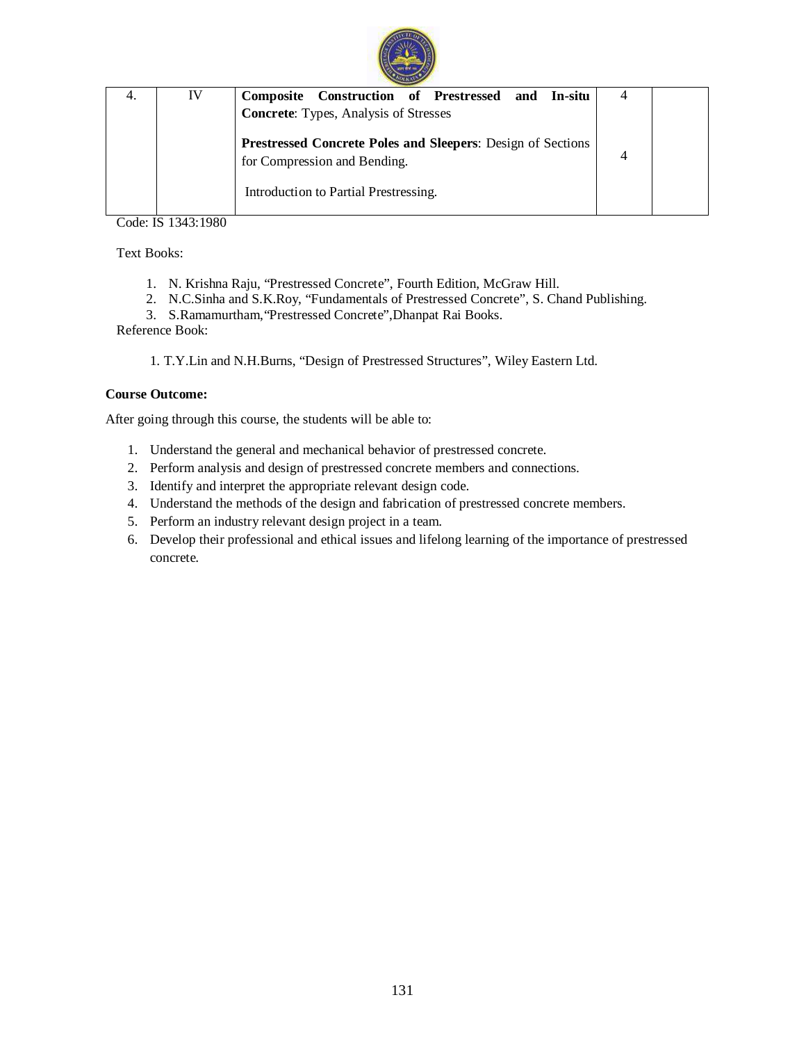| 4. | IV | **Composite Construction of Prestressed and In-situ Concrete**: Types, Analysis of Stresses<br><br>**Prestressed Concrete Poles and Sleepers**: Design of Sections for Compression and Bending.<br><br>Introduction to Partial Prestressing. | 4<br><br>4 | |
|---|---|---|---|---|

Code: IS 1343:1980

Text Books:

1. N. Krishna Raju, "Prestressed Concrete", Fourth Edition, McGraw Hill.
2. N.C.Sinha and S.K.Roy, "Fundamentals of Prestressed Concrete", S. Chand Publishing.
3. S.Ramamurtham,"Prestressed Concrete",Dhanpat Rai Books.

Reference Book:

1. T.Y.Lin and N.H.Burns, "Design of Prestressed Structures", Wiley Eastern Ltd.

**Course Outcome:**

After going through this course, the students will be able to:

1. Understand the general and mechanical behavior of prestressed concrete.
2. Perform analysis and design of prestressed concrete members and connections.
3. Identify and interpret the appropriate relevant design code.
4. Understand the methods of the design and fabrication of prestressed concrete members.
5. Perform an industry relevant design project in a team.
6. Develop their professional and ethical issues and lifelong learning of the importance of prestressed concrete.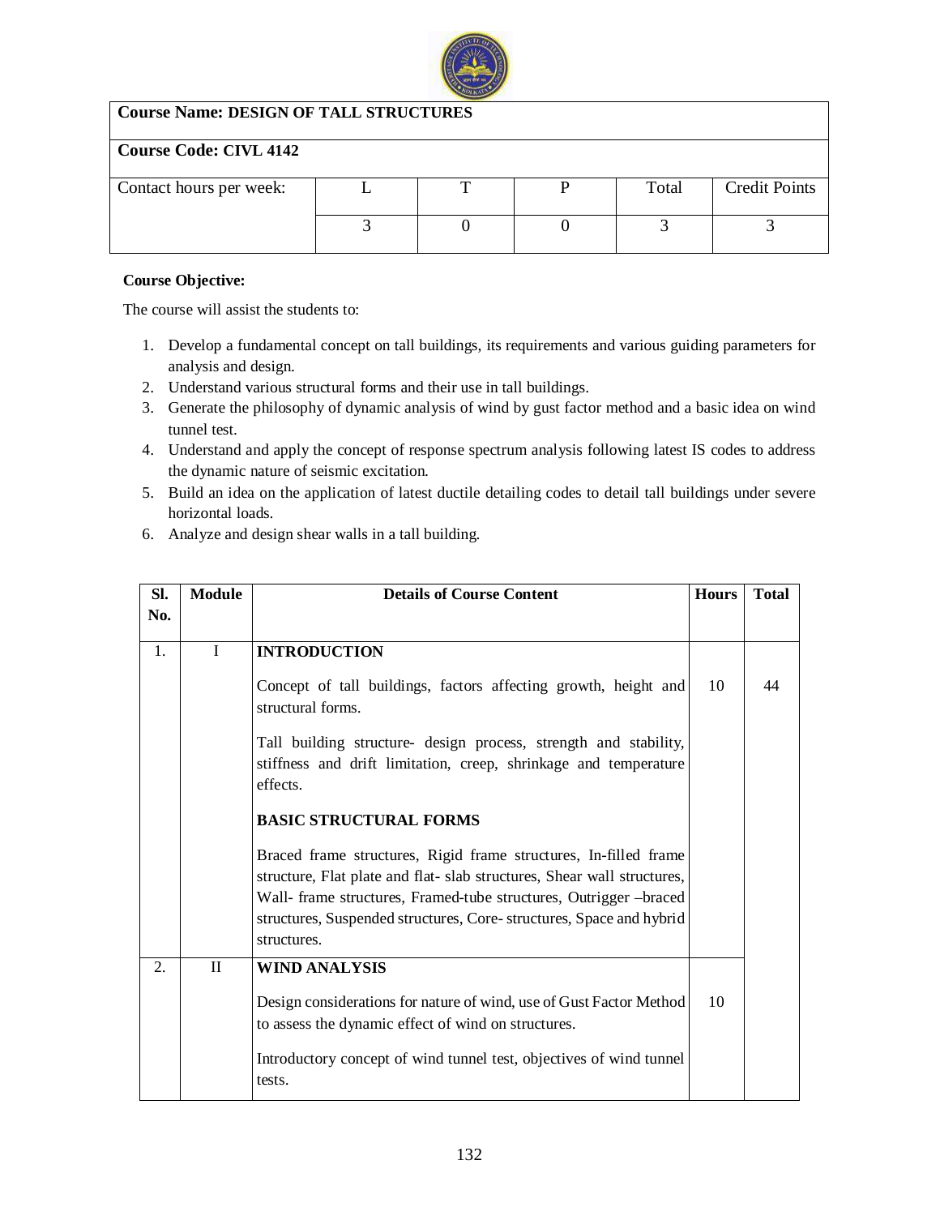| Course Name: DESIGN OF TALL STRUCTURES | | | | | |
|---|---|---|---|---|---|
| **Course Code: CIVL 4142** | | | | | |
| Contact hours per week: | L | T | P | Total | Credit Points |
| | 3 | 0 | 0 | 3 | 3 |

**Course Objective:**

The course will assist the students to:

1. Develop a fundamental concept on tall buildings, its requirements and various guiding parameters for analysis and design.
2. Understand various structural forms and their use in tall buildings.
3. Generate the philosophy of dynamic analysis of wind by gust factor method and a basic idea on wind tunnel test.
4. Understand and apply the concept of response spectrum analysis following latest IS codes to address the dynamic nature of seismic excitation.
5. Build an idea on the application of latest ductile detailing codes to detail tall buildings under severe horizontal loads.
6. Analyze and design shear walls in a tall building.

| Sl. No. | Module | Details of Course Content | Hours | Total |
|---|---|---|---|---|
| 1. | I | **INTRODUCTION**<br><br>Concept of tall buildings, factors affecting growth, height and structural forms.<br><br>Tall building structure- design process, strength and stability, stiffness and drift limitation, creep, shrinkage and temperature effects.<br><br>**BASIC STRUCTURAL FORMS**<br><br>Braced frame structures, Rigid frame structures, In-filled frame structure, Flat plate and flat- slab structures, Shear wall structures, Wall- frame structures, Framed-tube structures, Outrigger –braced structures, Suspended structures, Core- structures, Space and hybrid structures. | 10 | 44 |
| 2. | II | **WIND ANALYSIS**<br><br>Design considerations for nature of wind, use of Gust Factor Method to assess the dynamic effect of wind on structures.<br><br>Introductory concept of wind tunnel test, objectives of wind tunnel tests. | 10 | |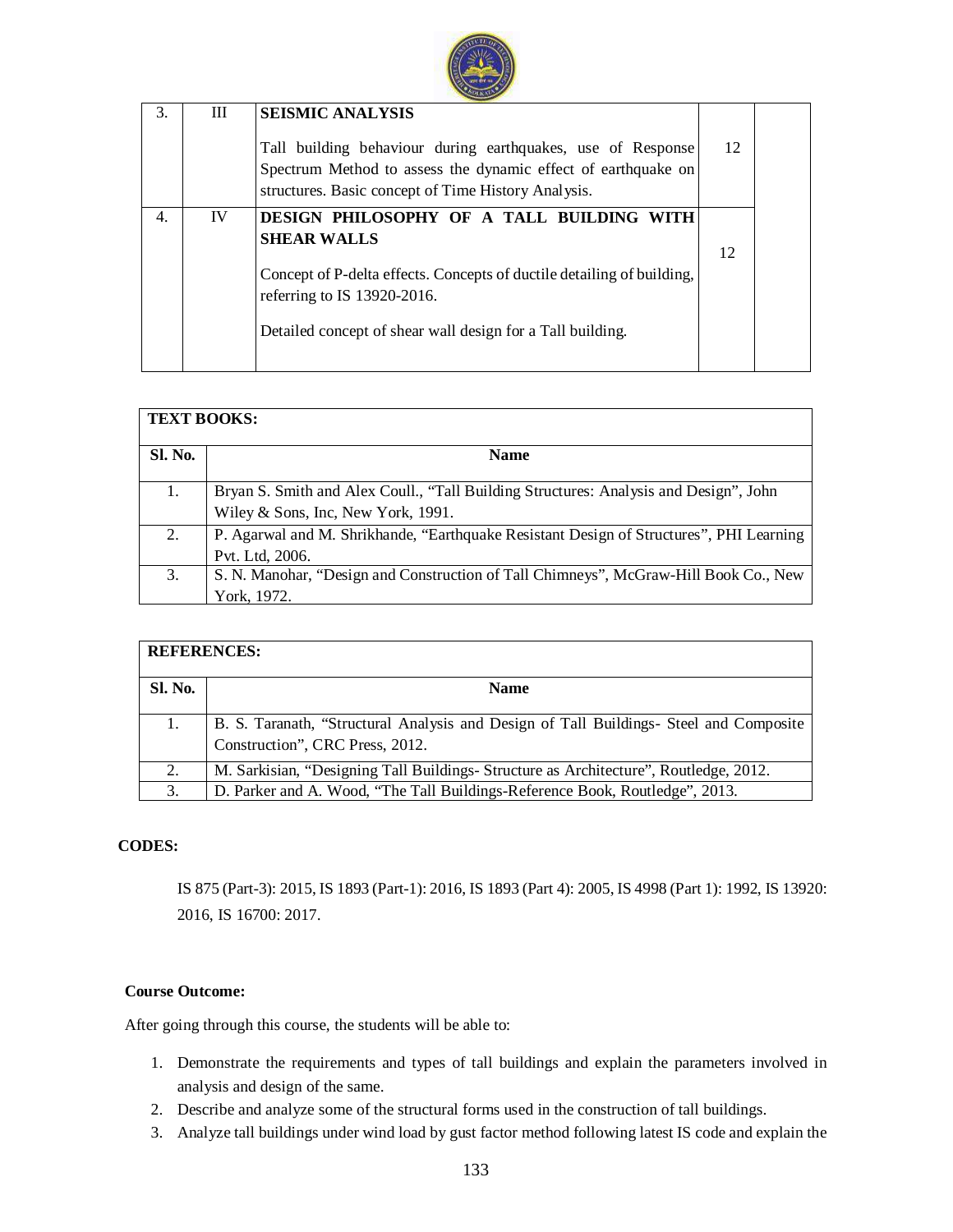| 3. | III | **SEISMIC ANALYSIS**<br><br>Tall building behaviour during earthquakes, use of Response Spectrum Method to assess the dynamic effect of earthquake on structures. Basic concept of Time History Analysis. | 12 | |
|---|---|---|---|---|
| 4. | IV | **DESIGN PHILOSOPHY OF A TALL BUILDING WITH SHEAR WALLS**<br><br>Concept of P-delta effects. Concepts of ductile detailing of building, referring to IS 13920-2016.<br><br>Detailed concept of shear wall design for a Tall building. | 12 | |

| **TEXT BOOKS:** | |
|---|---|
| **Sl. No.** | **Name** |
| 1. | Bryan S. Smith and Alex Coull., "Tall Building Structures: Analysis and Design", John Wiley & Sons, Inc, New York, 1991. |
| 2. | P. Agarwal and M. Shrikhande, "Earthquake Resistant Design of Structures", PHI Learning Pvt. Ltd, 2006. |
| 3. | S. N. Manohar, "Design and Construction of Tall Chimneys", McGraw-Hill Book Co., New York, 1972. |

| **REFERENCES:** | |
|---|---|
| **Sl. No.** | **Name** |
| 1. | B. S. Taranath, "Structural Analysis and Design of Tall Buildings- Steel and Composite Construction", CRC Press, 2012. |
| 2. | M. Sarkisian, "Designing Tall Buildings- Structure as Architecture", Routledge, 2012. |
| 3. | D. Parker and A. Wood, "The Tall Buildings-Reference Book, Routledge", 2013. |

**CODES:**

IS 875 (Part-3): 2015, IS 1893 (Part-1): 2016, IS 1893 (Part 4): 2005, IS 4998 (Part 1): 1992, IS 13920: 2016, IS 16700: 2017.

**Course Outcome:**

After going through this course, the students will be able to:

1. Demonstrate the requirements and types of tall buildings and explain the parameters involved in analysis and design of the same.
2. Describe and analyze some of the structural forms used in the construction of tall buildings.
3. Analyze tall buildings under wind load by gust factor method following latest IS code and explain the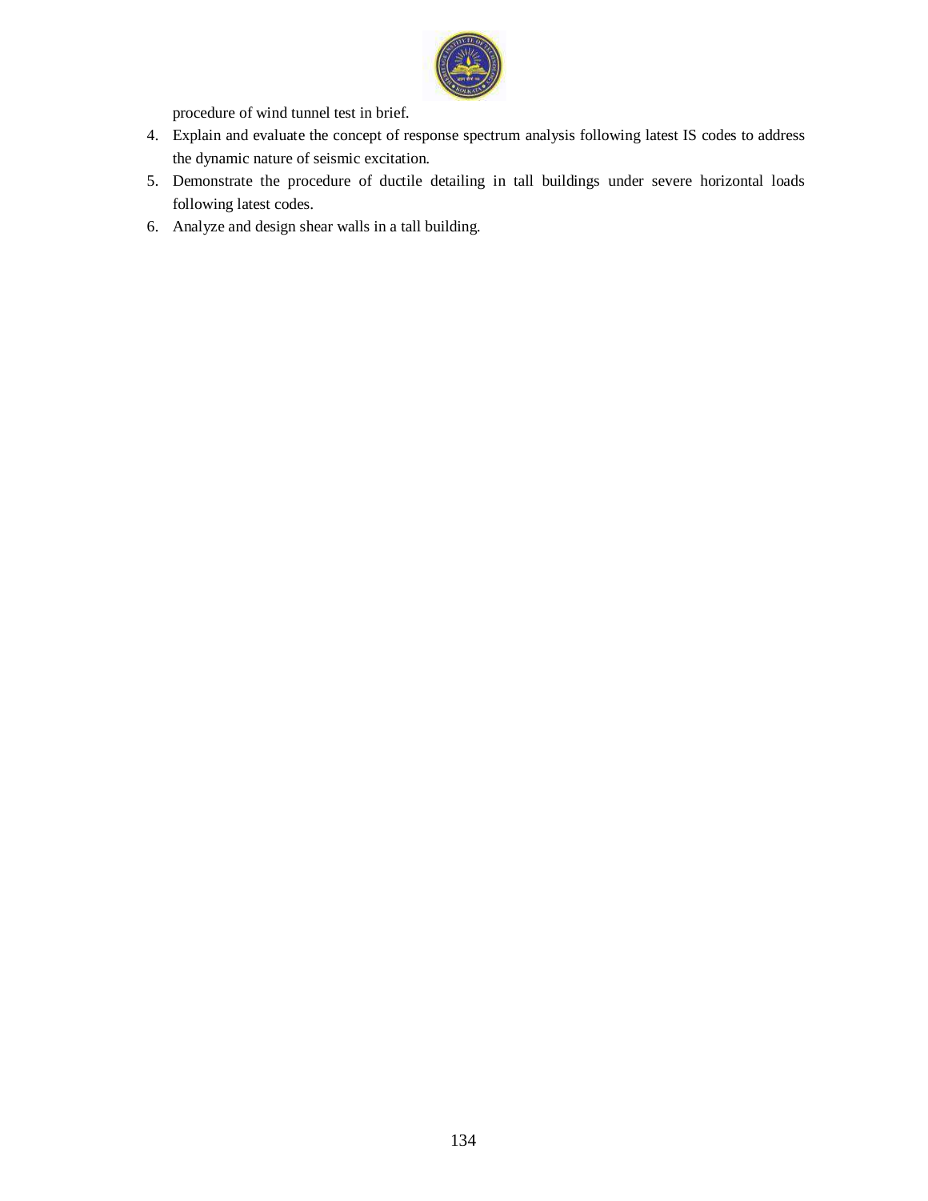procedure of wind tunnel test in brief.

4. Explain and evaluate the concept of response spectrum analysis following latest IS codes to address the dynamic nature of seismic excitation.
5. Demonstrate the procedure of ductile detailing in tall buildings under severe horizontal loads following latest codes.
6. Analyze and design shear walls in a tall building.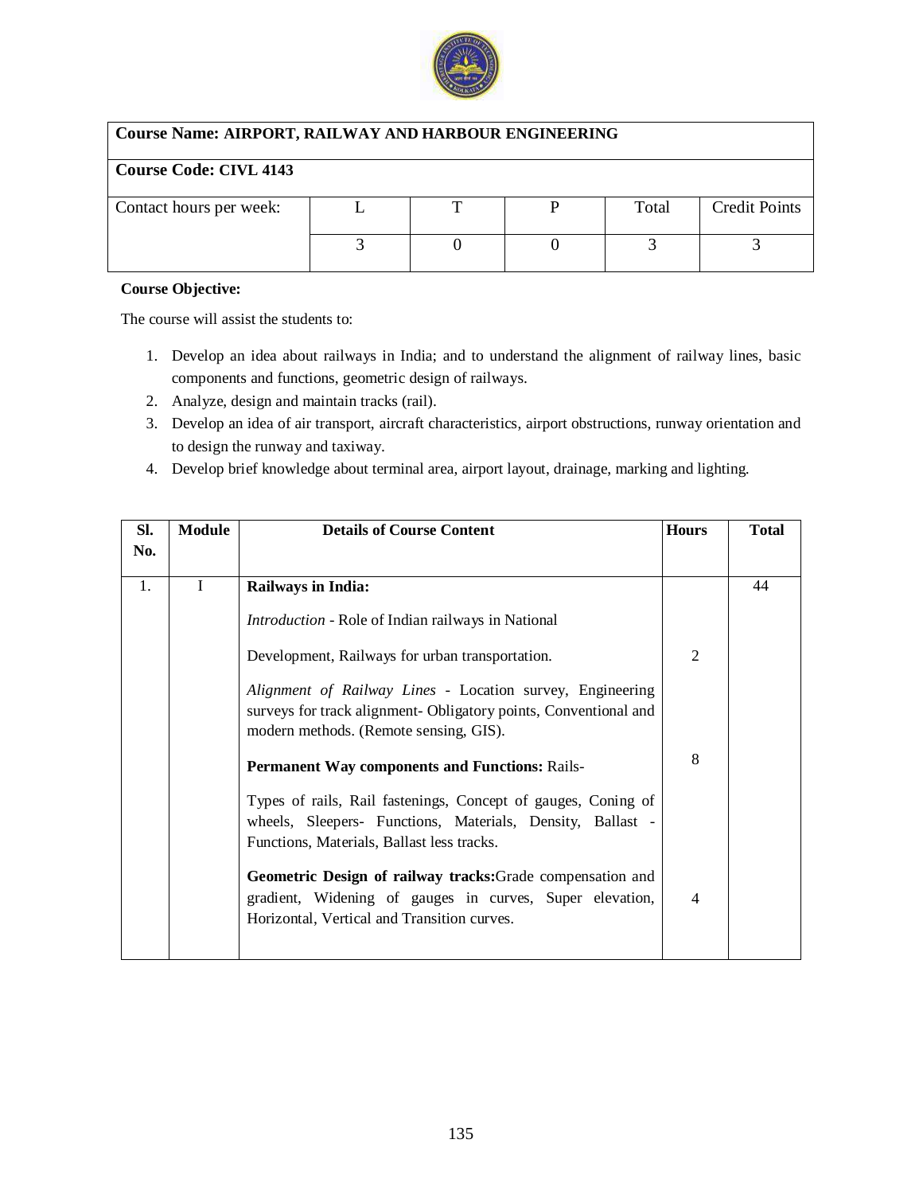| Course Name: AIRPORT, RAILWAY AND HARBOUR ENGINEERING | | | | | |
|---|---|---|---|---|---|
| **Course Code: CIVL 4143** | | | | | |
| Contact hours per week: | L | T | P | Total | Credit Points |
| | 3 | 0 | 0 | 3 | 3 |

**Course Objective:**

The course will assist the students to:

1. Develop an idea about railways in India; and to understand the alignment of railway lines, basic components and functions, geometric design of railways.
2. Analyze, design and maintain tracks (rail).
3. Develop an idea of air transport, aircraft characteristics, airport obstructions, runway orientation and to design the runway and taxiway.
4. Develop brief knowledge about terminal area, airport layout, drainage, marking and lighting.

| Sl. No. | Module | Details of Course Content | Hours | Total |
|---|---|---|---|---|
| 1. | I | **Railways in India:**<br><br>*Introduction* - Role of Indian railways in National Development, Railways for urban transportation.<br><br>*Alignment of Railway Lines* - Location survey, Engineering surveys for track alignment- Obligatory points, Conventional and modern methods. (Remote sensing, GIS). | 2 | 44 |
| | | **Permanent Way components and Functions:** Rails-<br><br>Types of rails, Rail fastenings, Concept of gauges, Coning of wheels, Sleepers- Functions, Materials, Density, Ballast - Functions, Materials, Ballast less tracks. | 8 | |
| | | **Geometric Design of railway tracks:** Grade compensation and gradient, Widening of gauges in curves, Super elevation, Horizontal, Vertical and Transition curves. | 4 | |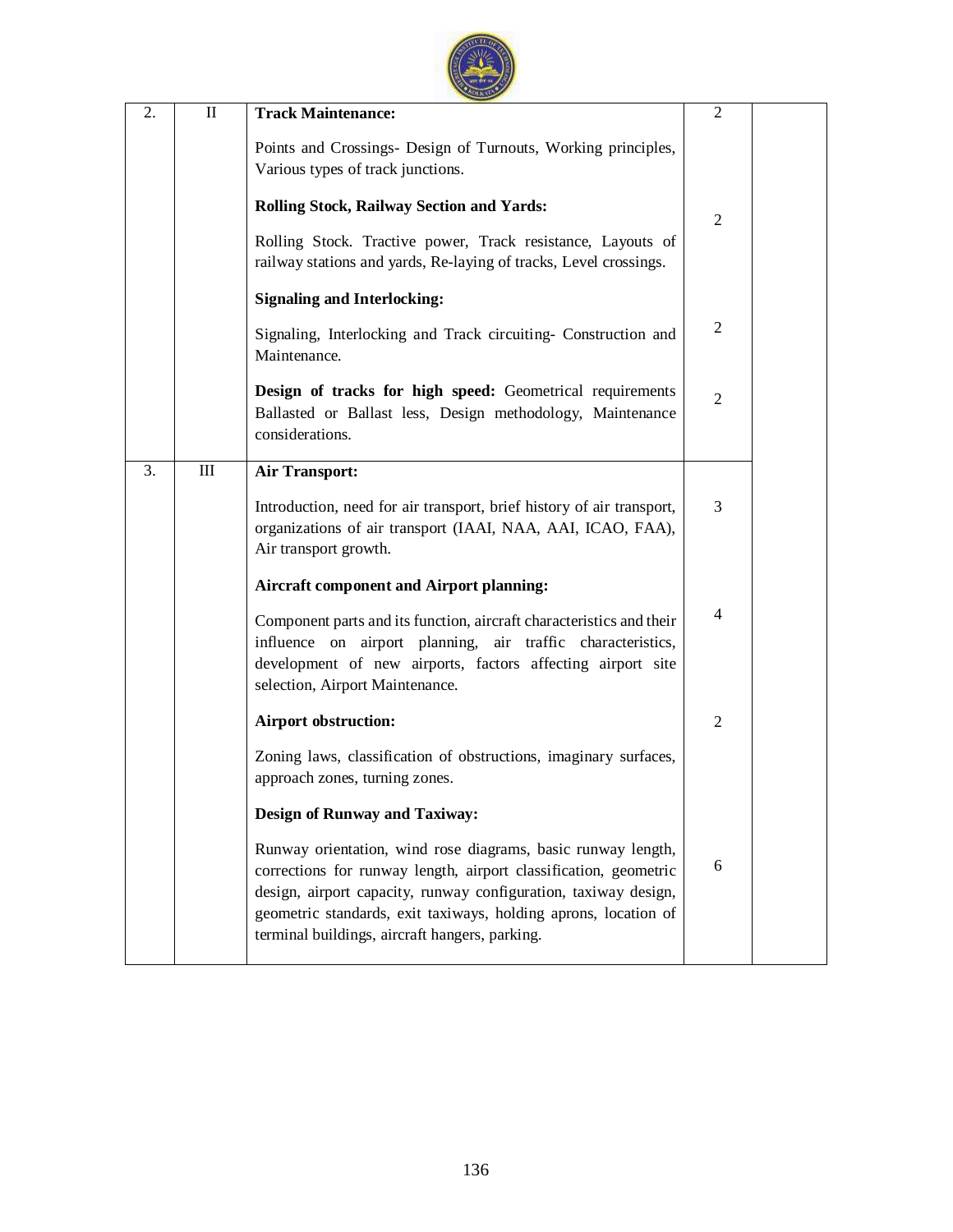| | | | | |
|---|---|---|---|---|
| 2. | II | **Track Maintenance:**<br><br>Points and Crossings- Design of Turnouts, Working principles, Various types of track junctions. | 2 | |
| | | **Rolling Stock, Railway Section and Yards:**<br><br>Rolling Stock. Tractive power, Track resistance, Layouts of railway stations and yards, Re-laying of tracks, Level crossings. | 2 | |
| | | **Signaling and Interlocking:**<br><br>Signaling, Interlocking and Track circuiting- Construction and Maintenance. | 2 | |
| | | **Design of tracks for high speed:** Geometrical requirements Ballasted or Ballast less, Design methodology, Maintenance considerations. | 2 | |
| 3. | III | **Air Transport:**<br><br>Introduction, need for air transport, brief history of air transport, organizations of air transport (IAAI, NAA, AAI, ICAO, FAA), Air transport growth. | 3 | |
| | | **Aircraft component and Airport planning:**<br><br>Component parts and its function, aircraft characteristics and their influence on airport planning, air traffic characteristics, development of new airports, factors affecting airport site selection, Airport Maintenance. | 4 | |
| | | **Airport obstruction:**<br><br>Zoning laws, classification of obstructions, imaginary surfaces, approach zones, turning zones. | 2 | |
| | | **Design of Runway and Taxiway:**<br><br>Runway orientation, wind rose diagrams, basic runway length, corrections for runway length, airport classification, geometric design, airport capacity, runway configuration, taxiway design, geometric standards, exit taxiways, holding aprons, location of terminal buildings, aircraft hangers, parking. | 6 | |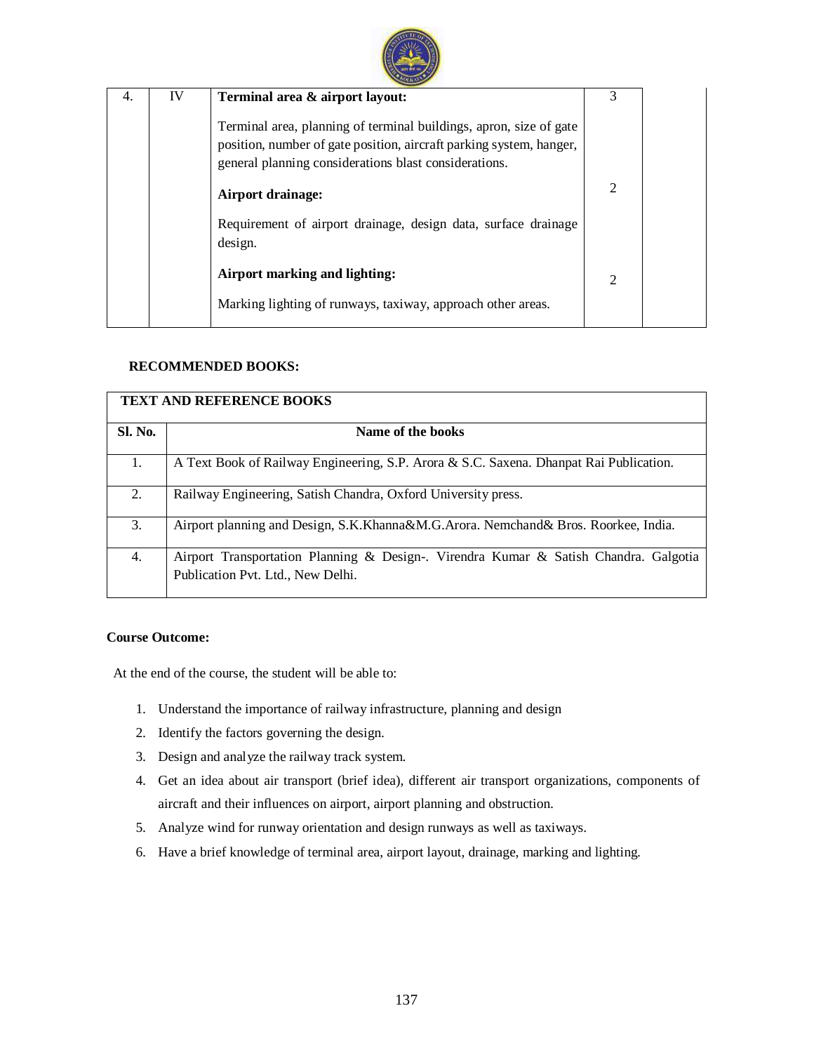| 4. | IV | **Terminal area & airport layout:**<br><br>Terminal area, planning of terminal buildings, apron, size of gate position, number of gate position, aircraft parking system, hanger, general planning considerations blast considerations. | 3 | |
|---|---|---|---|---|
| | | **Airport drainage:**<br><br>Requirement of airport drainage, design data, surface drainage design. | 2 | |
| | | **Airport marking and lighting:**<br><br>Marking lighting of runways, taxiway, approach other areas. | 2 | |

**RECOMMENDED BOOKS:**

| **TEXT AND REFERENCE BOOKS** | |
|---|---|
| **Sl. No.** | **Name of the books** |
| 1. | A Text Book of Railway Engineering, S.P. Arora & S.C. Saxena. Dhanpat Rai Publication. |
| 2. | Railway Engineering, Satish Chandra, Oxford University press. |
| 3. | Airport planning and Design, S.K.Khanna&M.G.Arora. Nemchand& Bros. Roorkee, India. |
| 4. | Airport Transportation Planning & Design-. Virendra Kumar & Satish Chandra. Galgotia Publication Pvt. Ltd., New Delhi. |

**Course Outcome:**

At the end of the course, the student will be able to:

1. Understand the importance of railway infrastructure, planning and design
2. Identify the factors governing the design.
3. Design and analyze the railway track system.
4. Get an idea about air transport (brief idea), different air transport organizations, components of aircraft and their influences on airport, airport planning and obstruction.
5. Analyze wind for runway orientation and design runways as well as taxiways.
6. Have a brief knowledge of terminal area, airport layout, drainage, marking and lighting.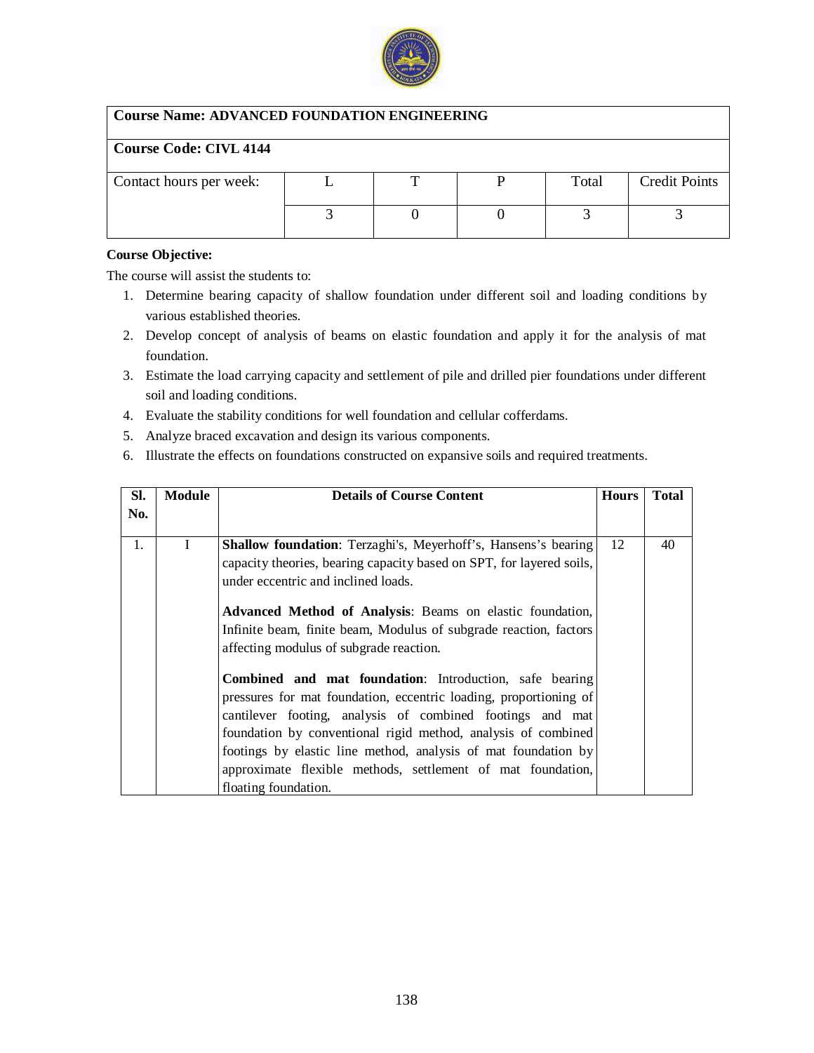| **Course Name: ADVANCED FOUNDATION ENGINEERING** | | | | | |
|---|---|---|---|---|---|
| **Course Code: CIVL 4144** | | | | | |
| Contact hours per week: | L | T | P | Total | Credit Points |
| | 3 | 0 | 0 | 3 | 3 |

**Course Objective:**

The course will assist the students to:

1. Determine bearing capacity of shallow foundation under different soil and loading conditions by various established theories.
2. Develop concept of analysis of beams on elastic foundation and apply it for the analysis of mat foundation.
3. Estimate the load carrying capacity and settlement of pile and drilled pier foundations under different soil and loading conditions.
4. Evaluate the stability conditions for well foundation and cellular cofferdams.
5. Analyze braced excavation and design its various components.
6. Illustrate the effects on foundations constructed on expansive soils and required treatments.

| Sl. No. | Module | Details of Course Content | Hours | Total |
|---|---|---|---|---|
| 1. | I | **Shallow foundation**: Terzaghi's, Meyerhoff's, Hansens's bearing capacity theories, bearing capacity based on SPT, for layered soils, under eccentric and inclined loads.<br><br>**Advanced Method of Analysis**: Beams on elastic foundation, Infinite beam, finite beam, Modulus of subgrade reaction, factors affecting modulus of subgrade reaction.<br><br>**Combined and mat foundation**: Introduction, safe bearing pressures for mat foundation, eccentric loading, proportioning of cantilever footing, analysis of combined footings and mat foundation by conventional rigid method, analysis of combined footings by elastic line method, analysis of mat foundation by approximate flexible methods, settlement of mat foundation, floating foundation. | 12 | 40 |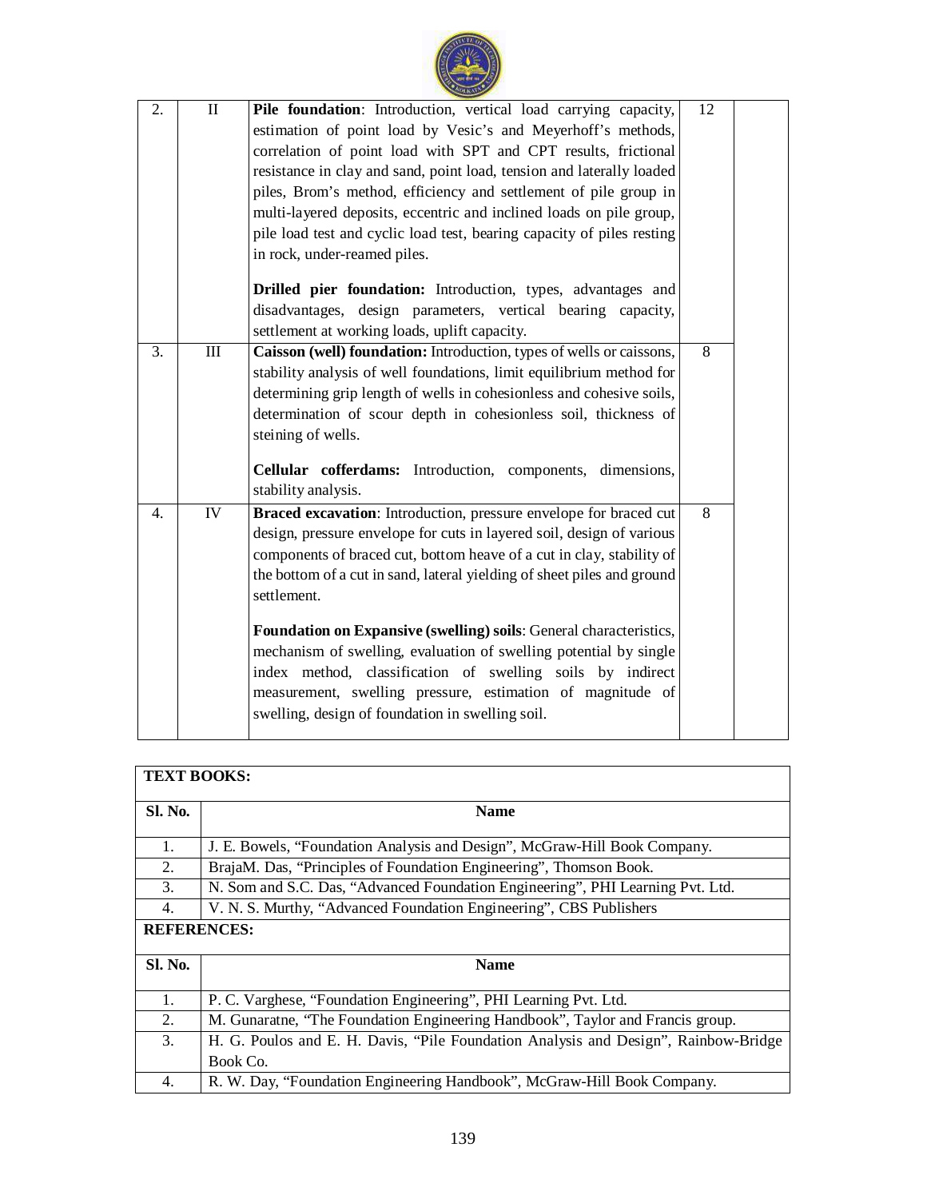| | | | | |
|---|---|---|---|---|
| 2. | II | **Pile foundation**: Introduction, vertical load carrying capacity, estimation of point load by Vesic's and Meyerhoff's methods, correlation of point load with SPT and CPT results, frictional resistance in clay and sand, point load, tension and laterally loaded piles, Brom's method, efficiency and settlement of pile group in multi-layered deposits, eccentric and inclined loads on pile group, pile load test and cyclic load test, bearing capacity of piles resting in rock, under-reamed piles.<br><br>**Drilled pier foundation:** Introduction, types, advantages and disadvantages, design parameters, vertical bearing capacity, settlement at working loads, uplift capacity. | 12 | |
| 3. | III | **Caisson (well) foundation:** Introduction, types of wells or caissons, stability analysis of well foundations, limit equilibrium method for determining grip length of wells in cohesionless and cohesive soils, determination of scour depth in cohesionless soil, thickness of steining of wells.<br><br>**Cellular cofferdams:** Introduction, components, dimensions, stability analysis. | 8 | |
| 4. | IV | **Braced excavation**: Introduction, pressure envelope for braced cut design, pressure envelope for cuts in layered soil, design of various components of braced cut, bottom heave of a cut in clay, stability of the bottom of a cut in sand, lateral yielding of sheet piles and ground settlement.<br><br>**Foundation on Expansive (swelling) soils**: General characteristics, mechanism of swelling, evaluation of swelling potential by single index method, classification of swelling soils by indirect measurement, swelling pressure, estimation of magnitude of swelling, design of foundation in swelling soil. | 8 | |

**TEXT BOOKS:**

| Sl. No. | Name |
|---|---|
| 1. | J. E. Bowels, "Foundation Analysis and Design", McGraw-Hill Book Company. |
| 2. | BrajaM. Das, "Principles of Foundation Engineering", Thomson Book. |
| 3. | N. Som and S.C. Das, "Advanced Foundation Engineering", PHI Learning Pvt. Ltd. |
| 4. | V. N. S. Murthy, "Advanced Foundation Engineering", CBS Publishers |

**REFERENCES:**

| Sl. No. | Name |
|---|---|
| 1. | P. C. Varghese, "Foundation Engineering", PHI Learning Pvt. Ltd. |
| 2. | M. Gunaratne, "The Foundation Engineering Handbook", Taylor and Francis group. |
| 3. | H. G. Poulos and E. H. Davis, "Pile Foundation Analysis and Design", Rainbow-Bridge Book Co. |
| 4. | R. W. Day, "Foundation Engineering Handbook", McGraw-Hill Book Company. |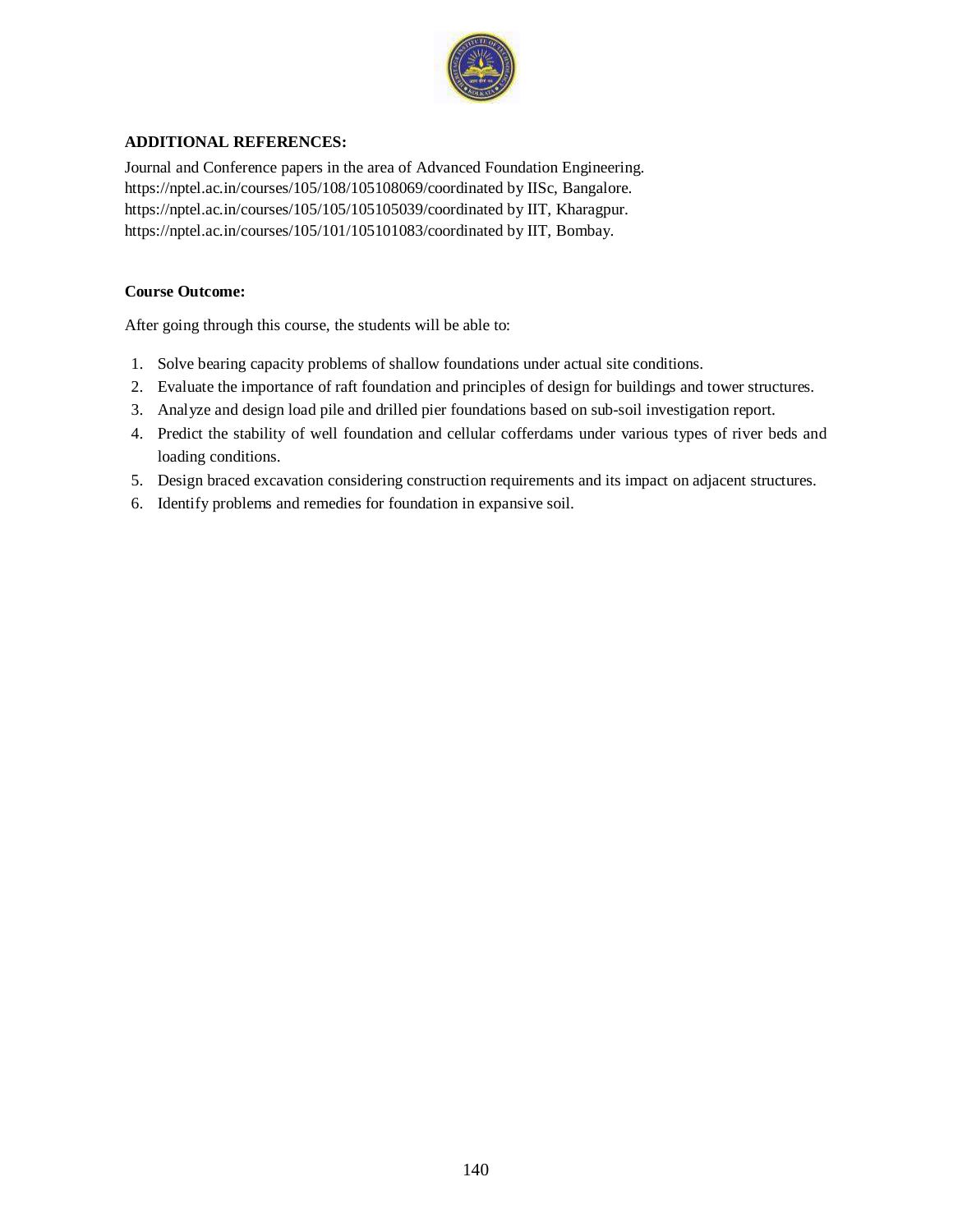**ADDITIONAL REFERENCES:**

Journal and Conference papers in the area of Advanced Foundation Engineering.
https://nptel.ac.in/courses/105/108/105108069/coordinated by IISc, Bangalore.
https://nptel.ac.in/courses/105/105/105105039/coordinated by IIT, Kharagpur.
https://nptel.ac.in/courses/105/101/105101083/coordinated by IIT, Bombay.

**Course Outcome:**

After going through this course, the students will be able to:

1. Solve bearing capacity problems of shallow foundations under actual site conditions.
2. Evaluate the importance of raft foundation and principles of design for buildings and tower structures.
3. Analyze and design load pile and drilled pier foundations based on sub-soil investigation report.
4. Predict the stability of well foundation and cellular cofferdams under various types of river beds and loading conditions.
5. Design braced excavation considering construction requirements and its impact on adjacent structures.
6. Identify problems and remedies for foundation in expansive soil.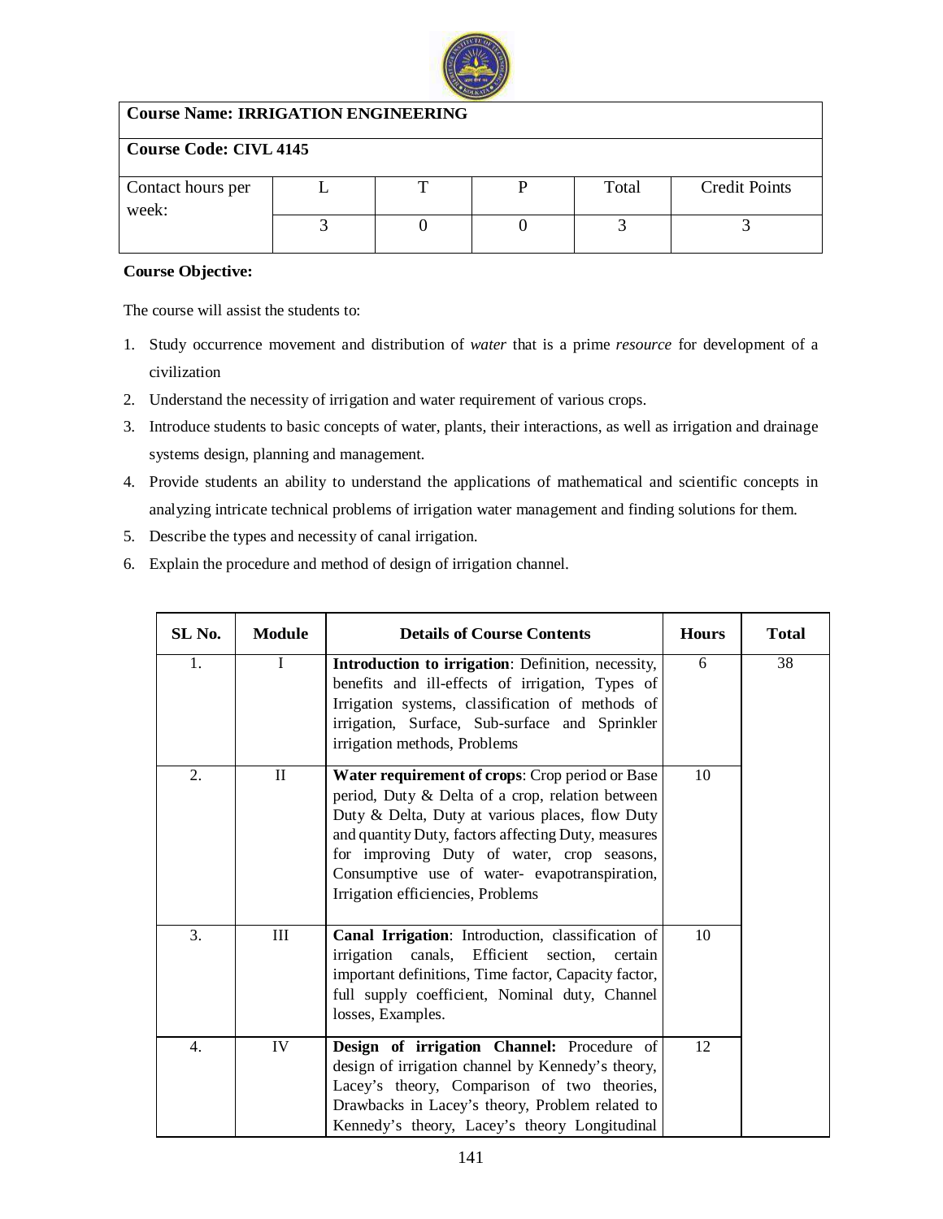| Course Name: IRRIGATION ENGINEERING | | | | | |
|---|---|---|---|---|---|
| Course Code: CIVL 4145 | | | | | |
| Contact hours per week: | L | T | P | Total | Credit Points |
| | 3 | 0 | 0 | 3 | 3 |

**Course Objective:**

The course will assist the students to:

1. Study occurrence movement and distribution of *water* that is a prime *resource* for development of a civilization
2. Understand the necessity of irrigation and water requirement of various crops.
3. Introduce students to basic concepts of water, plants, their interactions, as well as irrigation and drainage systems design, planning and management.
4. Provide students an ability to understand the applications of mathematical and scientific concepts in analyzing intricate technical problems of irrigation water management and finding solutions for them.
5. Describe the types and necessity of canal irrigation.
6. Explain the procedure and method of design of irrigation channel.

| SL No. | Module | Details of Course Contents | Hours | Total |
|---|---|---|---|---|
| 1. | I | **Introduction to irrigation**: Definition, necessity, benefits and ill-effects of irrigation, Types of Irrigation systems, classification of methods of irrigation, Surface, Sub-surface and Sprinkler irrigation methods, Problems | 6 | 38 |
| 2. | II | **Water requirement of crops**: Crop period or Base period, Duty & Delta of a crop, relation between Duty & Delta, Duty at various places, flow Duty and quantity Duty, factors affecting Duty, measures for improving Duty of water, crop seasons, Consumptive use of water- evapotranspiration, Irrigation efficiencies, Problems | 10 | |
| 3. | III | **Canal Irrigation**: Introduction, classification of irrigation canals, Efficient section, certain important definitions, Time factor, Capacity factor, full supply coefficient, Nominal duty, Channel losses, Examples. | 10 | |
| 4. | IV | **Design of irrigation Channel:** Procedure of design of irrigation channel by Kennedy's theory, Lacey's theory, Comparison of two theories, Drawbacks in Lacey's theory, Problem related to Kennedy's theory, Lacey's theory Longitudinal | 12 | |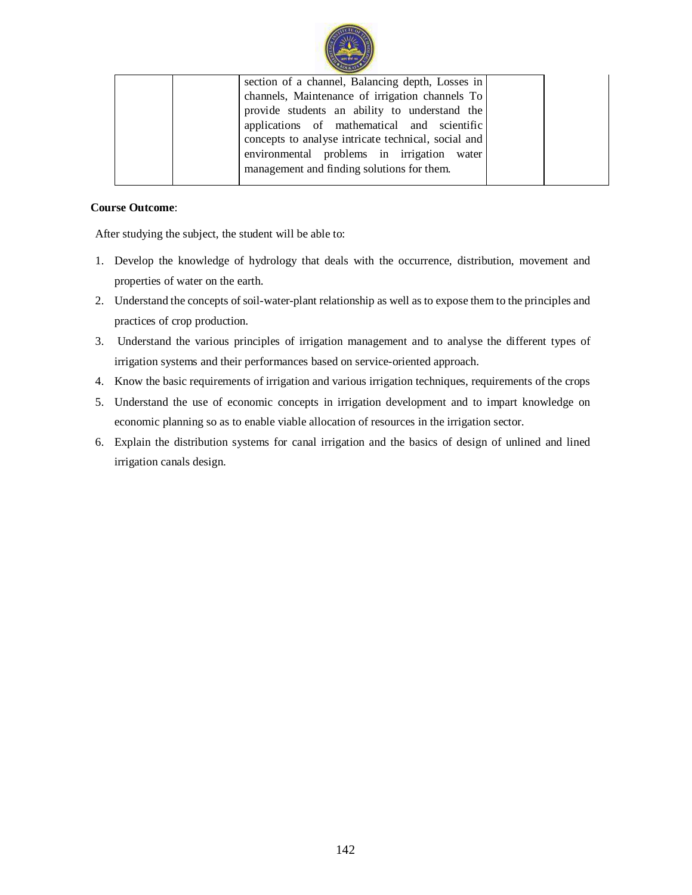|  |  | section of a channel, Balancing depth, Losses in channels, Maintenance of irrigation channels To provide students an ability to understand the applications of mathematical and scientific concepts to analyse intricate technical, social and environmental problems in irrigation water management and finding solutions for them. |  |  |
|---|---|---|---|---|

**Course Outcome**:

After studying the subject, the student will be able to:

1. Develop the knowledge of hydrology that deals with the occurrence, distribution, movement and properties of water on the earth.
2. Understand the concepts of soil-water-plant relationship as well as to expose them to the principles and practices of crop production.
3. Understand the various principles of irrigation management and to analyse the different types of irrigation systems and their performances based on service-oriented approach.
4. Know the basic requirements of irrigation and various irrigation techniques, requirements of the crops
5. Understand the use of economic concepts in irrigation development and to impart knowledge on economic planning so as to enable viable allocation of resources in the irrigation sector.
6. Explain the distribution systems for canal irrigation and the basics of design of unlined and lined irrigation canals design.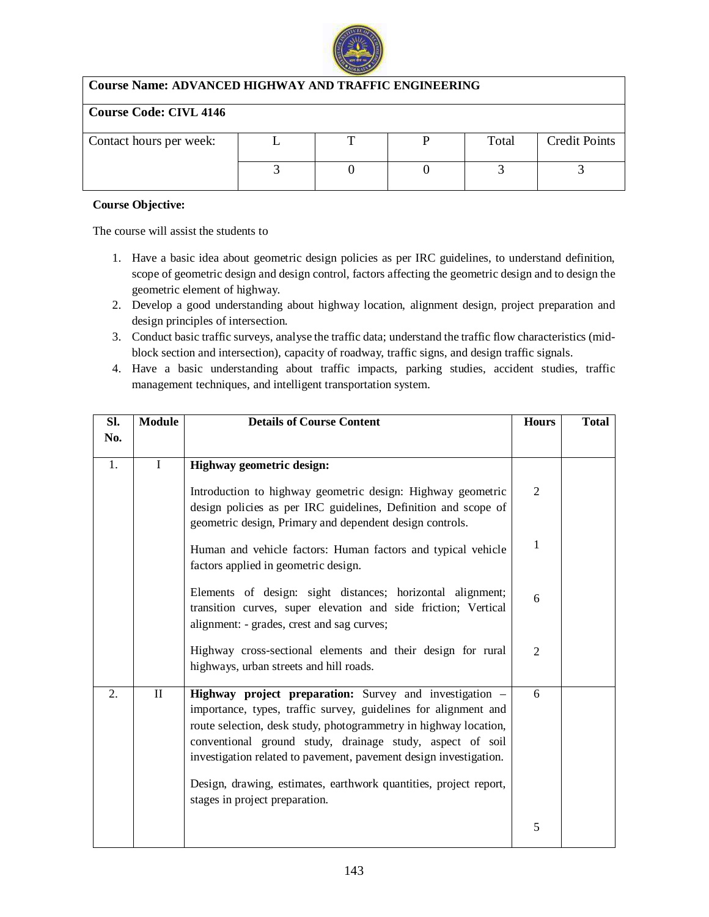| Course Name: ADVANCED HIGHWAY AND TRAFFIC ENGINEERING | | | | | |
|---|---|---|---|---|---|
| **Course Code: CIVL 4146** | | | | | |
| Contact hours per week: | L | T | P | Total | Credit Points |
| | 3 | 0 | 0 | 3 | 3 |

**Course Objective:**

The course will assist the students to

1. Have a basic idea about geometric design policies as per IRC guidelines, to understand definition, scope of geometric design and design control, factors affecting the geometric design and to design the geometric element of highway.
2. Develop a good understanding about highway location, alignment design, project preparation and design principles of intersection.
3. Conduct basic traffic surveys, analyse the traffic data; understand the traffic flow characteristics (mid-block section and intersection), capacity of roadway, traffic signs, and design traffic signals.
4. Have a basic understanding about traffic impacts, parking studies, accident studies, traffic management techniques, and intelligent transportation system.

| Sl. No. | Module | Details of Course Content | Hours | Total |
|---|---|---|---|---|
| 1. | I | **Highway geometric design:** | | |
| | | Introduction to highway geometric design: Highway geometric design policies as per IRC guidelines, Definition and scope of geometric design, Primary and dependent design controls. | 2 | |
| | | Human and vehicle factors: Human factors and typical vehicle factors applied in geometric design. | 1 | |
| | | Elements of design: sight distances; horizontal alignment; transition curves, super elevation and side friction; Vertical alignment: - grades, crest and sag curves; | 6 | |
| | | Highway cross-sectional elements and their design for rural highways, urban streets and hill roads. | 2 | |
| 2. | II | **Highway project preparation:** Survey and investigation – importance, types, traffic survey, guidelines for alignment and route selection, desk study, photogrammetry in highway location, conventional ground study, drainage study, aspect of soil investigation related to pavement, pavement design investigation. | 6 | |
| | | Design, drawing, estimates, earthwork quantities, project report, stages in project preparation. | | |
| | | | 5 | |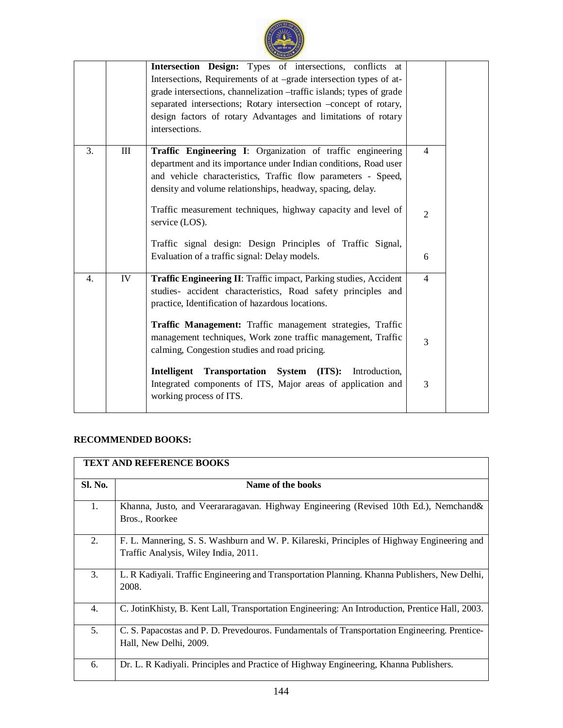| | | | | |
|---|---|---|---|---|
| | | **Intersection Design:** Types of intersections, conflicts at Intersections, Requirements of at –grade intersection types of at-grade intersections, channelization –traffic islands; types of grade separated intersections; Rotary intersection –concept of rotary, design factors of rotary Advantages and limitations of rotary intersections. | | |
| 3. | III | **Traffic Engineering I**: Organization of traffic engineering department and its importance under Indian conditions, Road user and vehicle characteristics, Traffic flow parameters - Speed, density and volume relationships, headway, spacing, delay. | 4 | |
| | | Traffic measurement techniques, highway capacity and level of service (LOS). | 2 | |
| | | Traffic signal design: Design Principles of Traffic Signal, Evaluation of a traffic signal: Delay models. | 6 | |
| 4. | IV | **Traffic Engineering II**: Traffic impact, Parking studies, Accident studies- accident characteristics, Road safety principles and practice, Identification of hazardous locations. | 4 | |
| | | **Traffic Management:** Traffic management strategies, Traffic management techniques, Work zone traffic management, Traffic calming, Congestion studies and road pricing. | 3 | |
| | | **Intelligent Transportation System (ITS):** Introduction, Integrated components of ITS, Major areas of application and working process of ITS. | 3 | |

**RECOMMENDED BOOKS:**

| **TEXT AND REFERENCE BOOKS** | |
|---|---|
| **Sl. No.** | **Name of the books** |
| 1. | Khanna, Justo, and Veerararagavan. Highway Engineering (Revised 10th Ed.), Nemchand& Bros., Roorkee |
| 2. | F. L. Mannering, S. S. Washburn and W. P. Kilareski, Principles of Highway Engineering and Traffic Analysis, Wiley India, 2011. |
| 3. | L. R Kadiyali. Traffic Engineering and Transportation Planning. Khanna Publishers, New Delhi, 2008. |
| 4. | C. JotinKhisty, B. Kent Lall, Transportation Engineering: An Introduction, Prentice Hall, 2003. |
| 5. | C. S. Papacostas and P. D. Prevedouros. Fundamentals of Transportation Engineering. Prentice-Hall, New Delhi, 2009. |
| 6. | Dr. L. R Kadiyali. Principles and Practice of Highway Engineering, Khanna Publishers. |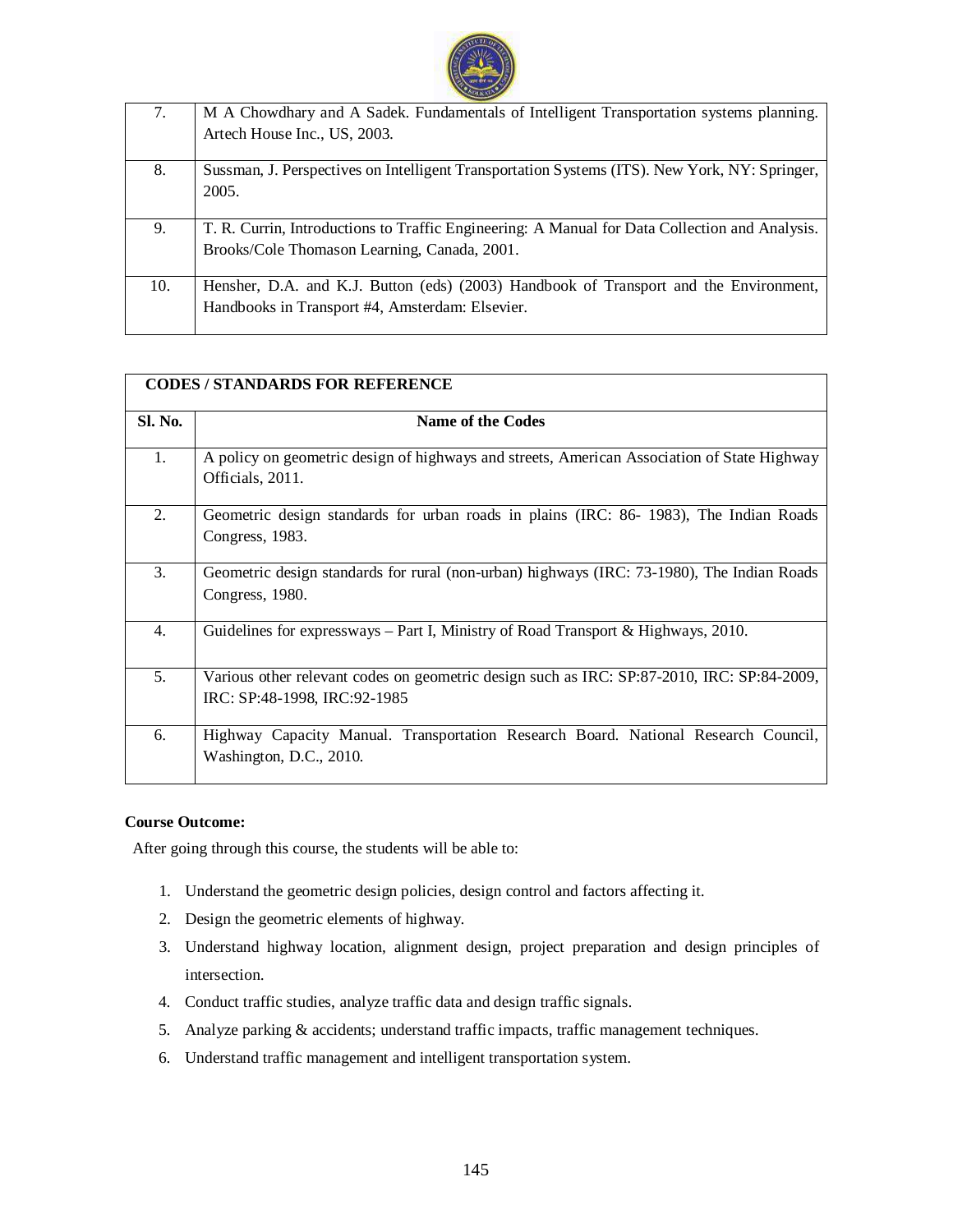| 7. | M A Chowdhary and A Sadek. Fundamentals of Intelligent Transportation systems planning. Artech House Inc., US, 2003. |
|---|---|
| 8. | Sussman, J. Perspectives on Intelligent Transportation Systems (ITS). New York, NY: Springer, 2005. |
| 9. | T. R. Currin, Introductions to Traffic Engineering: A Manual for Data Collection and Analysis. Brooks/Cole Thomason Learning, Canada, 2001. |
| 10. | Hensher, D.A. and K.J. Button (eds) (2003) Handbook of Transport and the Environment, Handbooks in Transport #4, Amsterdam: Elsevier. |

| **CODES / STANDARDS FOR REFERENCE** | |
|---|---|
| **Sl. No.** | **Name of the Codes** |
| 1. | A policy on geometric design of highways and streets, American Association of State Highway Officials, 2011. |
| 2. | Geometric design standards for urban roads in plains (IRC: 86- 1983), The Indian Roads Congress, 1983. |
| 3. | Geometric design standards for rural (non-urban) highways (IRC: 73-1980), The Indian Roads Congress, 1980. |
| 4. | Guidelines for expressways – Part I, Ministry of Road Transport & Highways, 2010. |
| 5. | Various other relevant codes on geometric design such as IRC: SP:87-2010, IRC: SP:84-2009, IRC: SP:48-1998, IRC:92-1985 |
| 6. | Highway Capacity Manual. Transportation Research Board. National Research Council, Washington, D.C., 2010. |

**Course Outcome:**

After going through this course, the students will be able to:

1. Understand the geometric design policies, design control and factors affecting it.
2. Design the geometric elements of highway.
3. Understand highway location, alignment design, project preparation and design principles of intersection.
4. Conduct traffic studies, analyze traffic data and design traffic signals.
5. Analyze parking & accidents; understand traffic impacts, traffic management techniques.
6. Understand traffic management and intelligent transportation system.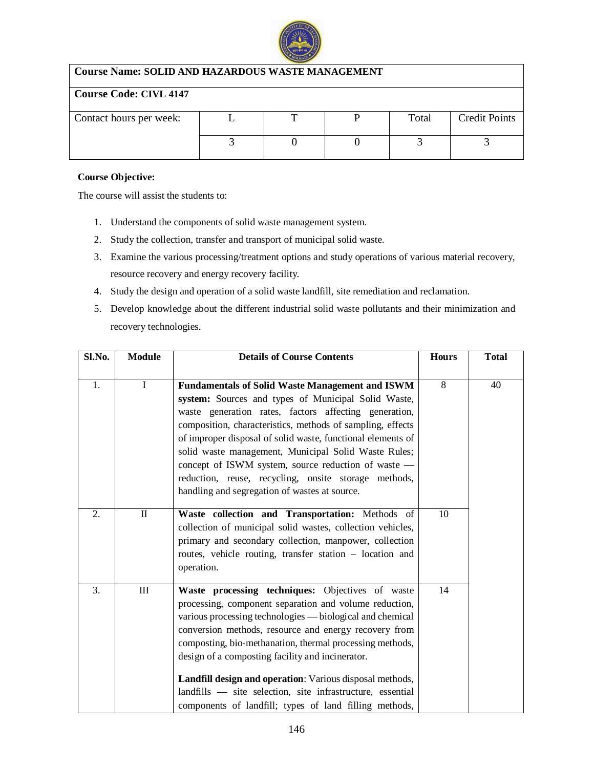| **Course Name: SOLID AND HAZARDOUS WASTE MANAGEMENT** | | | | | |
|---|---|---|---|---|---|
| **Course Code: CIVL 4147** | | | | | |
| Contact hours per week: | L | T | P | Total | Credit Points |
| | 3 | 0 | 0 | 3 | 3 |

**Course Objective:**

The course will assist the students to:

1. Understand the components of solid waste management system.
2. Study the collection, transfer and transport of municipal solid waste.
3. Examine the various processing/treatment options and study operations of various material recovery, resource recovery and energy recovery facility.
4. Study the design and operation of a solid waste landfill, site remediation and reclamation.
5. Develop knowledge about the different industrial solid waste pollutants and their minimization and recovery technologies.

| Sl.No. | Module | Details of Course Contents | Hours | Total |
|---|---|---|---|---|
| 1. | I | **Fundamentals of Solid Waste Management and ISWM system:** Sources and types of Municipal Solid Waste, waste generation rates, factors affecting generation, composition, characteristics, methods of sampling, effects of improper disposal of solid waste, functional elements of solid waste management, Municipal Solid Waste Rules; concept of ISWM system, source reduction of waste — reduction, reuse, recycling, onsite storage methods, handling and segregation of wastes at source. | 8 | 40 |
| 2. | II | **Waste collection and Transportation:** Methods of collection of municipal solid wastes, collection vehicles, primary and secondary collection, manpower, collection routes, vehicle routing, transfer station – location and operation. | 10 | |
| 3. | III | **Waste processing techniques:** Objectives of waste processing, component separation and volume reduction, various processing technologies — biological and chemical conversion methods, resource and energy recovery from composting, bio-methanation, thermal processing methods, design of a composting facility and incinerator.<br><br>**Landfill design and operation**: Various disposal methods, landfills — site selection, site infrastructure, essential components of landfill; types of land filling methods, | 14 | |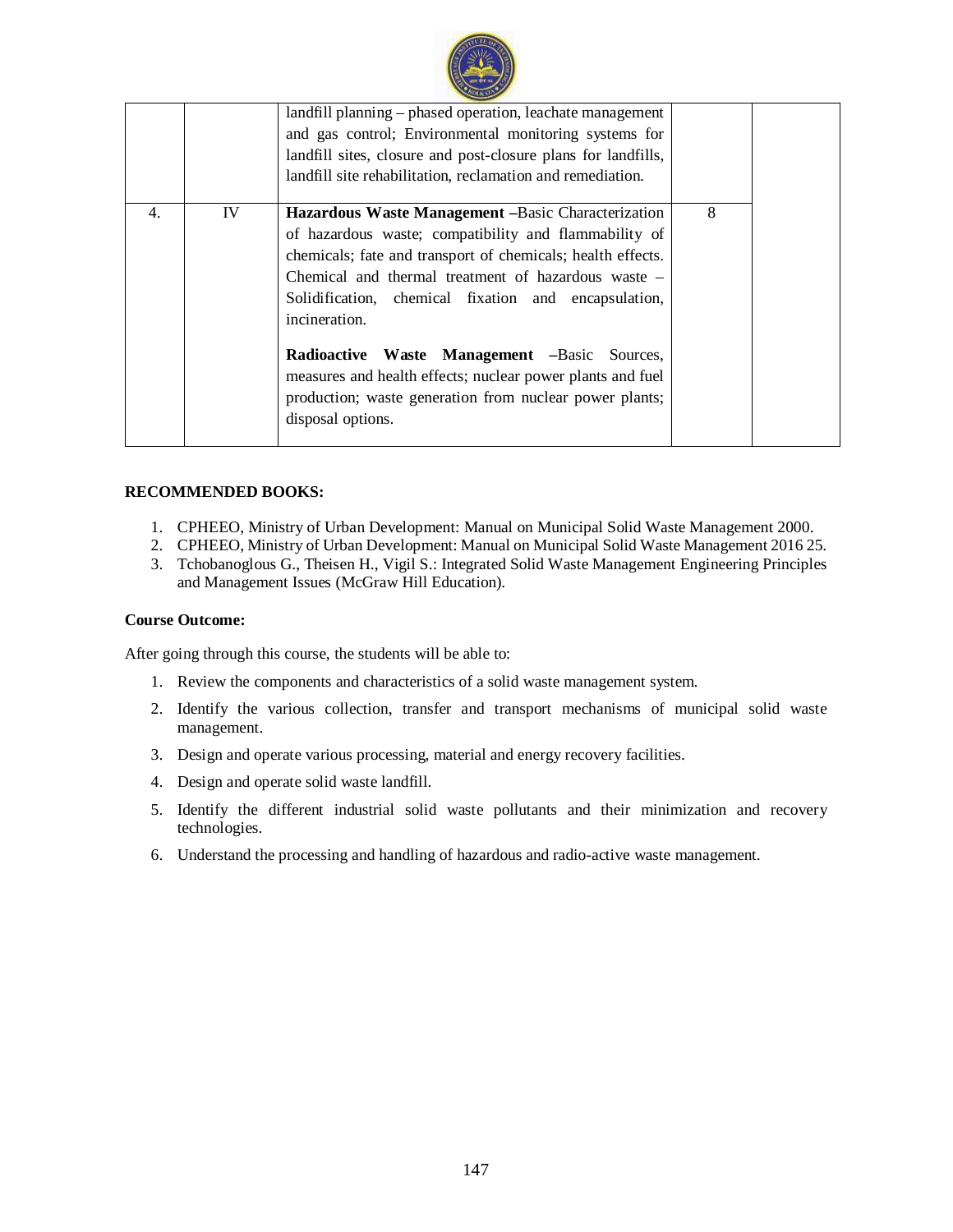|  |  | landfill planning – phased operation, leachate management and gas control; Environmental monitoring systems for landfill sites, closure and post-closure plans for landfills, landfill site rehabilitation, reclamation and remediation. |  |  |
|---|---|---|---|---|
| 4. | IV | **Hazardous Waste Management –**Basic Characterization of hazardous waste; compatibility and flammability of chemicals; fate and transport of chemicals; health effects. Chemical and thermal treatment of hazardous waste – Solidification, chemical fixation and encapsulation, incineration.<br><br>**Radioactive Waste Management –**Basic Sources, measures and health effects; nuclear power plants and fuel production; waste generation from nuclear power plants; disposal options. | 8 |  |

**RECOMMENDED BOOKS:**

1. CPHEEO, Ministry of Urban Development: Manual on Municipal Solid Waste Management 2000.
2. CPHEEO, Ministry of Urban Development: Manual on Municipal Solid Waste Management 2016 25.
3. Tchobanoglous G., Theisen H., Vigil S.: Integrated Solid Waste Management Engineering Principles and Management Issues (McGraw Hill Education).

**Course Outcome:**

After going through this course, the students will be able to:

1. Review the components and characteristics of a solid waste management system.
2. Identify the various collection, transfer and transport mechanisms of municipal solid waste management.
3. Design and operate various processing, material and energy recovery facilities.
4. Design and operate solid waste landfill.
5. Identify the different industrial solid waste pollutants and their minimization and recovery technologies.
6. Understand the processing and handling of hazardous and radio-active waste management.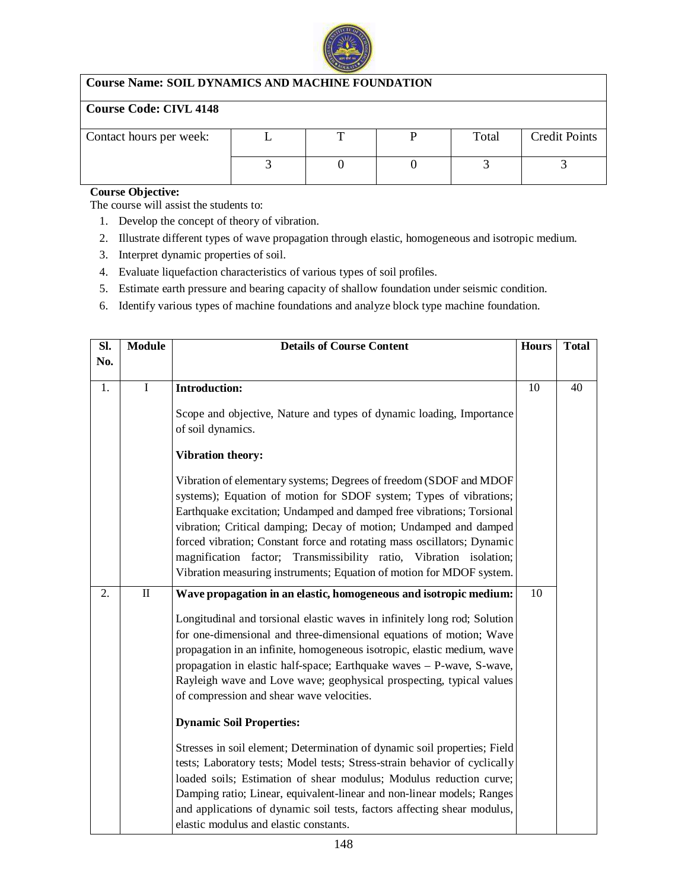**Course Name: SOIL DYNAMICS AND MACHINE FOUNDATION**

**Course Code: CIVL 4148**

| Contact hours per week: | L | T | P | Total | Credit Points |
|---|---|---|---|---|---|
| | 3 | 0 | 0 | 3 | 3 |

**Course Objective:**

The course will assist the students to:

1. Develop the concept of theory of vibration.
2. Illustrate different types of wave propagation through elastic, homogeneous and isotropic medium.
3. Interpret dynamic properties of soil.
4. Evaluate liquefaction characteristics of various types of soil profiles.
5. Estimate earth pressure and bearing capacity of shallow foundation under seismic condition.
6. Identify various types of machine foundations and analyze block type machine foundation.

| Sl. No. | Module | Details of Course Content | Hours | Total |
|---|---|---|---|---|
| 1. | I | **Introduction:**<br><br>Scope and objective, Nature and types of dynamic loading, Importance of soil dynamics.<br><br>**Vibration theory:**<br><br>Vibration of elementary systems; Degrees of freedom (SDOF and MDOF systems); Equation of motion for SDOF system; Types of vibrations; Earthquake excitation; Undamped and damped free vibrations; Torsional vibration; Critical damping; Decay of motion; Undamped and damped forced vibration; Constant force and rotating mass oscillators; Dynamic magnification factor; Transmissibility ratio, Vibration isolation; Vibration measuring instruments; Equation of motion for MDOF system. | 10 | 40 |
| 2. | II | **Wave propagation in an elastic, homogeneous and isotropic medium:**<br><br>Longitudinal and torsional elastic waves in infinitely long rod; Solution for one-dimensional and three-dimensional equations of motion; Wave propagation in an infinite, homogeneous isotropic, elastic medium, wave propagation in elastic half-space; Earthquake waves – P-wave, S-wave, Rayleigh wave and Love wave; geophysical prospecting, typical values of compression and shear wave velocities.<br><br>**Dynamic Soil Properties:**<br><br>Stresses in soil element; Determination of dynamic soil properties; Field tests; Laboratory tests; Model tests; Stress-strain behavior of cyclically loaded soils; Estimation of shear modulus; Modulus reduction curve; Damping ratio; Linear, equivalent-linear and non-linear models; Ranges and applications of dynamic soil tests, factors affecting shear modulus, elastic modulus and elastic constants. | 10 | |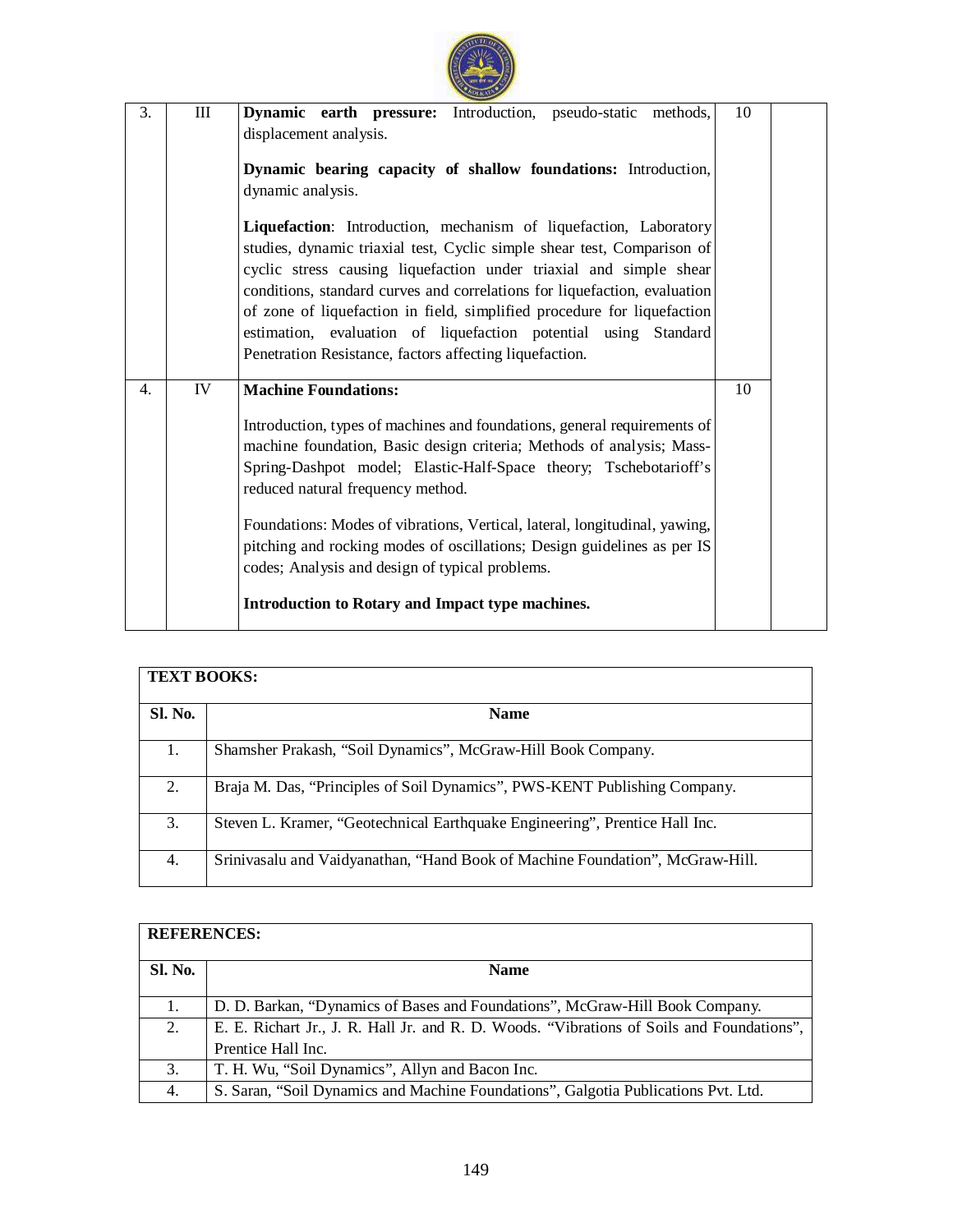| | | | | |
|---|---|---|---|---|
| 3. | III | **Dynamic earth pressure:** Introduction, pseudo-static methods, displacement analysis.<br><br>**Dynamic bearing capacity of shallow foundations:** Introduction, dynamic analysis.<br><br>**Liquefaction**: Introduction, mechanism of liquefaction, Laboratory studies, dynamic triaxial test, Cyclic simple shear test, Comparison of cyclic stress causing liquefaction under triaxial and simple shear conditions, standard curves and correlations for liquefaction, evaluation of zone of liquefaction in field, simplified procedure for liquefaction estimation, evaluation of liquefaction potential using Standard Penetration Resistance, factors affecting liquefaction. | 10 | |
| 4. | IV | **Machine Foundations:**<br><br>Introduction, types of machines and foundations, general requirements of machine foundation, Basic design criteria; Methods of analysis; Mass-Spring-Dashpot model; Elastic-Half-Space theory; Tschebotarioff's reduced natural frequency method.<br><br>Foundations: Modes of vibrations, Vertical, lateral, longitudinal, yawing, pitching and rocking modes of oscillations; Design guidelines as per IS codes; Analysis and design of typical problems.<br><br>**Introduction to Rotary and Impact type machines.** | 10 | |

**TEXT BOOKS:**

| Sl. No. | Name |
|---|---|
| 1. | Shamsher Prakash, "Soil Dynamics", McGraw-Hill Book Company. |
| 2. | Braja M. Das, "Principles of Soil Dynamics", PWS-KENT Publishing Company. |
| 3. | Steven L. Kramer, "Geotechnical Earthquake Engineering", Prentice Hall Inc. |
| 4. | Srinivasalu and Vaidyanathan, "Hand Book of Machine Foundation", McGraw-Hill. |

**REFERENCES:**

| Sl. No. | Name |
|---|---|
| 1. | D. D. Barkan, "Dynamics of Bases and Foundations", McGraw-Hill Book Company. |
| 2. | E. E. Richart Jr., J. R. Hall Jr. and R. D. Woods. "Vibrations of Soils and Foundations", Prentice Hall Inc. |
| 3. | T. H. Wu, "Soil Dynamics", Allyn and Bacon Inc. |
| 4. | S. Saran, "Soil Dynamics and Machine Foundations", Galgotia Publications Pvt. Ltd. |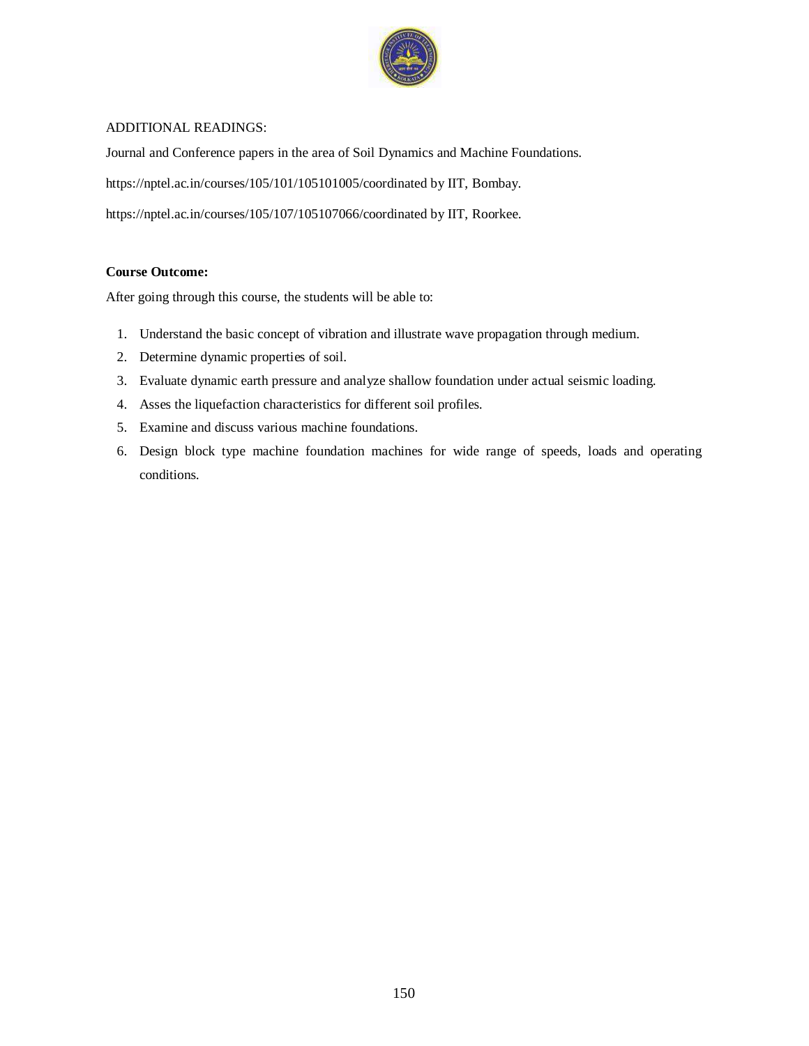ADDITIONAL READINGS:

Journal and Conference papers in the area of Soil Dynamics and Machine Foundations.

https://nptel.ac.in/courses/105/101/105101005/coordinated by IIT, Bombay.

https://nptel.ac.in/courses/105/107/105107066/coordinated by IIT, Roorkee.

**Course Outcome:**

After going through this course, the students will be able to:

1. Understand the basic concept of vibration and illustrate wave propagation through medium.
2. Determine dynamic properties of soil.
3. Evaluate dynamic earth pressure and analyze shallow foundation under actual seismic loading.
4. Asses the liquefaction characteristics for different soil profiles.
5. Examine and discuss various machine foundations.
6. Design block type machine foundation machines for wide range of speeds, loads and operating conditions.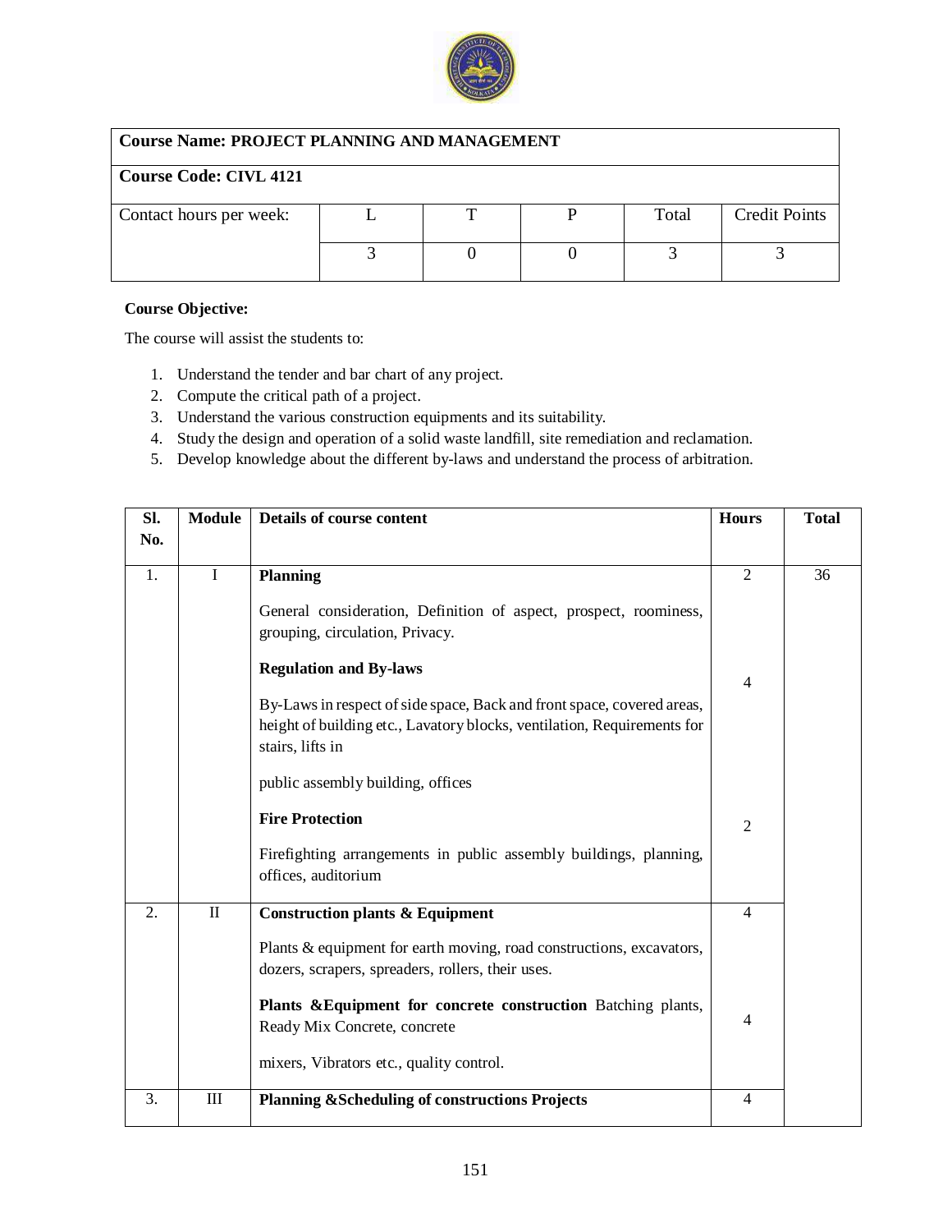| Course Name: PROJECT PLANNING AND MANAGEMENT | | | | | |
|---|---|---|---|---|---|
| **Course Code: CIVL 4121** | | | | | |
| Contact hours per week: | L | T | P | Total | Credit Points |
| | 3 | 0 | 0 | 3 | 3 |

**Course Objective:**

The course will assist the students to:

1. Understand the tender and bar chart of any project.
2. Compute the critical path of a project.
3. Understand the various construction equipments and its suitability.
4. Study the design and operation of a solid waste landfill, site remediation and reclamation.
5. Develop knowledge about the different by-laws and understand the process of arbitration.

| Sl. No. | Module | Details of course content | Hours | Total |
|---|---|---|---|---|
| 1. | I | **Planning**<br><br>General consideration, Definition of aspect, prospect, roominess, grouping, circulation, Privacy. | 2 | 36 |
| | | **Regulation and By-laws**<br><br>By-Laws in respect of side space, Back and front space, covered areas, height of building etc., Lavatory blocks, ventilation, Requirements for stairs, lifts in<br><br>public assembly building, offices | 4 | |
| | | **Fire Protection**<br><br>Firefighting arrangements in public assembly buildings, planning, offices, auditorium | 2 | |
| 2. | II | **Construction plants & Equipment**<br><br>Plants & equipment for earth moving, road constructions, excavators, dozers, scrapers, spreaders, rollers, their uses. | 4 | |
| | | **Plants &Equipment for concrete construction** Batching plants, Ready Mix Concrete, concrete<br><br>mixers, Vibrators etc., quality control. | 4 | |
| 3. | III | **Planning &Scheduling of constructions Projects** | 4 | |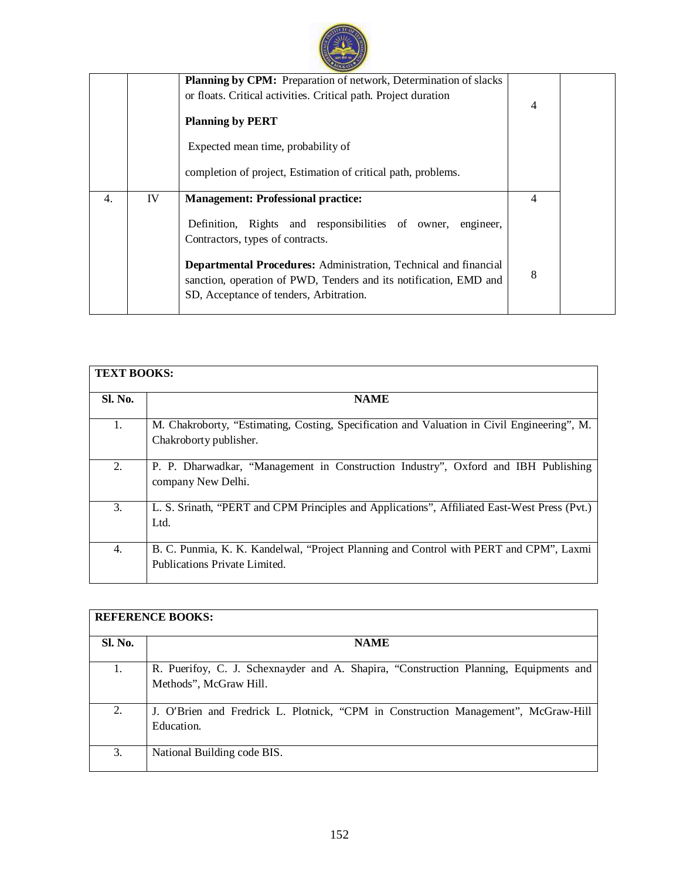| | | | | |
|---|---|---|---|---|
| | | **Planning by CPM:** Preparation of network, Determination of slacks or floats. Critical activities. Critical path. Project duration<br><br>**Planning by PERT**<br><br>Expected mean time, probability of<br><br>completion of project, Estimation of critical path, problems. | 4 | |
| 4. | IV | **Management: Professional practice:**<br><br>Definition, Rights and responsibilities of owner, engineer, Contractors, types of contracts. | 4 | |
| | | **Departmental Procedures:** Administration, Technical and financial sanction, operation of PWD, Tenders and its notification, EMD and SD, Acceptance of tenders, Arbitration. | 8 | |

| **TEXT BOOKS:** | |
|---|---|
| **Sl. No.** | **NAME** |
| 1. | M. Chakroborty, "Estimating, Costing, Specification and Valuation in Civil Engineering", M. Chakroborty publisher. |
| 2. | P. P. Dharwadkar, "Management in Construction Industry", Oxford and IBH Publishing company New Delhi. |
| 3. | L. S. Srinath, "PERT and CPM Principles and Applications", Affiliated East-West Press (Pvt.) Ltd. |
| 4. | B. C. Punmia, K. K. Kandelwal, "Project Planning and Control with PERT and CPM", Laxmi Publications Private Limited. |

| **REFERENCE BOOKS:** | |
|---|---|
| **Sl. No.** | **NAME** |
| 1. | R. Puerifoy, C. J. Schexnayder and A. Shapira, "Construction Planning, Equipments and Methods", McGraw Hill. |
| 2. | J. O′Brien and Fredrick L. Plotnick, "CPM in Construction Management", McGraw-Hill Education. |
| 3. | National Building code BIS. |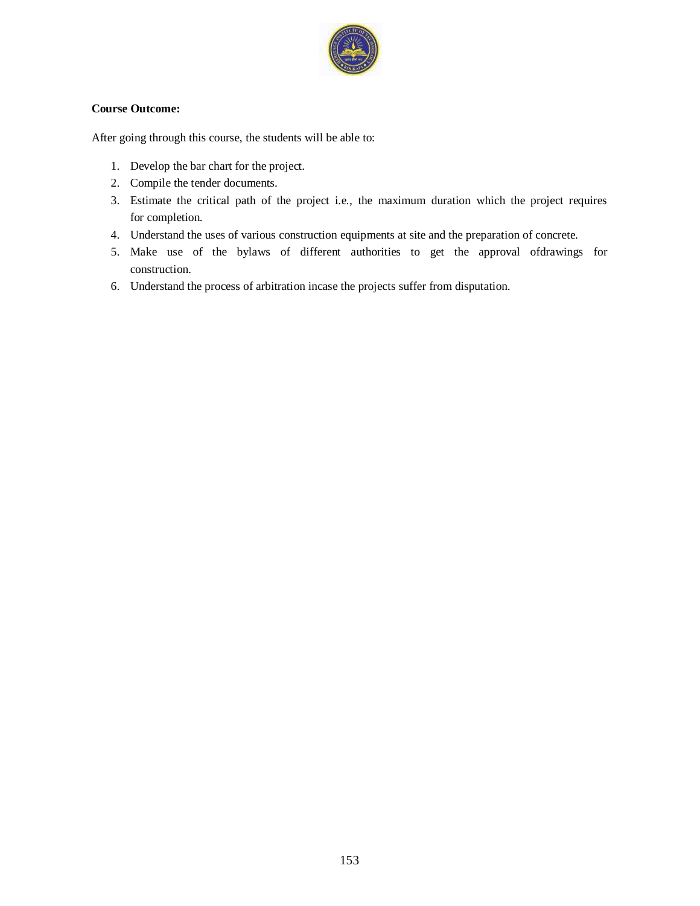**Course Outcome:**

After going through this course, the students will be able to:

1. Develop the bar chart for the project.
2. Compile the tender documents.
3. Estimate the critical path of the project i.e., the maximum duration which the project requires for completion.
4. Understand the uses of various construction equipments at site and the preparation of concrete.
5. Make use of the bylaws of different authorities to get the approval ofdrawings for construction.
6. Understand the process of arbitration incase the projects suffer from disputation.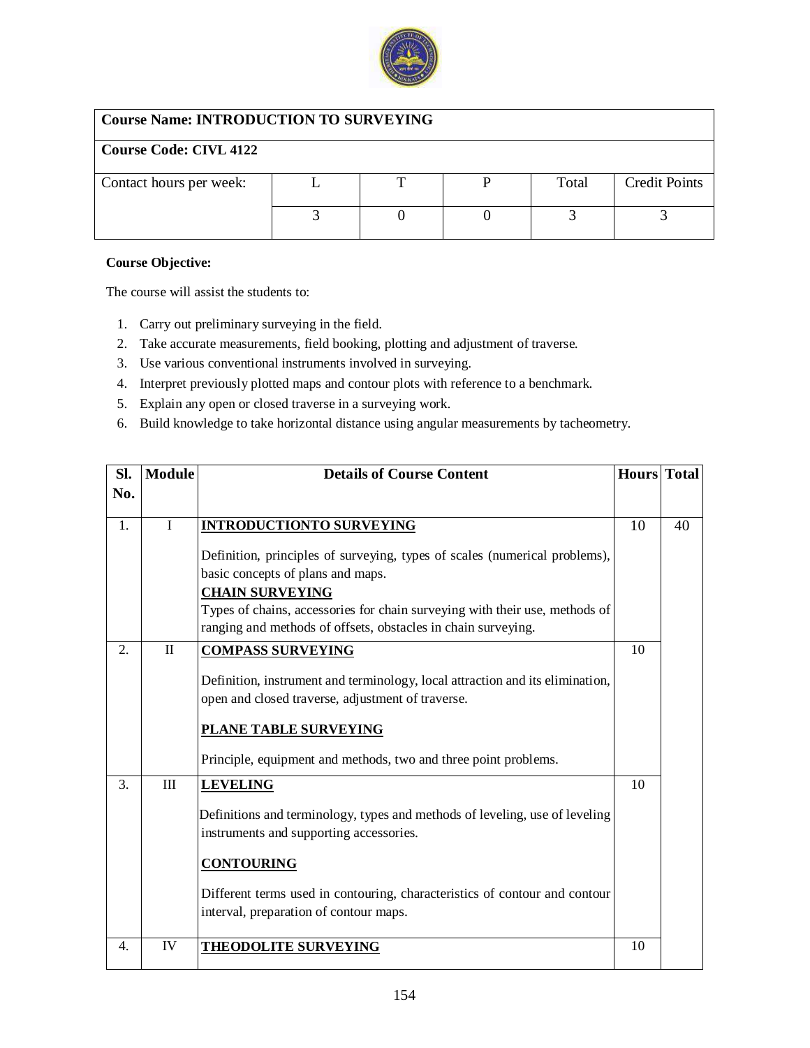| **Course Name: INTRODUCTION TO SURVEYING** | | | | | |
|---|---|---|---|---|---|
| **Course Code: CIVL 4122** | | | | | |
| Contact hours per week: | L | T | P | Total | Credit Points |
| | 3 | 0 | 0 | 3 | 3 |

**Course Objective:**

The course will assist the students to:

1. Carry out preliminary surveying in the field.
2. Take accurate measurements, field booking, plotting and adjustment of traverse.
3. Use various conventional instruments involved in surveying.
4. Interpret previously plotted maps and contour plots with reference to a benchmark.
5. Explain any open or closed traverse in a surveying work.
6. Build knowledge to take horizontal distance using angular measurements by tacheometry.

| Sl. No. | Module | Details of Course Content | Hours | Total |
|---|---|---|---|---|
| 1. | I | **INTRODUCTIONTO SURVEYING**<br><br>Definition, principles of surveying, types of scales (numerical problems), basic concepts of plans and maps.<br>**CHAIN SURVEYING**<br>Types of chains, accessories for chain surveying with their use, methods of ranging and methods of offsets, obstacles in chain surveying. | 10 | 40 |
| 2. | II | **COMPASS SURVEYING**<br><br>Definition, instrument and terminology, local attraction and its elimination, open and closed traverse, adjustment of traverse.<br><br>**PLANE TABLE SURVEYING**<br><br>Principle, equipment and methods, two and three point problems. | 10 | |
| 3. | III | **LEVELING**<br><br>Definitions and terminology, types and methods of leveling, use of leveling instruments and supporting accessories.<br><br>**CONTOURING**<br><br>Different terms used in contouring, characteristics of contour and contour interval, preparation of contour maps. | 10 | |
| 4. | IV | **THEODOLITE SURVEYING** | 10 | |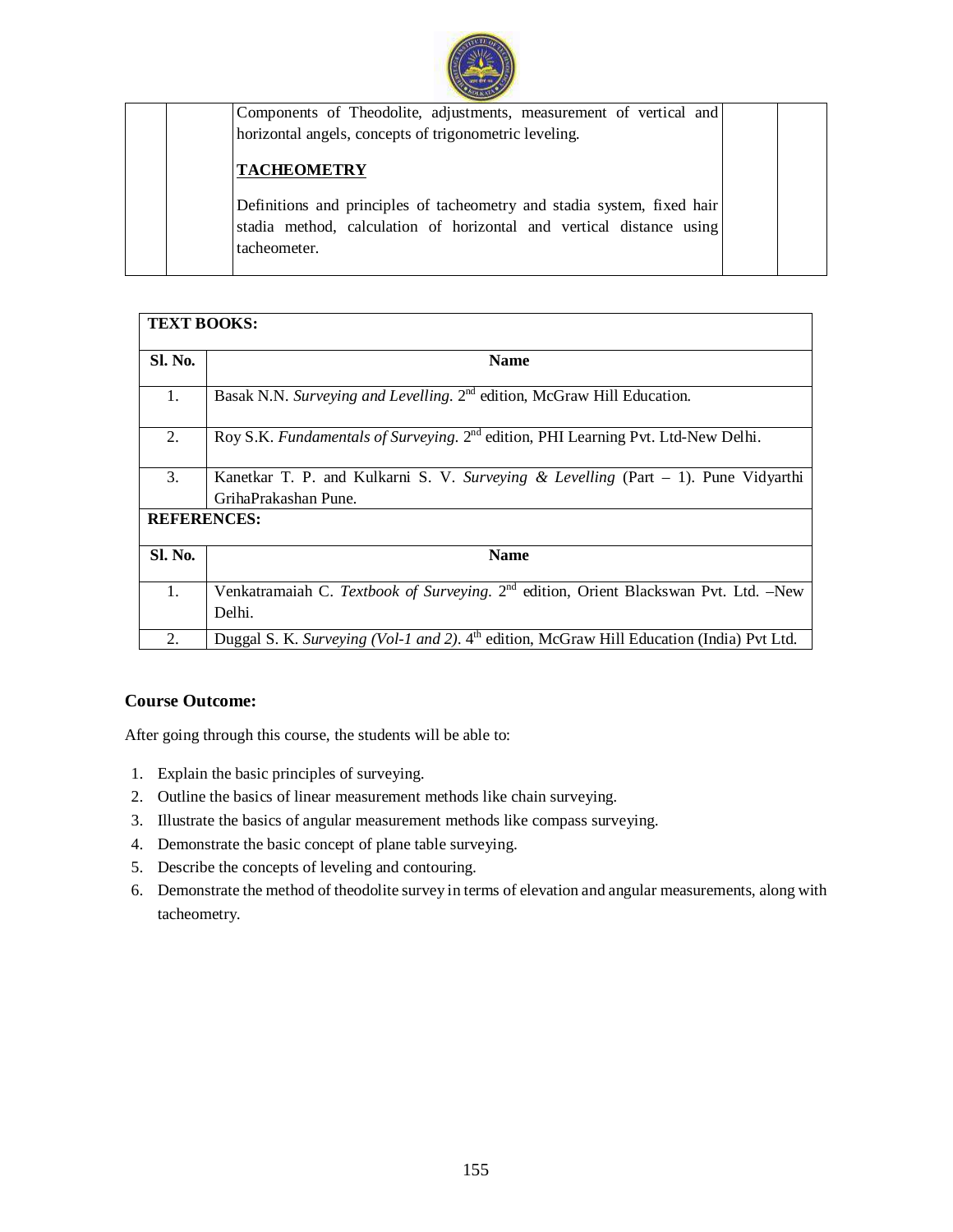| | | Components of Theodolite, adjustments, measurement of vertical and horizontal angels, concepts of trigonometric leveling.<br><br>**TACHEOMETRY**<br><br>Definitions and principles of tacheometry and stadia system, fixed hair stadia method, calculation of horizontal and vertical distance using tacheometer. | | |
|---|---|---|---|---|

| **TEXT BOOKS:** | |
|---|---|
| **Sl. No.** | **Name** |
| 1. | Basak N.N. *Surveying and Levelling*. 2nd edition, McGraw Hill Education. |
| 2. | Roy S.K. *Fundamentals of Surveying*. 2nd edition, PHI Learning Pvt. Ltd-New Delhi. |
| 3. | Kanetkar T. P. and Kulkarni S. V. *Surveying & Levelling* (Part – 1). Pune Vidyarthi GrihaPrakashan Pune. |
| **REFERENCES:** | |
| **Sl. No.** | **Name** |
| 1. | Venkatramaiah C. *Textbook of Surveying*. 2nd edition, Orient Blackswan Pvt. Ltd. –New Delhi. |
| 2. | Duggal S. K. *Surveying (Vol-1 and 2)*. 4th edition, McGraw Hill Education (India) Pvt Ltd. |

### Course Outcome:

After going through this course, the students will be able to:

1. Explain the basic principles of surveying.
2. Outline the basics of linear measurement methods like chain surveying.
3. Illustrate the basics of angular measurement methods like compass surveying.
4. Demonstrate the basic concept of plane table surveying.
5. Describe the concepts of leveling and contouring.
6. Demonstrate the method of theodolite survey in terms of elevation and angular measurements, along with tacheometry.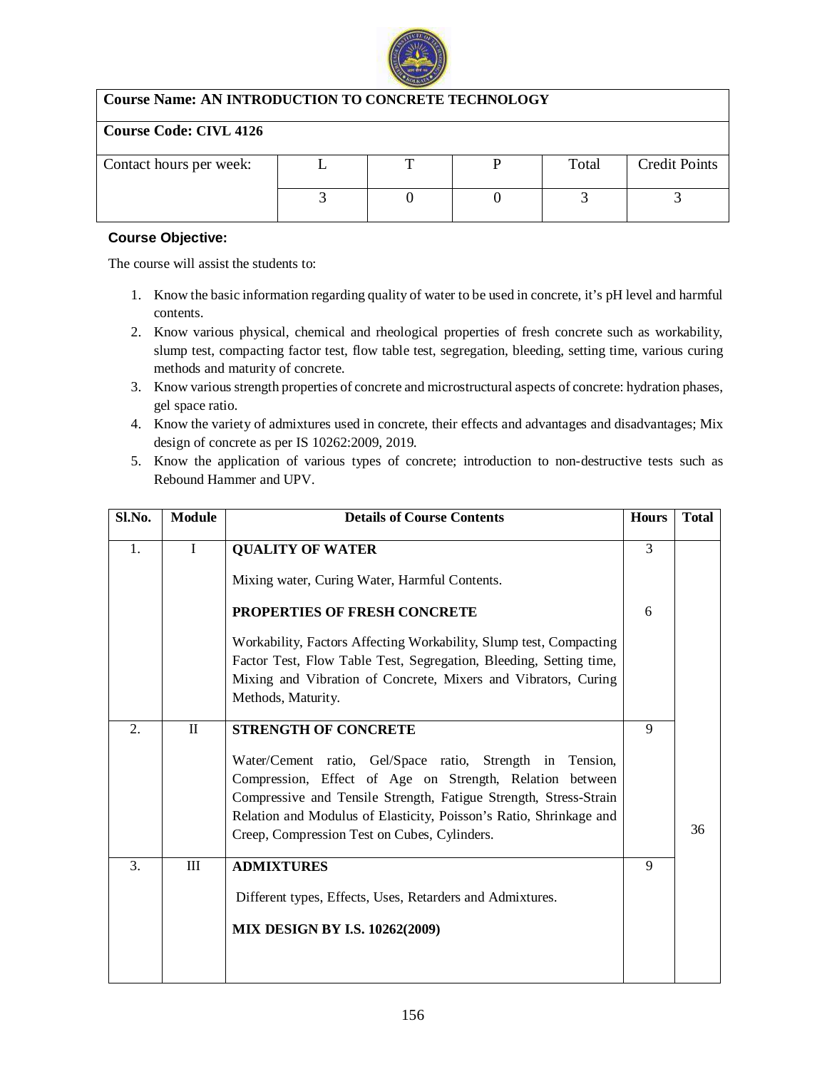| **Course Name: AN INTRODUCTION TO CONCRETE TECHNOLOGY** | | | | | |
|---|---|---|---|---|---|
| **Course Code: CIVL 4126** | | | | | |
| Contact hours per week: | L | T | P | Total | Credit Points |
| | 3 | 0 | 0 | 3 | 3 |

**Course Objective:**

The course will assist the students to:

1. Know the basic information regarding quality of water to be used in concrete, it's pH level and harmful contents.
2. Know various physical, chemical and rheological properties of fresh concrete such as workability, slump test, compacting factor test, flow table test, segregation, bleeding, setting time, various curing methods and maturity of concrete.
3. Know various strength properties of concrete and microstructural aspects of concrete: hydration phases, gel space ratio.
4. Know the variety of admixtures used in concrete, their effects and advantages and disadvantages; Mix design of concrete as per IS 10262:2009, 2019.
5. Know the application of various types of concrete; introduction to non-destructive tests such as Rebound Hammer and UPV.

| Sl.No. | Module | Details of Course Contents | Hours | Total |
|---|---|---|---|---|
| 1. | I | **QUALITY OF WATER**<br><br>Mixing water, Curing Water, Harmful Contents.<br><br>**PROPERTIES OF FRESH CONCRETE**<br><br>Workability, Factors Affecting Workability, Slump test, Compacting Factor Test, Flow Table Test, Segregation, Bleeding, Setting time, Mixing and Vibration of Concrete, Mixers and Vibrators, Curing Methods, Maturity. | 3<br><br><br><br>6 | |
| 2. | II | **STRENGTH OF CONCRETE**<br><br>Water/Cement ratio, Gel/Space ratio, Strength in Tension, Compression, Effect of Age on Strength, Relation between Compressive and Tensile Strength, Fatigue Strength, Stress-Strain Relation and Modulus of Elasticity, Poisson's Ratio, Shrinkage and Creep, Compression Test on Cubes, Cylinders. | 9 | 36 |
| 3. | III | **ADMIXTURES**<br><br>Different types, Effects, Uses, Retarders and Admixtures.<br><br>**MIX DESIGN BY I.S. 10262(2009)** | 9 | |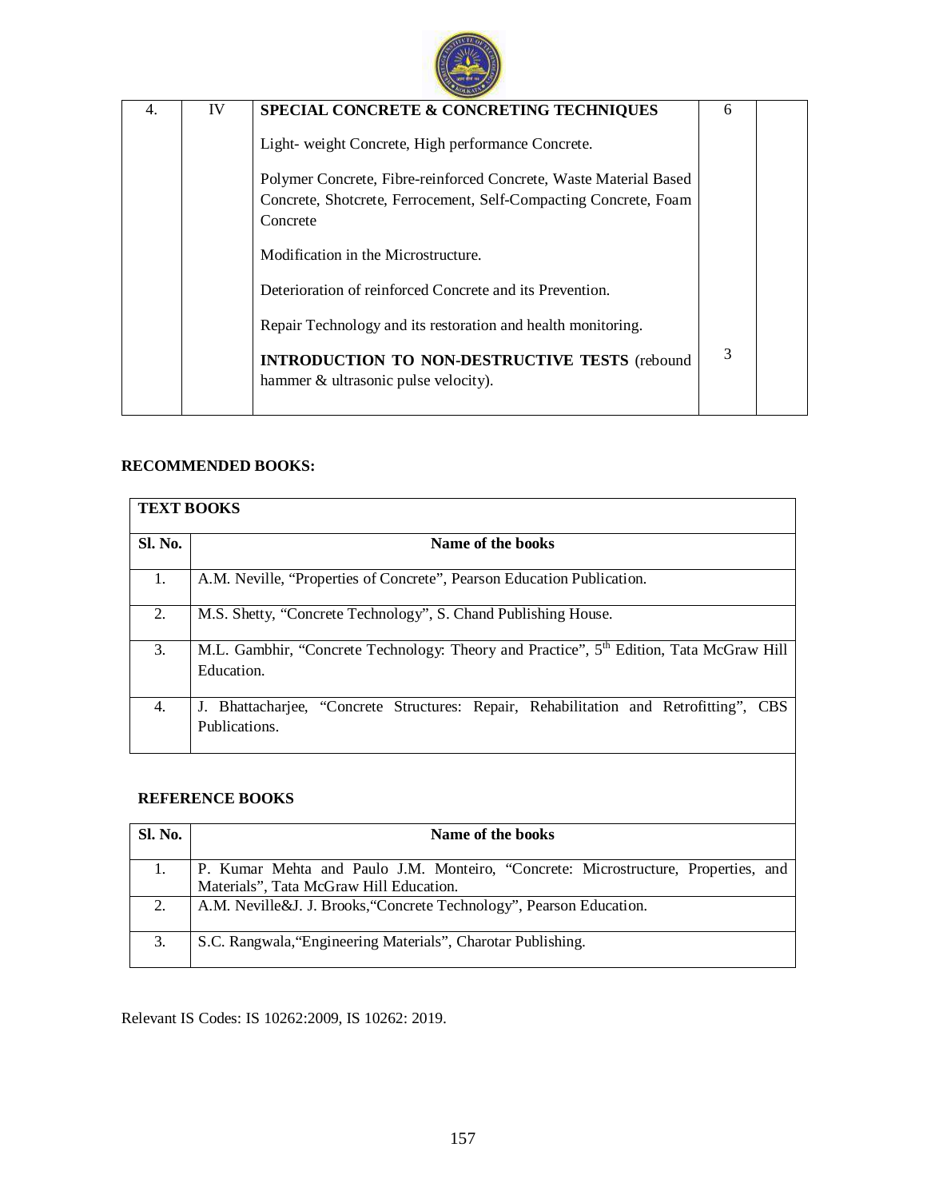| 4. | IV | **SPECIAL CONCRETE & CONCRETING TECHNIQUES**<br><br>Light- weight Concrete, High performance Concrete.<br><br>Polymer Concrete, Fibre-reinforced Concrete, Waste Material Based Concrete, Shotcrete, Ferrocement, Self-Compacting Concrete, Foam Concrete<br><br>Modification in the Microstructure.<br><br>Deterioration of reinforced Concrete and its Prevention.<br><br>Repair Technology and its restoration and health monitoring. | 6 | |
|---|---|---|---|---|
| | | **INTRODUCTION TO NON-DESTRUCTIVE TESTS** (rebound hammer & ultrasonic pulse velocity). | 3 | |

**RECOMMENDED BOOKS:**

**TEXT BOOKS**

| Sl. No. | Name of the books |
|---|---|
| 1. | A.M. Neville, "Properties of Concrete", Pearson Education Publication. |
| 2. | M.S. Shetty, "Concrete Technology", S. Chand Publishing House. |
| 3. | M.L. Gambhir, "Concrete Technology: Theory and Practice", 5th Edition, Tata McGraw Hill Education. |
| 4. | J. Bhattacharjee, "Concrete Structures: Repair, Rehabilitation and Retrofitting", CBS Publications. |

**REFERENCE BOOKS**

| Sl. No. | Name of the books |
|---|---|
| 1. | P. Kumar Mehta and Paulo J.M. Monteiro, "Concrete: Microstructure, Properties, and Materials", Tata McGraw Hill Education. |
| 2. | A.M. Neville&J. J. Brooks,"Concrete Technology", Pearson Education. |
| 3. | S.C. Rangwala,"Engineering Materials", Charotar Publishing. |

Relevant IS Codes: IS 10262:2009, IS 10262: 2019.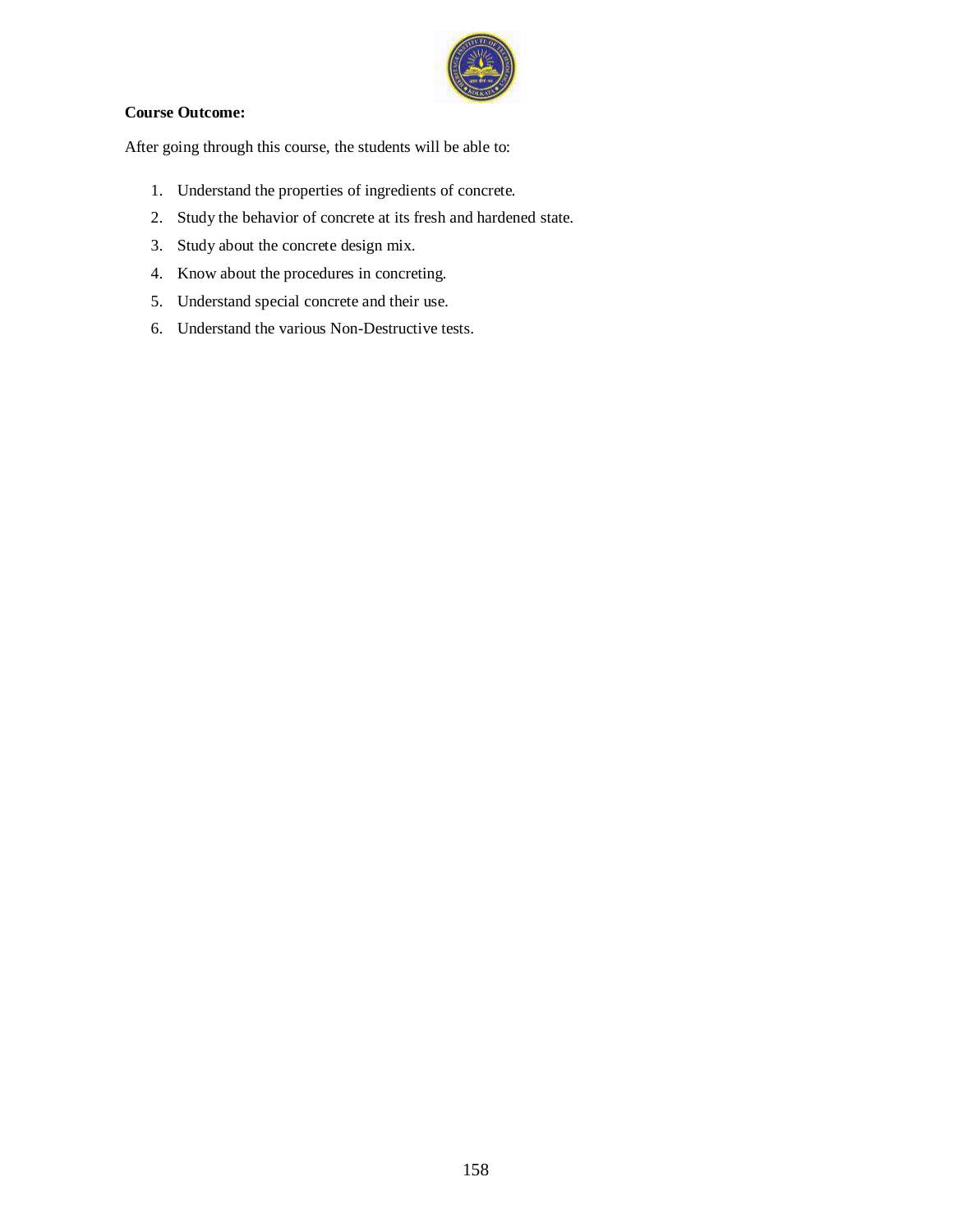**Course Outcome:**

After going through this course, the students will be able to:

1. Understand the properties of ingredients of concrete.
2. Study the behavior of concrete at its fresh and hardened state.
3. Study about the concrete design mix.
4. Know about the procedures in concreting.
5. Understand special concrete and their use.
6. Understand the various Non-Destructive tests.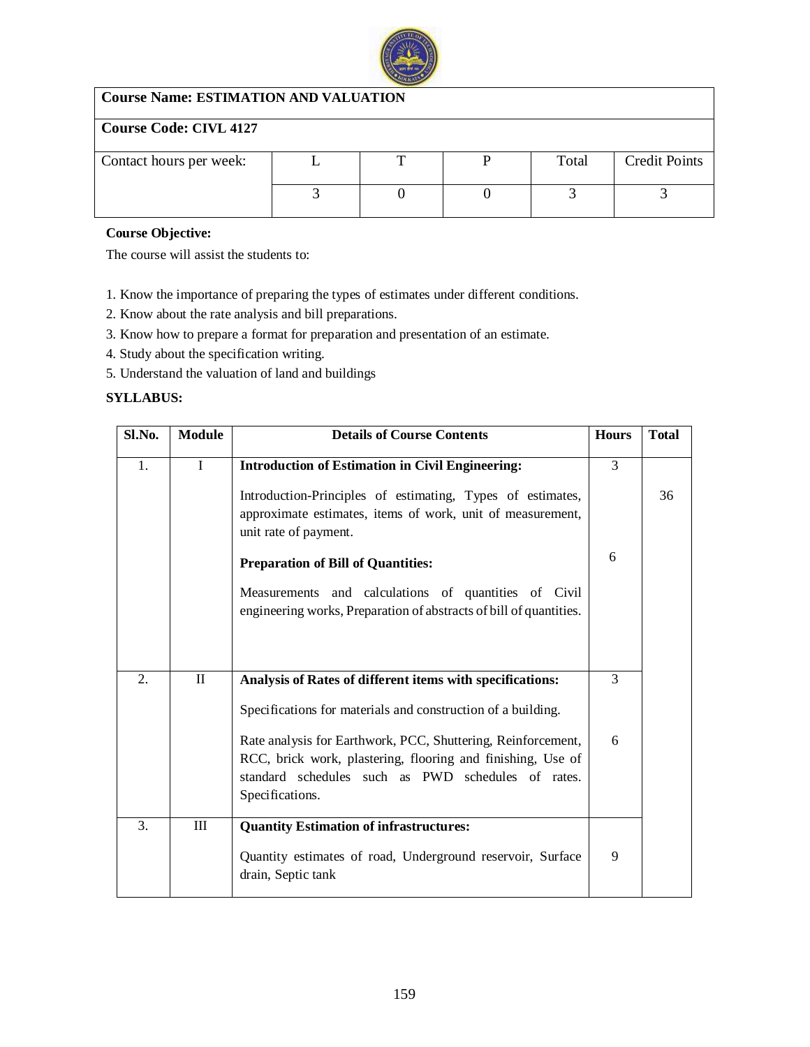| Course Name: ESTIMATION AND VALUATION | | | | | |
|---|---|---|---|---|---|
| Course Code: CIVL 4127 | | | | | |
| Contact hours per week: | L | T | P | Total | Credit Points |
| | 3 | 0 | 0 | 3 | 3 |

**Course Objective:**

The course will assist the students to:

1. Know the importance of preparing the types of estimates under different conditions.
2. Know about the rate analysis and bill preparations.
3. Know how to prepare a format for preparation and presentation of an estimate.
4. Study about the specification writing.
5. Understand the valuation of land and buildings

**SYLLABUS:**

| Sl.No. | Module | Details of Course Contents | Hours | Total |
|---|---|---|---|---|
| 1. | I | **Introduction of Estimation in Civil Engineering:** Introduction-Principles of estimating, Types of estimates, approximate estimates, items of work, unit of measurement, unit rate of payment. | 3 | 36 |
| | | **Preparation of Bill of Quantities:** Measurements and calculations of quantities of Civil engineering works, Preparation of abstracts of bill of quantities. | 6 | |
| 2. | II | **Analysis of Rates of different items with specifications:** Specifications for materials and construction of a building. | 3 | |
| | | Rate analysis for Earthwork, PCC, Shuttering, Reinforcement, RCC, brick work, plastering, flooring and finishing, Use of standard schedules such as PWD schedules of rates. Specifications. | 6 | |
| 3. | III | **Quantity Estimation of infrastructures:** Quantity estimates of road, Underground reservoir, Surface drain, Septic tank | 9 | |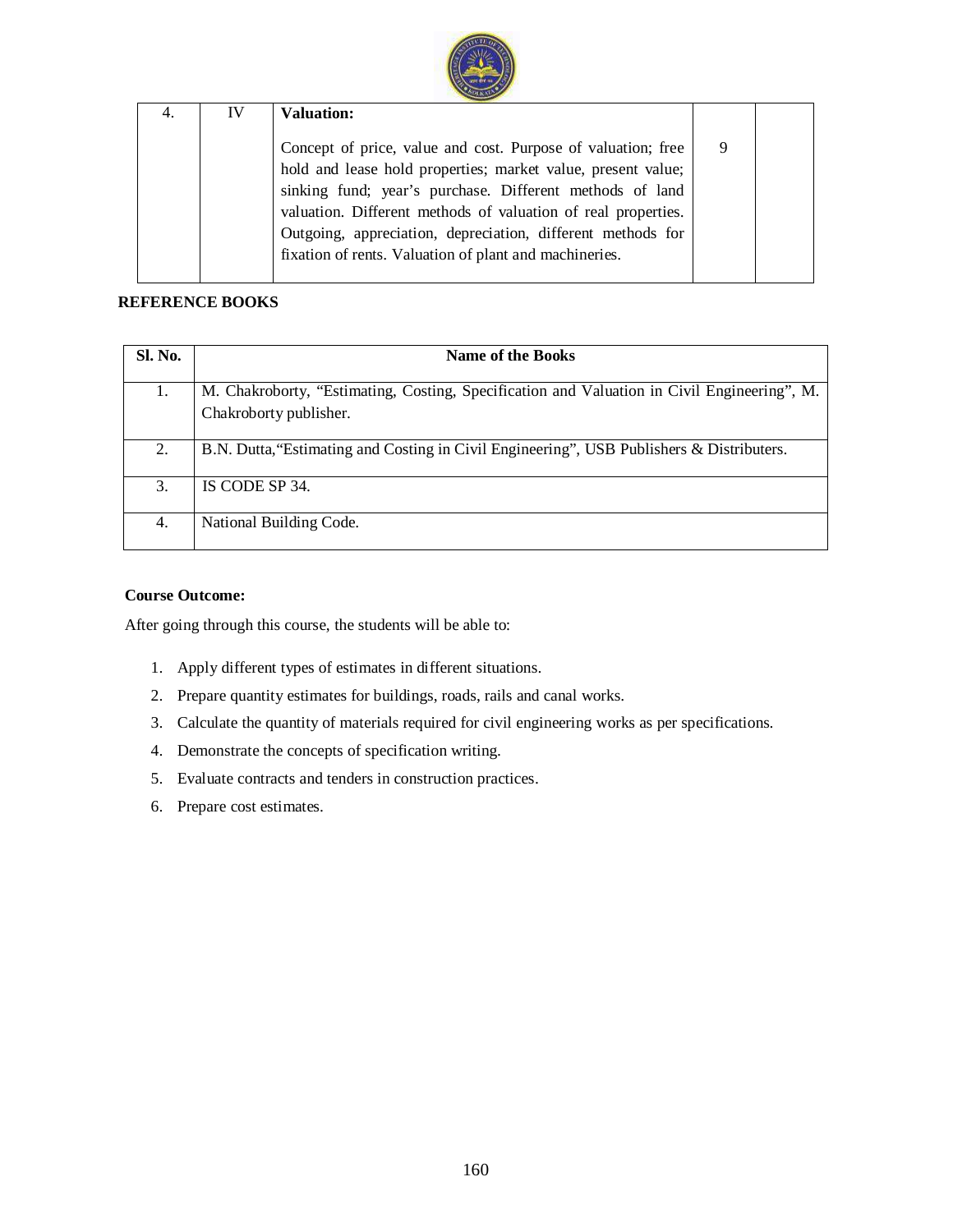| 4. | IV | **Valuation:**<br><br>Concept of price, value and cost. Purpose of valuation; free hold and lease hold properties; market value, present value; sinking fund; year's purchase. Different methods of land valuation. Different methods of valuation of real properties. Outgoing, appreciation, depreciation, different methods for fixation of rents. Valuation of plant and machineries. | 9 | |
|---|---|---|---|---|

**REFERENCE BOOKS**

| Sl. No. | Name of the Books |
|---|---|
| 1. | M. Chakroborty, "Estimating, Costing, Specification and Valuation in Civil Engineering", M. Chakroborty publisher. |
| 2. | B.N. Dutta,"Estimating and Costing in Civil Engineering", USB Publishers & Distributers. |
| 3. | IS CODE SP 34. |
| 4. | National Building Code. |

**Course Outcome:**

After going through this course, the students will be able to:

1. Apply different types of estimates in different situations.
2. Prepare quantity estimates for buildings, roads, rails and canal works.
3. Calculate the quantity of materials required for civil engineering works as per specifications.
4. Demonstrate the concepts of specification writing.
5. Evaluate contracts and tenders in construction practices.
6. Prepare cost estimates.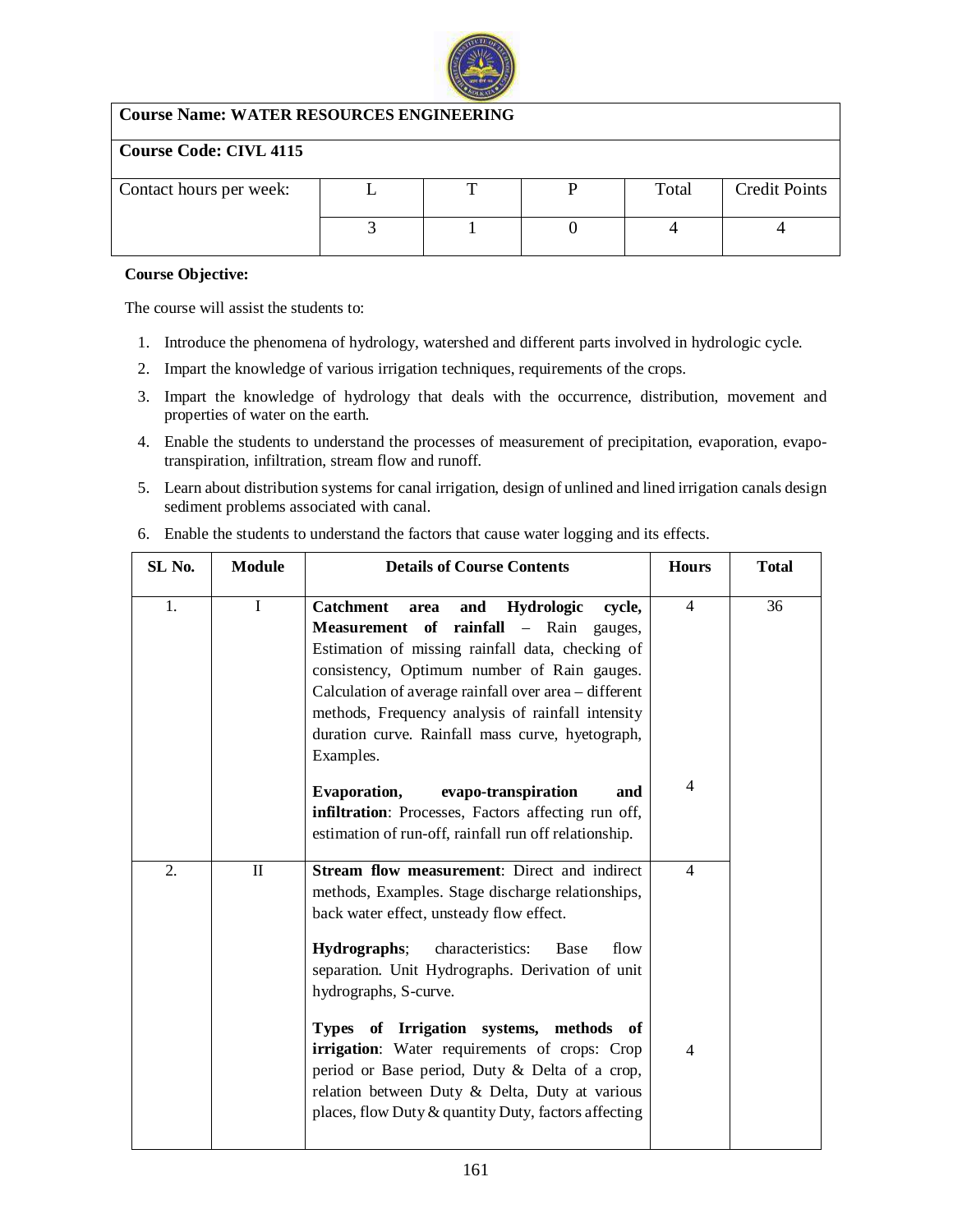| Course Name: WATER RESOURCES ENGINEERING | | | | | |
|---|---|---|---|---|---|
| **Course Code: CIVL 4115** | | | | | |
| Contact hours per week: | L | T | P | Total | Credit Points |
| | 3 | 1 | 0 | 4 | 4 |

**Course Objective:**

The course will assist the students to:

1. Introduce the phenomena of hydrology, watershed and different parts involved in hydrologic cycle.
2. Impart the knowledge of various irrigation techniques, requirements of the crops.
3. Impart the knowledge of hydrology that deals with the occurrence, distribution, movement and properties of water on the earth.
4. Enable the students to understand the processes of measurement of precipitation, evaporation, evapo-transpiration, infiltration, stream flow and runoff.
5. Learn about distribution systems for canal irrigation, design of unlined and lined irrigation canals design sediment problems associated with canal.
6. Enable the students to understand the factors that cause water logging and its effects.

| SL No. | Module | Details of Course Contents | Hours | Total |
|---|---|---|---|---|
| 1. | I | **Catchment area and Hydrologic cycle, Measurement of rainfall** – Rain gauges, Estimation of missing rainfall data, checking of consistency, Optimum number of Rain gauges. Calculation of average rainfall over area – different methods, Frequency analysis of rainfall intensity duration curve. Rainfall mass curve, hyetograph, Examples. | 4 | 36 |
| | | **Evaporation, evapo-transpiration and infiltration**: Processes, Factors affecting run off, estimation of run-off, rainfall run off relationship. | 4 | |
| 2. | II | **Stream flow measurement**: Direct and indirect methods, Examples. Stage discharge relationships, back water effect, unsteady flow effect. | 4 | |
| | | **Hydrographs**; characteristics: Base flow separation. Unit Hydrographs. Derivation of unit hydrographs, S-curve. | | |
| | | **Types of Irrigation systems, methods of irrigation**: Water requirements of crops: Crop period or Base period, Duty & Delta of a crop, relation between Duty & Delta, Duty at various places, flow Duty & quantity Duty, factors affecting | 4 | |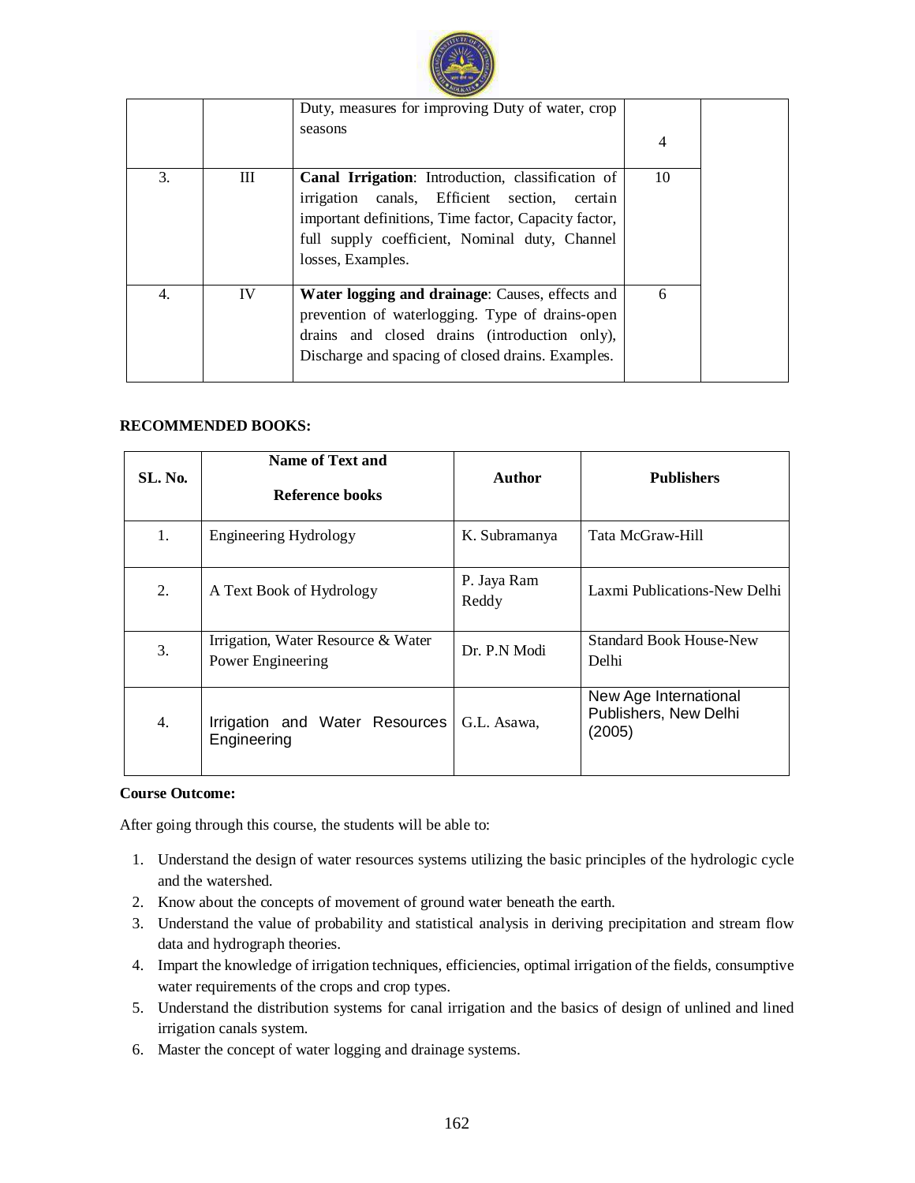| | | | | |
|---|---|---|---|---|
| | | Duty, measures for improving Duty of water, crop seasons | 4 | |
| 3. | III | **Canal Irrigation**: Introduction, classification of irrigation canals, Efficient section, certain important definitions, Time factor, Capacity factor, full supply coefficient, Nominal duty, Channel losses, Examples. | 10 | |
| 4. | IV | **Water logging and drainage**: Causes, effects and prevention of waterlogging. Type of drains-open drains and closed drains (introduction only), Discharge and spacing of closed drains. Examples. | 6 | |

**RECOMMENDED BOOKS:**

| SL. No. | Name of Text and Reference books | Author | Publishers |
|---|---|---|---|
| 1. | Engineering Hydrology | K. Subramanya | Tata McGraw-Hill |
| 2. | A Text Book of Hydrology | P. Jaya Ram Reddy | Laxmi Publications-New Delhi |
| 3. | Irrigation, Water Resource & Water Power Engineering | Dr. P.N Modi | Standard Book House-New Delhi |
| 4. | Irrigation and Water Resources Engineering | G.L. Asawa, | New Age International Publishers, New Delhi (2005) |

**Course Outcome:**

After going through this course, the students will be able to:

1. Understand the design of water resources systems utilizing the basic principles of the hydrologic cycle and the watershed.
2. Know about the concepts of movement of ground water beneath the earth.
3. Understand the value of probability and statistical analysis in deriving precipitation and stream flow data and hydrograph theories.
4. Impart the knowledge of irrigation techniques, efficiencies, optimal irrigation of the fields, consumptive water requirements of the crops and crop types.
5. Understand the distribution systems for canal irrigation and the basics of design of unlined and lined irrigation canals system.
6. Master the concept of water logging and drainage systems.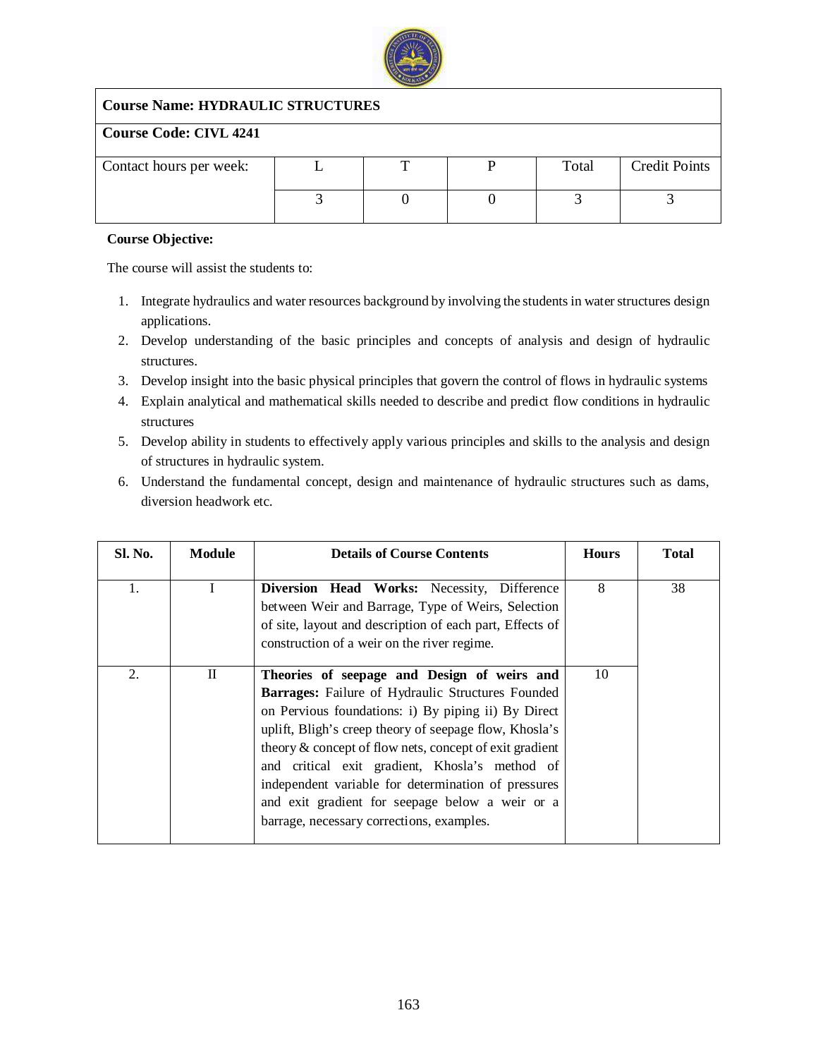| **Course Name: HYDRAULIC STRUCTURES** | | | | | |
|---|---|---|---|---|---|
| **Course Code: CIVL 4241** | | | | | |
| Contact hours per week: | L | T | P | Total | Credit Points |
| | 3 | 0 | 0 | 3 | 3 |

**Course Objective:**

The course will assist the students to:

1. Integrate hydraulics and water resources background by involving the students in water structures design applications.
2. Develop understanding of the basic principles and concepts of analysis and design of hydraulic structures.
3. Develop insight into the basic physical principles that govern the control of flows in hydraulic systems
4. Explain analytical and mathematical skills needed to describe and predict flow conditions in hydraulic structures
5. Develop ability in students to effectively apply various principles and skills to the analysis and design of structures in hydraulic system.
6. Understand the fundamental concept, design and maintenance of hydraulic structures such as dams, diversion headwork etc.

| Sl. No. | Module | Details of Course Contents | Hours | Total |
|---|---|---|---|---|
| 1. | I | **Diversion Head Works:** Necessity, Difference between Weir and Barrage, Type of Weirs, Selection of site, layout and description of each part, Effects of construction of a weir on the river regime. | 8 | 38 |
| 2. | II | **Theories of seepage and Design of weirs and Barrages:** Failure of Hydraulic Structures Founded on Pervious foundations: i) By piping ii) By Direct uplift, Bligh's creep theory of seepage flow, Khosla's theory & concept of flow nets, concept of exit gradient and critical exit gradient, Khosla's method of independent variable for determination of pressures and exit gradient for seepage below a weir or a barrage, necessary corrections, examples. | 10 | |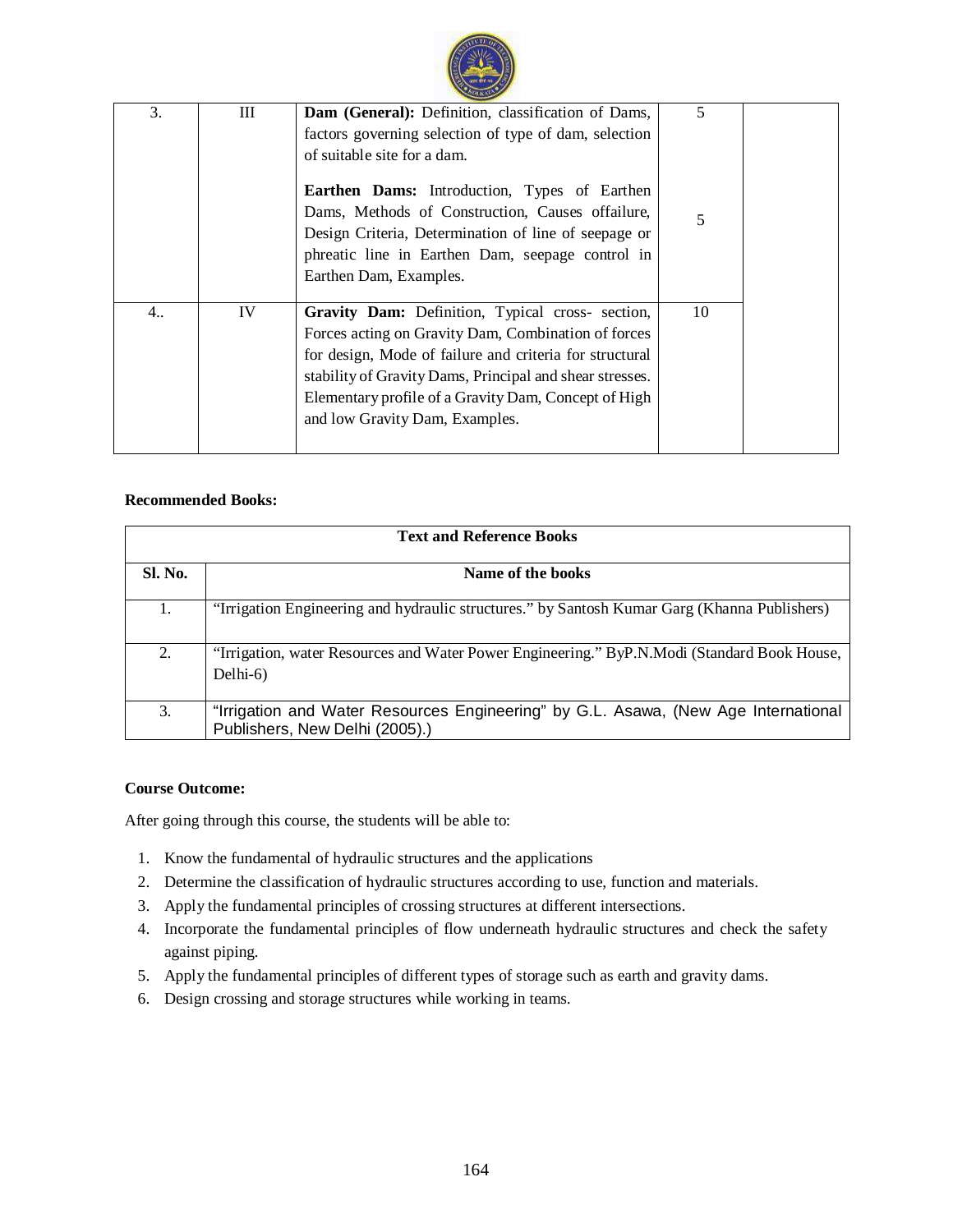| 3. | III | **Dam (General):** Definition, classification of Dams, factors governing selection of type of dam, selection of suitable site for a dam.<br><br>**Earthen Dams:** Introduction, Types of Earthen Dams, Methods of Construction, Causes offailure, Design Criteria, Determination of line of seepage or phreatic line in Earthen Dam, seepage control in Earthen Dam, Examples. | 5<br><br>5 | |
|---|---|---|---|---|
| 4.. | IV | **Gravity Dam:** Definition, Typical cross- section, Forces acting on Gravity Dam, Combination of forces for design, Mode of failure and criteria for structural stability of Gravity Dams, Principal and shear stresses. Elementary profile of a Gravity Dam, Concept of High and low Gravity Dam, Examples. | 10 | |

**Recommended Books:**

| Text and Reference Books | |
|---|---|
| **Sl. No.** | **Name of the books** |
| 1. | "Irrigation Engineering and hydraulic structures." by Santosh Kumar Garg (Khanna Publishers) |
| 2. | "Irrigation, water Resources and Water Power Engineering." ByP.N.Modi (Standard Book House, Delhi-6) |
| 3. | "Irrigation and Water Resources Engineering" by G.L. Asawa, (New Age International Publishers, New Delhi (2005).) |

**Course Outcome:**

After going through this course, the students will be able to:

1. Know the fundamental of hydraulic structures and the applications
2. Determine the classification of hydraulic structures according to use, function and materials.
3. Apply the fundamental principles of crossing structures at different intersections.
4. Incorporate the fundamental principles of flow underneath hydraulic structures and check the safety against piping.
5. Apply the fundamental principles of different types of storage such as earth and gravity dams.
6. Design crossing and storage structures while working in teams.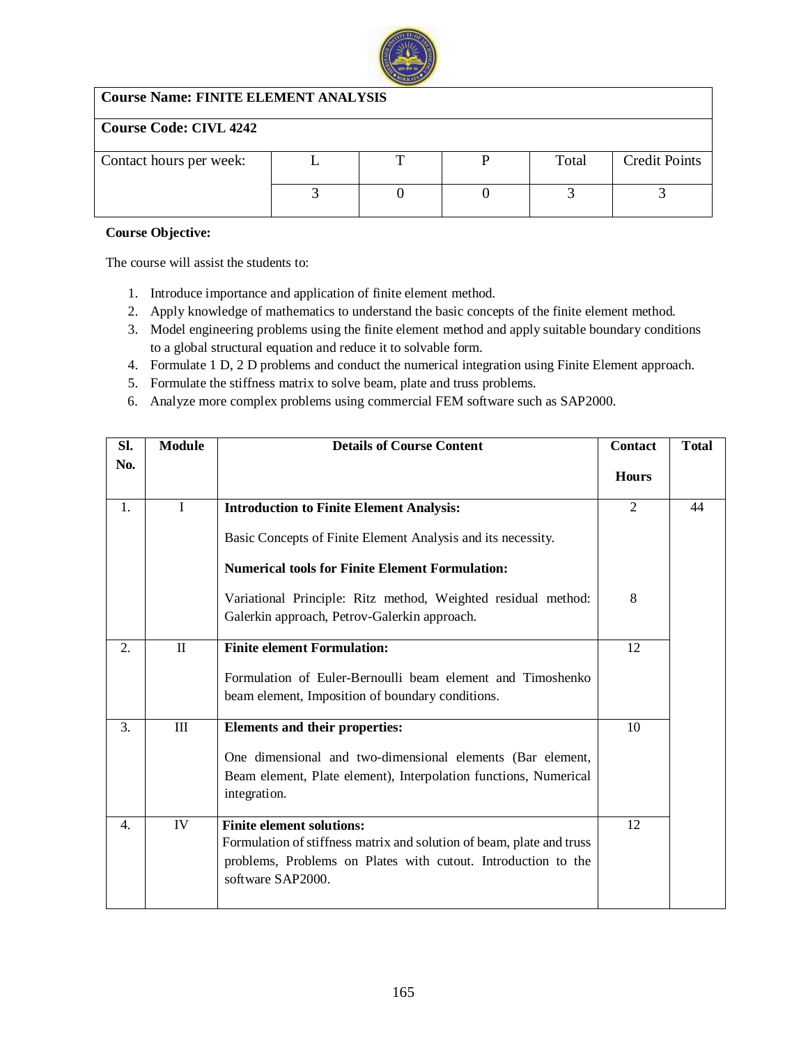| **Course Name: FINITE ELEMENT ANALYSIS** | | | | | |
|---|---|---|---|---|---|
| **Course Code: CIVL 4242** | | | | | |
| Contact hours per week: | L | T | P | Total | Credit Points |
| | 3 | 0 | 0 | 3 | 3 |

**Course Objective:**

The course will assist the students to:

1. Introduce importance and application of finite element method.
2. Apply knowledge of mathematics to understand the basic concepts of the finite element method.
3. Model engineering problems using the finite element method and apply suitable boundary conditions to a global structural equation and reduce it to solvable form.
4. Formulate 1 D, 2 D problems and conduct the numerical integration using Finite Element approach.
5. Formulate the stiffness matrix to solve beam, plate and truss problems.
6. Analyze more complex problems using commercial FEM software such as SAP2000.

| Sl. No. | Module | Details of Course Content | Contact Hours | Total |
|---|---|---|---|---|
| 1. | I | **Introduction to Finite Element Analysis:** Basic Concepts of Finite Element Analysis and its necessity. | 2 | 44 |
| | | **Numerical tools for Finite Element Formulation:** Variational Principle: Ritz method, Weighted residual method: Galerkin approach, Petrov-Galerkin approach. | 8 | |
| 2. | II | **Finite element Formulation:** Formulation of Euler-Bernoulli beam element and Timoshenko beam element, Imposition of boundary conditions. | 12 | |
| 3. | III | **Elements and their properties:** One dimensional and two-dimensional elements (Bar element, Beam element, Plate element), Interpolation functions, Numerical integration. | 10 | |
| 4. | IV | **Finite element solutions:** Formulation of stiffness matrix and solution of beam, plate and truss problems, Problems on Plates with cutout. Introduction to the software SAP2000. | 12 | |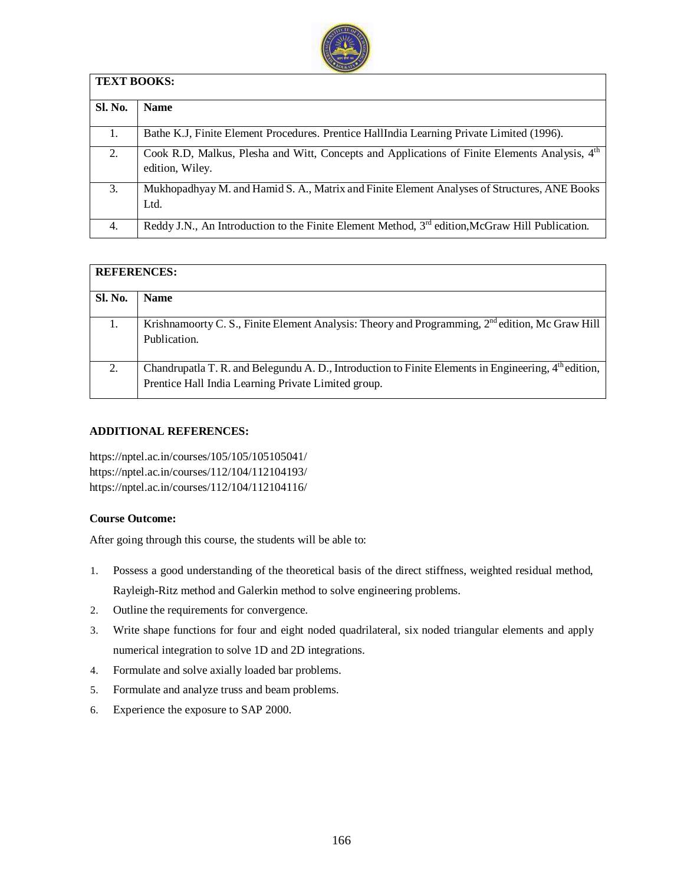| TEXT BOOKS: | |
|---|---|
| **Sl. No.** | **Name** |
| 1. | Bathe K.J, Finite Element Procedures. Prentice HallIndia Learning Private Limited (1996). |
| 2. | Cook R.D, Malkus, Plesha and Witt, Concepts and Applications of Finite Elements Analysis, 4th edition, Wiley. |
| 3. | Mukhopadhyay M. and Hamid S. A., Matrix and Finite Element Analyses of Structures, ANE Books Ltd. |
| 4. | Reddy J.N., An Introduction to the Finite Element Method, 3rd edition,McGraw Hill Publication. |

| REFERENCES: | |
|---|---|
| **Sl. No.** | **Name** |
| 1. | Krishnamoorty C. S., Finite Element Analysis: Theory and Programming, 2nd edition, Mc Graw Hill Publication. |
| 2. | Chandrupatla T. R. and Belegundu A. D., Introduction to Finite Elements in Engineering, 4th edition, Prentice Hall India Learning Private Limited group. |

**ADDITIONAL REFERENCES:**

https://nptel.ac.in/courses/105/105/105105041/
https://nptel.ac.in/courses/112/104/112104193/
https://nptel.ac.in/courses/112/104/112104116/

**Course Outcome:**

After going through this course, the students will be able to:

1. Possess a good understanding of the theoretical basis of the direct stiffness, weighted residual method, Rayleigh-Ritz method and Galerkin method to solve engineering problems.
2. Outline the requirements for convergence.
3. Write shape functions for four and eight noded quadrilateral, six noded triangular elements and apply numerical integration to solve 1D and 2D integrations.
4. Formulate and solve axially loaded bar problems.
5. Formulate and analyze truss and beam problems.
6. Experience the exposure to SAP 2000.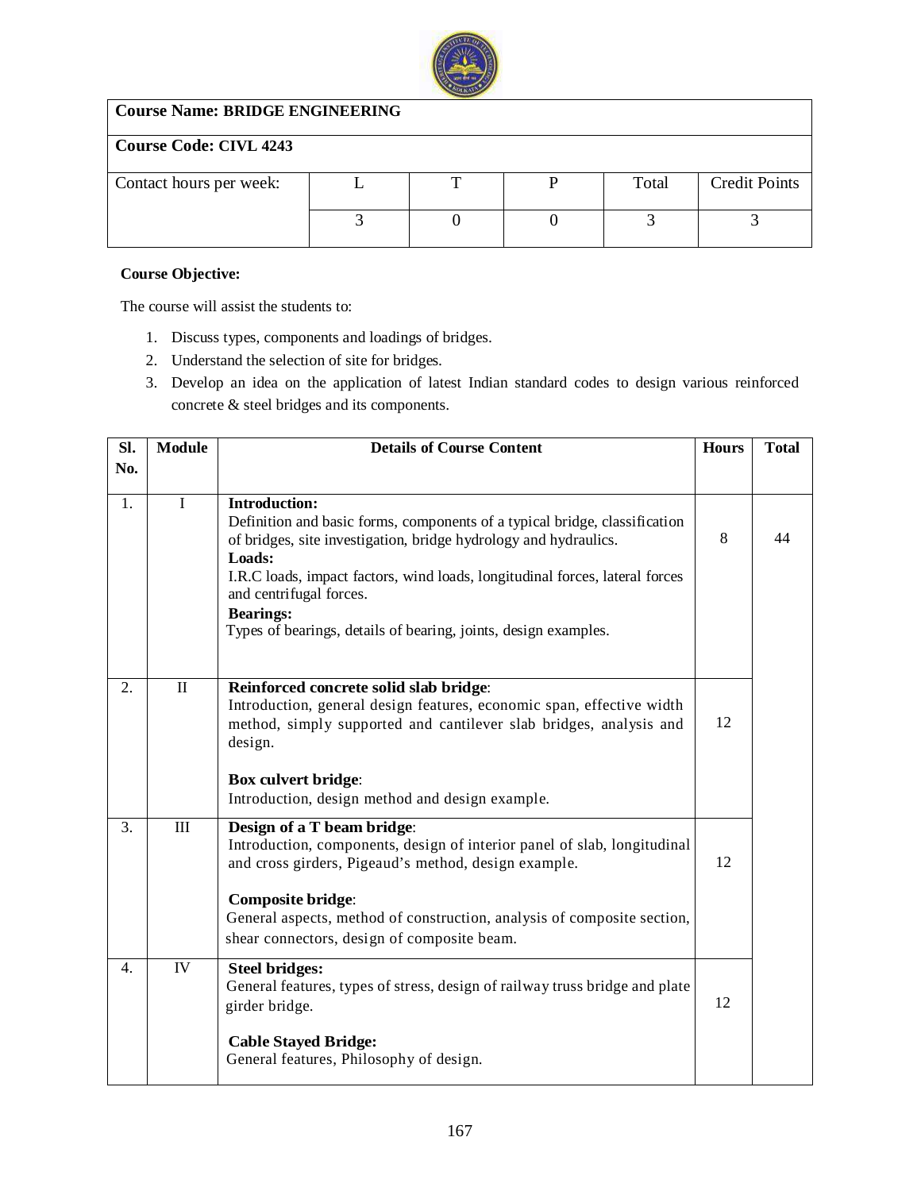| **Course Name: BRIDGE ENGINEERING** | | | | | |
|---|---|---|---|---|---|
| **Course Code: CIVL 4243** | | | | | |
| Contact hours per week: | L | T | P | Total | Credit Points |
| | 3 | 0 | 0 | 3 | 3 |

**Course Objective:**

The course will assist the students to:

1. Discuss types, components and loadings of bridges.
2. Understand the selection of site for bridges.
3. Develop an idea on the application of latest Indian standard codes to design various reinforced concrete & steel bridges and its components.

| Sl. No. | Module | Details of Course Content | Hours | Total |
|---|---|---|---|---|
| 1. | I | **Introduction:** Definition and basic forms, components of a typical bridge, classification of bridges, site investigation, bridge hydrology and hydraulics. **Loads:** I.R.C loads, impact factors, wind loads, longitudinal forces, lateral forces and centrifugal forces. **Bearings:** Types of bearings, details of bearing, joints, design examples. | 8 | 44 |
| 2. | II | **Reinforced concrete solid slab bridge**: Introduction, general design features, economic span, effective width method, simply supported and cantilever slab bridges, analysis and design. **Box culvert bridge**: Introduction, design method and design example. | 12 | |
| 3. | III | **Design of a T beam bridge**: Introduction, components, design of interior panel of slab, longitudinal and cross girders, Pigeaud's method, design example. **Composite bridge**: General aspects, method of construction, analysis of composite section, shear connectors, design of composite beam. | 12 | |
| 4. | IV | **Steel bridges:** General features, types of stress, design of railway truss bridge and plate girder bridge. **Cable Stayed Bridge:** General features, Philosophy of design. | 12 | |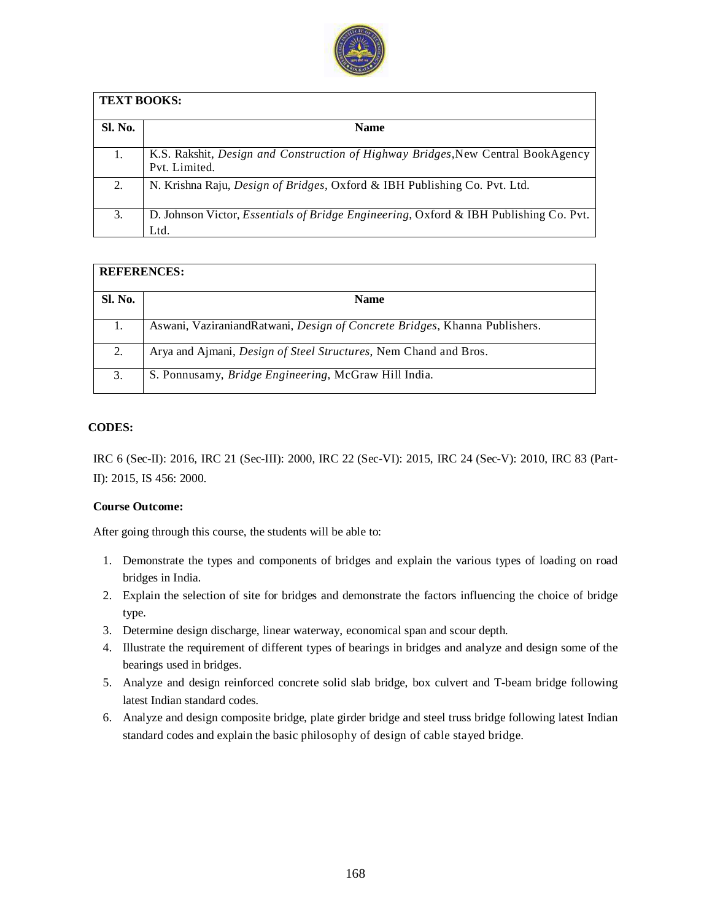| TEXT BOOKS: | |
|---|---|
| **Sl. No.** | **Name** |
| 1. | K.S. Rakshit, *Design and Construction of Highway Bridges*,New Central BookAgency Pvt. Limited. |
| 2. | N. Krishna Raju, *Design of Bridges*, Oxford & IBH Publishing Co. Pvt. Ltd. |
| 3. | D. Johnson Victor, *Essentials of Bridge Engineering*, Oxford & IBH Publishing Co. Pvt. Ltd. |

| REFERENCES: | |
|---|---|
| **Sl. No.** | **Name** |
| 1. | Aswani, VaziraniandRatwani, *Design of Concrete Bridges*, Khanna Publishers. |
| 2. | Arya and Ajmani, *Design of Steel Structures*, Nem Chand and Bros. |
| 3. | S. Ponnusamy, *Bridge Engineering*, McGraw Hill India. |

**CODES:**

IRC 6 (Sec-II): 2016, IRC 21 (Sec-III): 2000, IRC 22 (Sec-VI): 2015, IRC 24 (Sec-V): 2010, IRC 83 (Part-II): 2015, IS 456: 2000.

**Course Outcome:**

After going through this course, the students will be able to:

1. Demonstrate the types and components of bridges and explain the various types of loading on road bridges in India.
2. Explain the selection of site for bridges and demonstrate the factors influencing the choice of bridge type.
3. Determine design discharge, linear waterway, economical span and scour depth.
4. Illustrate the requirement of different types of bearings in bridges and analyze and design some of the bearings used in bridges.
5. Analyze and design reinforced concrete solid slab bridge, box culvert and T-beam bridge following latest Indian standard codes.
6. Analyze and design composite bridge, plate girder bridge and steel truss bridge following latest Indian standard codes and explain the basic philosophy of design of cable stayed bridge.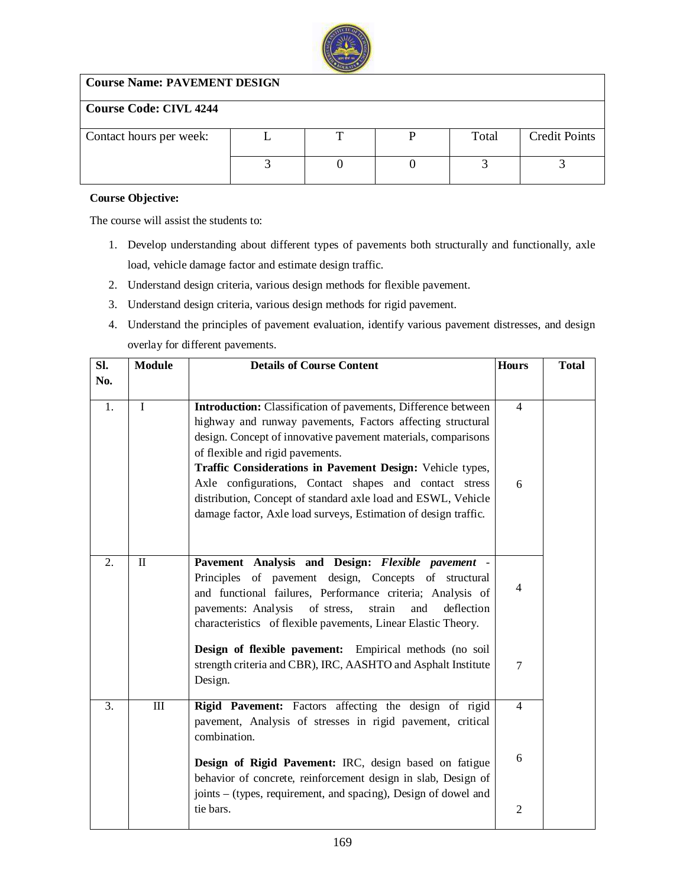| **Course Name: PAVEMENT DESIGN** | | | | | |
|---|---|---|---|---|---|
| **Course Code: CIVL 4244** | | | | | |
| Contact hours per week: | L | T | P | Total | Credit Points |
| | 3 | 0 | 0 | 3 | 3 |

**Course Objective:**

The course will assist the students to:

1. Develop understanding about different types of pavements both structurally and functionally, axle load, vehicle damage factor and estimate design traffic.
2. Understand design criteria, various design methods for flexible pavement.
3. Understand design criteria, various design methods for rigid pavement.
4. Understand the principles of pavement evaluation, identify various pavement distresses, and design overlay for different pavements.

| Sl. No. | Module | Details of Course Content | Hours | Total |
|---|---|---|---|---|
| 1. | I | **Introduction:** Classification of pavements, Difference between highway and runway pavements, Factors affecting structural design. Concept of innovative pavement materials, comparisons of flexible and rigid pavements.<br>**Traffic Considerations in Pavement Design:** Vehicle types, Axle configurations, Contact shapes and contact stress distribution, Concept of standard axle load and ESWL, Vehicle damage factor, Axle load surveys, Estimation of design traffic. | 4<br><br>6 | |
| 2. | II | **Pavement Analysis and Design:** ***Flexible pavement*** - Principles of pavement design, Concepts of structural and functional failures, Performance criteria; Analysis of pavements: Analysis of stress, strain and deflection characteristics of flexible pavements, Linear Elastic Theory.<br>**Design of flexible pavement:** Empirical methods (no soil strength criteria and CBR), IRC, AASHTO and Asphalt Institute Design. | 4<br><br>7 | |
| 3. | III | **Rigid Pavement:** Factors affecting the design of rigid pavement, Analysis of stresses in rigid pavement, critical combination.<br>**Design of Rigid Pavement:** IRC, design based on fatigue behavior of concrete, reinforcement design in slab, Design of joints – (types, requirement, and spacing), Design of dowel and tie bars. | 4<br><br>6<br><br>2 | |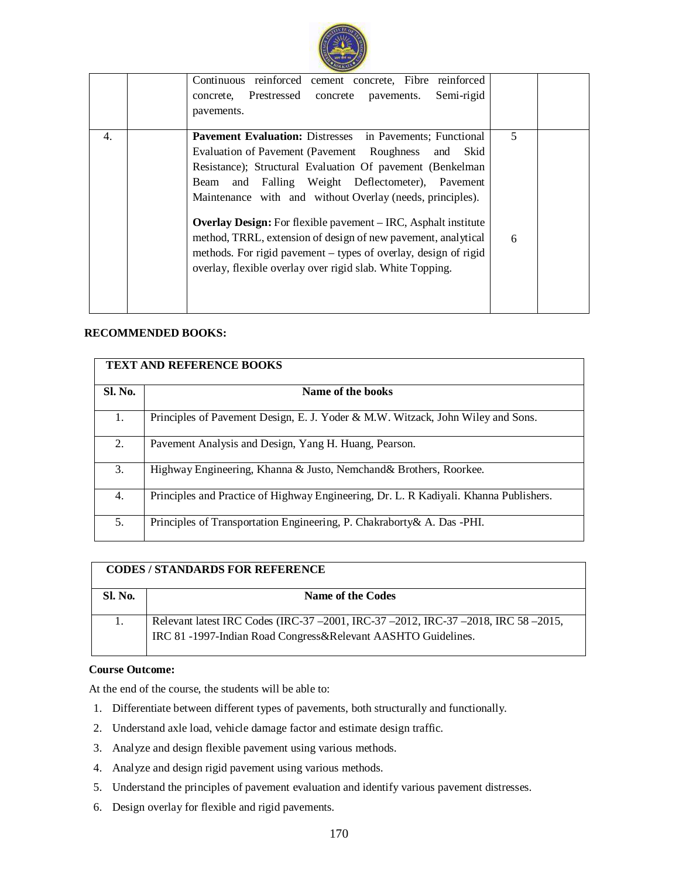| | | | | |
|---|---|---|---|---|
| | | Continuous reinforced cement concrete, Fibre reinforced concrete, Prestressed concrete pavements. Semi-rigid pavements. | | |
| 4. | | **Pavement Evaluation:** Distresses in Pavements; Functional Evaluation of Pavement (Pavement Roughness and Skid Resistance); Structural Evaluation Of pavement (Benkelman Beam and Falling Weight Deflectometer), Pavement Maintenance with and without Overlay (needs, principles).<br><br>**Overlay Design:** For flexible pavement – IRC, Asphalt institute method, TRRL, extension of design of new pavement, analytical methods. For rigid pavement – types of overlay, design of rigid overlay, flexible overlay over rigid slab. White Topping. | 5<br><br><br><br><br>6 | |

**RECOMMENDED BOOKS:**

| TEXT AND REFERENCE BOOKS | |
|---|---|
| **Sl. No.** | **Name of the books** |
| 1. | Principles of Pavement Design, E. J. Yoder & M.W. Witzack, John Wiley and Sons. |
| 2. | Pavement Analysis and Design, Yang H. Huang, Pearson. |
| 3. | Highway Engineering, Khanna & Justo, Nemchand& Brothers, Roorkee. |
| 4. | Principles and Practice of Highway Engineering, Dr. L. R Kadiyali. Khanna Publishers. |
| 5. | Principles of Transportation Engineering, P. Chakraborty& A. Das -PHI. |

| CODES / STANDARDS FOR REFERENCE | |
|---|---|
| **Sl. No.** | **Name of the Codes** |
| 1. | Relevant latest IRC Codes (IRC-37 –2001, IRC-37 –2012, IRC-37 –2018, IRC 58 –2015, IRC 81 -1997-Indian Road Congress&Relevant AASHTO Guidelines. |

**Course Outcome:**

At the end of the course, the students will be able to:

1. Differentiate between different types of pavements, both structurally and functionally.
2. Understand axle load, vehicle damage factor and estimate design traffic.
3. Analyze and design flexible pavement using various methods.
4. Analyze and design rigid pavement using various methods.
5. Understand the principles of pavement evaluation and identify various pavement distresses.
6. Design overlay for flexible and rigid pavements.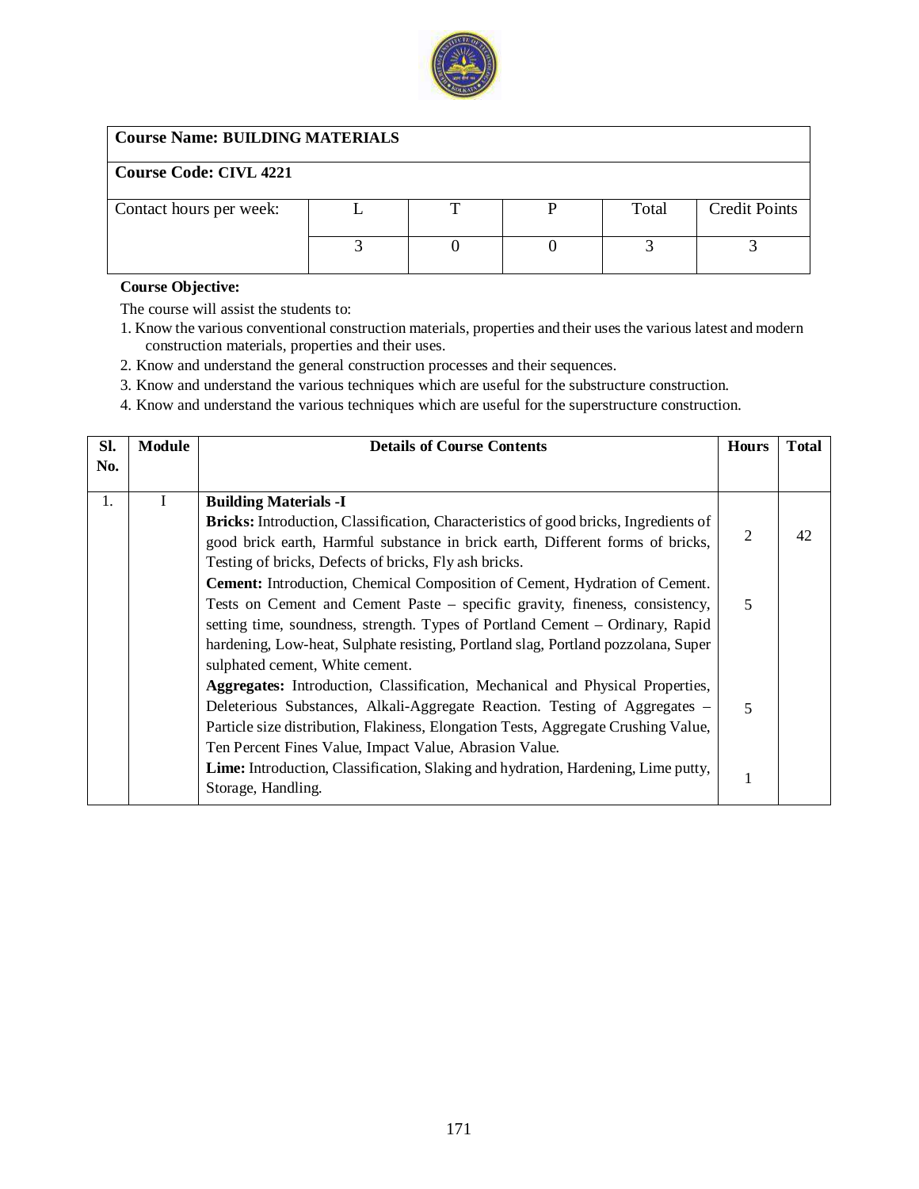| Course Name: BUILDING MATERIALS | | | | | |
|---|---|---|---|---|---|
| Course Code: CIVL 4221 | | | | | |
| Contact hours per week: | L | T | P | Total | Credit Points |
| | 3 | 0 | 0 | 3 | 3 |

**Course Objective:**

The course will assist the students to:

1. Know the various conventional construction materials, properties and their uses the various latest and modern construction materials, properties and their uses.
2. Know and understand the general construction processes and their sequences.
3. Know and understand the various techniques which are useful for the substructure construction.
4. Know and understand the various techniques which are useful for the superstructure construction.

| Sl. No. | Module | Details of Course Contents | Hours | Total |
|---|---|---|---|---|
| 1. | I | **Building Materials -I**<br>**Bricks:** Introduction, Classification, Characteristics of good bricks, Ingredients of good brick earth, Harmful substance in brick earth, Different forms of bricks, Testing of bricks, Defects of bricks, Fly ash bricks. | 2 | 42 |
| | | **Cement:** Introduction, Chemical Composition of Cement, Hydration of Cement. Tests on Cement and Cement Paste – specific gravity, fineness, consistency, setting time, soundness, strength. Types of Portland Cement – Ordinary, Rapid hardening, Low-heat, Sulphate resisting, Portland slag, Portland pozzolana, Super sulphated cement, White cement. | 5 | |
| | | **Aggregates:** Introduction, Classification, Mechanical and Physical Properties, Deleterious Substances, Alkali-Aggregate Reaction. Testing of Aggregates – Particle size distribution, Flakiness, Elongation Tests, Aggregate Crushing Value, Ten Percent Fines Value, Impact Value, Abrasion Value. | 5 | |
| | | **Lime:** Introduction, Classification, Slaking and hydration, Hardening, Lime putty, Storage, Handling. | 1 | |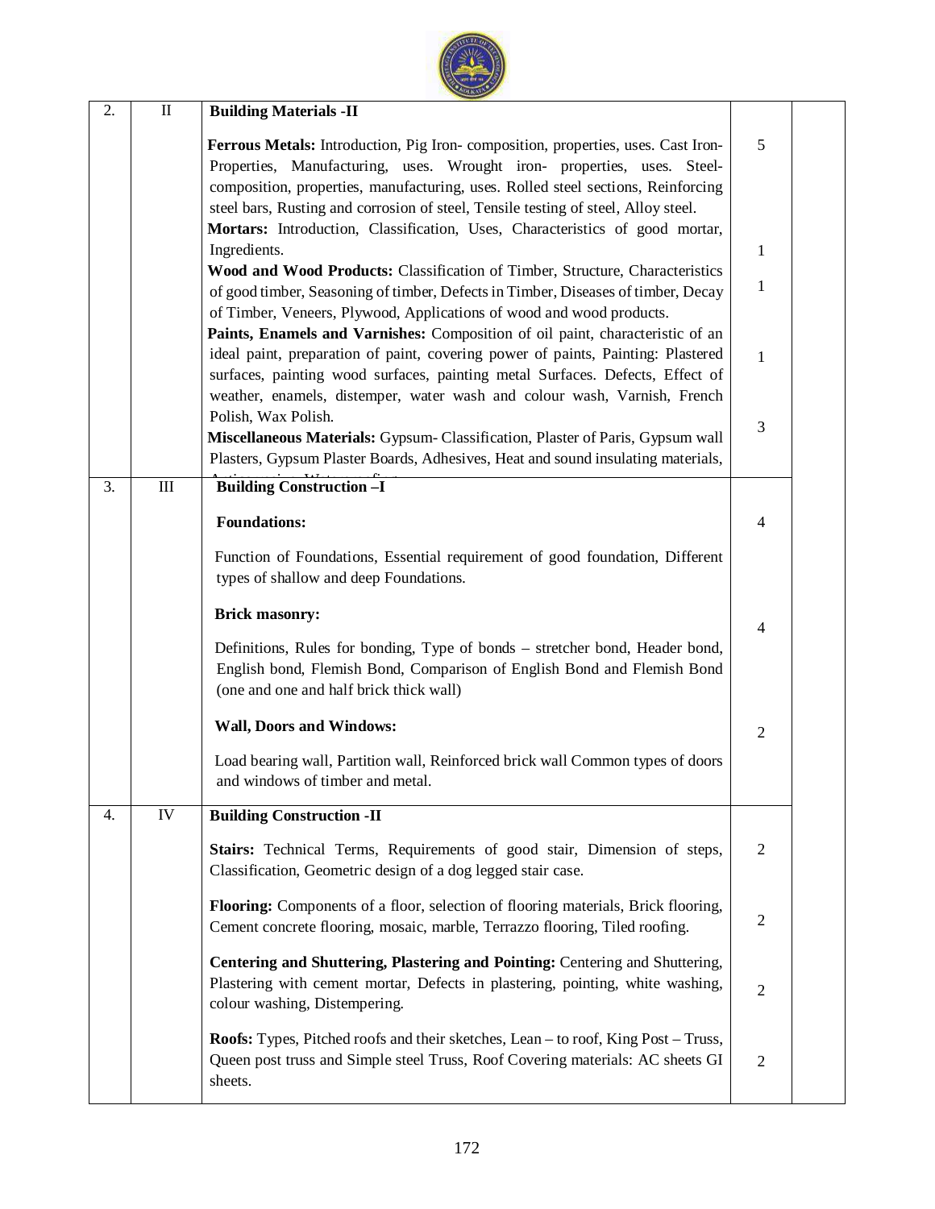| | | | | |
|---|---|---|---|---|
| 2. | II | **Building Materials -II**<br><br>**Ferrous Metals:** Introduction, Pig Iron- composition, properties, uses. Cast Iron- Properties, Manufacturing, uses. Wrought iron- properties, uses. Steel- composition, properties, manufacturing, uses. Rolled steel sections, Reinforcing steel bars, Rusting and corrosion of steel, Tensile testing of steel, Alloy steel.<br>**Mortars:** Introduction, Classification, Uses, Characteristics of good mortar, Ingredients.<br>**Wood and Wood Products:** Classification of Timber, Structure, Characteristics of good timber, Seasoning of timber, Defects in Timber, Diseases of timber, Decay of Timber, Veneers, Plywood, Applications of wood and wood products.<br>**Paints, Enamels and Varnishes:** Composition of oil paint, characteristic of an ideal paint, preparation of paint, covering power of paints, Painting: Plastered surfaces, painting wood surfaces, painting metal Surfaces. Defects, Effect of weather, enamels, distemper, water wash and colour wash, Varnish, French Polish, Wax Polish.<br>**Miscellaneous Materials:** Gypsum- Classification, Plaster of Paris, Gypsum wall Plasters, Gypsum Plaster Boards, Adhesives, Heat and sound insulating materials, | 5<br><br>1<br><br>1<br><br>1<br><br>3 | |
| 3. | III | **Building Construction –I**<br><br>**Foundations:**<br><br>Function of Foundations, Essential requirement of good foundation, Different types of shallow and deep Foundations.<br><br>**Brick masonry:**<br><br>Definitions, Rules for bonding, Type of bonds – stretcher bond, Header bond, English bond, Flemish Bond, Comparison of English Bond and Flemish Bond (one and one and half brick thick wall)<br><br>**Wall, Doors and Windows:**<br><br>Load bearing wall, Partition wall, Reinforced brick wall Common types of doors and windows of timber and metal. | 4<br><br>4<br><br>2 | |
| 4. | IV | **Building Construction -II**<br><br>**Stairs:** Technical Terms, Requirements of good stair, Dimension of steps, Classification, Geometric design of a dog legged stair case.<br><br>**Flooring:** Components of a floor, selection of flooring materials, Brick flooring, Cement concrete flooring, mosaic, marble, Terrazzo flooring, Tiled roofing.<br><br>**Centering and Shuttering, Plastering and Pointing:** Centering and Shuttering, Plastering with cement mortar, Defects in plastering, pointing, white washing, colour washing, Distempering.<br><br>**Roofs:** Types, Pitched roofs and their sketches, Lean – to roof, King Post – Truss, Queen post truss and Simple steel Truss, Roof Covering materials: AC sheets GI sheets. | 2<br><br>2<br><br>2<br><br>2 | |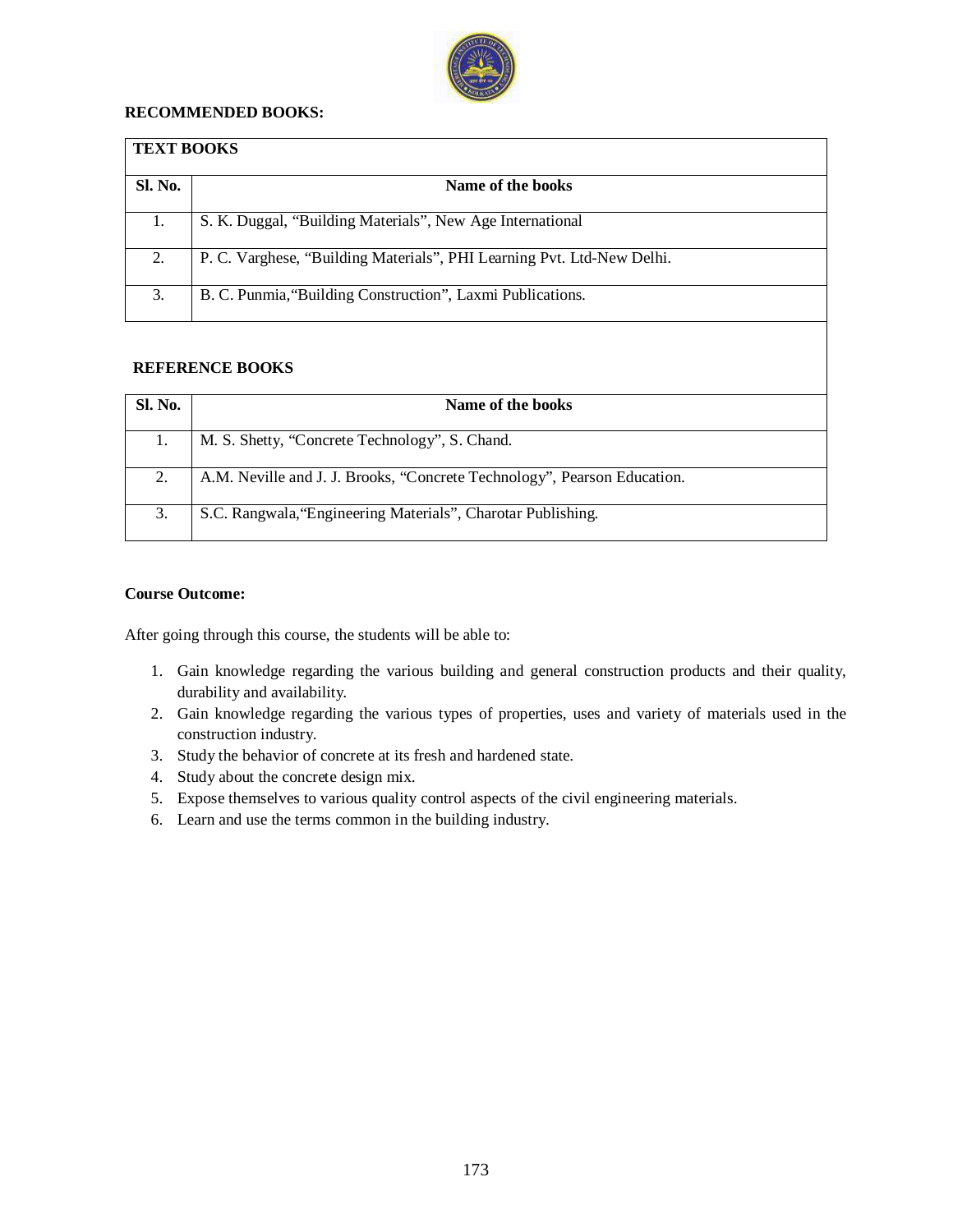**RECOMMENDED BOOKS:**

**TEXT BOOKS**

| Sl. No. | Name of the books |
|---|---|
| 1. | S. K. Duggal, “Building Materials”, New Age International |
| 2. | P. C. Varghese, “Building Materials”, PHI Learning Pvt. Ltd-New Delhi. |
| 3. | B. C. Punmia,“Building Construction”, Laxmi Publications. |

**REFERENCE BOOKS**

| Sl. No. | Name of the books |
|---|---|
| 1. | M. S. Shetty, “Concrete Technology”, S. Chand. |
| 2. | A.M. Neville and J. J. Brooks, “Concrete Technology”, Pearson Education. |
| 3. | S.C. Rangwala,“Engineering Materials”, Charotar Publishing. |

**Course Outcome:**

After going through this course, the students will be able to:

1. Gain knowledge regarding the various building and general construction products and their quality, durability and availability.
2. Gain knowledge regarding the various types of properties, uses and variety of materials used in the construction industry.
3. Study the behavior of concrete at its fresh and hardened state.
4. Study about the concrete design mix.
5. Expose themselves to various quality control aspects of the civil engineering materials.
6. Learn and use the terms common in the building industry.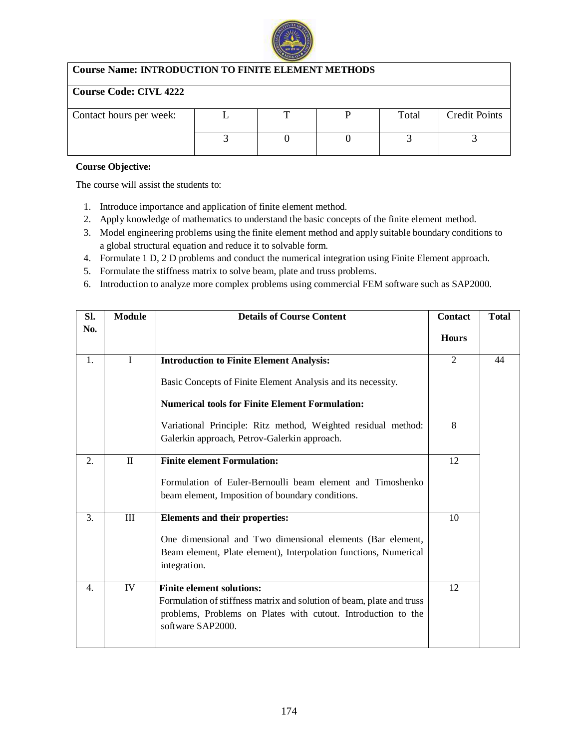| **Course Name: INTRODUCTION TO FINITE ELEMENT METHODS** | | | | | |
|---|---|---|---|---|---|
| **Course Code: CIVL 4222** | | | | | |
| Contact hours per week: | L | T | P | Total | Credit Points |
| | 3 | 0 | 0 | 3 | 3 |

**Course Objective:**

The course will assist the students to:

1. Introduce importance and application of finite element method.
2. Apply knowledge of mathematics to understand the basic concepts of the finite element method.
3. Model engineering problems using the finite element method and apply suitable boundary conditions to a global structural equation and reduce it to solvable form.
4. Formulate 1 D, 2 D problems and conduct the numerical integration using Finite Element approach.
5. Formulate the stiffness matrix to solve beam, plate and truss problems.
6. Introduction to analyze more complex problems using commercial FEM software such as SAP2000.

| Sl. No. | Module | Details of Course Content | Contact Hours | Total |
|---|---|---|---|---|
| 1. | I | **Introduction to Finite Element Analysis:** Basic Concepts of Finite Element Analysis and its necessity. | 2 | 44 |
| | | **Numerical tools for Finite Element Formulation:** Variational Principle: Ritz method, Weighted residual method: Galerkin approach, Petrov-Galerkin approach. | 8 | |
| 2. | II | **Finite element Formulation:** Formulation of Euler-Bernoulli beam element and Timoshenko beam element, Imposition of boundary conditions. | 12 | |
| 3. | III | **Elements and their properties:** One dimensional and Two dimensional elements (Bar element, Beam element, Plate element), Interpolation functions, Numerical integration. | 10 | |
| 4. | IV | **Finite element solutions:** Formulation of stiffness matrix and solution of beam, plate and truss problems, Problems on Plates with cutout. Introduction to the software SAP2000. | 12 | |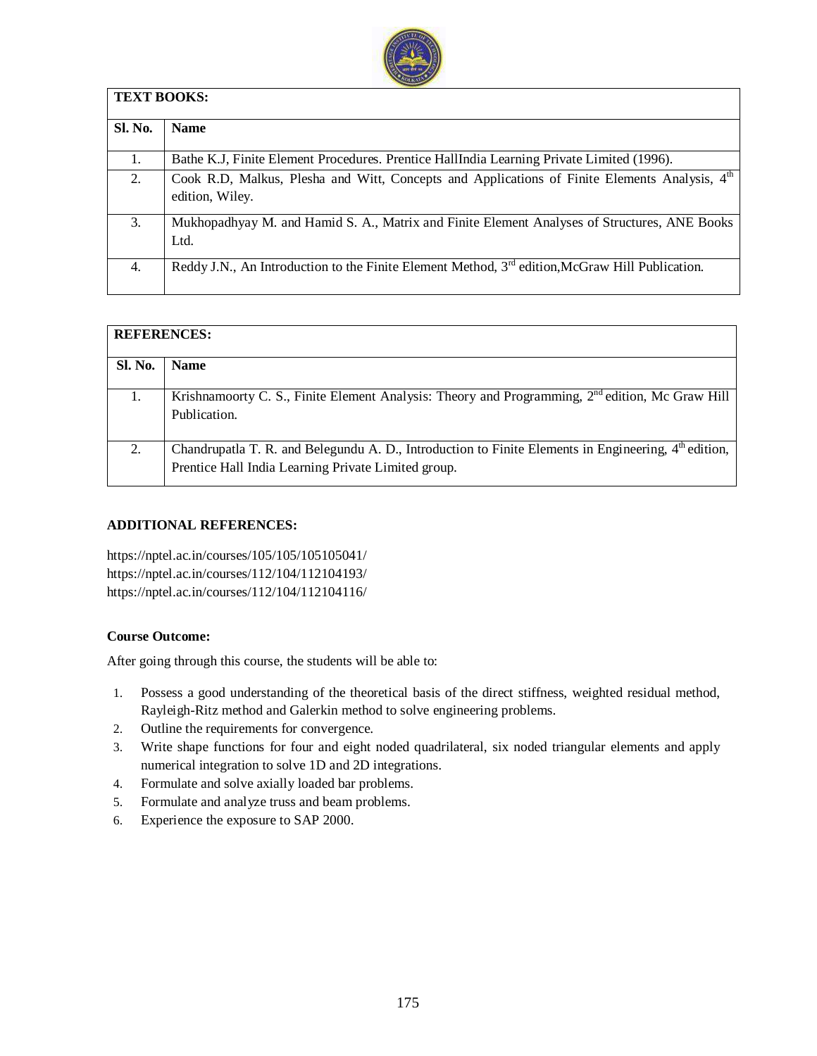| TEXT BOOKS: | |
|---|---|
| **Sl. No.** | **Name** |
| 1. | Bathe K.J, Finite Element Procedures. Prentice HallIndia Learning Private Limited (1996). |
| 2. | Cook R.D, Malkus, Plesha and Witt, Concepts and Applications of Finite Elements Analysis, 4th edition, Wiley. |
| 3. | Mukhopadhyay M. and Hamid S. A., Matrix and Finite Element Analyses of Structures, ANE Books Ltd. |
| 4. | Reddy J.N., An Introduction to the Finite Element Method, 3rd edition,McGraw Hill Publication. |

| REFERENCES: | |
|---|---|
| **Sl. No.** | **Name** |
| 1. | Krishnamoorty C. S., Finite Element Analysis: Theory and Programming, 2nd edition, Mc Graw Hill Publication. |
| 2. | Chandrupatla T. R. and Belegundu A. D., Introduction to Finite Elements in Engineering, 4th edition, Prentice Hall India Learning Private Limited group. |

**ADDITIONAL REFERENCES:**

https://nptel.ac.in/courses/105/105/105105041/
https://nptel.ac.in/courses/112/104/112104193/
https://nptel.ac.in/courses/112/104/112104116/

**Course Outcome:**

After going through this course, the students will be able to:

1. Possess a good understanding of the theoretical basis of the direct stiffness, weighted residual method, Rayleigh-Ritz method and Galerkin method to solve engineering problems.
2. Outline the requirements for convergence.
3. Write shape functions for four and eight noded quadrilateral, six noded triangular elements and apply numerical integration to solve 1D and 2D integrations.
4. Formulate and solve axially loaded bar problems.
5. Formulate and analyze truss and beam problems.
6. Experience the exposure to SAP 2000.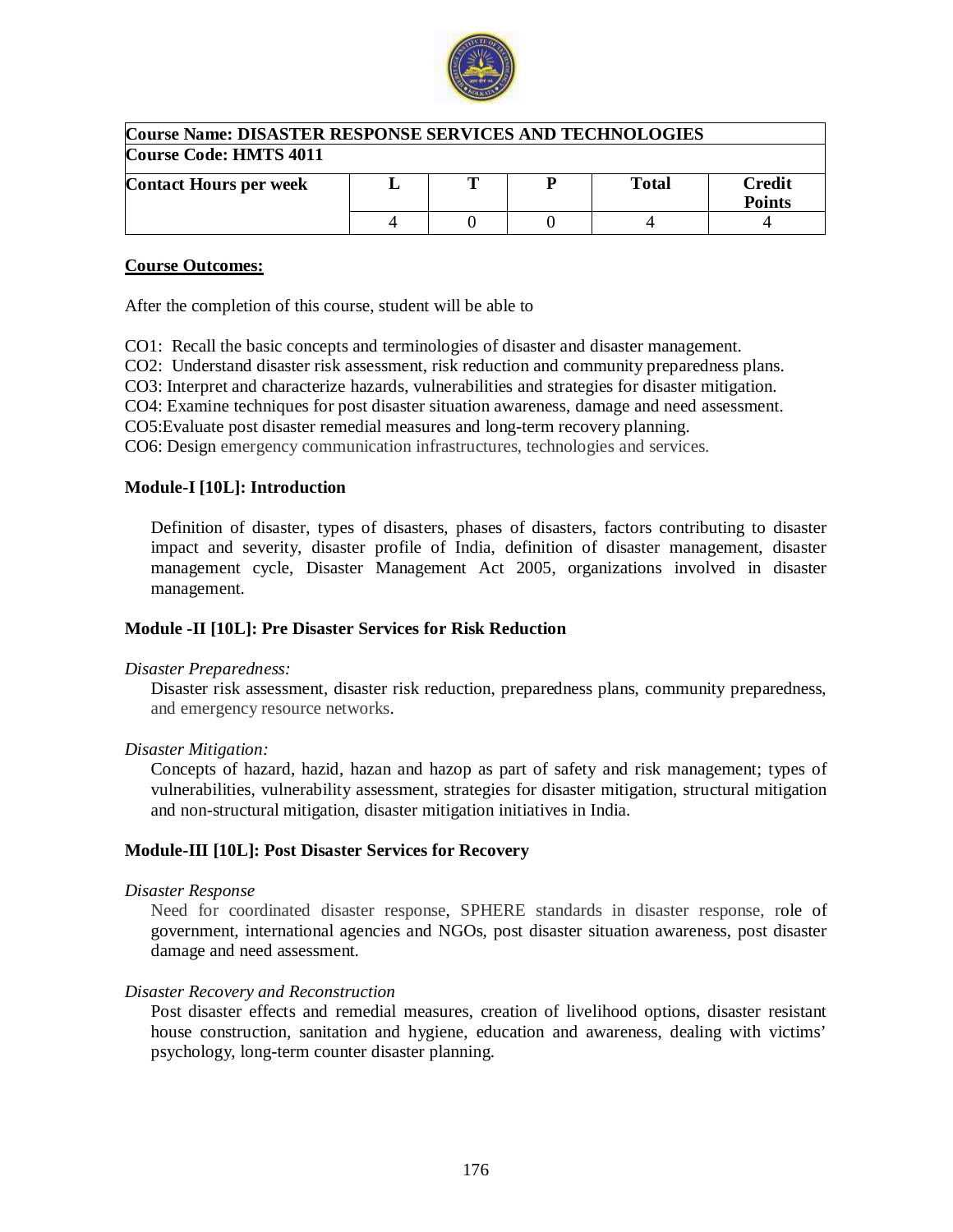| Course Name: DISASTER RESPONSE SERVICES AND TECHNOLOGIES | | | | | |
|---|---|---|---|---|---|
| **Course Code: HMTS 4011** | | | | | |
| **Contact Hours per week** | **L** | **T** | **P** | **Total** | **Credit Points** |
| | 4 | 0 | 0 | 4 | 4 |

**Course Outcomes:**

After the completion of this course, student will be able to

CO1: Recall the basic concepts and terminologies of disaster and disaster management.
CO2: Understand disaster risk assessment, risk reduction and community preparedness plans.
CO3: Interpret and characterize hazards, vulnerabilities and strategies for disaster mitigation.
CO4: Examine techniques for post disaster situation awareness, damage and need assessment.
CO5: Evaluate post disaster remedial measures and long-term recovery planning.
CO6: Design emergency communication infrastructures, technologies and services.

**Module-I [10L]: Introduction**

Definition of disaster, types of disasters, phases of disasters, factors contributing to disaster impact and severity, disaster profile of India, definition of disaster management, disaster management cycle, Disaster Management Act 2005, organizations involved in disaster management.

**Module -II [10L]: Pre Disaster Services for Risk Reduction**

*Disaster Preparedness:*

Disaster risk assessment, disaster risk reduction, preparedness plans, community preparedness, and emergency resource networks.

*Disaster Mitigation:*

Concepts of hazard, hazid, hazan and hazop as part of safety and risk management; types of vulnerabilities, vulnerability assessment, strategies for disaster mitigation, structural mitigation and non-structural mitigation, disaster mitigation initiatives in India.

**Module-III [10L]: Post Disaster Services for Recovery**

*Disaster Response*

Need for coordinated disaster response, SPHERE standards in disaster response, role of government, international agencies and NGOs, post disaster situation awareness, post disaster damage and need assessment.

*Disaster Recovery and Reconstruction*

Post disaster effects and remedial measures, creation of livelihood options, disaster resistant house construction, sanitation and hygiene, education and awareness, dealing with victims' psychology, long-term counter disaster planning.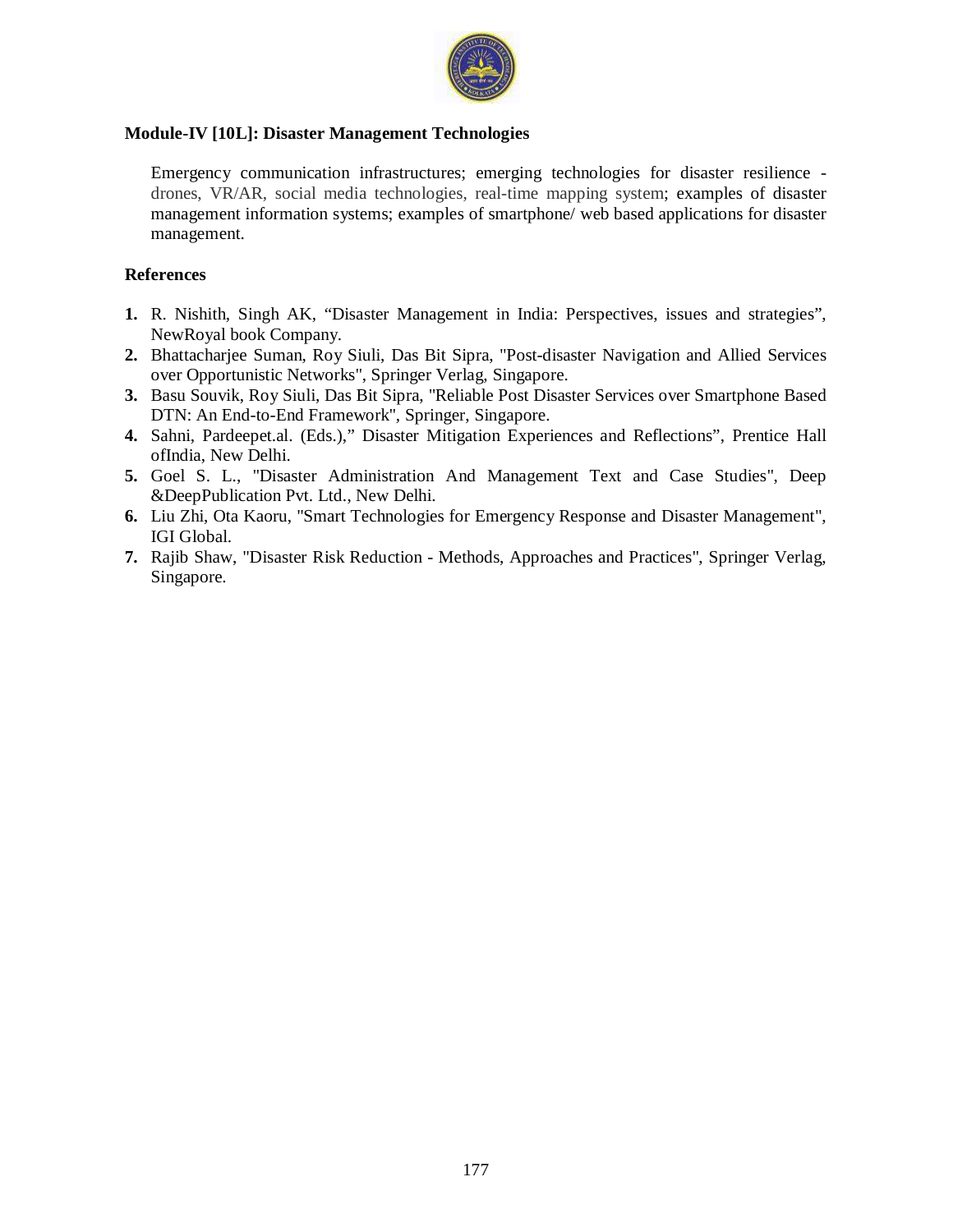**Module-IV [10L]: Disaster Management Technologies**

Emergency communication infrastructures; emerging technologies for disaster resilience - drones, VR/AR, social media technologies, real-time mapping system; examples of disaster management information systems; examples of smartphone/ web based applications for disaster management.

**References**

1. R. Nishith, Singh AK, “Disaster Management in India: Perspectives, issues and strategies”, NewRoyal book Company.
2. Bhattacharjee Suman, Roy Siuli, Das Bit Sipra, "Post-disaster Navigation and Allied Services over Opportunistic Networks", Springer Verlag, Singapore.
3. Basu Souvik, Roy Siuli, Das Bit Sipra, "Reliable Post Disaster Services over Smartphone Based DTN: An End-to-End Framework", Springer, Singapore.
4. Sahni, Pardeepet.al. (Eds.),” Disaster Mitigation Experiences and Reflections”, Prentice Hall ofIndia, New Delhi.
5. Goel S. L., "Disaster Administration And Management Text and Case Studies", Deep &DeepPublication Pvt. Ltd., New Delhi.
6. Liu Zhi, Ota Kaoru, "Smart Technologies for Emergency Response and Disaster Management", IGI Global.
7. Rajib Shaw, "Disaster Risk Reduction - Methods, Approaches and Practices", Springer Verlag, Singapore.